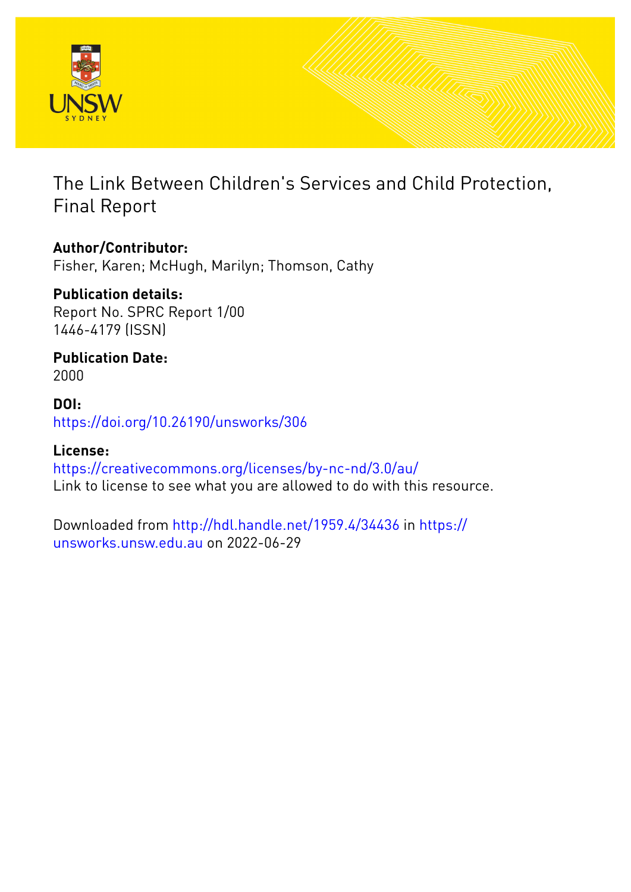# The Link Between Children's Services and Child Protection, Final Report

**Author/Contributor:**
Fisher, Karen; McHugh, Marilyn; Thomson, Cathy

**Publication details:**
Report No. SPRC Report 1/00
1446-4179 (ISSN)

**Publication Date:**
2000

**DOI:**
https://doi.org/10.26190/unsworks/306

**License:**
https://creativecommons.org/licenses/by-nc-nd/3.0/au/
Link to license to see what you are allowed to do with this resource.

Downloaded from http://hdl.handle.net/1959.4/34436 in https://unsworks.unsw.edu.au on 2022-06-29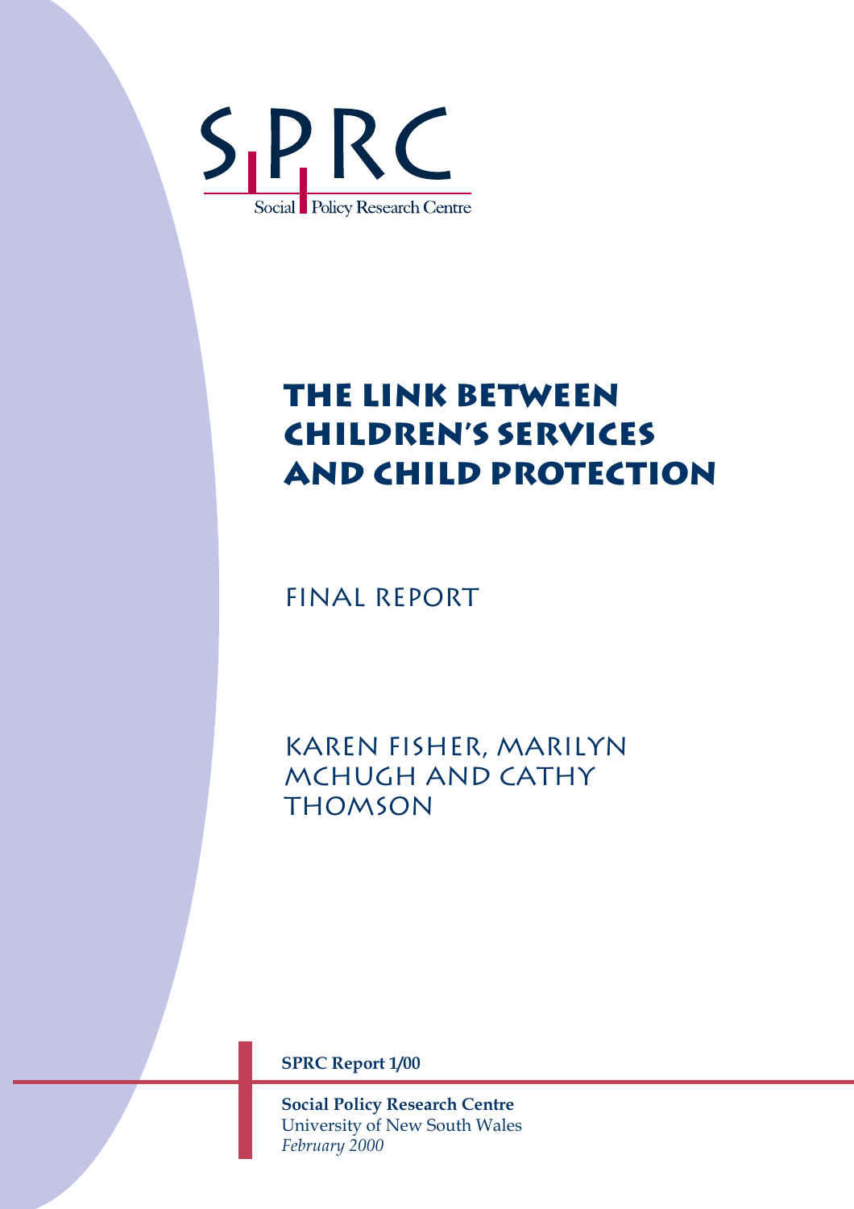SPRC

Social Policy Research Centre

# The Link Between Children's Services and Child Protection

## Final Report

Karen Fisher, Marilyn McHugh and Cathy Thomson

**SPRC Report 1/00**

**Social Policy Research Centre**
University of New South Wales
*February 2000*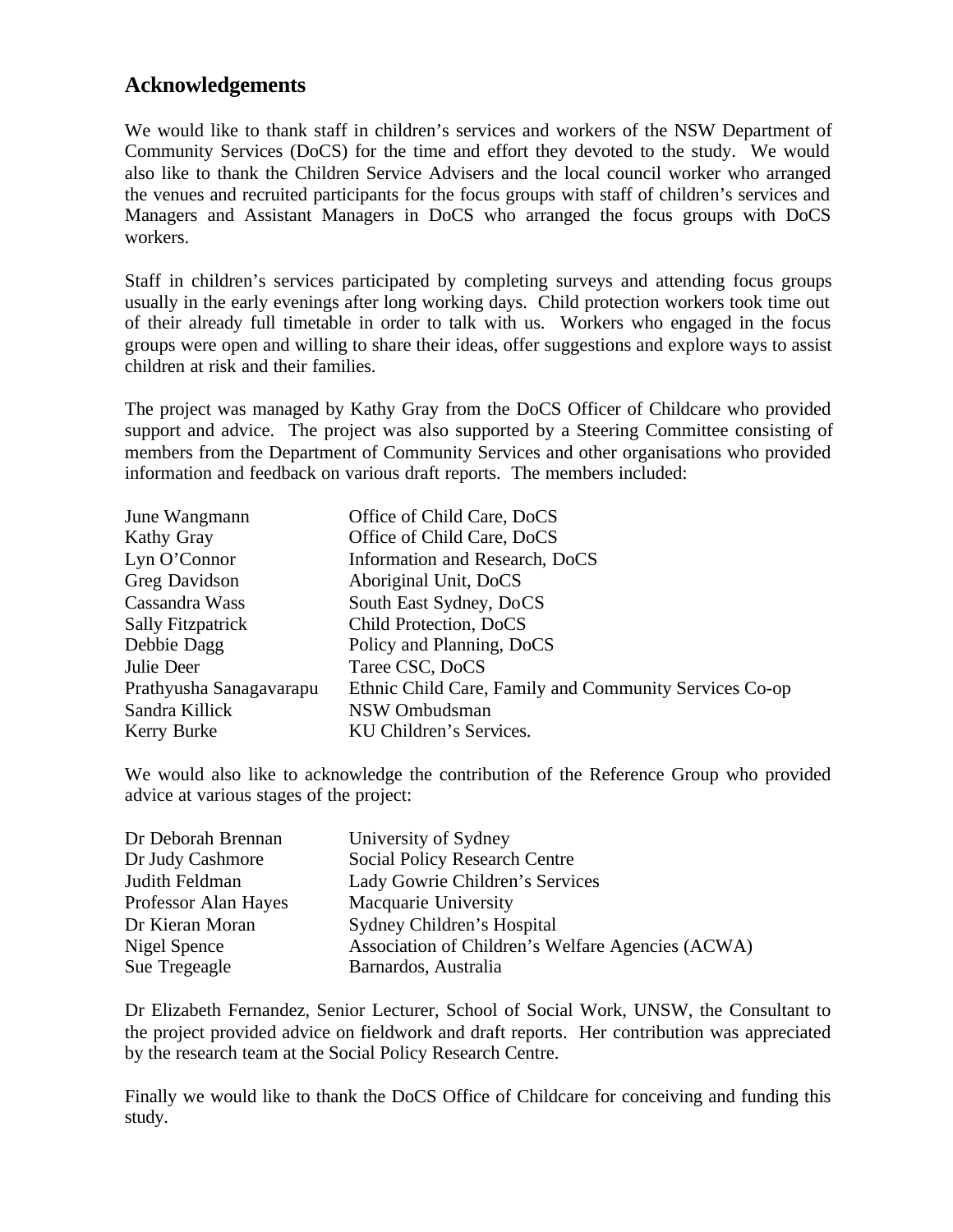## Acknowledgements

We would like to thank staff in children's services and workers of the NSW Department of Community Services (DoCS) for the time and effort they devoted to the study. We would also like to thank the Children Service Advisers and the local council worker who arranged the venues and recruited participants for the focus groups with staff of children's services and Managers and Assistant Managers in DoCS who arranged the focus groups with DoCS workers.

Staff in children's services participated by completing surveys and attending focus groups usually in the early evenings after long working days. Child protection workers took time out of their already full timetable in order to talk with us. Workers who engaged in the focus groups were open and willing to share their ideas, offer suggestions and explore ways to assist children at risk and their families.

The project was managed by Kathy Gray from the DoCS Officer of Childcare who provided support and advice. The project was also supported by a Steering Committee consisting of members from the Department of Community Services and other organisations who provided information and feedback on various draft reports. The members included:

| | |
|---|---|
| June Wangmann | Office of Child Care, DoCS |
| Kathy Gray | Office of Child Care, DoCS |
| Lyn O'Connor | Information and Research, DoCS |
| Greg Davidson | Aboriginal Unit, DoCS |
| Cassandra Wass | South East Sydney, DoCS |
| Sally Fitzpatrick | Child Protection, DoCS |
| Debbie Dagg | Policy and Planning, DoCS |
| Julie Deer | Taree CSC, DoCS |
| Prathyusha Sanagavarapu | Ethnic Child Care, Family and Community Services Co-op |
| Sandra Killick | NSW Ombudsman |
| Kerry Burke | KU Children's Services. |

We would also like to acknowledge the contribution of the Reference Group who provided advice at various stages of the project:

| | |
|---|---|
| Dr Deborah Brennan | University of Sydney |
| Dr Judy Cashmore | Social Policy Research Centre |
| Judith Feldman | Lady Gowrie Children's Services |
| Professor Alan Hayes | Macquarie University |
| Dr Kieran Moran | Sydney Children's Hospital |
| Nigel Spence | Association of Children's Welfare Agencies (ACWA) |
| Sue Tregeagle | Barnardos, Australia |

Dr Elizabeth Fernandez, Senior Lecturer, School of Social Work, UNSW, the Consultant to the project provided advice on fieldwork and draft reports. Her contribution was appreciated by the research team at the Social Policy Research Centre.

Finally we would like to thank the DoCS Office of Childcare for conceiving and funding this study.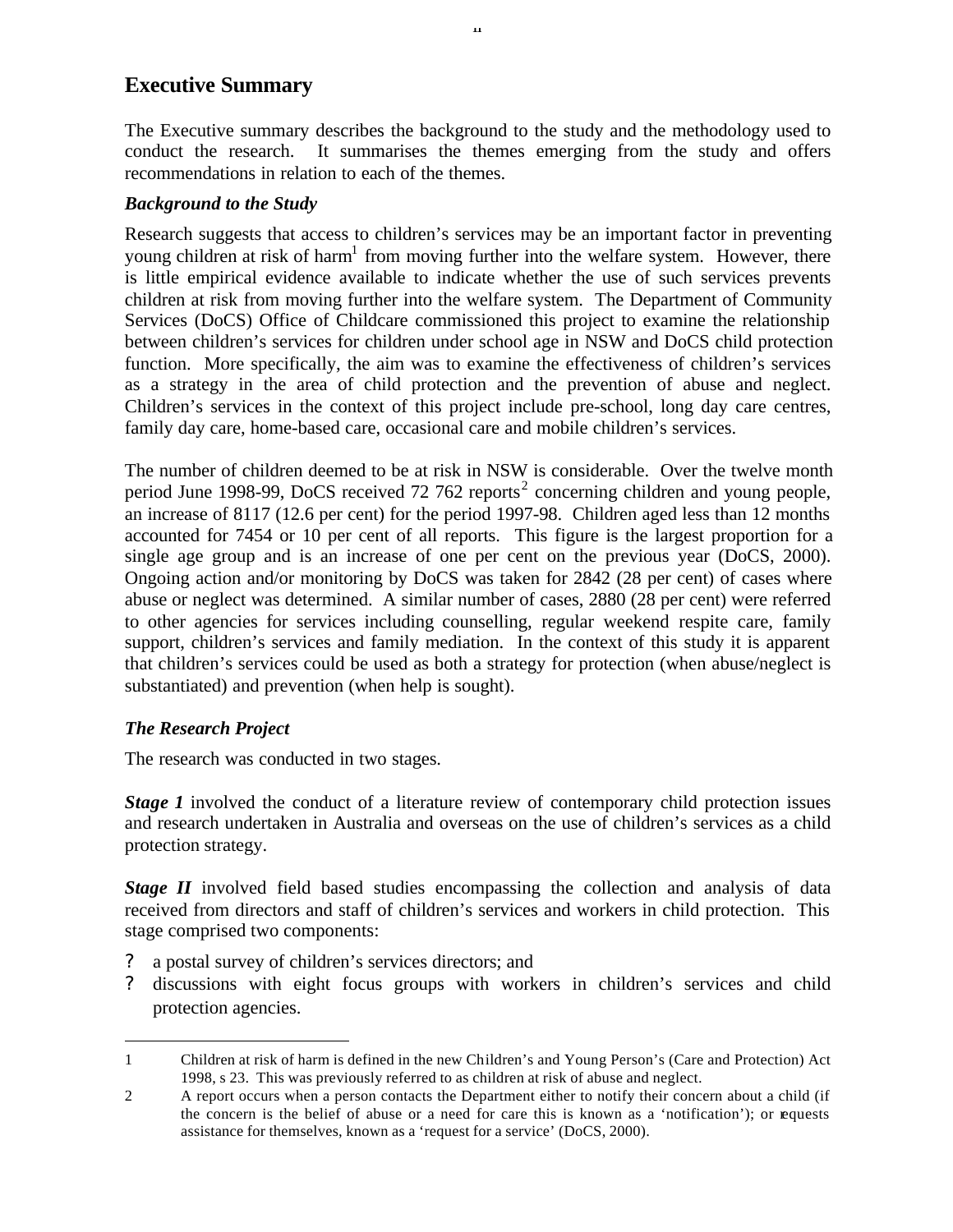## Executive Summary

The Executive summary describes the background to the study and the methodology used to conduct the research. It summarises the themes emerging from the study and offers recommendations in relation to each of the themes.

### *Background to the Study*

Research suggests that access to children's services may be an important factor in preventing young children at risk of harm[1] from moving further into the welfare system. However, there is little empirical evidence available to indicate whether the use of such services prevents children at risk from moving further into the welfare system. The Department of Community Services (DoCS) Office of Childcare commissioned this project to examine the relationship between children's services for children under school age in NSW and DoCS child protection function. More specifically, the aim was to examine the effectiveness of children's services as a strategy in the area of child protection and the prevention of abuse and neglect. Children's services in the context of this project include pre-school, long day care centres, family day care, home-based care, occasional care and mobile children's services.

The number of children deemed to be at risk in NSW is considerable. Over the twelve month period June 1998-99, DoCS received 72 762 reports[2] concerning children and young people, an increase of 8117 (12.6 per cent) for the period 1997-98. Children aged less than 12 months accounted for 7454 or 10 per cent of all reports. This figure is the largest proportion for a single age group and is an increase of one per cent on the previous year (DoCS, 2000). Ongoing action and/or monitoring by DoCS was taken for 2842 (28 per cent) of cases where abuse or neglect was determined. A similar number of cases, 2880 (28 per cent) were referred to other agencies for services including counselling, regular weekend respite care, family support, children's services and family mediation. In the context of this study it is apparent that children's services could be used as both a strategy for protection (when abuse/neglect is substantiated) and prevention (when help is sought).

### *The Research Project*

The research was conducted in two stages.

***Stage 1*** involved the conduct of a literature review of contemporary child protection issues and research undertaken in Australia and overseas on the use of children's services as a child protection strategy.

***Stage II*** involved field based studies encompassing the collection and analysis of data received from directors and staff of children's services and workers in child protection. This stage comprised two components:

- a postal survey of children's services directors; and
- discussions with eight focus groups with workers in children's services and child protection agencies.

---

1 Children at risk of harm is defined in the new Children's and Young Person's (Care and Protection) Act 1998, s 23. This was previously referred to as children at risk of abuse and neglect.

2 A report occurs when a person contacts the Department either to notify their concern about a child (if the concern is the belief of abuse or a need for care this is known as a 'notification'); or requests assistance for themselves, known as a 'request for a service' (DoCS, 2000).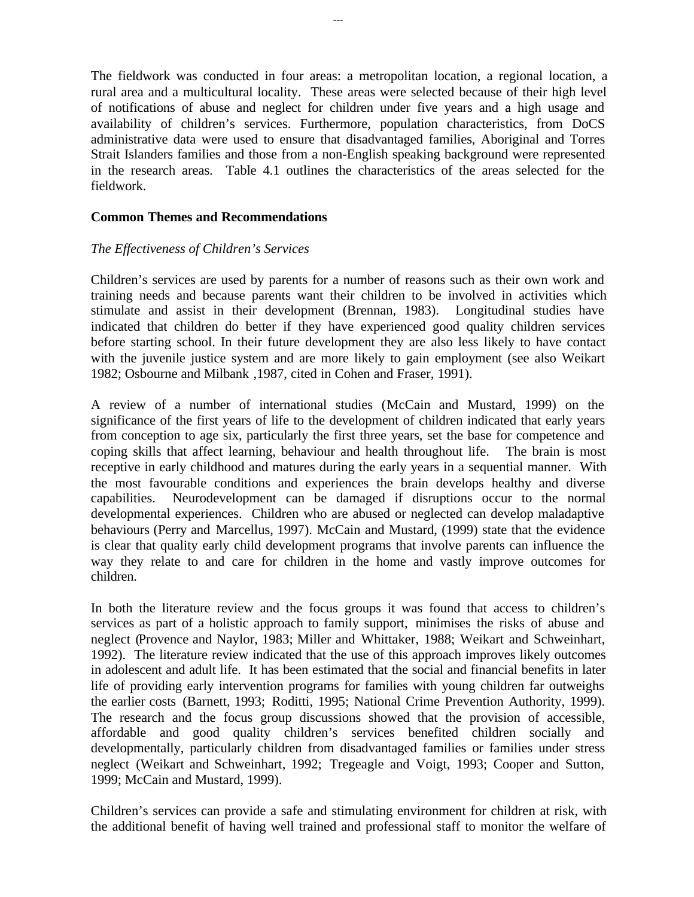The fieldwork was conducted in four areas: a metropolitan location, a regional location, a rural area and a multicultural locality. These areas were selected because of their high level of notifications of abuse and neglect for children under five years and a high usage and availability of children's services. Furthermore, population characteristics, from DoCS administrative data were used to ensure that disadvantaged families, Aboriginal and Torres Strait Islanders families and those from a non-English speaking background were represented in the research areas. Table 4.1 outlines the characteristics of the areas selected for the fieldwork.

**Common Themes and Recommendations**

*The Effectiveness of Children's Services*

Children's services are used by parents for a number of reasons such as their own work and training needs and because parents want their children to be involved in activities which stimulate and assist in their development (Brennan, 1983). Longitudinal studies have indicated that children do better if they have experienced good quality children services before starting school. In their future development they are also less likely to have contact with the juvenile justice system and are more likely to gain employment (see also Weikart 1982; Osbourne and Milbank ,1987, cited in Cohen and Fraser, 1991).

A review of a number of international studies (McCain and Mustard, 1999) on the significance of the first years of life to the development of children indicated that early years from conception to age six, particularly the first three years, set the base for competence and coping skills that affect learning, behaviour and health throughout life. The brain is most receptive in early childhood and matures during the early years in a sequential manner. With the most favourable conditions and experiences the brain develops healthy and diverse capabilities. Neurodevelopment can be damaged if disruptions occur to the normal developmental experiences. Children who are abused or neglected can develop maladaptive behaviours (Perry and Marcellus, 1997). McCain and Mustard, (1999) state that the evidence is clear that quality early child development programs that involve parents can influence the way they relate to and care for children in the home and vastly improve outcomes for children.

In both the literature review and the focus groups it was found that access to children's services as part of a holistic approach to family support, minimises the risks of abuse and neglect (Provence and Naylor, 1983; Miller and Whittaker, 1988; Weikart and Schweinhart, 1992). The literature review indicated that the use of this approach improves likely outcomes in adolescent and adult life. It has been estimated that the social and financial benefits in later life of providing early intervention programs for families with young children far outweighs the earlier costs (Barnett, 1993; Roditti, 1995; National Crime Prevention Authority, 1999). The research and the focus group discussions showed that the provision of accessible, affordable and good quality children's services benefited children socially and developmentally, particularly children from disadvantaged families or families under stress neglect (Weikart and Schweinhart, 1992; Tregeagle and Voigt, 1993; Cooper and Sutton, 1999; McCain and Mustard, 1999).

Children's services can provide a safe and stimulating environment for children at risk, with the additional benefit of having well trained and professional staff to monitor the welfare of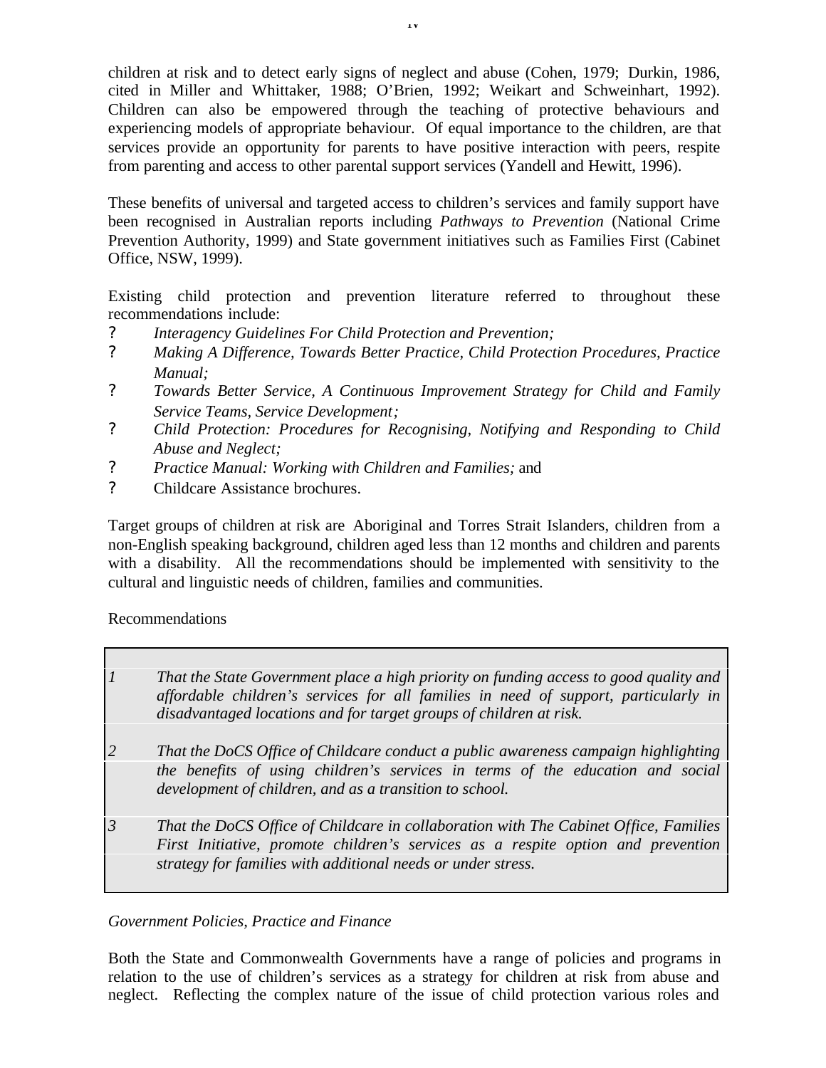children at risk and to detect early signs of neglect and abuse (Cohen, 1979; Durkin, 1986, cited in Miller and Whittaker, 1988; O'Brien, 1992; Weikart and Schweinhart, 1992). Children can also be empowered through the teaching of protective behaviours and experiencing models of appropriate behaviour. Of equal importance to the children, are that services provide an opportunity for parents to have positive interaction with peers, respite from parenting and access to other parental support services (Yandell and Hewitt, 1996).

These benefits of universal and targeted access to children's services and family support have been recognised in Australian reports including *Pathways to Prevention* (National Crime Prevention Authority, 1999) and State government initiatives such as Families First (Cabinet Office, NSW, 1999).

Existing child protection and prevention literature referred to throughout these recommendations include:

- *Interagency Guidelines For Child Protection and Prevention;*
- *Making A Difference, Towards Better Practice, Child Protection Procedures, Practice Manual;*
- *Towards Better Service, A Continuous Improvement Strategy for Child and Family Service Teams, Service Development;*
- *Child Protection: Procedures for Recognising, Notifying and Responding to Child Abuse and Neglect;*
- *Practice Manual: Working with Children and Families;* and
- Childcare Assistance brochures.

Target groups of children at risk are Aboriginal and Torres Strait Islanders, children from a non-English speaking background, children aged less than 12 months and children and parents with a disability. All the recommendations should be implemented with sensitivity to the cultural and linguistic needs of children, families and communities.

Recommendations

| | |
|---|---|
| *1* | *That the State Government place a high priority on funding access to good quality and affordable children's services for all families in need of support, particularly in disadvantaged locations and for target groups of children at risk.* |
| *2* | *That the DoCS Office of Childcare conduct a public awareness campaign highlighting the benefits of using children's services in terms of the education and social development of children, and as a transition to school.* |
| *3* | *That the DoCS Office of Childcare in collaboration with The Cabinet Office, Families First Initiative, promote children's services as a respite option and prevention strategy for families with additional needs or under stress.* |

*Government Policies, Practice and Finance*

Both the State and Commonwealth Governments have a range of policies and programs in relation to the use of children's services as a strategy for children at risk from abuse and neglect. Reflecting the complex nature of the issue of child protection various roles and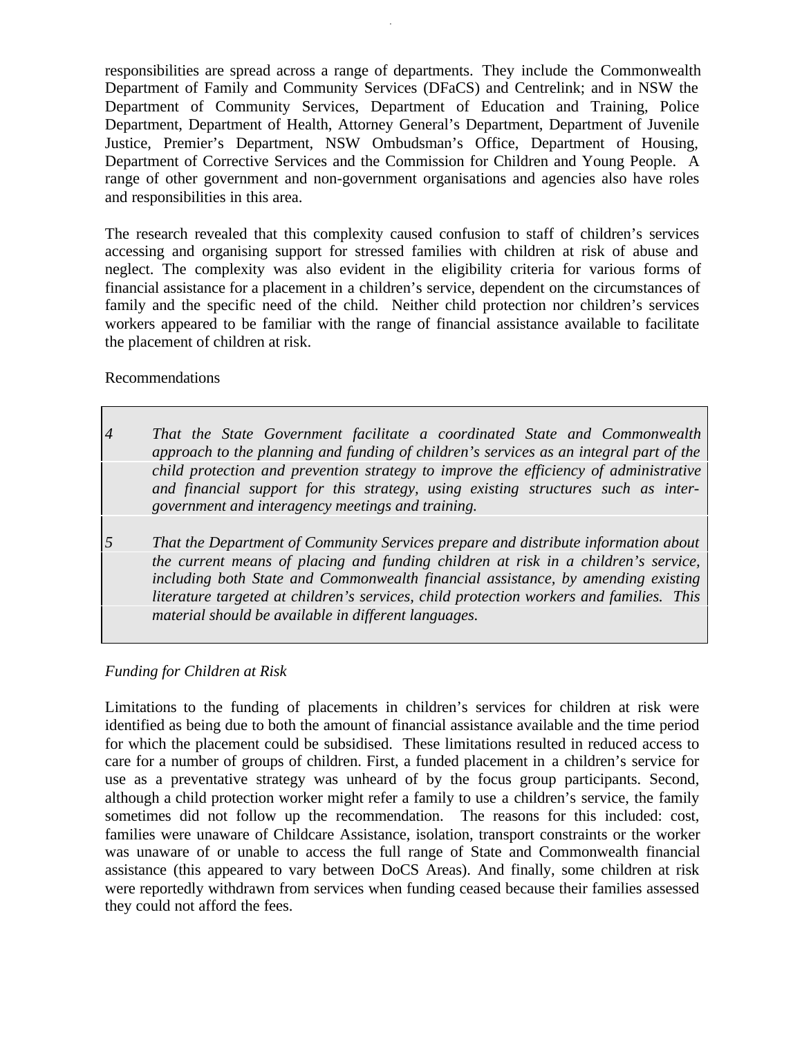responsibilities are spread across a range of departments. They include the Commonwealth Department of Family and Community Services (DFaCS) and Centrelink; and in NSW the Department of Community Services, Department of Education and Training, Police Department, Department of Health, Attorney General's Department, Department of Juvenile Justice, Premier's Department, NSW Ombudsman's Office, Department of Housing, Department of Corrective Services and the Commission for Children and Young People. A range of other government and non-government organisations and agencies also have roles and responsibilities in this area.

The research revealed that this complexity caused confusion to staff of children's services accessing and organising support for stressed families with children at risk of abuse and neglect. The complexity was also evident in the eligibility criteria for various forms of financial assistance for a placement in a children's service, dependent on the circumstances of family and the specific need of the child. Neither child protection nor children's services workers appeared to be familiar with the range of financial assistance available to facilitate the placement of children at risk.

Recommendations

| | |
|---|---|
| *4* | *That the State Government facilitate a coordinated State and Commonwealth approach to the planning and funding of children's services as an integral part of the child protection and prevention strategy to improve the efficiency of administrative and financial support for this strategy, using existing structures such as inter-government and interagency meetings and training.* |
| *5* | *That the Department of Community Services prepare and distribute information about the current means of placing and funding children at risk in a children's service, including both State and Commonwealth financial assistance, by amending existing literature targeted at children's services, child protection workers and families. This material should be available in different languages.* |

*Funding for Children at Risk*

Limitations to the funding of placements in children's services for children at risk were identified as being due to both the amount of financial assistance available and the time period for which the placement could be subsidised. These limitations resulted in reduced access to care for a number of groups of children. First, a funded placement in a children's service for use as a preventative strategy was unheard of by the focus group participants. Second, although a child protection worker might refer a family to use a children's service, the family sometimes did not follow up the recommendation. The reasons for this included: cost, families were unaware of Childcare Assistance, isolation, transport constraints or the worker was unaware of or unable to access the full range of State and Commonwealth financial assistance (this appeared to vary between DoCS Areas). And finally, some children at risk were reportedly withdrawn from services when funding ceased because their families assessed they could not afford the fees.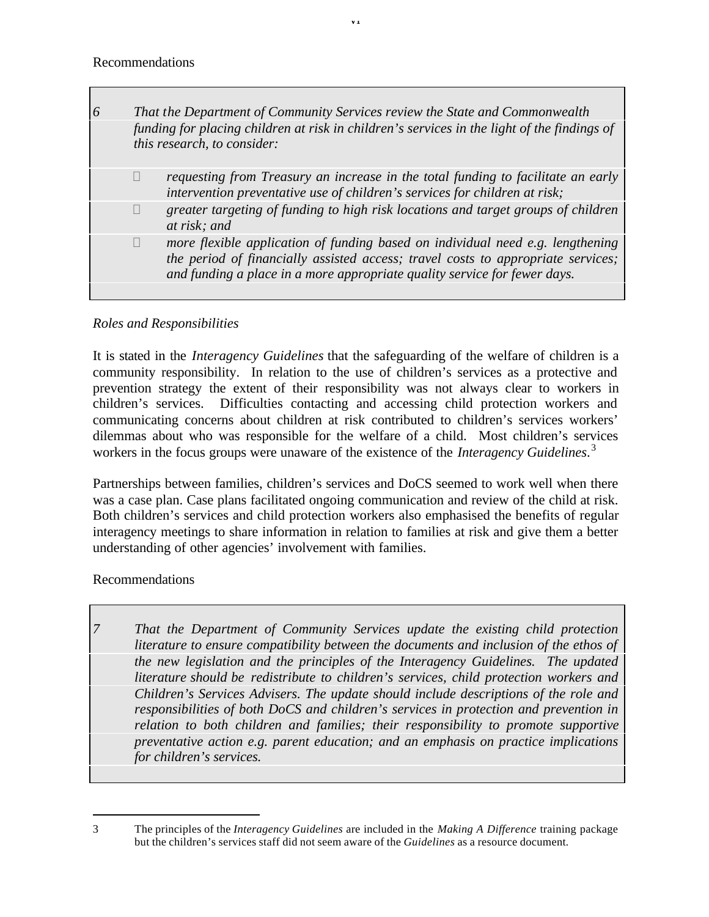Recommendations

> *6 That the Department of Community Services review the State and Commonwealth funding for placing children at risk in children's services in the light of the findings of this research, to consider:*
>
> - *requesting from Treasury an increase in the total funding to facilitate an early intervention preventative use of children's services for children at risk;*
> - *greater targeting of funding to high risk locations and target groups of children at risk; and*
> - *more flexible application of funding based on individual need e.g. lengthening the period of financially assisted access; travel costs to appropriate services; and funding a place in a more appropriate quality service for fewer days.*

*Roles and Responsibilities*

It is stated in the *Interagency Guidelines* that the safeguarding of the welfare of children is a community responsibility. In relation to the use of children's services as a protective and prevention strategy the extent of their responsibility was not always clear to workers in children's services. Difficulties contacting and accessing child protection workers and communicating concerns about children at risk contributed to children's services workers' dilemmas about who was responsible for the welfare of a child. Most children's services workers in the focus groups were unaware of the existence of the *Interagency Guidelines*.[3]

Partnerships between families, children's services and DoCS seemed to work well when there was a case plan. Case plans facilitated ongoing communication and review of the child at risk. Both children's services and child protection workers also emphasised the benefits of regular interagency meetings to share information in relation to families at risk and give them a better understanding of other agencies' involvement with families.

Recommendations

> *7 That the Department of Community Services update the existing child protection literature to ensure compatibility between the documents and inclusion of the ethos of the new legislation and the principles of the Interagency Guidelines. The updated literature should be redistribute to children's services, child protection workers and Children's Services Advisers. The update should include descriptions of the role and responsibilities of both DoCS and children's services in protection and prevention in relation to both children and families; their responsibility to promote supportive preventative action e.g. parent education; and an emphasis on practice implications for children's services.*

---

3 The principles of the *Interagency Guidelines* are included in the *Making A Difference* training package but the children's services staff did not seem aware of the *Guidelines* as a resource document.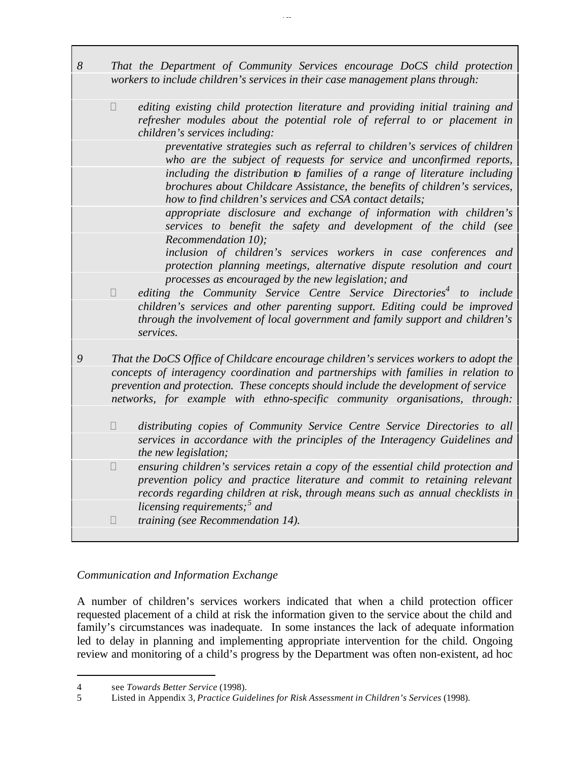8 *That the Department of Community Services encourage DoCS child protection workers to include children's services in their case management plans through:*

- *editing existing child protection literature and providing initial training and refresher modules about the potential role of referral to or placement in children's services including:*
  - *preventative strategies such as referral to children's services of children who are the subject of requests for service and unconfirmed reports, including the distribution to families of a range of literature including brochures about Childcare Assistance, the benefits of children's services, how to find children's services and CSA contact details;*
  - *appropriate disclosure and exchange of information with children's services to benefit the safety and development of the child (see Recommendation 10);*
  - *inclusion of children's services workers in case conferences and protection planning meetings, alternative dispute resolution and court processes as encouraged by the new legislation; and*
- *editing the Community Service Centre Service Directories[4] to include children's services and other parenting support. Editing could be improved through the involvement of local government and family support and children's services.*

9 *That the DoCS Office of Childcare encourage children's services workers to adopt the concepts of interagency coordination and partnerships with families in relation to prevention and protection. These concepts should include the development of service networks, for example with ethno-specific community organisations, through:*

- *distributing copies of Community Service Centre Service Directories to all services in accordance with the principles of the Interagency Guidelines and the new legislation;*
- *ensuring children's services retain a copy of the essential child protection and prevention policy and practice literature and commit to retaining relevant records regarding children at risk, through means such as annual checklists in licensing requirements;[5] and*
- *training (see Recommendation 14).*

*Communication and Information Exchange*

A number of children's services workers indicated that when a child protection officer requested placement of a child at risk the information given to the service about the child and family's circumstances was inadequate. In some instances the lack of adequate information led to delay in planning and implementing appropriate intervention for the child. Ongoing review and monitoring of a child's progress by the Department was often non-existent, ad hoc

---

4 see *Towards Better Service* (1998).

5 Listed in Appendix 3, *Practice Guidelines for Risk Assessment in Children's Services* (1998).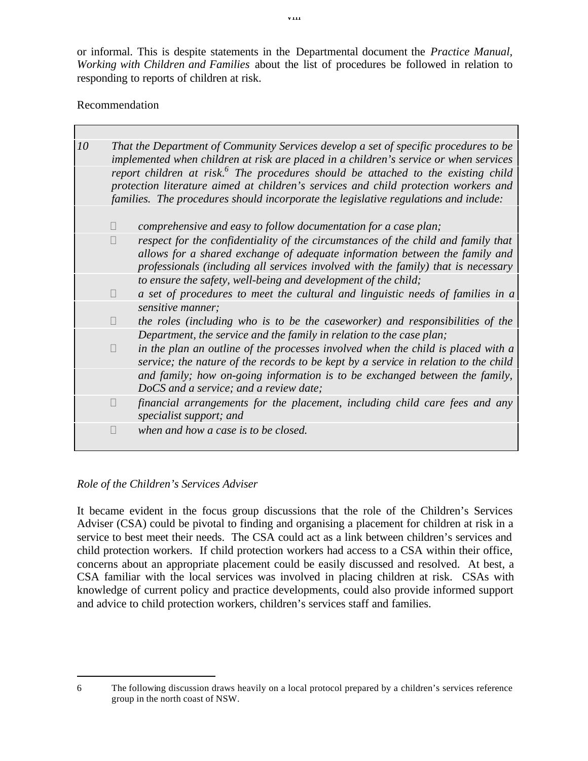or informal. This is despite statements in the Departmental document the *Practice Manual, Working with Children and Families* about the list of procedures be followed in relation to responding to reports of children at risk.

Recommendation

| | |
|---|---|
| 10 | *That the Department of Community Services develop a set of specific procedures to be implemented when children at risk are placed in a children's service or when services report children at risk.[6] The procedures should be attached to the existing child protection literature aimed at children's services and child protection workers and families. The procedures should incorporate the legislative regulations and include:* |
| | - *comprehensive and easy to follow documentation for a case plan;*<br>- *respect for the confidentiality of the circumstances of the child and family that allows for a shared exchange of adequate information between the family and professionals (including all services involved with the family) that is necessary to ensure the safety, well-being and development of the child;*<br>- *a set of procedures to meet the cultural and linguistic needs of families in a sensitive manner;*<br>- *the roles (including who is to be the caseworker) and responsibilities of the Department, the service and the family in relation to the case plan;*<br>- *in the plan an outline of the processes involved when the child is placed with a service; the nature of the records to be kept by a service in relation to the child and family; how on-going information is to be exchanged between the family, DoCS and a service; and a review date;*<br>- *financial arrangements for the placement, including child care fees and any specialist support; and*<br>- *when and how a case is to be closed.* |

*Role of the Children's Services Adviser*

It became evident in the focus group discussions that the role of the Children's Services Adviser (CSA) could be pivotal to finding and organising a placement for children at risk in a service to best meet their needs. The CSA could act as a link between children's services and child protection workers. If child protection workers had access to a CSA within their office, concerns about an appropriate placement could be easily discussed and resolved. At best, a CSA familiar with the local services was involved in placing children at risk. CSAs with knowledge of current policy and practice developments, could also provide informed support and advice to child protection workers, children's services staff and families.

---

6 The following discussion draws heavily on a local protocol prepared by a children's services reference group in the north coast of NSW.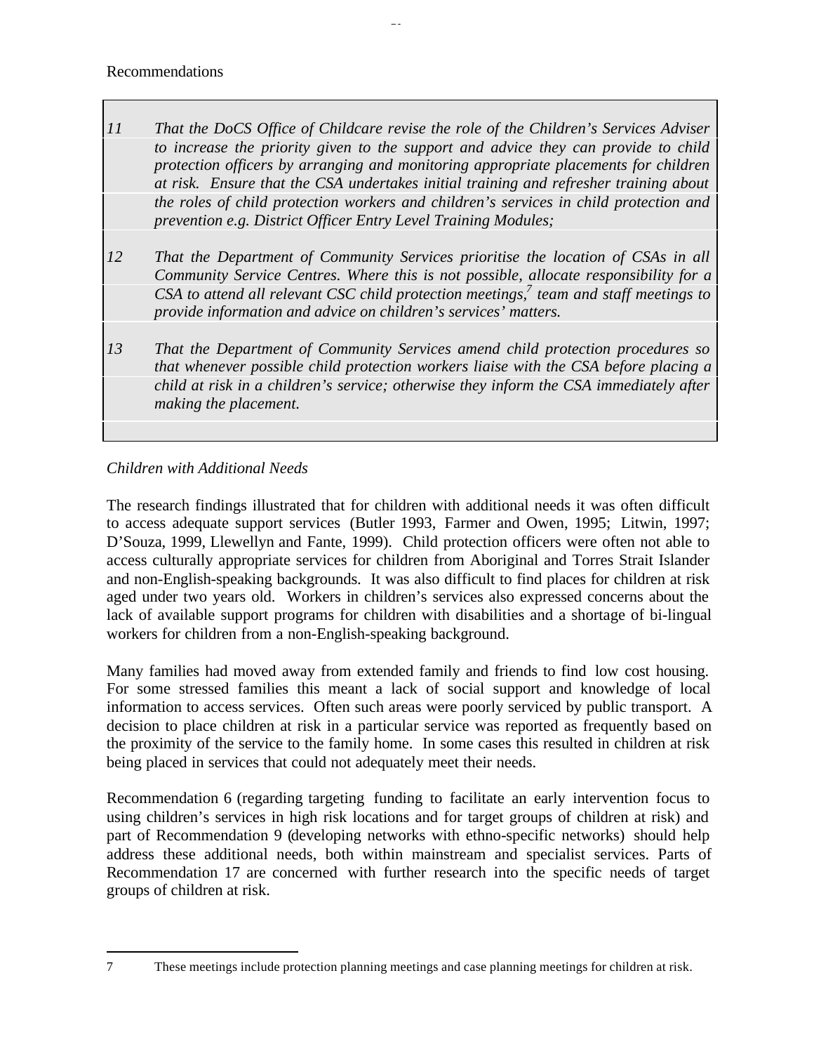Recommendations

| | |
|---|---|
| *11* | *That the DoCS Office of Childcare revise the role of the Children's Services Adviser to increase the priority given to the support and advice they can provide to child protection officers by arranging and monitoring appropriate placements for children at risk. Ensure that the CSA undertakes initial training and refresher training about the roles of child protection workers and children's services in child protection and prevention e.g. District Officer Entry Level Training Modules;* |
| *12* | *That the Department of Community Services prioritise the location of CSAs in all Community Service Centres. Where this is not possible, allocate responsibility for a CSA to attend all relevant CSC child protection meetings,[7] team and staff meetings to provide information and advice on children's services' matters.* |
| *13* | *That the Department of Community Services amend child protection procedures so that whenever possible child protection workers liaise with the CSA before placing a child at risk in a children's service; otherwise they inform the CSA immediately after making the placement.* |

*Children with Additional Needs*

The research findings illustrated that for children with additional needs it was often difficult to access adequate support services (Butler 1993, Farmer and Owen, 1995; Litwin, 1997; D'Souza, 1999, Llewellyn and Fante, 1999). Child protection officers were often not able to access culturally appropriate services for children from Aboriginal and Torres Strait Islander and non-English-speaking backgrounds. It was also difficult to find places for children at risk aged under two years old. Workers in children's services also expressed concerns about the lack of available support programs for children with disabilities and a shortage of bi-lingual workers for children from a non-English-speaking background.

Many families had moved away from extended family and friends to find low cost housing. For some stressed families this meant a lack of social support and knowledge of local information to access services. Often such areas were poorly serviced by public transport. A decision to place children at risk in a particular service was reported as frequently based on the proximity of the service to the family home. In some cases this resulted in children at risk being placed in services that could not adequately meet their needs.

Recommendation 6 (regarding targeting funding to facilitate an early intervention focus to using children's services in high risk locations and for target groups of children at risk) and part of Recommendation 9 (developing networks with ethno-specific networks) should help address these additional needs, both within mainstream and specialist services. Parts of Recommendation 17 are concerned with further research into the specific needs of target groups of children at risk.

7 These meetings include protection planning meetings and case planning meetings for children at risk.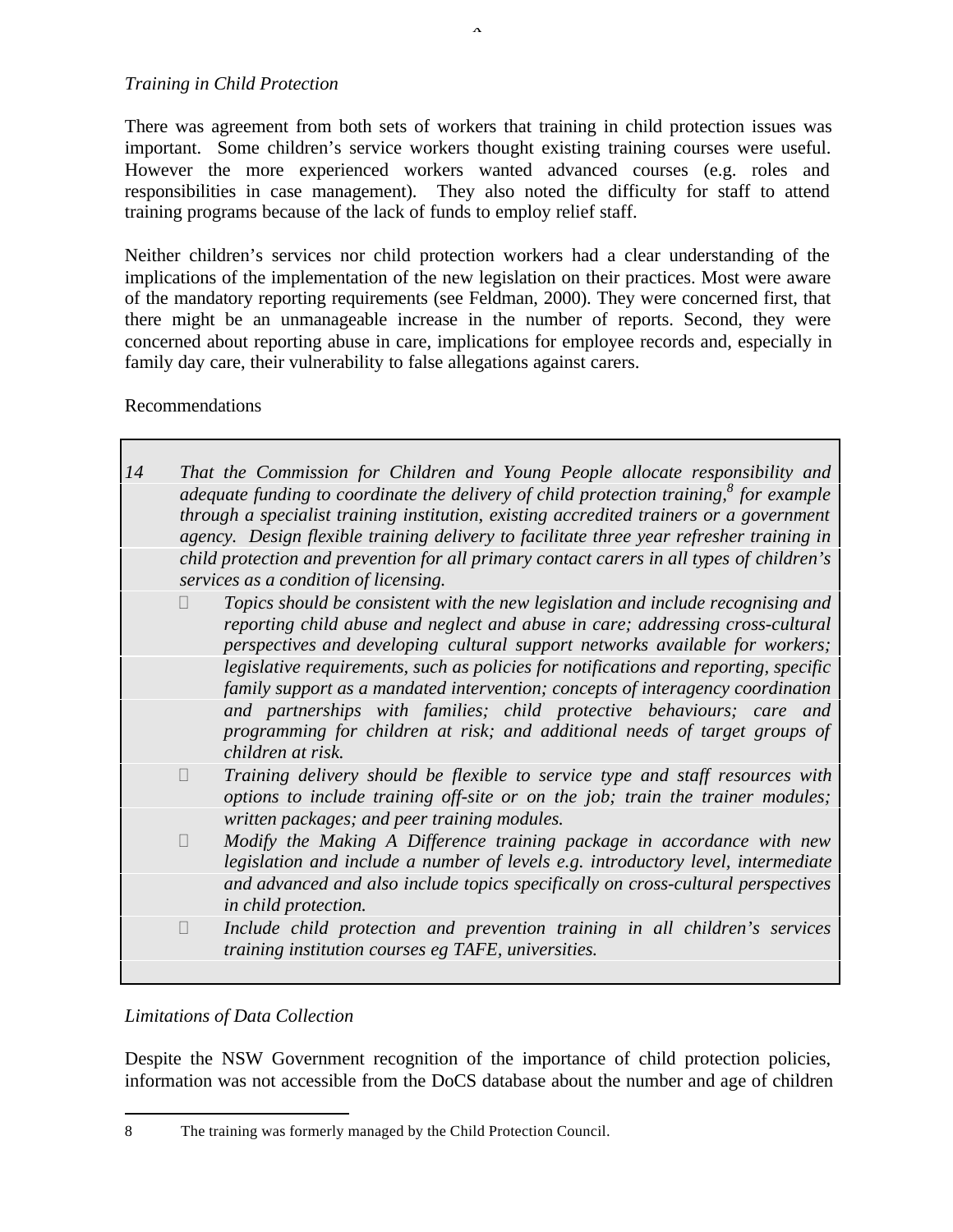*Training in Child Protection*

There was agreement from both sets of workers that training in child protection issues was important. Some children's service workers thought existing training courses were useful. However the more experienced workers wanted advanced courses (e.g. roles and responsibilities in case management). They also noted the difficulty for staff to attend training programs because of the lack of funds to employ relief staff.

Neither children's services nor child protection workers had a clear understanding of the implications of the implementation of the new legislation on their practices. Most were aware of the mandatory reporting requirements (see Feldman, 2000). They were concerned first, that there might be an unmanageable increase in the number of reports. Second, they were concerned about reporting abuse in care, implications for employee records and, especially in family day care, their vulnerability to false allegations against carers.

Recommendations

*14 That the Commission for Children and Young People allocate responsibility and adequate funding to coordinate the delivery of child protection training,[8] for example through a specialist training institution, existing accredited trainers or a government agency. Design flexible training delivery to facilitate three year refresher training in child protection and prevention for all primary contact carers in all types of children's services as a condition of licensing.*

- *Topics should be consistent with the new legislation and include recognising and reporting child abuse and neglect and abuse in care; addressing cross-cultural perspectives and developing cultural support networks available for workers; legislative requirements, such as policies for notifications and reporting, specific family support as a mandated intervention; concepts of interagency coordination and partnerships with families; child protective behaviours; care and programming for children at risk; and additional needs of target groups of children at risk.*
- *Training delivery should be flexible to service type and staff resources with options to include training off-site or on the job; train the trainer modules; written packages; and peer training modules.*
- *Modify the Making A Difference training package in accordance with new legislation and include a number of levels e.g. introductory level, intermediate and advanced and also include topics specifically on cross-cultural perspectives in child protection.*
- *Include child protection and prevention training in all children's services training institution courses eg TAFE, universities.*

*Limitations of Data Collection*

Despite the NSW Government recognition of the importance of child protection policies, information was not accessible from the DoCS database about the number and age of children

8 The training was formerly managed by the Child Protection Council.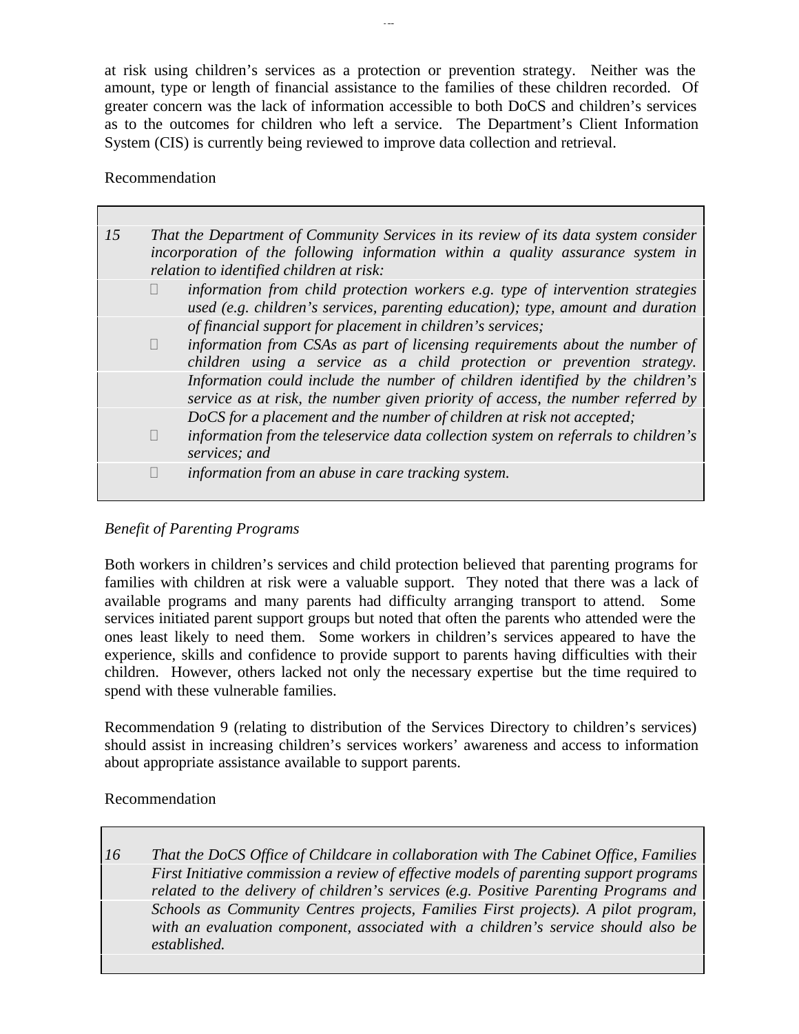at risk using children's services as a protection or prevention strategy. Neither was the amount, type or length of financial assistance to the families of these children recorded. Of greater concern was the lack of information accessible to both DoCS and children's services as to the outcomes for children who left a service. The Department's Client Information System (CIS) is currently being reviewed to improve data collection and retrieval.

Recommendation

| | |
|---|---|
| *15* | *That the Department of Community Services in its review of its data system consider incorporation of the following information within a quality assurance system in relation to identified children at risk:*<br>- *information from child protection workers e.g. type of intervention strategies used (e.g. children's services, parenting education); type, amount and duration of financial support for placement in children's services;*<br>- *information from CSAs as part of licensing requirements about the number of children using a service as a child protection or prevention strategy. Information could include the number of children identified by the children's service as at risk, the number given priority of access, the number referred by DoCS for a placement and the number of children at risk not accepted;*<br>- *information from the teleservice data collection system on referrals to children's services; and*<br>- *information from an abuse in care tracking system.* |

*Benefit of Parenting Programs*

Both workers in children's services and child protection believed that parenting programs for families with children at risk were a valuable support. They noted that there was a lack of available programs and many parents had difficulty arranging transport to attend. Some services initiated parent support groups but noted that often the parents who attended were the ones least likely to need them. Some workers in children's services appeared to have the experience, skills and confidence to provide support to parents having difficulties with their children. However, others lacked not only the necessary expertise but the time required to spend with these vulnerable families.

Recommendation 9 (relating to distribution of the Services Directory to children's services) should assist in increasing children's services workers' awareness and access to information about appropriate assistance available to support parents.

Recommendation

| | |
|---|---|
| *16* | *That the DoCS Office of Childcare in collaboration with The Cabinet Office, Families First Initiative commission a review of effective models of parenting support programs related to the delivery of children's services (e.g. Positive Parenting Programs and Schools as Community Centres projects, Families First projects). A pilot program, with an evaluation component, associated with a children's service should also be established.* |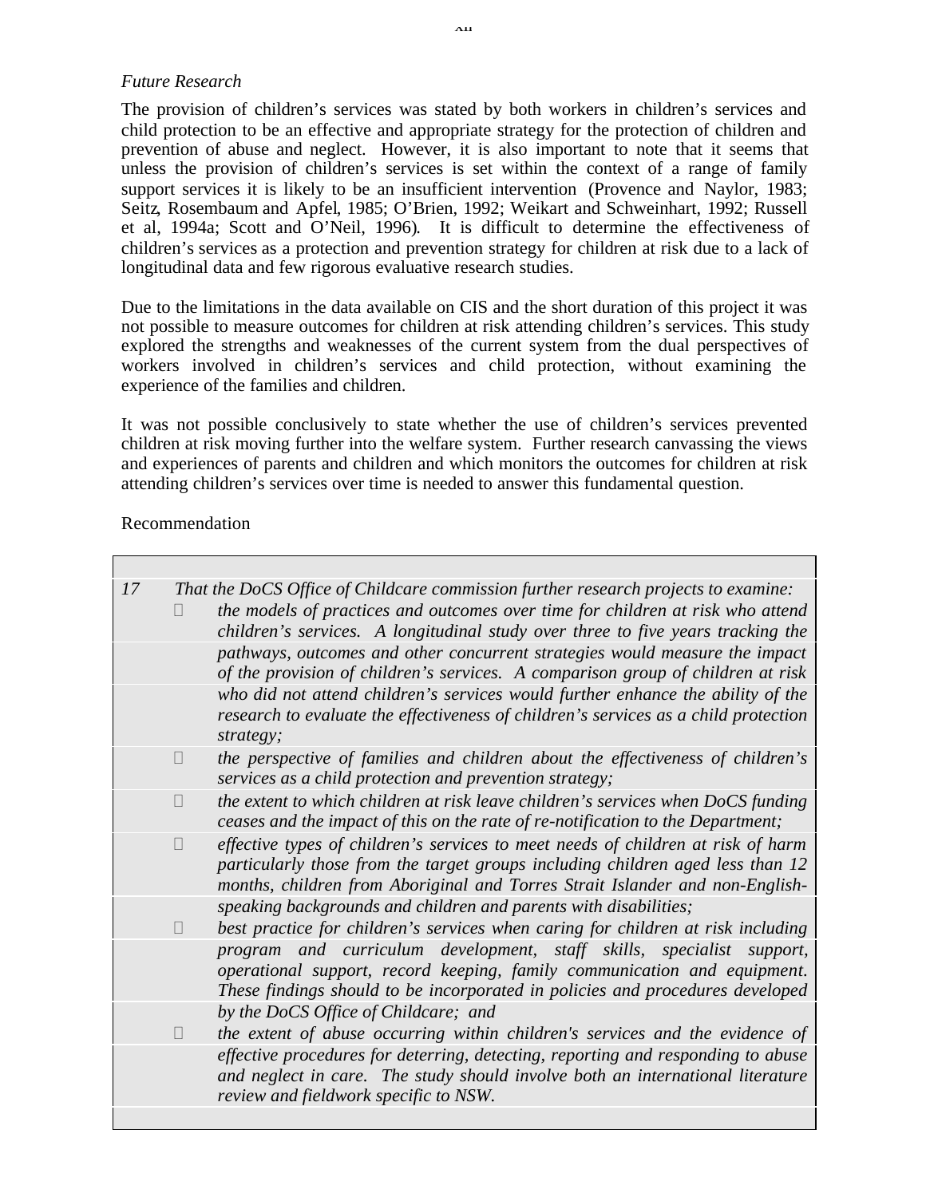*Future Research*

The provision of children's services was stated by both workers in children's services and child protection to be an effective and appropriate strategy for the protection of children and prevention of abuse and neglect. However, it is also important to note that it seems that unless the provision of children's services is set within the context of a range of family support services it is likely to be an insufficient intervention (Provence and Naylor, 1983; Seitz, Rosembaum and Apfel, 1985; O'Brien, 1992; Weikart and Schweinhart, 1992; Russell et al, 1994a; Scott and O'Neil, 1996). It is difficult to determine the effectiveness of children's services as a protection and prevention strategy for children at risk due to a lack of longitudinal data and few rigorous evaluative research studies.

Due to the limitations in the data available on CIS and the short duration of this project it was not possible to measure outcomes for children at risk attending children's services. This study explored the strengths and weaknesses of the current system from the dual perspectives of workers involved in children's services and child protection, without examining the experience of the families and children.

It was not possible conclusively to state whether the use of children's services prevented children at risk moving further into the welfare system. Further research canvassing the views and experiences of parents and children and which monitors the outcomes for children at risk attending children's services over time is needed to answer this fundamental question.

Recommendation

*17 That the DoCS Office of Childcare commission further research projects to examine:*

- *the models of practices and outcomes over time for children at risk who attend children's services. A longitudinal study over three to five years tracking the pathways, outcomes and other concurrent strategies would measure the impact of the provision of children's services. A comparison group of children at risk who did not attend children's services would further enhance the ability of the research to evaluate the effectiveness of children's services as a child protection strategy;*
- *the perspective of families and children about the effectiveness of children's services as a child protection and prevention strategy;*
- *the extent to which children at risk leave children's services when DoCS funding ceases and the impact of this on the rate of re-notification to the Department;*
- *effective types of children's services to meet needs of children at risk of harm particularly those from the target groups including children aged less than 12 months, children from Aboriginal and Torres Strait Islander and non-English-speaking backgrounds and children and parents with disabilities;*
- *best practice for children's services when caring for children at risk including program and curriculum development, staff skills, specialist support, operational support, record keeping, family communication and equipment. These findings should to be incorporated in policies and procedures developed by the DoCS Office of Childcare; and*
- *the extent of abuse occurring within children's services and the evidence of effective procedures for deterring, detecting, reporting and responding to abuse and neglect in care. The study should involve both an international literature review and fieldwork specific to NSW.*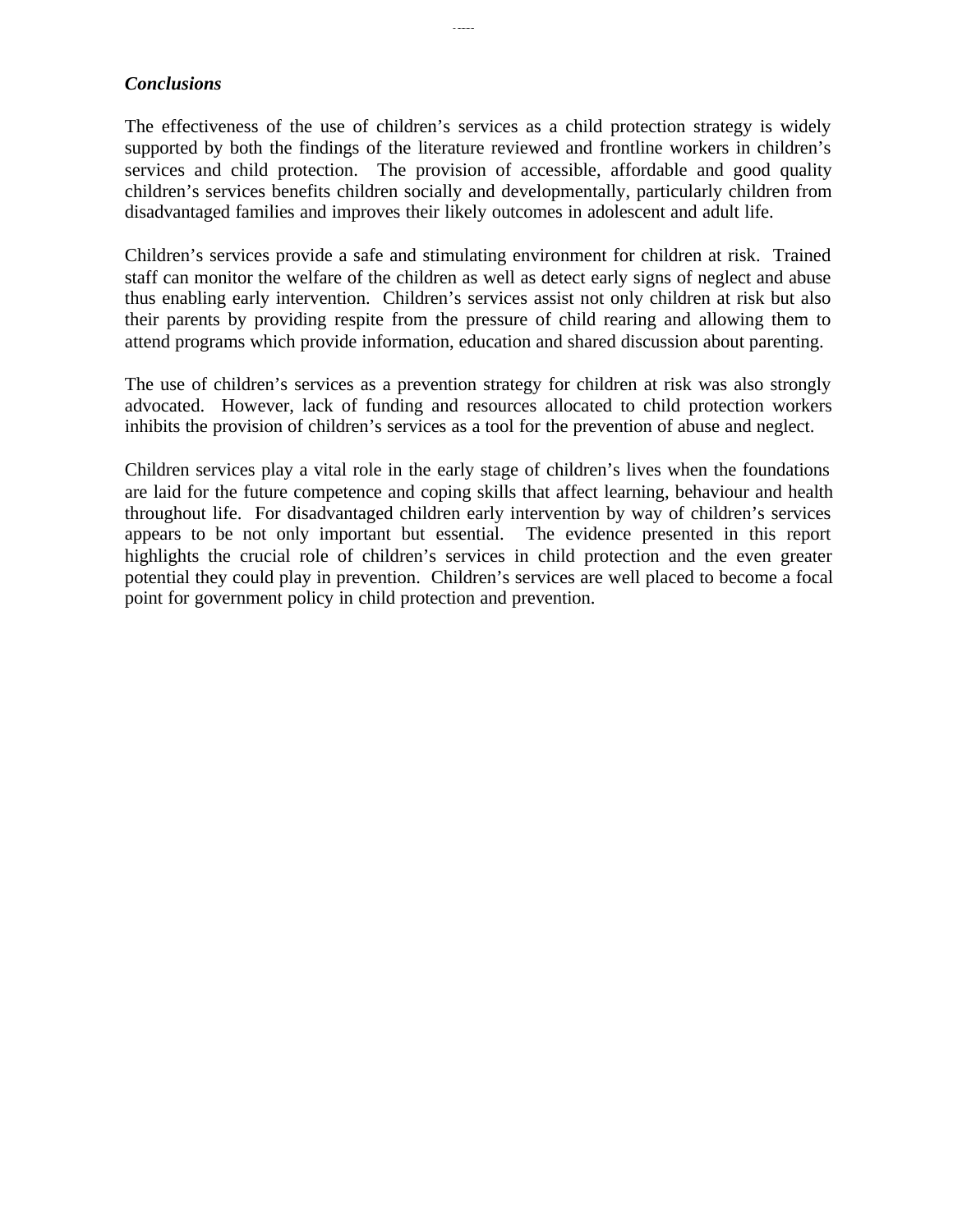***Conclusions***

The effectiveness of the use of children's services as a child protection strategy is widely supported by both the findings of the literature reviewed and frontline workers in children's services and child protection. The provision of accessible, affordable and good quality children's services benefits children socially and developmentally, particularly children from disadvantaged families and improves their likely outcomes in adolescent and adult life.

Children's services provide a safe and stimulating environment for children at risk. Trained staff can monitor the welfare of the children as well as detect early signs of neglect and abuse thus enabling early intervention. Children's services assist not only children at risk but also their parents by providing respite from the pressure of child rearing and allowing them to attend programs which provide information, education and shared discussion about parenting.

The use of children's services as a prevention strategy for children at risk was also strongly advocated. However, lack of funding and resources allocated to child protection workers inhibits the provision of children's services as a tool for the prevention of abuse and neglect.

Children services play a vital role in the early stage of children's lives when the foundations are laid for the future competence and coping skills that affect learning, behaviour and health throughout life. For disadvantaged children early intervention by way of children's services appears to be not only important but essential. The evidence presented in this report highlights the crucial role of children's services in child protection and the even greater potential they could play in prevention. Children's services are well placed to become a focal point for government policy in child protection and prevention.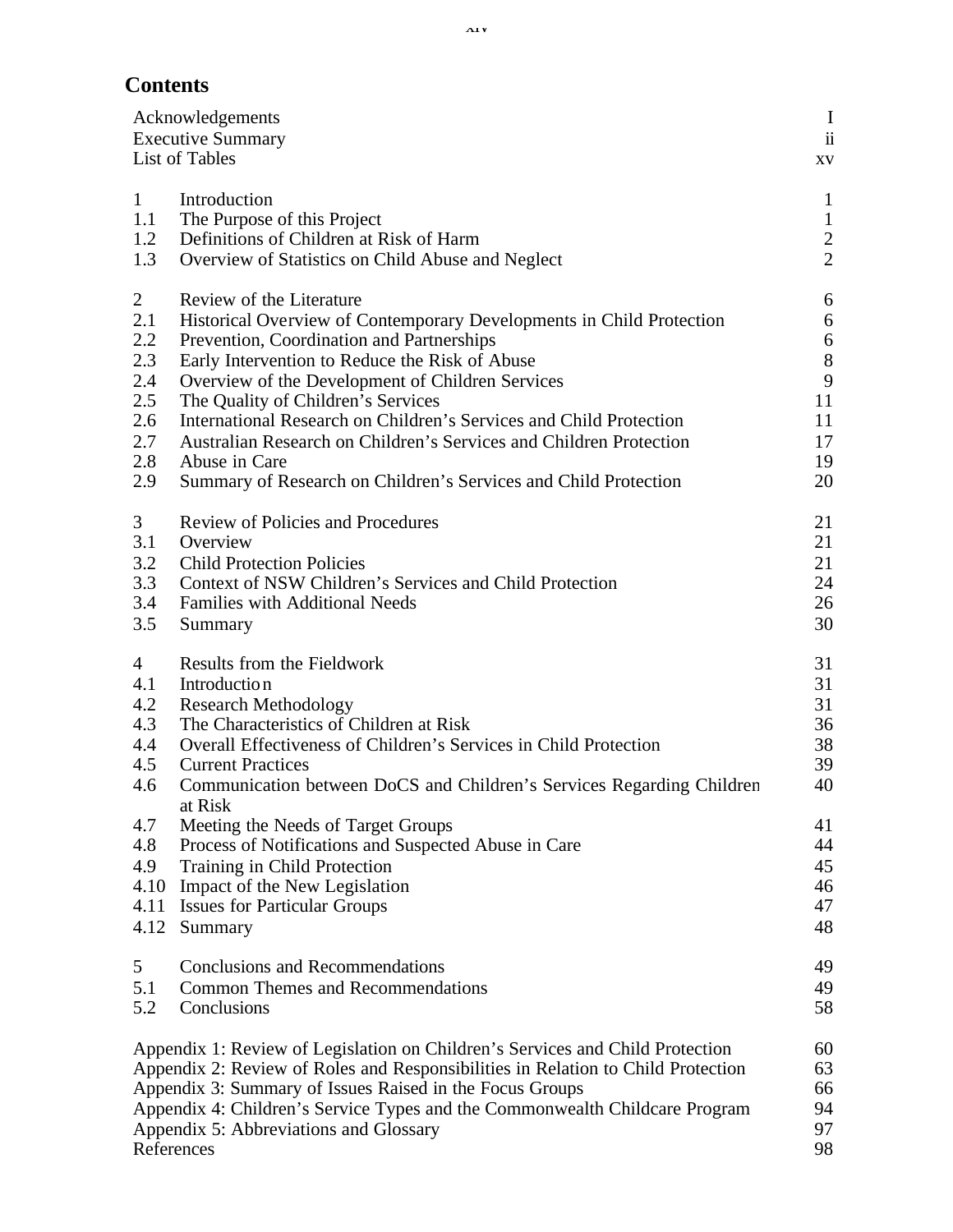# Contents

| | | |
|---|---|---|
| Acknowledgements | | I |
| Executive Summary | | ii |
| List of Tables | | xv |
| | | |
| 1 | Introduction | 1 |
| 1.1 | The Purpose of this Project | 1 |
| 1.2 | Definitions of Children at Risk of Harm | 2 |
| 1.3 | Overview of Statistics on Child Abuse and Neglect | 2 |
| | | |
| 2 | Review of the Literature | 6 |
| 2.1 | Historical Overview of Contemporary Developments in Child Protection | 6 |
| 2.2 | Prevention, Coordination and Partnerships | 6 |
| 2.3 | Early Intervention to Reduce the Risk of Abuse | 8 |
| 2.4 | Overview of the Development of Children Services | 9 |
| 2.5 | The Quality of Children's Services | 11 |
| 2.6 | International Research on Children's Services and Child Protection | 11 |
| 2.7 | Australian Research on Children's Services and Children Protection | 17 |
| 2.8 | Abuse in Care | 19 |
| 2.9 | Summary of Research on Children's Services and Child Protection | 20 |
| | | |
| 3 | Review of Policies and Procedures | 21 |
| 3.1 | Overview | 21 |
| 3.2 | Child Protection Policies | 21 |
| 3.3 | Context of NSW Children's Services and Child Protection | 24 |
| 3.4 | Families with Additional Needs | 26 |
| 3.5 | Summary | 30 |
| | | |
| 4 | Results from the Fieldwork | 31 |
| 4.1 | Introduction | 31 |
| 4.2 | Research Methodology | 31 |
| 4.3 | The Characteristics of Children at Risk | 36 |
| 4.4 | Overall Effectiveness of Children's Services in Child Protection | 38 |
| 4.5 | Current Practices | 39 |
| 4.6 | Communication between DoCS and Children's Services Regarding Children at Risk | 40 |
| 4.7 | Meeting the Needs of Target Groups | 41 |
| 4.8 | Process of Notifications and Suspected Abuse in Care | 44 |
| 4.9 | Training in Child Protection | 45 |
| 4.10 | Impact of the New Legislation | 46 |
| 4.11 | Issues for Particular Groups | 47 |
| 4.12 | Summary | 48 |
| | | |
| 5 | Conclusions and Recommendations | 49 |
| 5.1 | Common Themes and Recommendations | 49 |
| 5.2 | Conclusions | 58 |
| | | |
| Appendix 1: Review of Legislation on Children's Services and Child Protection | | 60 |
| Appendix 2: Review of Roles and Responsibilities in Relation to Child Protection | | 63 |
| Appendix 3: Summary of Issues Raised in the Focus Groups | | 66 |
| Appendix 4: Children's Service Types and the Commonwealth Childcare Program | | 94 |
| Appendix 5: Abbreviations and Glossary | | 97 |
| References | | 98 |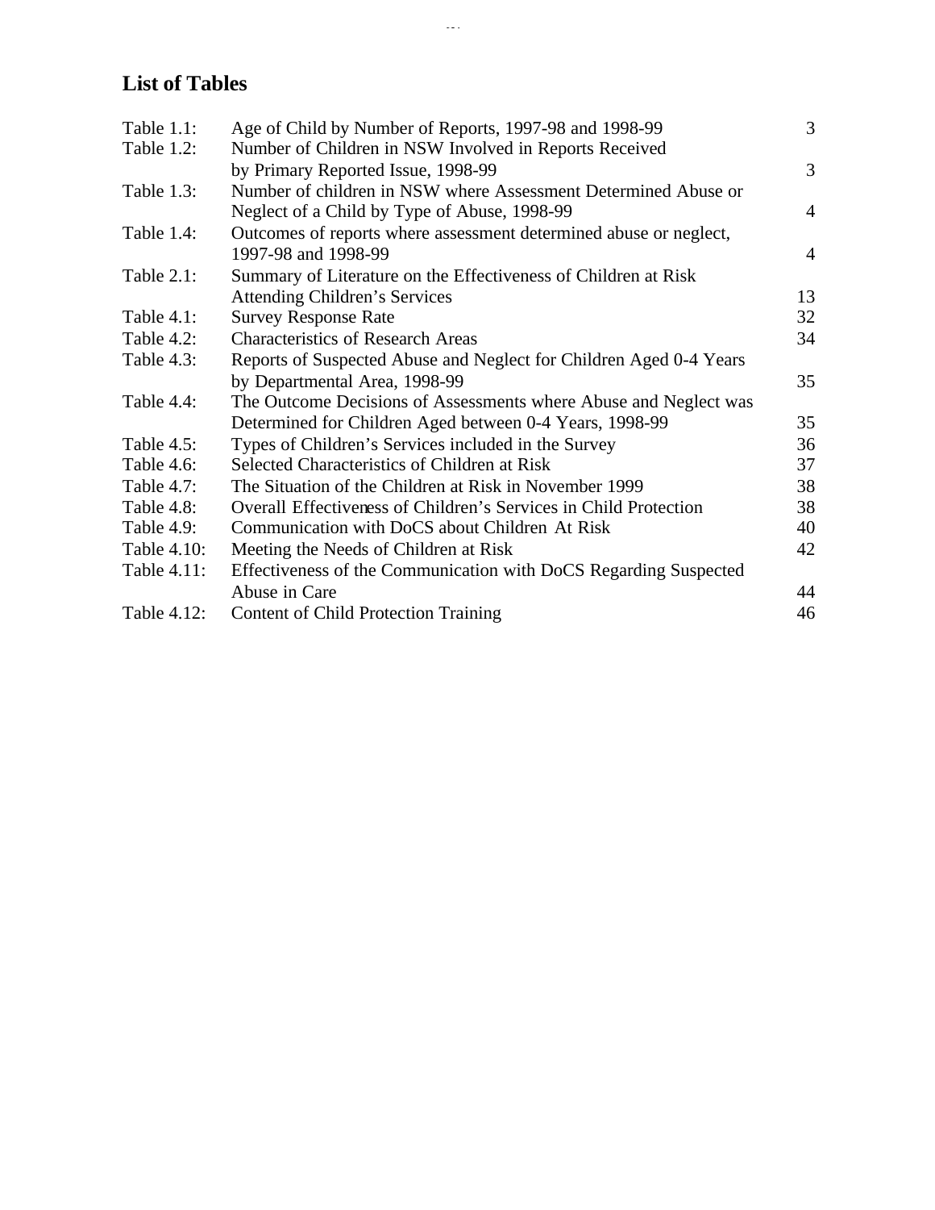## List of Tables

| | | |
|---|---|---|
| Table 1.1: | Age of Child by Number of Reports, 1997-98 and 1998-99 | 3 |
| Table 1.2: | Number of Children in NSW Involved in Reports Received by Primary Reported Issue, 1998-99 | 3 |
| Table 1.3: | Number of children in NSW where Assessment Determined Abuse or Neglect of a Child by Type of Abuse, 1998-99 | 4 |
| Table 1.4: | Outcomes of reports where assessment determined abuse or neglect, 1997-98 and 1998-99 | 4 |
| Table 2.1: | Summary of Literature on the Effectiveness of Children at Risk Attending Children's Services | 13 |
| Table 4.1: | Survey Response Rate | 32 |
| Table 4.2: | Characteristics of Research Areas | 34 |
| Table 4.3: | Reports of Suspected Abuse and Neglect for Children Aged 0-4 Years by Departmental Area, 1998-99 | 35 |
| Table 4.4: | The Outcome Decisions of Assessments where Abuse and Neglect was Determined for Children Aged between 0-4 Years, 1998-99 | 35 |
| Table 4.5: | Types of Children's Services included in the Survey | 36 |
| Table 4.6: | Selected Characteristics of Children at Risk | 37 |
| Table 4.7: | The Situation of the Children at Risk in November 1999 | 38 |
| Table 4.8: | Overall Effectiveness of Children's Services in Child Protection | 38 |
| Table 4.9: | Communication with DoCS about Children At Risk | 40 |
| Table 4.10: | Meeting the Needs of Children at Risk | 42 |
| Table 4.11: | Effectiveness of the Communication with DoCS Regarding Suspected Abuse in Care | 44 |
| Table 4.12: | Content of Child Protection Training | 46 |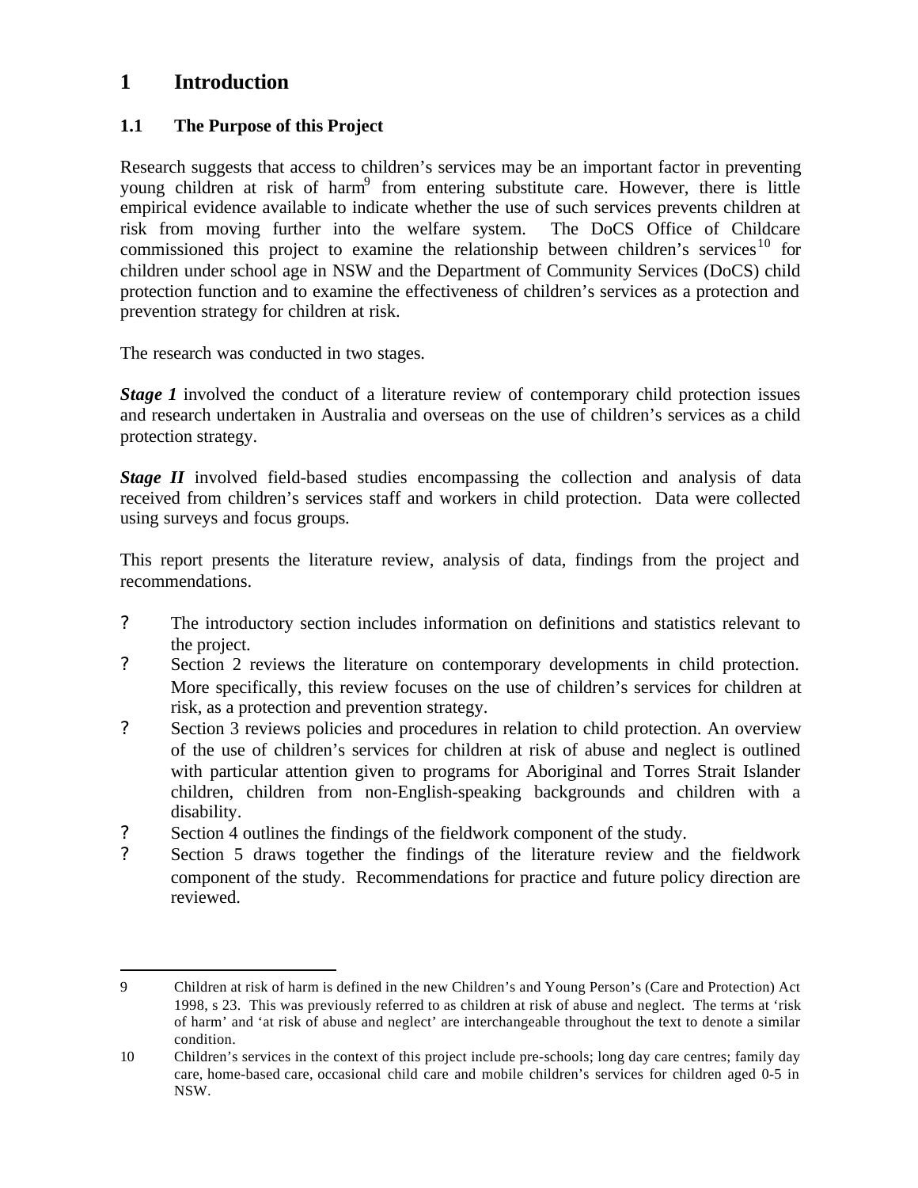# 1 Introduction

## 1.1 The Purpose of this Project

Research suggests that access to children's services may be an important factor in preventing young children at risk of harm[9] from entering substitute care. However, there is little empirical evidence available to indicate whether the use of such services prevents children at risk from moving further into the welfare system. The DoCS Office of Childcare commissioned this project to examine the relationship between children's services[10] for children under school age in NSW and the Department of Community Services (DoCS) child protection function and to examine the effectiveness of children's services as a protection and prevention strategy for children at risk.

The research was conducted in two stages.

***Stage 1*** involved the conduct of a literature review of contemporary child protection issues and research undertaken in Australia and overseas on the use of children's services as a child protection strategy.

***Stage II*** involved field-based studies encompassing the collection and analysis of data received from children's services staff and workers in child protection. Data were collected using surveys and focus groups.

This report presents the literature review, analysis of data, findings from the project and recommendations.

- The introductory section includes information on definitions and statistics relevant to the project.
- Section 2 reviews the literature on contemporary developments in child protection. More specifically, this review focuses on the use of children's services for children at risk, as a protection and prevention strategy.
- Section 3 reviews policies and procedures in relation to child protection. An overview of the use of children's services for children at risk of abuse and neglect is outlined with particular attention given to programs for Aboriginal and Torres Strait Islander children, children from non-English-speaking backgrounds and children with a disability.
- Section 4 outlines the findings of the fieldwork component of the study.
- Section 5 draws together the findings of the literature review and the fieldwork component of the study. Recommendations for practice and future policy direction are reviewed.

---

9 Children at risk of harm is defined in the new Children's and Young Person's (Care and Protection) Act 1998, s 23. This was previously referred to as children at risk of abuse and neglect. The terms at 'risk of harm' and 'at risk of abuse and neglect' are interchangeable throughout the text to denote a similar condition.

10 Children's services in the context of this project include pre-schools; long day care centres; family day care, home-based care, occasional child care and mobile children's services for children aged 0-5 in NSW.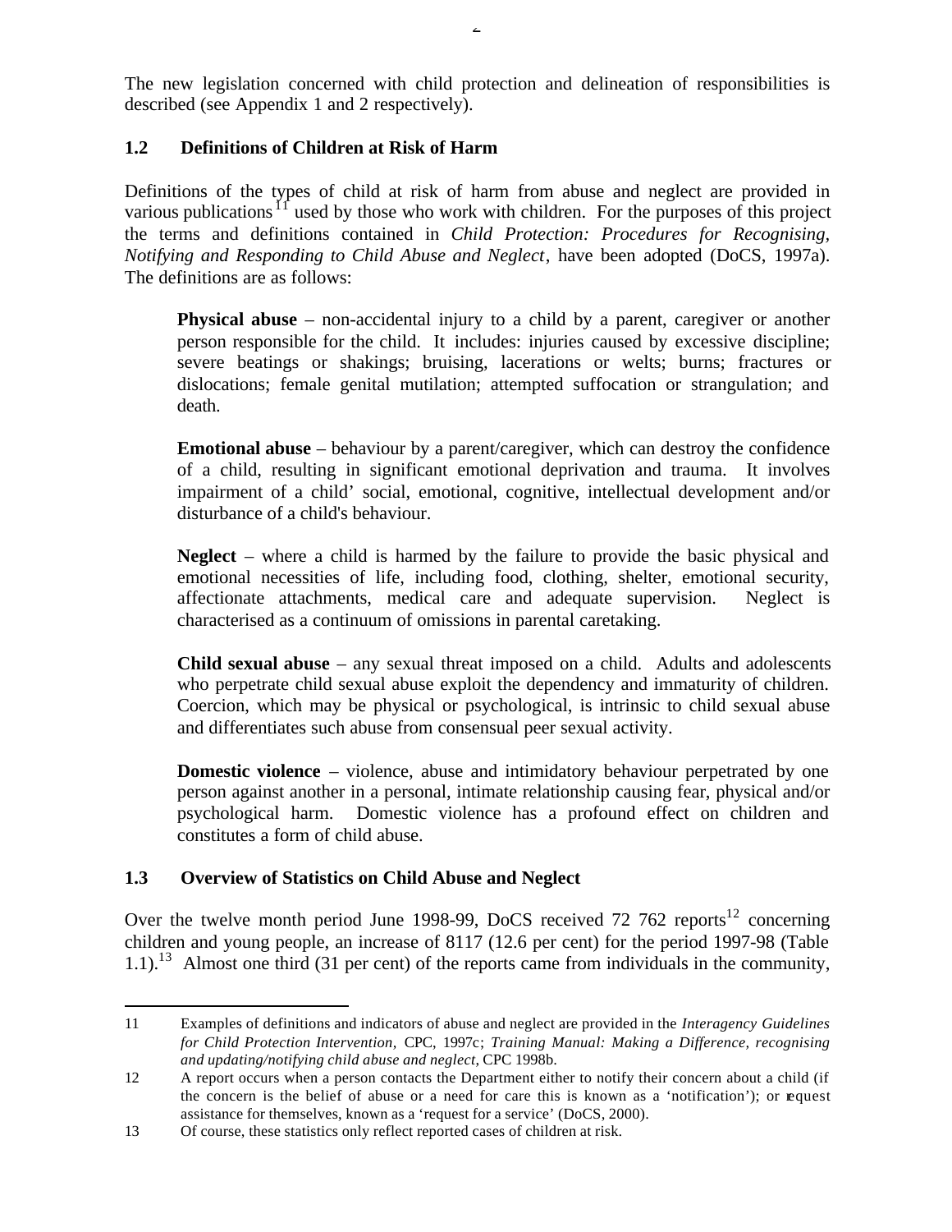The new legislation concerned with child protection and delineation of responsibilities is described (see Appendix 1 and 2 respectively).

## 1.2 Definitions of Children at Risk of Harm

Definitions of the types of child at risk of harm from abuse and neglect are provided in various publications[11] used by those who work with children. For the purposes of this project the terms and definitions contained in *Child Protection: Procedures for Recognising, Notifying and Responding to Child Abuse and Neglect*, have been adopted (DoCS, 1997a). The definitions are as follows:

> **Physical abuse** – non-accidental injury to a child by a parent, caregiver or another person responsible for the child. It includes: injuries caused by excessive discipline; severe beatings or shakings; bruising, lacerations or welts; burns; fractures or dislocations; female genital mutilation; attempted suffocation or strangulation; and death.
>
> **Emotional abuse** – behaviour by a parent/caregiver, which can destroy the confidence of a child, resulting in significant emotional deprivation and trauma. It involves impairment of a child' social, emotional, cognitive, intellectual development and/or disturbance of a child's behaviour.
>
> **Neglect** – where a child is harmed by the failure to provide the basic physical and emotional necessities of life, including food, clothing, shelter, emotional security, affectionate attachments, medical care and adequate supervision. Neglect is characterised as a continuum of omissions in parental caretaking.
>
> **Child sexual abuse** – any sexual threat imposed on a child. Adults and adolescents who perpetrate child sexual abuse exploit the dependency and immaturity of children. Coercion, which may be physical or psychological, is intrinsic to child sexual abuse and differentiates such abuse from consensual peer sexual activity.
>
> **Domestic violence** – violence, abuse and intimidatory behaviour perpetrated by one person against another in a personal, intimate relationship causing fear, physical and/or psychological harm. Domestic violence has a profound effect on children and constitutes a form of child abuse.

## 1.3 Overview of Statistics on Child Abuse and Neglect

Over the twelve month period June 1998-99, DoCS received 72 762 reports[12] concerning children and young people, an increase of 8117 (12.6 per cent) for the period 1997-98 (Table 1.1).[13] Almost one third (31 per cent) of the reports came from individuals in the community,

---

11 Examples of definitions and indicators of abuse and neglect are provided in the *Interagency Guidelines for Child Protection Intervention*, CPC, 1997c; *Training Manual: Making a Difference, recognising and updating/notifying child abuse and neglect*, CPC 1998b.

12 A report occurs when a person contacts the Department either to notify their concern about a child (if the concern is the belief of abuse or a need for care this is known as a 'notification'); or request assistance for themselves, known as a 'request for a service' (DoCS, 2000).

13 Of course, these statistics only reflect reported cases of children at risk.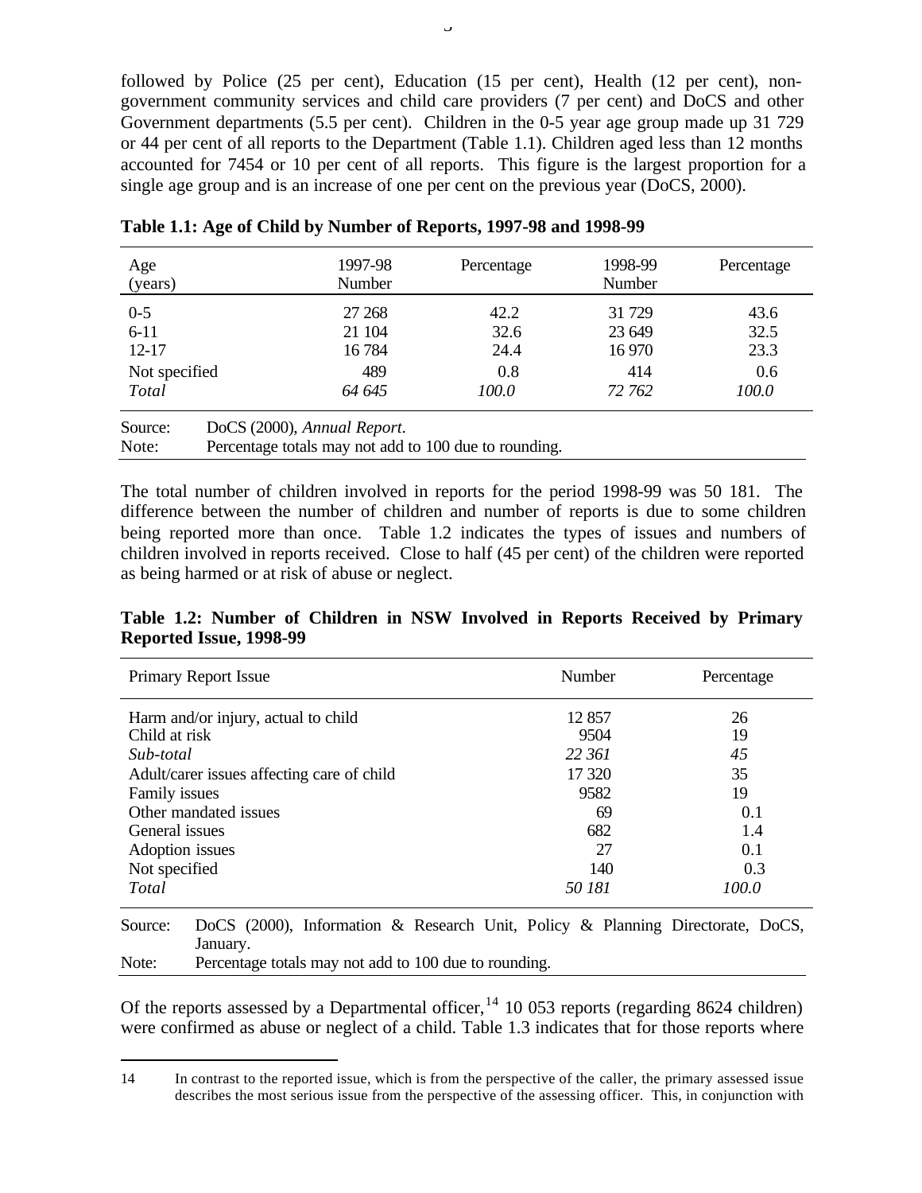followed by Police (25 per cent), Education (15 per cent), Health (12 per cent), non-government community services and child care providers (7 per cent) and DoCS and other Government departments (5.5 per cent). Children in the 0-5 year age group made up 31 729 or 44 per cent of all reports to the Department (Table 1.1). Children aged less than 12 months accounted for 7454 or 10 per cent of all reports. This figure is the largest proportion for a single age group and is an increase of one per cent on the previous year (DoCS, 2000).

**Table 1.1: Age of Child by Number of Reports, 1997-98 and 1998-99**

| Age (years) | 1997-98 Number | Percentage | 1998-99 Number | Percentage |
|---|---|---|---|---|
| 0-5 | 27 268 | 42.2 | 31 729 | 43.6 |
| 6-11 | 21 104 | 32.6 | 23 649 | 32.5 |
| 12-17 | 16 784 | 24.4 | 16 970 | 23.3 |
| Not specified | 489 | 0.8 | 414 | 0.6 |
| *Total* | *64 645* | *100.0* | *72 762* | *100.0* |

Source: DoCS (2000), *Annual Report*.
Note: Percentage totals may not add to 100 due to rounding.

The total number of children involved in reports for the period 1998-99 was 50 181. The difference between the number of children and number of reports is due to some children being reported more than once. Table 1.2 indicates the types of issues and numbers of children involved in reports received. Close to half (45 per cent) of the children were reported as being harmed or at risk of abuse or neglect.

**Table 1.2: Number of Children in NSW Involved in Reports Received by Primary Reported Issue, 1998-99**

| Primary Report Issue | Number | Percentage |
|---|---|---|
| Harm and/or injury, actual to child | 12 857 | 26 |
| Child at risk | 9504 | 19 |
| *Sub-total* | *22 361* | *45* |
| Adult/carer issues affecting care of child | 17 320 | 35 |
| Family issues | 9582 | 19 |
| Other mandated issues | 69 | 0.1 |
| General issues | 682 | 1.4 |
| Adoption issues | 27 | 0.1 |
| Not specified | 140 | 0.3 |
| *Total* | *50 181* | *100.0* |

Source: DoCS (2000), Information & Research Unit, Policy & Planning Directorate, DoCS, January.
Note: Percentage totals may not add to 100 due to rounding.

Of the reports assessed by a Departmental officer,[14] 10 053 reports (regarding 8624 children) were confirmed as abuse or neglect of a child. Table 1.3 indicates that for those reports where

14 In contrast to the reported issue, which is from the perspective of the caller, the primary assessed issue describes the most serious issue from the perspective of the assessing officer. This, in conjunction with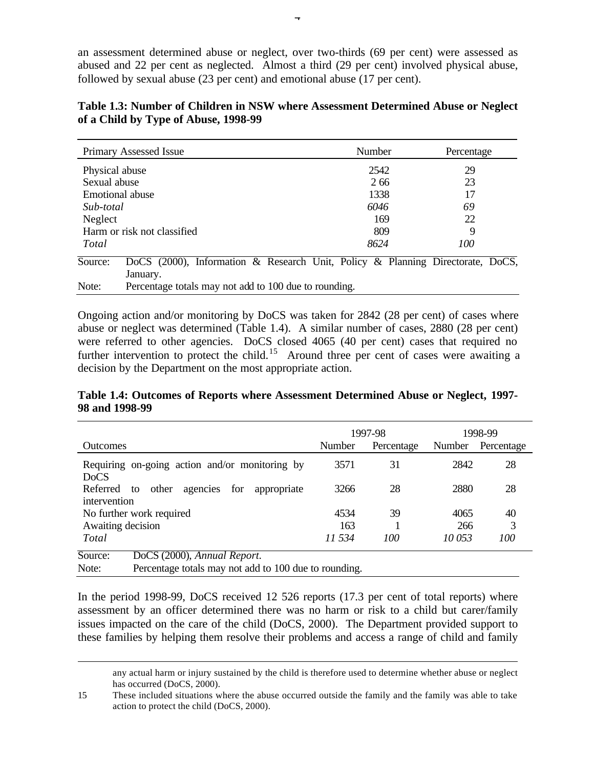an assessment determined abuse or neglect, over two-thirds (69 per cent) were assessed as abused and 22 per cent as neglected. Almost a third (29 per cent) involved physical abuse, followed by sexual abuse (23 per cent) and emotional abuse (17 per cent).

**Table 1.3: Number of Children in NSW where Assessment Determined Abuse or Neglect of a Child by Type of Abuse, 1998-99**

| Primary Assessed Issue | Number | Percentage |
|---|---|---|
| Physical abuse | 2542 | 29 |
| Sexual abuse | 2 66 | 23 |
| Emotional abuse | 1338 | 17 |
| *Sub-total* | *6046* | *69* |
| Neglect | 169 | 22 |
| Harm or risk not classified | 809 | 9 |
| *Total* | *8624* | *100* |

Source: DoCS (2000), Information & Research Unit, Policy & Planning Directorate, DoCS, January.
Note: Percentage totals may not add to 100 due to rounding.

Ongoing action and/or monitoring by DoCS was taken for 2842 (28 per cent) of cases where abuse or neglect was determined (Table 1.4). A similar number of cases, 2880 (28 per cent) were referred to other agencies. DoCS closed 4065 (40 per cent) cases that required no further intervention to protect the child.[15] Around three per cent of cases were awaiting a decision by the Department on the most appropriate action.

**Table 1.4: Outcomes of Reports where Assessment Determined Abuse or Neglect, 1997-98 and 1998-99**

| | 1997-98 | | 1998-99 | |
|---|---|---|---|---|
| Outcomes | Number | Percentage | Number | Percentage |
| Requiring on-going action and/or monitoring by DoCS | 3571 | 31 | 2842 | 28 |
| Referred to other agencies for appropriate intervention | 3266 | 28 | 2880 | 28 |
| No further work required | 4534 | 39 | 4065 | 40 |
| Awaiting decision | 163 | 1 | 266 | 3 |
| *Total* | *11 534* | *100* | *10 053* | *100* |

Source: DoCS (2000), *Annual Report*.
Note: Percentage totals may not add to 100 due to rounding.

In the period 1998-99, DoCS received 12 526 reports (17.3 per cent of total reports) where assessment by an officer determined there was no harm or risk to a child but carer/family issues impacted on the care of the child (DoCS, 2000). The Department provided support to these families by helping them resolve their problems and access a range of child and family

any actual harm or injury sustained by the child is therefore used to determine whether abuse or neglect has occurred (DoCS, 2000).

15 These included situations where the abuse occurred outside the family and the family was able to take action to protect the child (DoCS, 2000).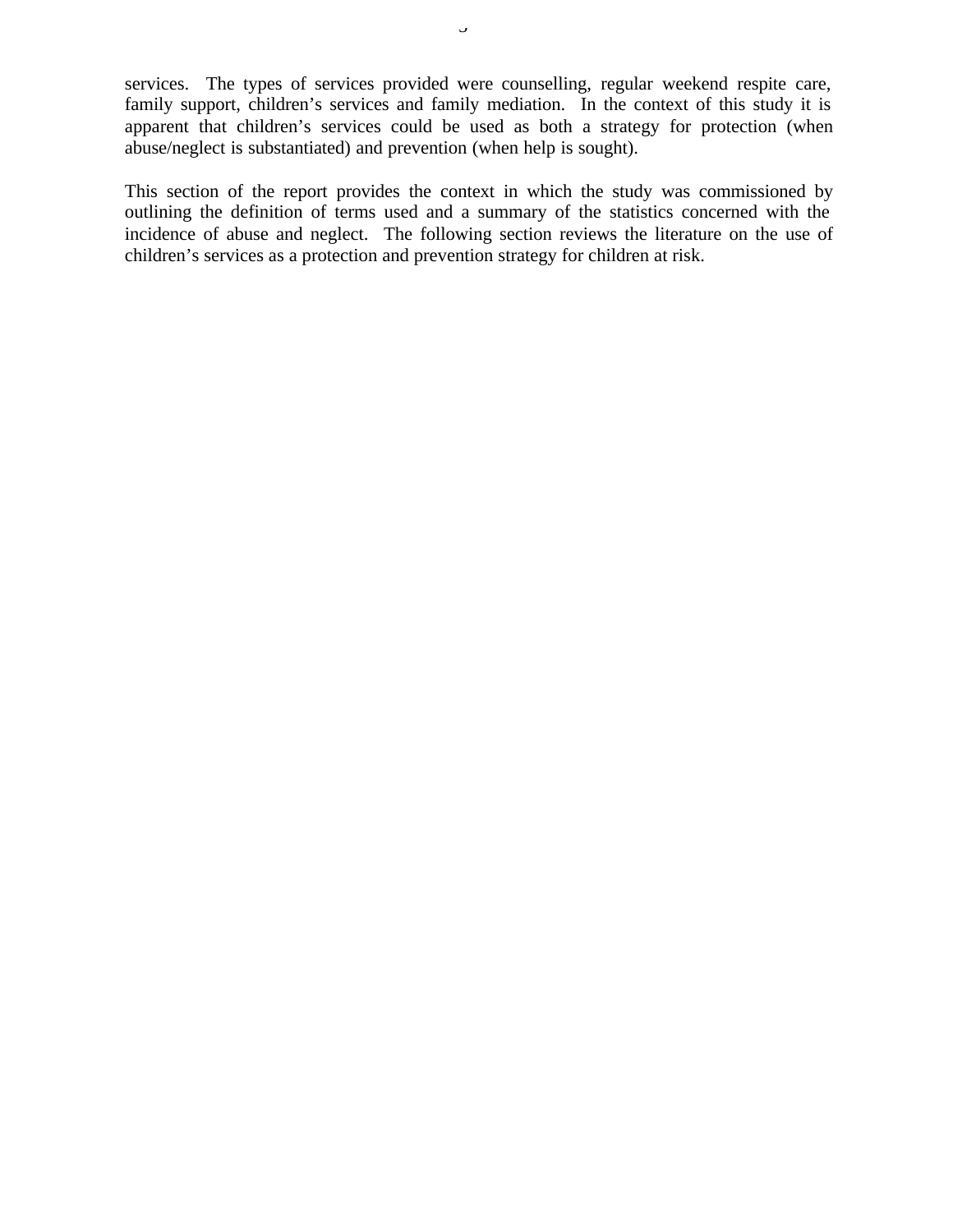services. The types of services provided were counselling, regular weekend respite care, family support, children's services and family mediation. In the context of this study it is apparent that children's services could be used as both a strategy for protection (when abuse/neglect is substantiated) and prevention (when help is sought).

This section of the report provides the context in which the study was commissioned by outlining the definition of terms used and a summary of the statistics concerned with the incidence of abuse and neglect. The following section reviews the literature on the use of children's services as a protection and prevention strategy for children at risk.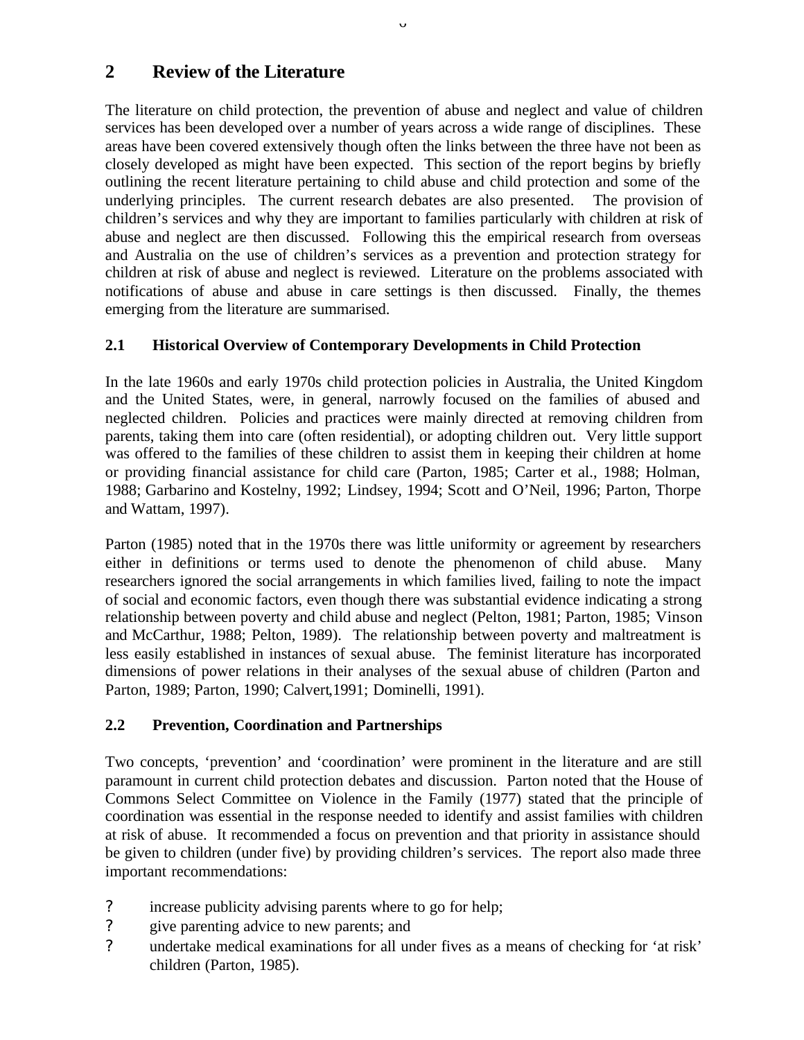## 2 Review of the Literature

The literature on child protection, the prevention of abuse and neglect and value of children services has been developed over a number of years across a wide range of disciplines. These areas have been covered extensively though often the links between the three have not been as closely developed as might have been expected. This section of the report begins by briefly outlining the recent literature pertaining to child abuse and child protection and some of the underlying principles. The current research debates are also presented. The provision of children's services and why they are important to families particularly with children at risk of abuse and neglect are then discussed. Following this the empirical research from overseas and Australia on the use of children's services as a prevention and protection strategy for children at risk of abuse and neglect is reviewed. Literature on the problems associated with notifications of abuse and abuse in care settings is then discussed. Finally, the themes emerging from the literature are summarised.

### 2.1 Historical Overview of Contemporary Developments in Child Protection

In the late 1960s and early 1970s child protection policies in Australia, the United Kingdom and the United States, were, in general, narrowly focused on the families of abused and neglected children. Policies and practices were mainly directed at removing children from parents, taking them into care (often residential), or adopting children out. Very little support was offered to the families of these children to assist them in keeping their children at home or providing financial assistance for child care (Parton, 1985; Carter et al., 1988; Holman, 1988; Garbarino and Kostelny, 1992; Lindsey, 1994; Scott and O'Neil, 1996; Parton, Thorpe and Wattam, 1997).

Parton (1985) noted that in the 1970s there was little uniformity or agreement by researchers either in definitions or terms used to denote the phenomenon of child abuse. Many researchers ignored the social arrangements in which families lived, failing to note the impact of social and economic factors, even though there was substantial evidence indicating a strong relationship between poverty and child abuse and neglect (Pelton, 1981; Parton, 1985; Vinson and McCarthur, 1988; Pelton, 1989). The relationship between poverty and maltreatment is less easily established in instances of sexual abuse. The feminist literature has incorporated dimensions of power relations in their analyses of the sexual abuse of children (Parton and Parton, 1989; Parton, 1990; Calvert,1991; Dominelli, 1991).

### 2.2 Prevention, Coordination and Partnerships

Two concepts, 'prevention' and 'coordination' were prominent in the literature and are still paramount in current child protection debates and discussion. Parton noted that the House of Commons Select Committee on Violence in the Family (1977) stated that the principle of coordination was essential in the response needed to identify and assist families with children at risk of abuse. It recommended a focus on prevention and that priority in assistance should be given to children (under five) by providing children's services. The report also made three important recommendations:

- increase publicity advising parents where to go for help;
- give parenting advice to new parents; and
- undertake medical examinations for all under fives as a means of checking for 'at risk' children (Parton, 1985).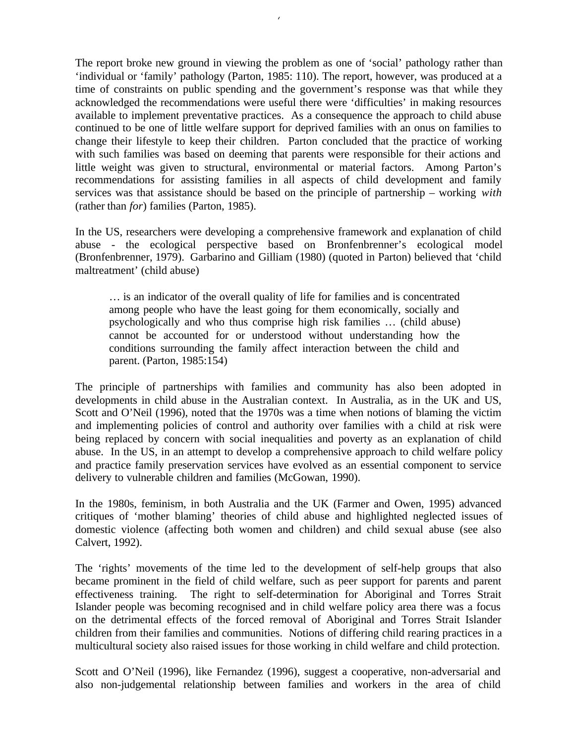The report broke new ground in viewing the problem as one of 'social' pathology rather than 'individual or 'family' pathology (Parton, 1985: 110). The report, however, was produced at a time of constraints on public spending and the government's response was that while they acknowledged the recommendations were useful there were 'difficulties' in making resources available to implement preventative practices. As a consequence the approach to child abuse continued to be one of little welfare support for deprived families with an onus on families to change their lifestyle to keep their children. Parton concluded that the practice of working with such families was based on deeming that parents were responsible for their actions and little weight was given to structural, environmental or material factors. Among Parton's recommendations for assisting families in all aspects of child development and family services was that assistance should be based on the principle of partnership – working *with* (rather than *for*) families (Parton, 1985).

In the US, researchers were developing a comprehensive framework and explanation of child abuse - the ecological perspective based on Bronfenbrenner's ecological model (Bronfenbrenner, 1979). Garbarino and Gilliam (1980) (quoted in Parton) believed that 'child maltreatment' (child abuse)

> … is an indicator of the overall quality of life for families and is concentrated among people who have the least going for them economically, socially and psychologically and who thus comprise high risk families … (child abuse) cannot be accounted for or understood without understanding how the conditions surrounding the family affect interaction between the child and parent. (Parton, 1985:154)

The principle of partnerships with families and community has also been adopted in developments in child abuse in the Australian context. In Australia, as in the UK and US, Scott and O'Neil (1996), noted that the 1970s was a time when notions of blaming the victim and implementing policies of control and authority over families with a child at risk were being replaced by concern with social inequalities and poverty as an explanation of child abuse. In the US, in an attempt to develop a comprehensive approach to child welfare policy and practice family preservation services have evolved as an essential component to service delivery to vulnerable children and families (McGowan, 1990).

In the 1980s, feminism, in both Australia and the UK (Farmer and Owen, 1995) advanced critiques of 'mother blaming' theories of child abuse and highlighted neglected issues of domestic violence (affecting both women and children) and child sexual abuse (see also Calvert, 1992).

The 'rights' movements of the time led to the development of self-help groups that also became prominent in the field of child welfare, such as peer support for parents and parent effectiveness training. The right to self-determination for Aboriginal and Torres Strait Islander people was becoming recognised and in child welfare policy area there was a focus on the detrimental effects of the forced removal of Aboriginal and Torres Strait Islander children from their families and communities. Notions of differing child rearing practices in a multicultural society also raised issues for those working in child welfare and child protection.

Scott and O'Neil (1996), like Fernandez (1996), suggest a cooperative, non-adversarial and also non-judgemental relationship between families and workers in the area of child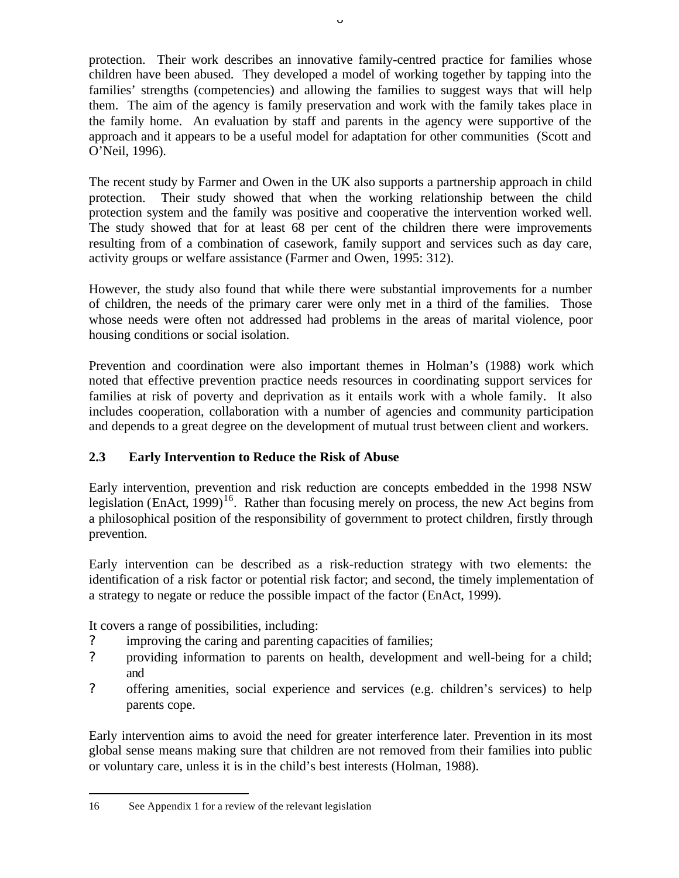protection. Their work describes an innovative family-centred practice for families whose children have been abused. They developed a model of working together by tapping into the families' strengths (competencies) and allowing the families to suggest ways that will help them. The aim of the agency is family preservation and work with the family takes place in the family home. An evaluation by staff and parents in the agency were supportive of the approach and it appears to be a useful model for adaptation for other communities (Scott and O'Neil, 1996).

The recent study by Farmer and Owen in the UK also supports a partnership approach in child protection. Their study showed that when the working relationship between the child protection system and the family was positive and cooperative the intervention worked well. The study showed that for at least 68 per cent of the children there were improvements resulting from of a combination of casework, family support and services such as day care, activity groups or welfare assistance (Farmer and Owen, 1995: 312).

However, the study also found that while there were substantial improvements for a number of children, the needs of the primary carer were only met in a third of the families. Those whose needs were often not addressed had problems in the areas of marital violence, poor housing conditions or social isolation.

Prevention and coordination were also important themes in Holman's (1988) work which noted that effective prevention practice needs resources in coordinating support services for families at risk of poverty and deprivation as it entails work with a whole family. It also includes cooperation, collaboration with a number of agencies and community participation and depends to a great degree on the development of mutual trust between client and workers.

### 2.3 Early Intervention to Reduce the Risk of Abuse

Early intervention, prevention and risk reduction are concepts embedded in the 1998 NSW legislation (EnAct, 1999)[16]. Rather than focusing merely on process, the new Act begins from a philosophical position of the responsibility of government to protect children, firstly through prevention.

Early intervention can be described as a risk-reduction strategy with two elements: the identification of a risk factor or potential risk factor; and second, the timely implementation of a strategy to negate or reduce the possible impact of the factor (EnAct, 1999).

It covers a range of possibilities, including:

- improving the caring and parenting capacities of families;
- providing information to parents on health, development and well-being for a child; and
- offering amenities, social experience and services (e.g. children's services) to help parents cope.

Early intervention aims to avoid the need for greater interference later. Prevention in its most global sense means making sure that children are not removed from their families into public or voluntary care, unless it is in the child's best interests (Holman, 1988).

---

16 See Appendix 1 for a review of the relevant legislation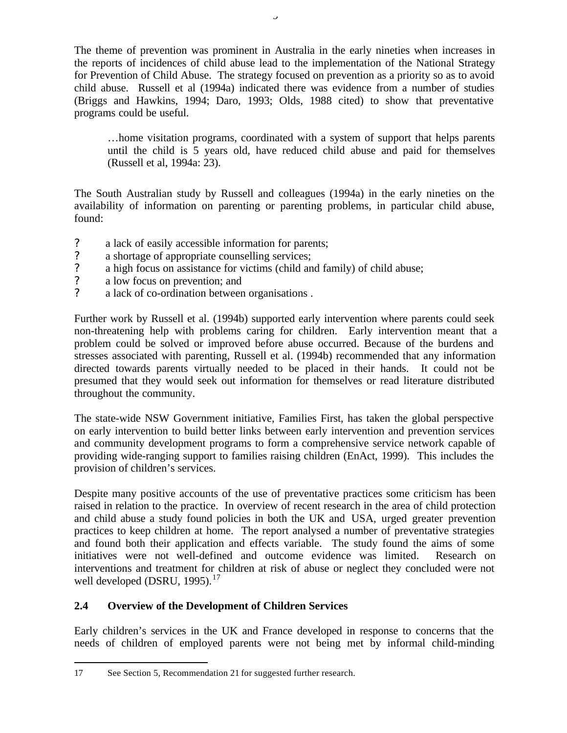The theme of prevention was prominent in Australia in the early nineties when increases in the reports of incidences of child abuse lead to the implementation of the National Strategy for Prevention of Child Abuse. The strategy focused on prevention as a priority so as to avoid child abuse. Russell et al (1994a) indicated there was evidence from a number of studies (Briggs and Hawkins, 1994; Daro, 1993; Olds, 1988 cited) to show that preventative programs could be useful.

> …home visitation programs, coordinated with a system of support that helps parents until the child is 5 years old, have reduced child abuse and paid for themselves (Russell et al, 1994a: 23).

The South Australian study by Russell and colleagues (1994a) in the early nineties on the availability of information on parenting or parenting problems, in particular child abuse, found:

- a lack of easily accessible information for parents;
- a shortage of appropriate counselling services;
- a high focus on assistance for victims (child and family) of child abuse;
- a low focus on prevention; and
- a lack of co-ordination between organisations .

Further work by Russell et al. (1994b) supported early intervention where parents could seek non-threatening help with problems caring for children. Early intervention meant that a problem could be solved or improved before abuse occurred. Because of the burdens and stresses associated with parenting, Russell et al. (1994b) recommended that any information directed towards parents virtually needed to be placed in their hands. It could not be presumed that they would seek out information for themselves or read literature distributed throughout the community.

The state-wide NSW Government initiative, Families First, has taken the global perspective on early intervention to build better links between early intervention and prevention services and community development programs to form a comprehensive service network capable of providing wide-ranging support to families raising children (EnAct, 1999). This includes the provision of children's services.

Despite many positive accounts of the use of preventative practices some criticism has been raised in relation to the practice. In overview of recent research in the area of child protection and child abuse a study found policies in both the UK and USA, urged greater prevention practices to keep children at home. The report analysed a number of preventative strategies and found both their application and effects variable. The study found the aims of some initiatives were not well-defined and outcome evidence was limited. Research on interventions and treatment for children at risk of abuse or neglect they concluded were not well developed (DSRU, 1995).[17]

## 2.4 Overview of the Development of Children Services

Early children's services in the UK and France developed in response to concerns that the needs of children of employed parents were not being met by informal child-minding

---

17 See Section 5, Recommendation 21 for suggested further research.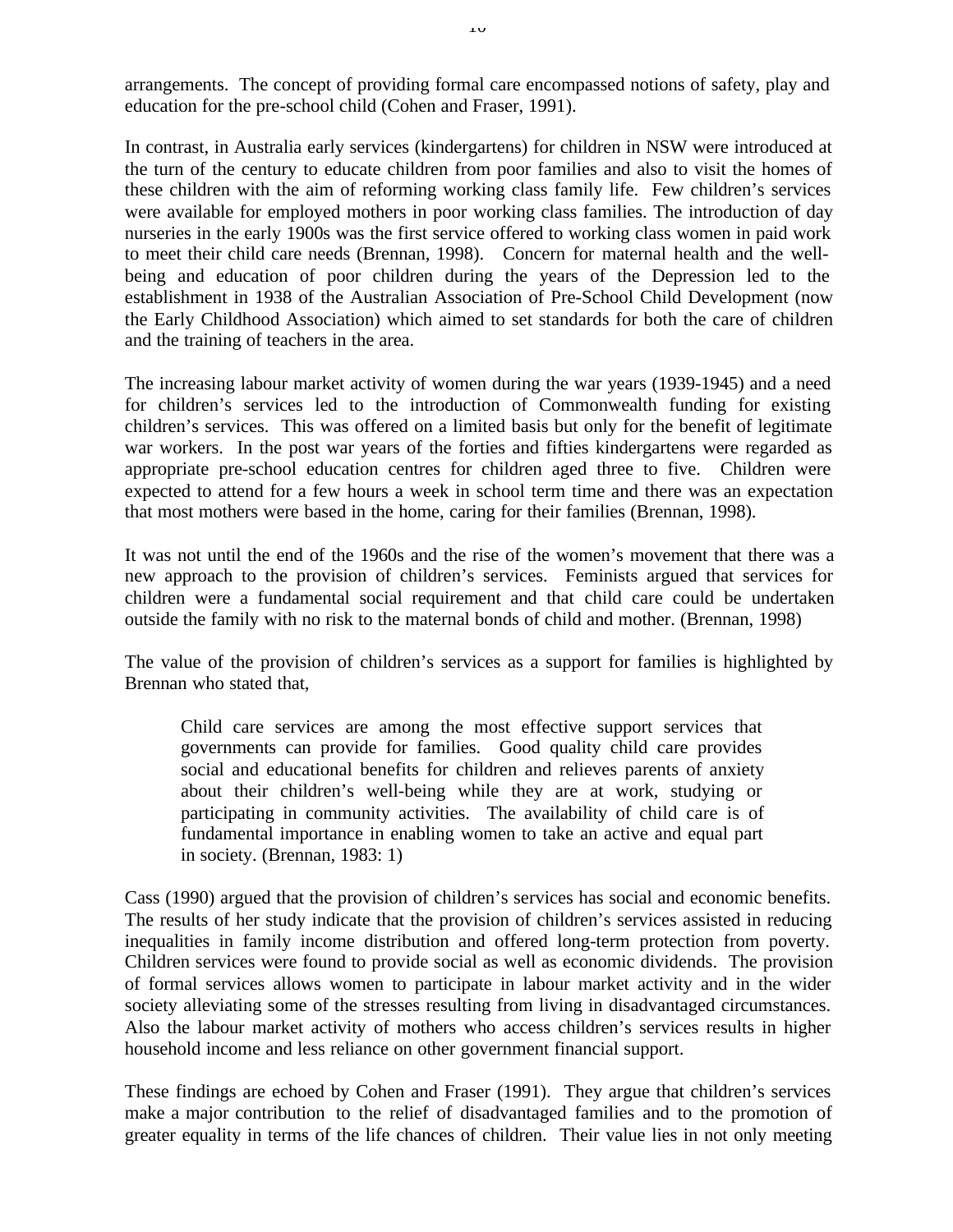arrangements. The concept of providing formal care encompassed notions of safety, play and education for the pre-school child (Cohen and Fraser, 1991).

In contrast, in Australia early services (kindergartens) for children in NSW were introduced at the turn of the century to educate children from poor families and also to visit the homes of these children with the aim of reforming working class family life. Few children's services were available for employed mothers in poor working class families. The introduction of day nurseries in the early 1900s was the first service offered to working class women in paid work to meet their child care needs (Brennan, 1998). Concern for maternal health and the well-being and education of poor children during the years of the Depression led to the establishment in 1938 of the Australian Association of Pre-School Child Development (now the Early Childhood Association) which aimed to set standards for both the care of children and the training of teachers in the area.

The increasing labour market activity of women during the war years (1939-1945) and a need for children's services led to the introduction of Commonwealth funding for existing children's services. This was offered on a limited basis but only for the benefit of legitimate war workers. In the post war years of the forties and fifties kindergartens were regarded as appropriate pre-school education centres for children aged three to five. Children were expected to attend for a few hours a week in school term time and there was an expectation that most mothers were based in the home, caring for their families (Brennan, 1998).

It was not until the end of the 1960s and the rise of the women's movement that there was a new approach to the provision of children's services. Feminists argued that services for children were a fundamental social requirement and that child care could be undertaken outside the family with no risk to the maternal bonds of child and mother. (Brennan, 1998)

The value of the provision of children's services as a support for families is highlighted by Brennan who stated that,

> Child care services are among the most effective support services that governments can provide for families. Good quality child care provides social and educational benefits for children and relieves parents of anxiety about their children's well-being while they are at work, studying or participating in community activities. The availability of child care is of fundamental importance in enabling women to take an active and equal part in society. (Brennan, 1983: 1)

Cass (1990) argued that the provision of children's services has social and economic benefits. The results of her study indicate that the provision of children's services assisted in reducing inequalities in family income distribution and offered long-term protection from poverty. Children services were found to provide social as well as economic dividends. The provision of formal services allows women to participate in labour market activity and in the wider society alleviating some of the stresses resulting from living in disadvantaged circumstances. Also the labour market activity of mothers who access children's services results in higher household income and less reliance on other government financial support.

These findings are echoed by Cohen and Fraser (1991). They argue that children's services make a major contribution to the relief of disadvantaged families and to the promotion of greater equality in terms of the life chances of children. Their value lies in not only meeting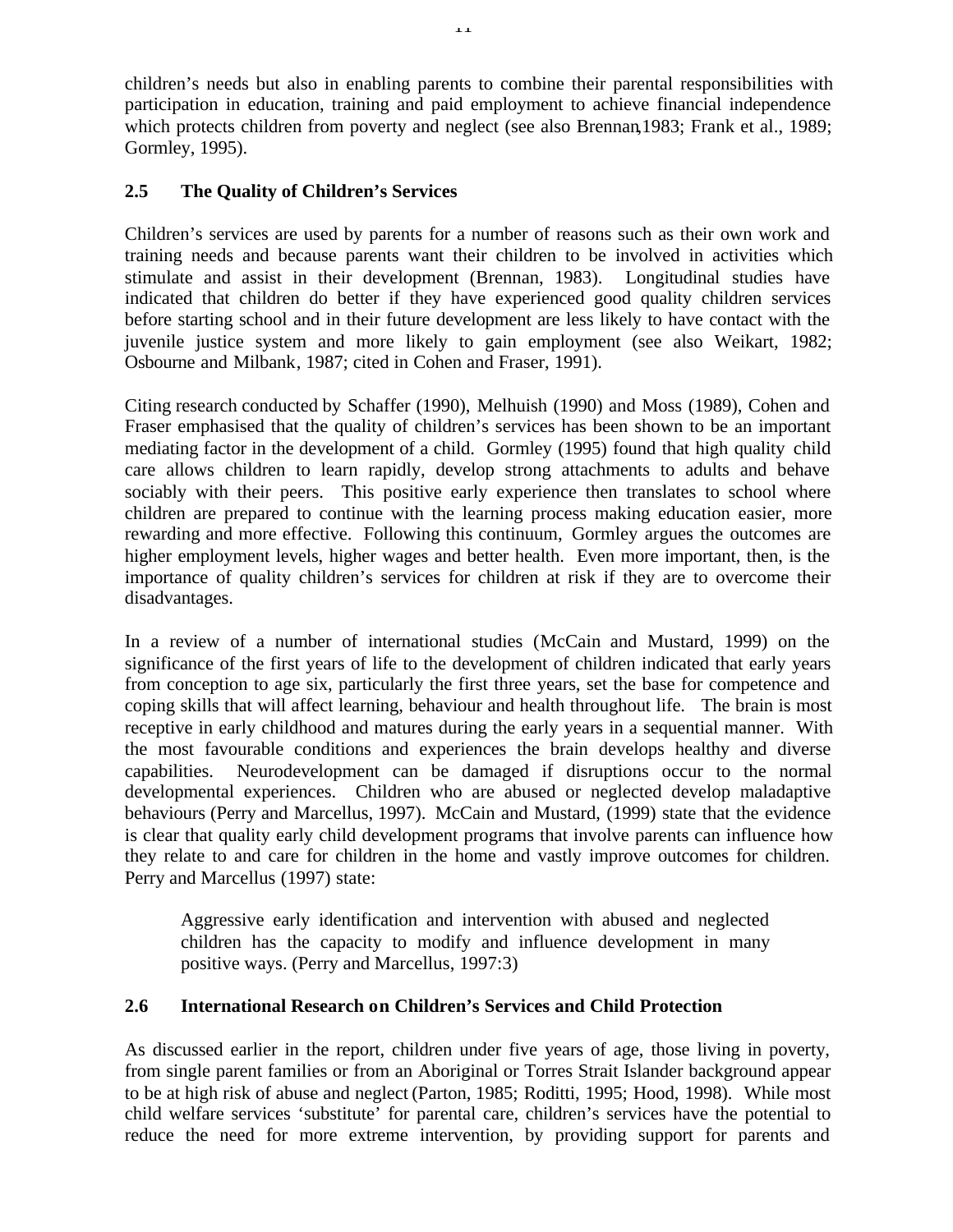children's needs but also in enabling parents to combine their parental responsibilities with participation in education, training and paid employment to achieve financial independence which protects children from poverty and neglect (see also Brennan,1983; Frank et al., 1989; Gormley, 1995).

## 2.5 The Quality of Children's Services

Children's services are used by parents for a number of reasons such as their own work and training needs and because parents want their children to be involved in activities which stimulate and assist in their development (Brennan, 1983). Longitudinal studies have indicated that children do better if they have experienced good quality children services before starting school and in their future development are less likely to have contact with the juvenile justice system and more likely to gain employment (see also Weikart, 1982; Osbourne and Milbank, 1987; cited in Cohen and Fraser, 1991).

Citing research conducted by Schaffer (1990), Melhuish (1990) and Moss (1989), Cohen and Fraser emphasised that the quality of children's services has been shown to be an important mediating factor in the development of a child. Gormley (1995) found that high quality child care allows children to learn rapidly, develop strong attachments to adults and behave sociably with their peers. This positive early experience then translates to school where children are prepared to continue with the learning process making education easier, more rewarding and more effective. Following this continuum, Gormley argues the outcomes are higher employment levels, higher wages and better health. Even more important, then, is the importance of quality children's services for children at risk if they are to overcome their disadvantages.

In a review of a number of international studies (McCain and Mustard, 1999) on the significance of the first years of life to the development of children indicated that early years from conception to age six, particularly the first three years, set the base for competence and coping skills that will affect learning, behaviour and health throughout life. The brain is most receptive in early childhood and matures during the early years in a sequential manner. With the most favourable conditions and experiences the brain develops healthy and diverse capabilities. Neurodevelopment can be damaged if disruptions occur to the normal developmental experiences. Children who are abused or neglected develop maladaptive behaviours (Perry and Marcellus, 1997). McCain and Mustard, (1999) state that the evidence is clear that quality early child development programs that involve parents can influence how they relate to and care for children in the home and vastly improve outcomes for children. Perry and Marcellus (1997) state:

> Aggressive early identification and intervention with abused and neglected children has the capacity to modify and influence development in many positive ways. (Perry and Marcellus, 1997:3)

## 2.6 International Research on Children's Services and Child Protection

As discussed earlier in the report, children under five years of age, those living in poverty, from single parent families or from an Aboriginal or Torres Strait Islander background appear to be at high risk of abuse and neglect (Parton, 1985; Roditti, 1995; Hood, 1998). While most child welfare services 'substitute' for parental care, children's services have the potential to reduce the need for more extreme intervention, by providing support for parents and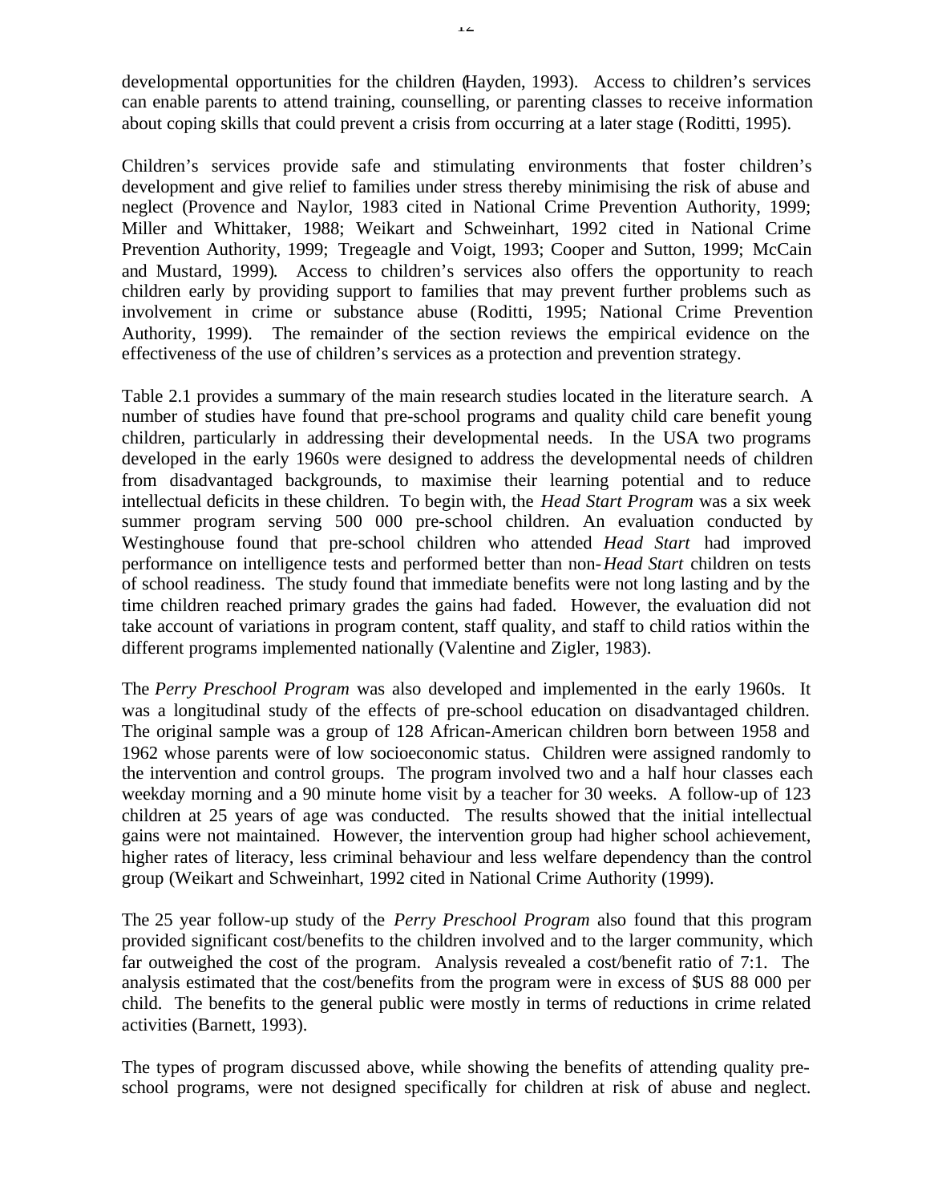developmental opportunities for the children (Hayden, 1993). Access to children's services can enable parents to attend training, counselling, or parenting classes to receive information about coping skills that could prevent a crisis from occurring at a later stage (Roditti, 1995).

Children's services provide safe and stimulating environments that foster children's development and give relief to families under stress thereby minimising the risk of abuse and neglect (Provence and Naylor, 1983 cited in National Crime Prevention Authority, 1999; Miller and Whittaker, 1988; Weikart and Schweinhart, 1992 cited in National Crime Prevention Authority, 1999; Tregeagle and Voigt, 1993; Cooper and Sutton, 1999; McCain and Mustard, 1999). Access to children's services also offers the opportunity to reach children early by providing support to families that may prevent further problems such as involvement in crime or substance abuse (Roditti, 1995; National Crime Prevention Authority, 1999). The remainder of the section reviews the empirical evidence on the effectiveness of the use of children's services as a protection and prevention strategy.

Table 2.1 provides a summary of the main research studies located in the literature search. A number of studies have found that pre-school programs and quality child care benefit young children, particularly in addressing their developmental needs. In the USA two programs developed in the early 1960s were designed to address the developmental needs of children from disadvantaged backgrounds, to maximise their learning potential and to reduce intellectual deficits in these children. To begin with, the *Head Start Program* was a six week summer program serving 500 000 pre-school children. An evaluation conducted by Westinghouse found that pre-school children who attended *Head Start* had improved performance on intelligence tests and performed better than non-*Head Start* children on tests of school readiness. The study found that immediate benefits were not long lasting and by the time children reached primary grades the gains had faded. However, the evaluation did not take account of variations in program content, staff quality, and staff to child ratios within the different programs implemented nationally (Valentine and Zigler, 1983).

The *Perry Preschool Program* was also developed and implemented in the early 1960s. It was a longitudinal study of the effects of pre-school education on disadvantaged children. The original sample was a group of 128 African-American children born between 1958 and 1962 whose parents were of low socioeconomic status. Children were assigned randomly to the intervention and control groups. The program involved two and a half hour classes each weekday morning and a 90 minute home visit by a teacher for 30 weeks. A follow-up of 123 children at 25 years of age was conducted. The results showed that the initial intellectual gains were not maintained. However, the intervention group had higher school achievement, higher rates of literacy, less criminal behaviour and less welfare dependency than the control group (Weikart and Schweinhart, 1992 cited in National Crime Authority (1999).

The 25 year follow-up study of the *Perry Preschool Program* also found that this program provided significant cost/benefits to the children involved and to the larger community, which far outweighed the cost of the program. Analysis revealed a cost/benefit ratio of 7:1. The analysis estimated that the cost/benefits from the program were in excess of $US 88 000 per child. The benefits to the general public were mostly in terms of reductions in crime related activities (Barnett, 1993).

The types of program discussed above, while showing the benefits of attending quality pre-school programs, were not designed specifically for children at risk of abuse and neglect.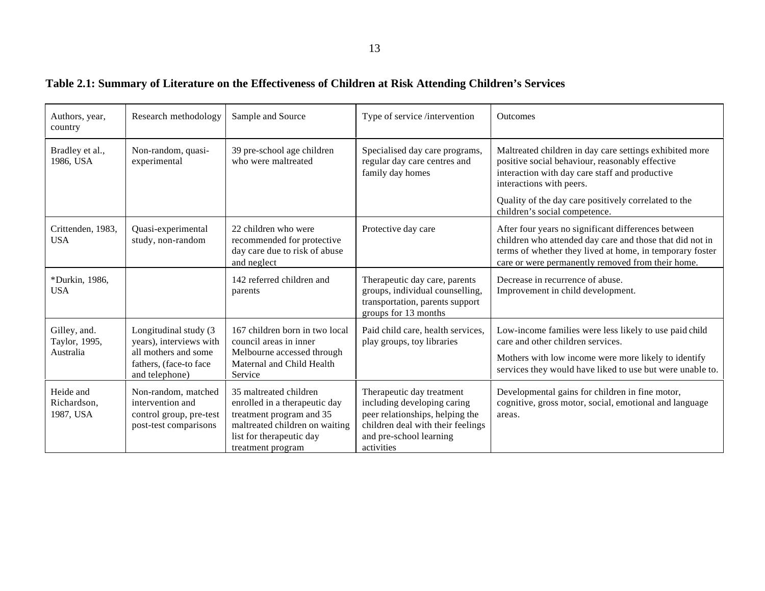**Table 2.1: Summary of Literature on the Effectiveness of Children at Risk Attending Children's Services**

| Authors, year, country | Research methodology | Sample and Source | Type of service /intervention | Outcomes |
|---|---|---|---|---|
| Bradley et al., 1986, USA | Non-random, quasi-experimental | 39 pre-school age children who were maltreated | Specialised day care programs, regular day care centres and family day homes | Maltreated children in day care settings exhibited more positive social behaviour, reasonably effective interaction with day care staff and productive interactions with peers. Quality of the day care positively correlated to the children's social competence. |
| Crittenden, 1983, USA | Quasi-experimental study, non-random | 22 children who were recommended for protective day care due to risk of abuse and neglect | Protective day care | After four years no significant differences between children who attended day care and those that did not in terms of whether they lived at home, in temporary foster care or were permanently removed from their home. |
| *Durkin, 1986, USA | | 142 referred children and parents | Therapeutic day care, parents groups, individual counselling, transportation, parents support groups for 13 months | Decrease in recurrence of abuse. Improvement in child development. |
| Gilley, and. Taylor, 1995, Australia | Longitudinal study (3 years), interviews with all mothers and some fathers, (face-to face and telephone) | 167 children born in two local council areas in inner Melbourne accessed through Maternal and Child Health Service | Paid child care, health services, play groups, toy libraries | Low-income families were less likely to use paid child care and other children services. Mothers with low income were more likely to identify services they would have liked to use but were unable to. |
| Heide and Richardson, 1987, USA | Non-random, matched intervention and control group, pre-test post-test comparisons | 35 maltreated children enrolled in a therapeutic day treatment program and 35 maltreated children on waiting list for therapeutic day treatment program | Therapeutic day treatment including developing caring peer relationships, helping the children deal with their feelings and pre-school learning activities | Developmental gains for children in fine motor, cognitive, gross motor, social, emotional and language areas. |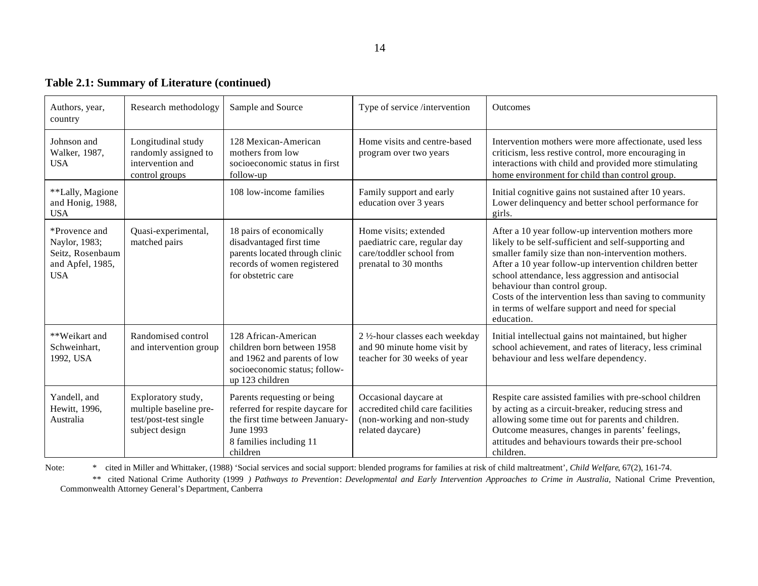**Table 2.1: Summary of Literature (continued)**

| Authors, year, country | Research methodology | Sample and Source | Type of service /intervention | Outcomes |
|---|---|---|---|---|
| Johnson and Walker, 1987, USA | Longitudinal study randomly assigned to intervention and control groups | 128 Mexican-American mothers from low socioeconomic status in first follow-up | Home visits and centre-based program over two years | Intervention mothers were more affectionate, used less criticism, less restive control, more encouraging in interactions with child and provided more stimulating home environment for child than control group. |
| **Lally, Magione and Honig, 1988, USA | | 108 low-income families | Family support and early education over 3 years | Initial cognitive gains not sustained after 10 years. Lower delinquency and better school performance for girls. |
| *Provence and Naylor, 1983; Seitz, Rosenbaum and Apfel, 1985, USA | Quasi-experimental, matched pairs | 18 pairs of economically disadvantaged first time parents located through clinic records of women registered for obstetric care | Home visits; extended paediatric care, regular day care/toddler school from prenatal to 30 months | After a 10 year follow-up intervention mothers more likely to be self-sufficient and self-supporting and smaller family size than non-intervention mothers. After a 10 year follow-up intervention children better school attendance, less aggression and antisocial behaviour than control group. Costs of the intervention less than saving to community in terms of welfare support and need for special education. |
| **Weikart and Schweinhart, 1992, USA | Randomised control and intervention group | 128 African-American children born between 1958 and 1962 and parents of low socioeconomic status; follow-up 123 children | 2 ½-hour classes each weekday and 90 minute home visit by teacher for 30 weeks of year | Initial intellectual gains not maintained, but higher school achievement, and rates of literacy, less criminal behaviour and less welfare dependency. |
| Yandell, and Hewitt, 1996, Australia | Exploratory study, multiple baseline pre-test/post-test single subject design | Parents requesting or being referred for respite daycare for the first time between January-June 1993<br>8 families including 11 children | Occasional daycare at accredited child care facilities (non-working and non-study related daycare) | Respite care assisted families with pre-school children by acting as a circuit-breaker, reducing stress and allowing some time out for parents and children. Outcome measures, changes in parents' feelings, attitudes and behaviours towards their pre-school children. |

Note: * cited in Miller and Whittaker, (1988) 'Social services and social support: blended programs for families at risk of child maltreatment', *Child Welfare*, 67(2), 161-74.

** cited National Crime Authority (1999 *) Pathways to Prevention*: *Developmental and Early Intervention Approaches to Crime in Australia*, National Crime Prevention, Commonwealth Attorney General's Department, Canberra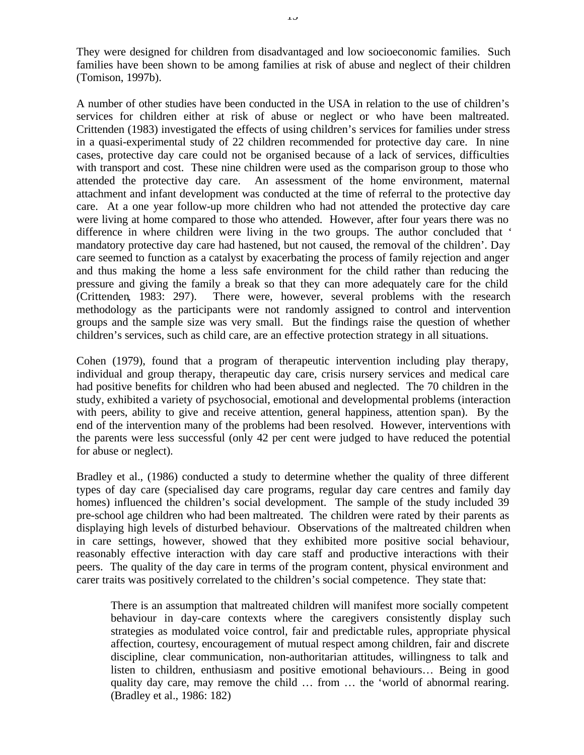They were designed for children from disadvantaged and low socioeconomic families. Such families have been shown to be among families at risk of abuse and neglect of their children (Tomison, 1997b).

A number of other studies have been conducted in the USA in relation to the use of children's services for children either at risk of abuse or neglect or who have been maltreated. Crittenden (1983) investigated the effects of using children's services for families under stress in a quasi-experimental study of 22 children recommended for protective day care. In nine cases, protective day care could not be organised because of a lack of services, difficulties with transport and cost. These nine children were used as the comparison group to those who attended the protective day care. An assessment of the home environment, maternal attachment and infant development was conducted at the time of referral to the protective day care. At a one year follow-up more children who had not attended the protective day care were living at home compared to those who attended. However, after four years there was no difference in where children were living in the two groups. The author concluded that ' mandatory protective day care had hastened, but not caused, the removal of the children'. Day care seemed to function as a catalyst by exacerbating the process of family rejection and anger and thus making the home a less safe environment for the child rather than reducing the pressure and giving the family a break so that they can more adequately care for the child (Crittenden, 1983: 297). There were, however, several problems with the research methodology as the participants were not randomly assigned to control and intervention groups and the sample size was very small. But the findings raise the question of whether children's services, such as child care, are an effective protection strategy in all situations.

Cohen (1979), found that a program of therapeutic intervention including play therapy, individual and group therapy, therapeutic day care, crisis nursery services and medical care had positive benefits for children who had been abused and neglected. The 70 children in the study, exhibited a variety of psychosocial, emotional and developmental problems (interaction with peers, ability to give and receive attention, general happiness, attention span). By the end of the intervention many of the problems had been resolved. However, interventions with the parents were less successful (only 42 per cent were judged to have reduced the potential for abuse or neglect).

Bradley et al., (1986) conducted a study to determine whether the quality of three different types of day care (specialised day care programs, regular day care centres and family day homes) influenced the children's social development. The sample of the study included 39 pre-school age children who had been maltreated. The children were rated by their parents as displaying high levels of disturbed behaviour. Observations of the maltreated children when in care settings, however, showed that they exhibited more positive social behaviour, reasonably effective interaction with day care staff and productive interactions with their peers. The quality of the day care in terms of the program content, physical environment and carer traits was positively correlated to the children's social competence. They state that:

> There is an assumption that maltreated children will manifest more socially competent behaviour in day-care contexts where the caregivers consistently display such strategies as modulated voice control, fair and predictable rules, appropriate physical affection, courtesy, encouragement of mutual respect among children, fair and discrete discipline, clear communication, non-authoritarian attitudes, willingness to talk and listen to children, enthusiasm and positive emotional behaviours… Being in good quality day care, may remove the child … from … the 'world of abnormal rearing. (Bradley et al., 1986: 182)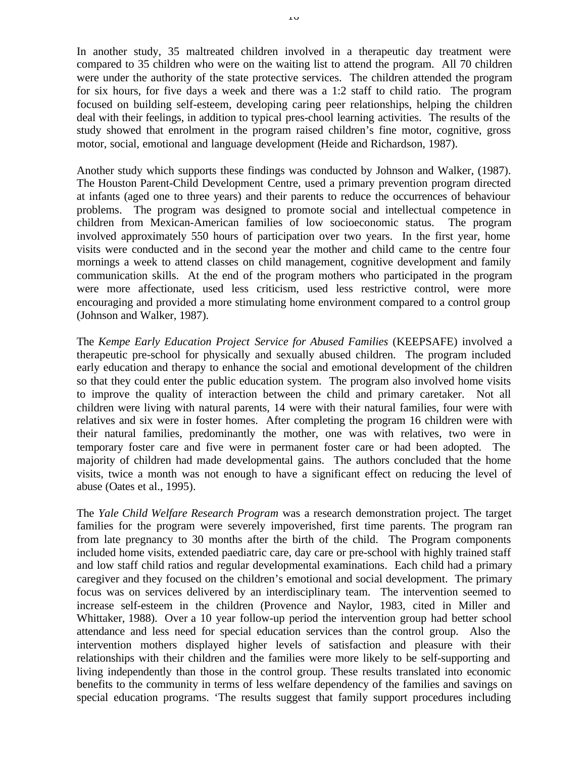In another study, 35 maltreated children involved in a therapeutic day treatment were compared to 35 children who were on the waiting list to attend the program. All 70 children were under the authority of the state protective services. The children attended the program for six hours, for five days a week and there was a 1:2 staff to child ratio. The program focused on building self-esteem, developing caring peer relationships, helping the children deal with their feelings, in addition to typical pres-chool learning activities. The results of the study showed that enrolment in the program raised children's fine motor, cognitive, gross motor, social, emotional and language development (Heide and Richardson, 1987).

Another study which supports these findings was conducted by Johnson and Walker, (1987). The Houston Parent-Child Development Centre, used a primary prevention program directed at infants (aged one to three years) and their parents to reduce the occurrences of behaviour problems. The program was designed to promote social and intellectual competence in children from Mexican-American families of low socioeconomic status. The program involved approximately 550 hours of participation over two years. In the first year, home visits were conducted and in the second year the mother and child came to the centre four mornings a week to attend classes on child management, cognitive development and family communication skills. At the end of the program mothers who participated in the program were more affectionate, used less criticism, used less restrictive control, were more encouraging and provided a more stimulating home environment compared to a control group (Johnson and Walker, 1987).

The *Kempe Early Education Project Service for Abused Families* (KEEPSAFE) involved a therapeutic pre-school for physically and sexually abused children. The program included early education and therapy to enhance the social and emotional development of the children so that they could enter the public education system. The program also involved home visits to improve the quality of interaction between the child and primary caretaker. Not all children were living with natural parents, 14 were with their natural families, four were with relatives and six were in foster homes. After completing the program 16 children were with their natural families, predominantly the mother, one was with relatives, two were in temporary foster care and five were in permanent foster care or had been adopted. The majority of children had made developmental gains. The authors concluded that the home visits, twice a month was not enough to have a significant effect on reducing the level of abuse (Oates et al., 1995).

The *Yale Child Welfare Research Program* was a research demonstration project. The target families for the program were severely impoverished, first time parents. The program ran from late pregnancy to 30 months after the birth of the child. The Program components included home visits, extended paediatric care, day care or pre-school with highly trained staff and low staff child ratios and regular developmental examinations. Each child had a primary caregiver and they focused on the children's emotional and social development. The primary focus was on services delivered by an interdisciplinary team. The intervention seemed to increase self-esteem in the children (Provence and Naylor, 1983, cited in Miller and Whittaker, 1988). Over a 10 year follow-up period the intervention group had better school attendance and less need for special education services than the control group. Also the intervention mothers displayed higher levels of satisfaction and pleasure with their relationships with their children and the families were more likely to be self-supporting and living independently than those in the control group. These results translated into economic benefits to the community in terms of less welfare dependency of the families and savings on special education programs. 'The results suggest that family support procedures including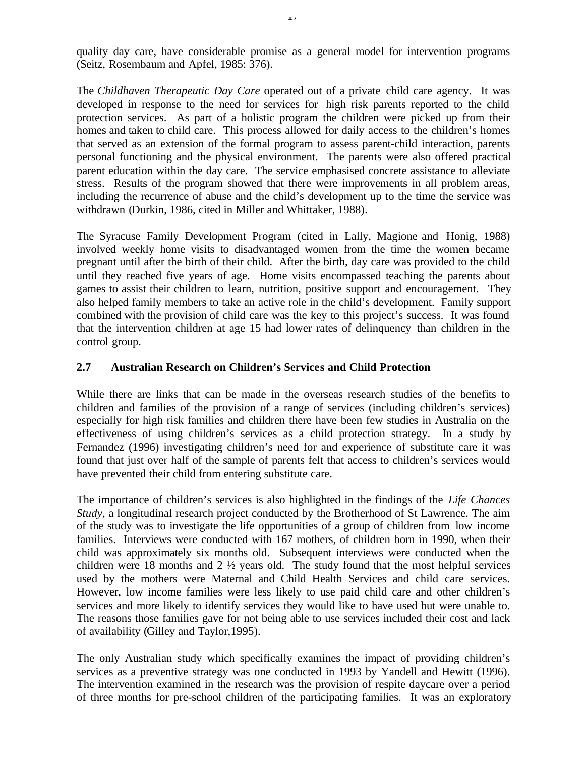quality day care, have considerable promise as a general model for intervention programs (Seitz, Rosembaum and Apfel, 1985: 376).

The *Childhaven Therapeutic Day Care* operated out of a private child care agency. It was developed in response to the need for services for high risk parents reported to the child protection services. As part of a holistic program the children were picked up from their homes and taken to child care. This process allowed for daily access to the children's homes that served as an extension of the formal program to assess parent-child interaction, parents personal functioning and the physical environment. The parents were also offered practical parent education within the day care. The service emphasised concrete assistance to alleviate stress. Results of the program showed that there were improvements in all problem areas, including the recurrence of abuse and the child's development up to the time the service was withdrawn (Durkin, 1986, cited in Miller and Whittaker, 1988).

The Syracuse Family Development Program (cited in Lally, Magione and Honig, 1988) involved weekly home visits to disadvantaged women from the time the women became pregnant until after the birth of their child. After the birth, day care was provided to the child until they reached five years of age. Home visits encompassed teaching the parents about games to assist their children to learn, nutrition, positive support and encouragement. They also helped family members to take an active role in the child's development. Family support combined with the provision of child care was the key to this project's success. It was found that the intervention children at age 15 had lower rates of delinquency than children in the control group.

## 2.7 Australian Research on Children's Services and Child Protection

While there are links that can be made in the overseas research studies of the benefits to children and families of the provision of a range of services (including children's services) especially for high risk families and children there have been few studies in Australia on the effectiveness of using children's services as a child protection strategy. In a study by Fernandez (1996) investigating children's need for and experience of substitute care it was found that just over half of the sample of parents felt that access to children's services would have prevented their child from entering substitute care.

The importance of children's services is also highlighted in the findings of the *Life Chances Study*, a longitudinal research project conducted by the Brotherhood of St Lawrence. The aim of the study was to investigate the life opportunities of a group of children from low income families. Interviews were conducted with 167 mothers, of children born in 1990, when their child was approximately six months old. Subsequent interviews were conducted when the children were 18 months and 2 ½ years old. The study found that the most helpful services used by the mothers were Maternal and Child Health Services and child care services. However, low income families were less likely to use paid child care and other children's services and more likely to identify services they would like to have used but were unable to. The reasons those families gave for not being able to use services included their cost and lack of availability (Gilley and Taylor,1995).

The only Australian study which specifically examines the impact of providing children's services as a preventive strategy was one conducted in 1993 by Yandell and Hewitt (1996). The intervention examined in the research was the provision of respite daycare over a period of three months for pre-school children of the participating families. It was an exploratory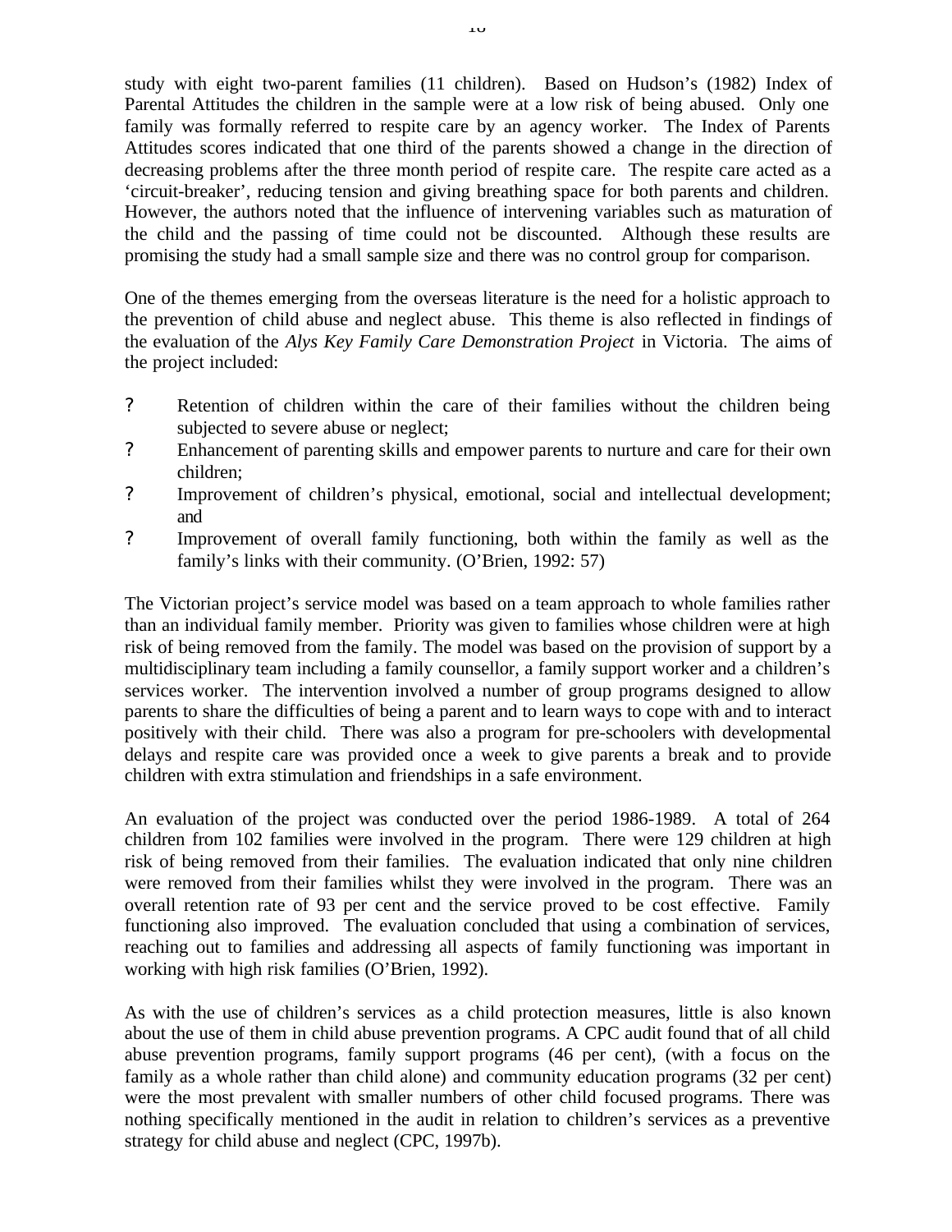study with eight two-parent families (11 children). Based on Hudson's (1982) Index of Parental Attitudes the children in the sample were at a low risk of being abused. Only one family was formally referred to respite care by an agency worker. The Index of Parents Attitudes scores indicated that one third of the parents showed a change in the direction of decreasing problems after the three month period of respite care. The respite care acted as a 'circuit-breaker', reducing tension and giving breathing space for both parents and children. However, the authors noted that the influence of intervening variables such as maturation of the child and the passing of time could not be discounted. Although these results are promising the study had a small sample size and there was no control group for comparison.

One of the themes emerging from the overseas literature is the need for a holistic approach to the prevention of child abuse and neglect abuse. This theme is also reflected in findings of the evaluation of the *Alys Key Family Care Demonstration Project* in Victoria. The aims of the project included:

- Retention of children within the care of their families without the children being subjected to severe abuse or neglect;
- Enhancement of parenting skills and empower parents to nurture and care for their own children;
- Improvement of children's physical, emotional, social and intellectual development; and
- Improvement of overall family functioning, both within the family as well as the family's links with their community. (O'Brien, 1992: 57)

The Victorian project's service model was based on a team approach to whole families rather than an individual family member. Priority was given to families whose children were at high risk of being removed from the family. The model was based on the provision of support by a multidisciplinary team including a family counsellor, a family support worker and a children's services worker. The intervention involved a number of group programs designed to allow parents to share the difficulties of being a parent and to learn ways to cope with and to interact positively with their child. There was also a program for pre-schoolers with developmental delays and respite care was provided once a week to give parents a break and to provide children with extra stimulation and friendships in a safe environment.

An evaluation of the project was conducted over the period 1986-1989. A total of 264 children from 102 families were involved in the program. There were 129 children at high risk of being removed from their families. The evaluation indicated that only nine children were removed from their families whilst they were involved in the program. There was an overall retention rate of 93 per cent and the service proved to be cost effective. Family functioning also improved. The evaluation concluded that using a combination of services, reaching out to families and addressing all aspects of family functioning was important in working with high risk families (O'Brien, 1992).

As with the use of children's services as a child protection measures, little is also known about the use of them in child abuse prevention programs. A CPC audit found that of all child abuse prevention programs, family support programs (46 per cent), (with a focus on the family as a whole rather than child alone) and community education programs (32 per cent) were the most prevalent with smaller numbers of other child focused programs. There was nothing specifically mentioned in the audit in relation to children's services as a preventive strategy for child abuse and neglect (CPC, 1997b).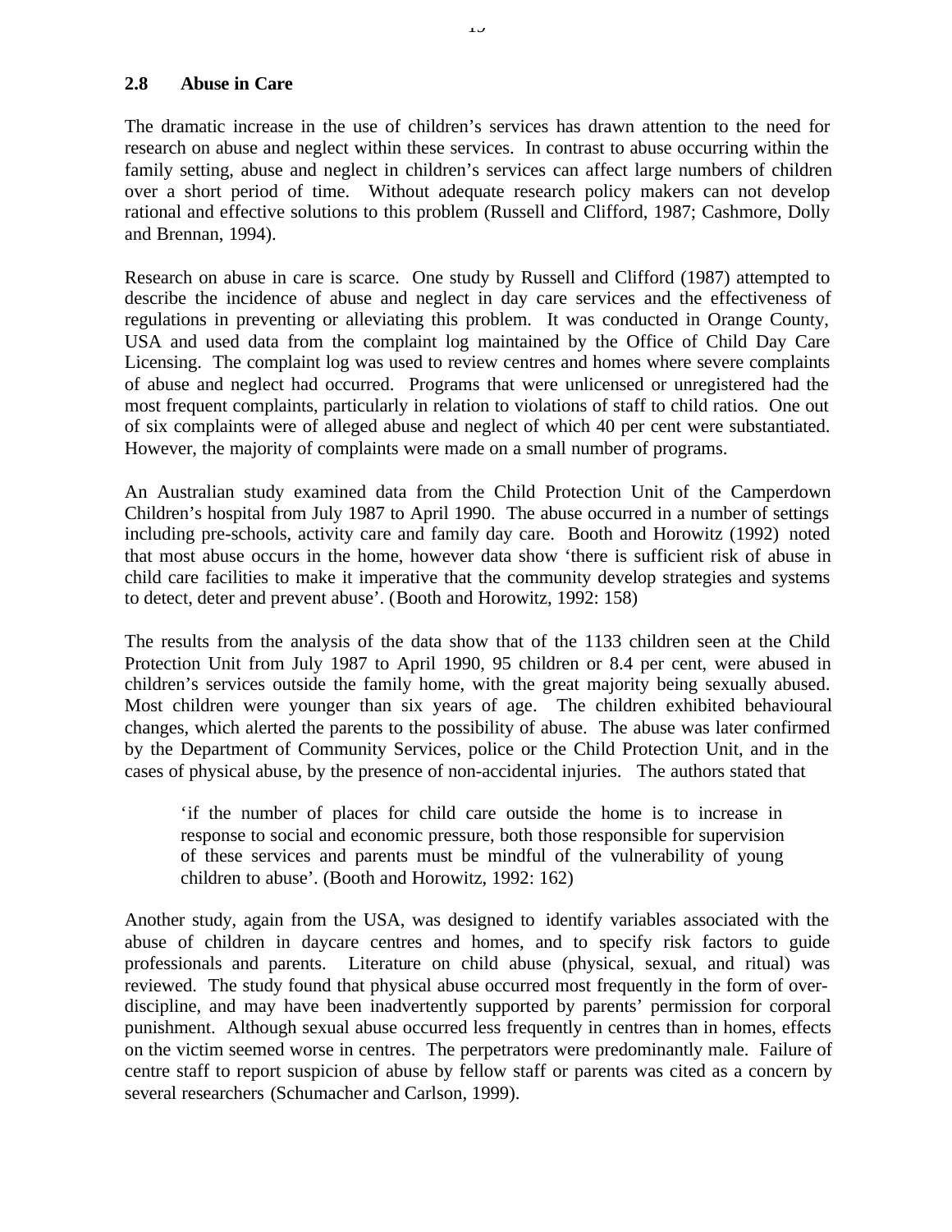## 2.8 Abuse in Care

The dramatic increase in the use of children's services has drawn attention to the need for research on abuse and neglect within these services. In contrast to abuse occurring within the family setting, abuse and neglect in children's services can affect large numbers of children over a short period of time. Without adequate research policy makers can not develop rational and effective solutions to this problem (Russell and Clifford, 1987; Cashmore, Dolly and Brennan, 1994).

Research on abuse in care is scarce. One study by Russell and Clifford (1987) attempted to describe the incidence of abuse and neglect in day care services and the effectiveness of regulations in preventing or alleviating this problem. It was conducted in Orange County, USA and used data from the complaint log maintained by the Office of Child Day Care Licensing. The complaint log was used to review centres and homes where severe complaints of abuse and neglect had occurred. Programs that were unlicensed or unregistered had the most frequent complaints, particularly in relation to violations of staff to child ratios. One out of six complaints were of alleged abuse and neglect of which 40 per cent were substantiated. However, the majority of complaints were made on a small number of programs.

An Australian study examined data from the Child Protection Unit of the Camperdown Children's hospital from July 1987 to April 1990. The abuse occurred in a number of settings including pre-schools, activity care and family day care. Booth and Horowitz (1992) noted that most abuse occurs in the home, however data show 'there is sufficient risk of abuse in child care facilities to make it imperative that the community develop strategies and systems to detect, deter and prevent abuse'. (Booth and Horowitz, 1992: 158)

The results from the analysis of the data show that of the 1133 children seen at the Child Protection Unit from July 1987 to April 1990, 95 children or 8.4 per cent, were abused in children's services outside the family home, with the great majority being sexually abused. Most children were younger than six years of age. The children exhibited behavioural changes, which alerted the parents to the possibility of abuse. The abuse was later confirmed by the Department of Community Services, police or the Child Protection Unit, and in the cases of physical abuse, by the presence of non-accidental injuries. The authors stated that

> 'if the number of places for child care outside the home is to increase in response to social and economic pressure, both those responsible for supervision of these services and parents must be mindful of the vulnerability of young children to abuse'. (Booth and Horowitz, 1992: 162)

Another study, again from the USA, was designed to identify variables associated with the abuse of children in daycare centres and homes, and to specify risk factors to guide professionals and parents. Literature on child abuse (physical, sexual, and ritual) was reviewed. The study found that physical abuse occurred most frequently in the form of over-discipline, and may have been inadvertently supported by parents' permission for corporal punishment. Although sexual abuse occurred less frequently in centres than in homes, effects on the victim seemed worse in centres. The perpetrators were predominantly male. Failure of centre staff to report suspicion of abuse by fellow staff or parents was cited as a concern by several researchers (Schumacher and Carlson, 1999).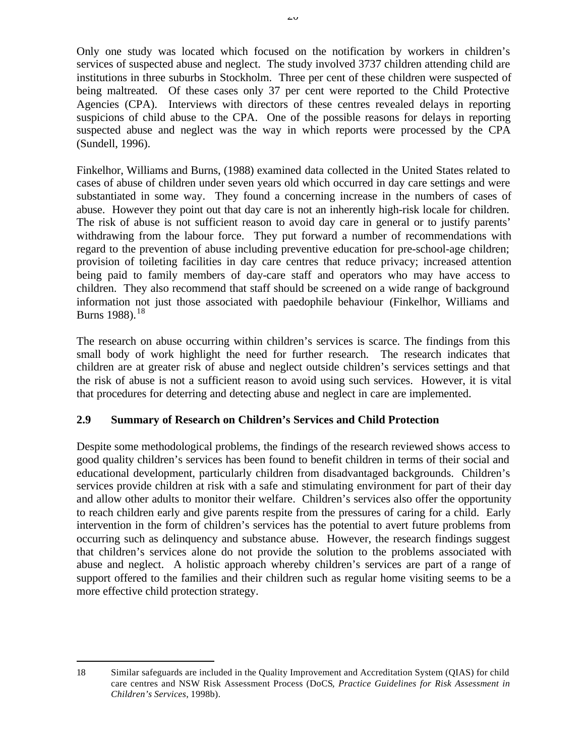Only one study was located which focused on the notification by workers in children's services of suspected abuse and neglect. The study involved 3737 children attending child are institutions in three suburbs in Stockholm. Three per cent of these children were suspected of being maltreated. Of these cases only 37 per cent were reported to the Child Protective Agencies (CPA). Interviews with directors of these centres revealed delays in reporting suspicions of child abuse to the CPA. One of the possible reasons for delays in reporting suspected abuse and neglect was the way in which reports were processed by the CPA (Sundell, 1996).

Finkelhor, Williams and Burns, (1988) examined data collected in the United States related to cases of abuse of children under seven years old which occurred in day care settings and were substantiated in some way. They found a concerning increase in the numbers of cases of abuse. However they point out that day care is not an inherently high-risk locale for children. The risk of abuse is not sufficient reason to avoid day care in general or to justify parents' withdrawing from the labour force. They put forward a number of recommendations with regard to the prevention of abuse including preventive education for pre-school-age children; provision of toileting facilities in day care centres that reduce privacy; increased attention being paid to family members of day-care staff and operators who may have access to children. They also recommend that staff should be screened on a wide range of background information not just those associated with paedophile behaviour (Finkelhor, Williams and Burns 1988).[18]

The research on abuse occurring within children's services is scarce. The findings from this small body of work highlight the need for further research. The research indicates that children are at greater risk of abuse and neglect outside children's services settings and that the risk of abuse is not a sufficient reason to avoid using such services. However, it is vital that procedures for deterring and detecting abuse and neglect in care are implemented.

## 2.9 Summary of Research on Children's Services and Child Protection

Despite some methodological problems, the findings of the research reviewed shows access to good quality children's services has been found to benefit children in terms of their social and educational development, particularly children from disadvantaged backgrounds. Children's services provide children at risk with a safe and stimulating environment for part of their day and allow other adults to monitor their welfare. Children's services also offer the opportunity to reach children early and give parents respite from the pressures of caring for a child. Early intervention in the form of children's services has the potential to avert future problems from occurring such as delinquency and substance abuse. However, the research findings suggest that children's services alone do not provide the solution to the problems associated with abuse and neglect. A holistic approach whereby children's services are part of a range of support offered to the families and their children such as regular home visiting seems to be a more effective child protection strategy.

---

18 Similar safeguards are included in the Quality Improvement and Accreditation System (QIAS) for child care centres and NSW Risk Assessment Process (DoCS, *Practice Guidelines for Risk Assessment in Children's Services*, 1998b).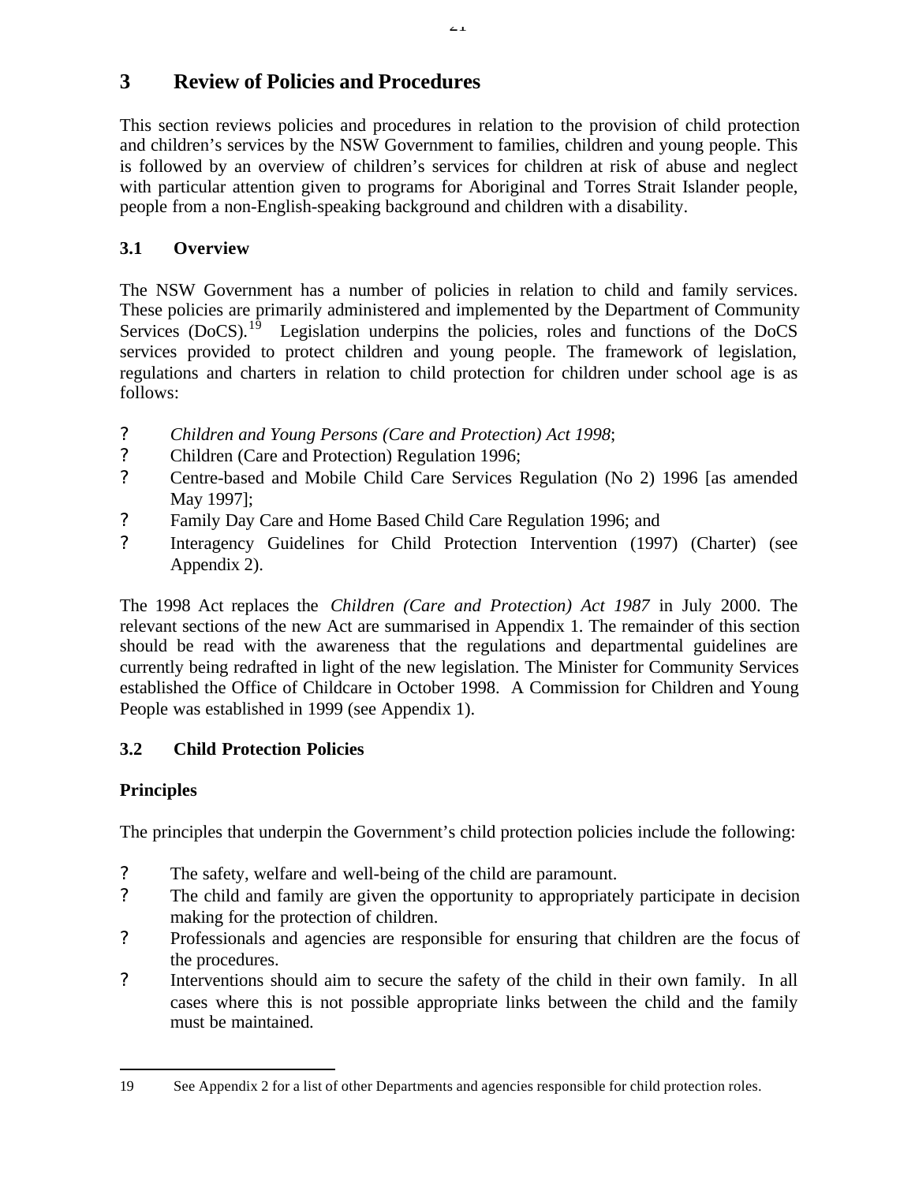# 3 Review of Policies and Procedures

This section reviews policies and procedures in relation to the provision of child protection and children's services by the NSW Government to families, children and young people. This is followed by an overview of children's services for children at risk of abuse and neglect with particular attention given to programs for Aboriginal and Torres Strait Islander people, people from a non-English-speaking background and children with a disability.

## 3.1 Overview

The NSW Government has a number of policies in relation to child and family services. These policies are primarily administered and implemented by the Department of Community Services (DoCS).[19] Legislation underpins the policies, roles and functions of the DoCS services provided to protect children and young people. The framework of legislation, regulations and charters in relation to child protection for children under school age is as follows:

- *Children and Young Persons (Care and Protection) Act 1998*;
- Children (Care and Protection) Regulation 1996;
- Centre-based and Mobile Child Care Services Regulation (No 2) 1996 [as amended May 1997];
- Family Day Care and Home Based Child Care Regulation 1996; and
- Interagency Guidelines for Child Protection Intervention (1997) (Charter) (see Appendix 2).

The 1998 Act replaces the *Children (Care and Protection) Act 1987* in July 2000. The relevant sections of the new Act are summarised in Appendix 1. The remainder of this section should be read with the awareness that the regulations and departmental guidelines are currently being redrafted in light of the new legislation. The Minister for Community Services established the Office of Childcare in October 1998. A Commission for Children and Young People was established in 1999 (see Appendix 1).

## 3.2 Child Protection Policies

### Principles

The principles that underpin the Government's child protection policies include the following:

- The safety, welfare and well-being of the child are paramount.
- The child and family are given the opportunity to appropriately participate in decision making for the protection of children.
- Professionals and agencies are responsible for ensuring that children are the focus of the procedures.
- Interventions should aim to secure the safety of the child in their own family. In all cases where this is not possible appropriate links between the child and the family must be maintained.

---

19 See Appendix 2 for a list of other Departments and agencies responsible for child protection roles.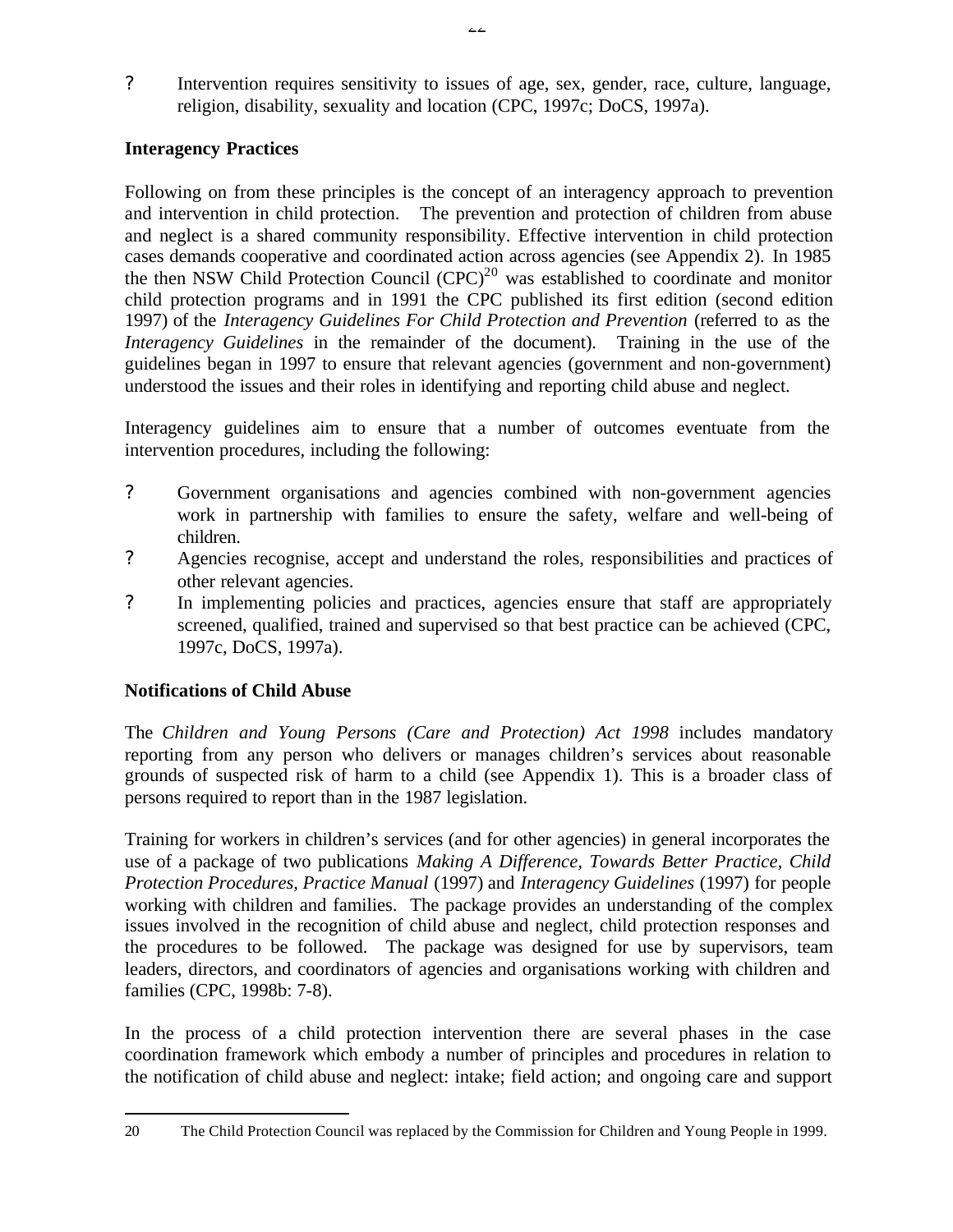- Intervention requires sensitivity to issues of age, sex, gender, race, culture, language, religion, disability, sexuality and location (CPC, 1997c; DoCS, 1997a).

**Interagency Practices**

Following on from these principles is the concept of an interagency approach to prevention and intervention in child protection. The prevention and protection of children from abuse and neglect is a shared community responsibility. Effective intervention in child protection cases demands cooperative and coordinated action across agencies (see Appendix 2). In 1985 the then NSW Child Protection Council (CPC)[20] was established to coordinate and monitor child protection programs and in 1991 the CPC published its first edition (second edition 1997) of the *Interagency Guidelines For Child Protection and Prevention* (referred to as the *Interagency Guidelines* in the remainder of the document). Training in the use of the guidelines began in 1997 to ensure that relevant agencies (government and non-government) understood the issues and their roles in identifying and reporting child abuse and neglect.

Interagency guidelines aim to ensure that a number of outcomes eventuate from the intervention procedures, including the following:

- Government organisations and agencies combined with non-government agencies work in partnership with families to ensure the safety, welfare and well-being of children.
- Agencies recognise, accept and understand the roles, responsibilities and practices of other relevant agencies.
- In implementing policies and practices, agencies ensure that staff are appropriately screened, qualified, trained and supervised so that best practice can be achieved (CPC, 1997c, DoCS, 1997a).

**Notifications of Child Abuse**

The *Children and Young Persons (Care and Protection) Act 1998* includes mandatory reporting from any person who delivers or manages children's services about reasonable grounds of suspected risk of harm to a child (see Appendix 1). This is a broader class of persons required to report than in the 1987 legislation.

Training for workers in children's services (and for other agencies) in general incorporates the use of a package of two publications *Making A Difference, Towards Better Practice, Child Protection Procedures, Practice Manual* (1997) and *Interagency Guidelines* (1997) for people working with children and families. The package provides an understanding of the complex issues involved in the recognition of child abuse and neglect, child protection responses and the procedures to be followed. The package was designed for use by supervisors, team leaders, directors, and coordinators of agencies and organisations working with children and families (CPC, 1998b: 7-8).

In the process of a child protection intervention there are several phases in the case coordination framework which embody a number of principles and procedures in relation to the notification of child abuse and neglect: intake; field action; and ongoing care and support

---

20 The Child Protection Council was replaced by the Commission for Children and Young People in 1999.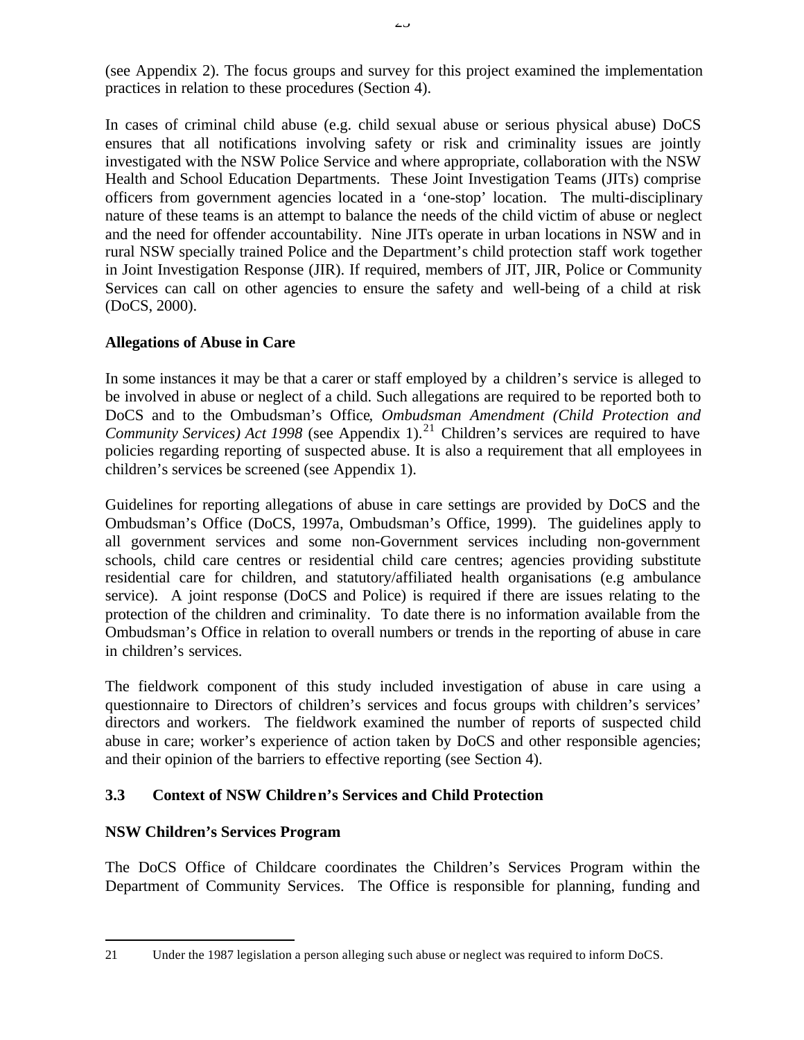(see Appendix 2). The focus groups and survey for this project examined the implementation practices in relation to these procedures (Section 4).

In cases of criminal child abuse (e.g. child sexual abuse or serious physical abuse) DoCS ensures that all notifications involving safety or risk and criminality issues are jointly investigated with the NSW Police Service and where appropriate, collaboration with the NSW Health and School Education Departments. These Joint Investigation Teams (JITs) comprise officers from government agencies located in a 'one-stop' location. The multi-disciplinary nature of these teams is an attempt to balance the needs of the child victim of abuse or neglect and the need for offender accountability. Nine JITs operate in urban locations in NSW and in rural NSW specially trained Police and the Department's child protection staff work together in Joint Investigation Response (JIR). If required, members of JIT, JIR, Police or Community Services can call on other agencies to ensure the safety and well-being of a child at risk (DoCS, 2000).

**Allegations of Abuse in Care**

In some instances it may be that a carer or staff employed by a children's service is alleged to be involved in abuse or neglect of a child. Such allegations are required to be reported both to DoCS and to the Ombudsman's Office, *Ombudsman Amendment (Child Protection and Community Services) Act 1998* (see Appendix 1).[21] Children's services are required to have policies regarding reporting of suspected abuse. It is also a requirement that all employees in children's services be screened (see Appendix 1).

Guidelines for reporting allegations of abuse in care settings are provided by DoCS and the Ombudsman's Office (DoCS, 1997a, Ombudsman's Office, 1999). The guidelines apply to all government services and some non-Government services including non-government schools, child care centres or residential child care centres; agencies providing substitute residential care for children, and statutory/affiliated health organisations (e.g ambulance service). A joint response (DoCS and Police) is required if there are issues relating to the protection of the children and criminality. To date there is no information available from the Ombudsman's Office in relation to overall numbers or trends in the reporting of abuse in care in children's services.

The fieldwork component of this study included investigation of abuse in care using a questionnaire to Directors of children's services and focus groups with children's services' directors and workers. The fieldwork examined the number of reports of suspected child abuse in care; worker's experience of action taken by DoCS and other responsible agencies; and their opinion of the barriers to effective reporting (see Section 4).

## 3.3 Context of NSW Children's Services and Child Protection

**NSW Children's Services Program**

The DoCS Office of Childcare coordinates the Children's Services Program within the Department of Community Services. The Office is responsible for planning, funding and

---

21 Under the 1987 legislation a person alleging such abuse or neglect was required to inform DoCS.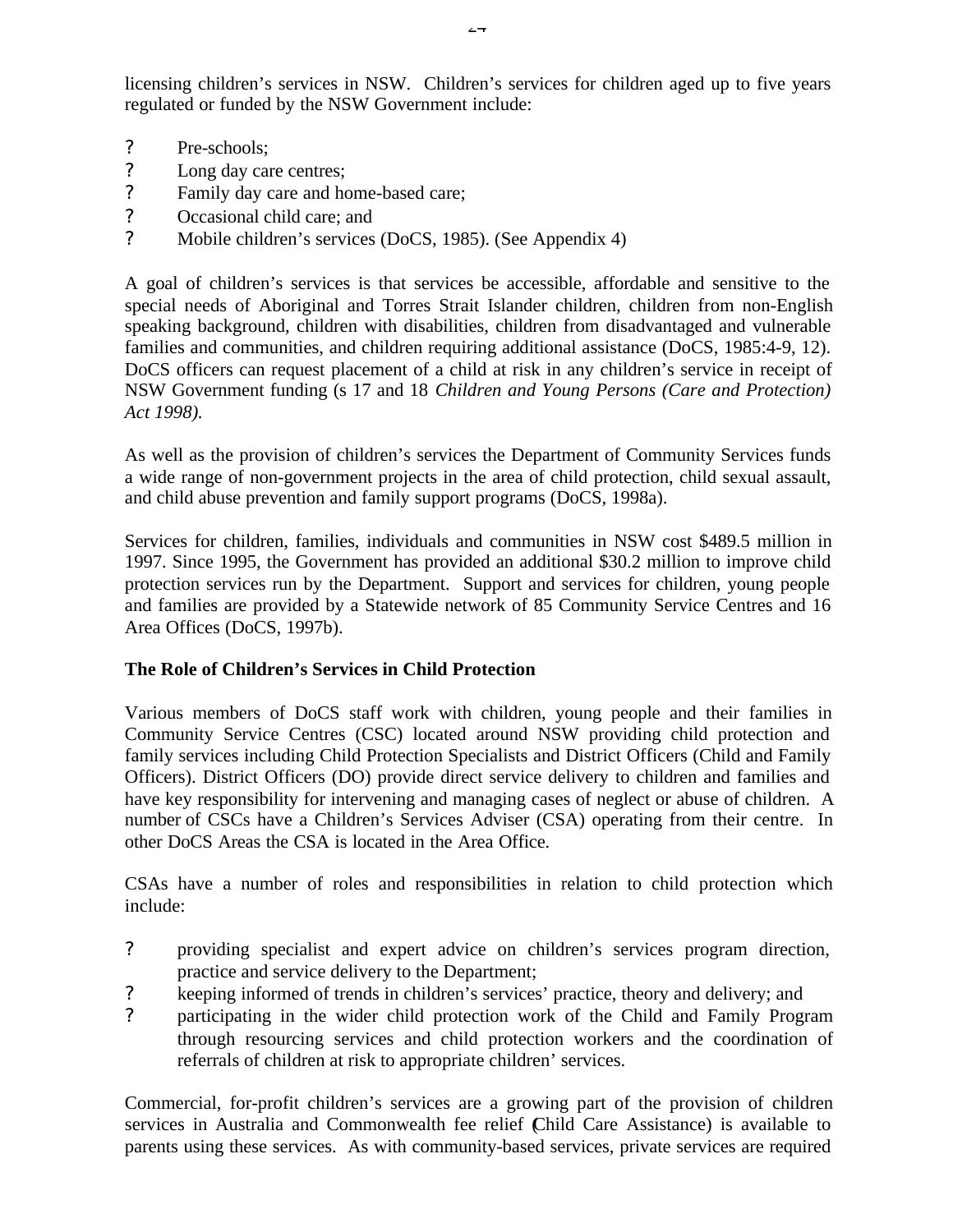licensing children's services in NSW. Children's services for children aged up to five years regulated or funded by the NSW Government include:

- Pre-schools;
- Long day care centres;
- Family day care and home-based care;
- Occasional child care; and
- Mobile children's services (DoCS, 1985). (See Appendix 4)

A goal of children's services is that services be accessible, affordable and sensitive to the special needs of Aboriginal and Torres Strait Islander children, children from non-English speaking background, children with disabilities, children from disadvantaged and vulnerable families and communities, and children requiring additional assistance (DoCS, 1985:4-9, 12). DoCS officers can request placement of a child at risk in any children's service in receipt of NSW Government funding (s 17 and 18 *Children and Young Persons (Care and Protection) Act 1998).*

As well as the provision of children's services the Department of Community Services funds a wide range of non-government projects in the area of child protection, child sexual assault, and child abuse prevention and family support programs (DoCS, 1998a).

Services for children, families, individuals and communities in NSW cost $489.5 million in 1997. Since 1995, the Government has provided an additional $30.2 million to improve child protection services run by the Department. Support and services for children, young people and families are provided by a Statewide network of 85 Community Service Centres and 16 Area Offices (DoCS, 1997b).

**The Role of Children's Services in Child Protection**

Various members of DoCS staff work with children, young people and their families in Community Service Centres (CSC) located around NSW providing child protection and family services including Child Protection Specialists and District Officers (Child and Family Officers). District Officers (DO) provide direct service delivery to children and families and have key responsibility for intervening and managing cases of neglect or abuse of children. A number of CSCs have a Children's Services Adviser (CSA) operating from their centre. In other DoCS Areas the CSA is located in the Area Office.

CSAs have a number of roles and responsibilities in relation to child protection which include:

- providing specialist and expert advice on children's services program direction, practice and service delivery to the Department;
- keeping informed of trends in children's services' practice, theory and delivery; and
- participating in the wider child protection work of the Child and Family Program through resourcing services and child protection workers and the coordination of referrals of children at risk to appropriate children' services.

Commercial, for-profit children's services are a growing part of the provision of children services in Australia and Commonwealth fee relief (Child Care Assistance) is available to parents using these services. As with community-based services, private services are required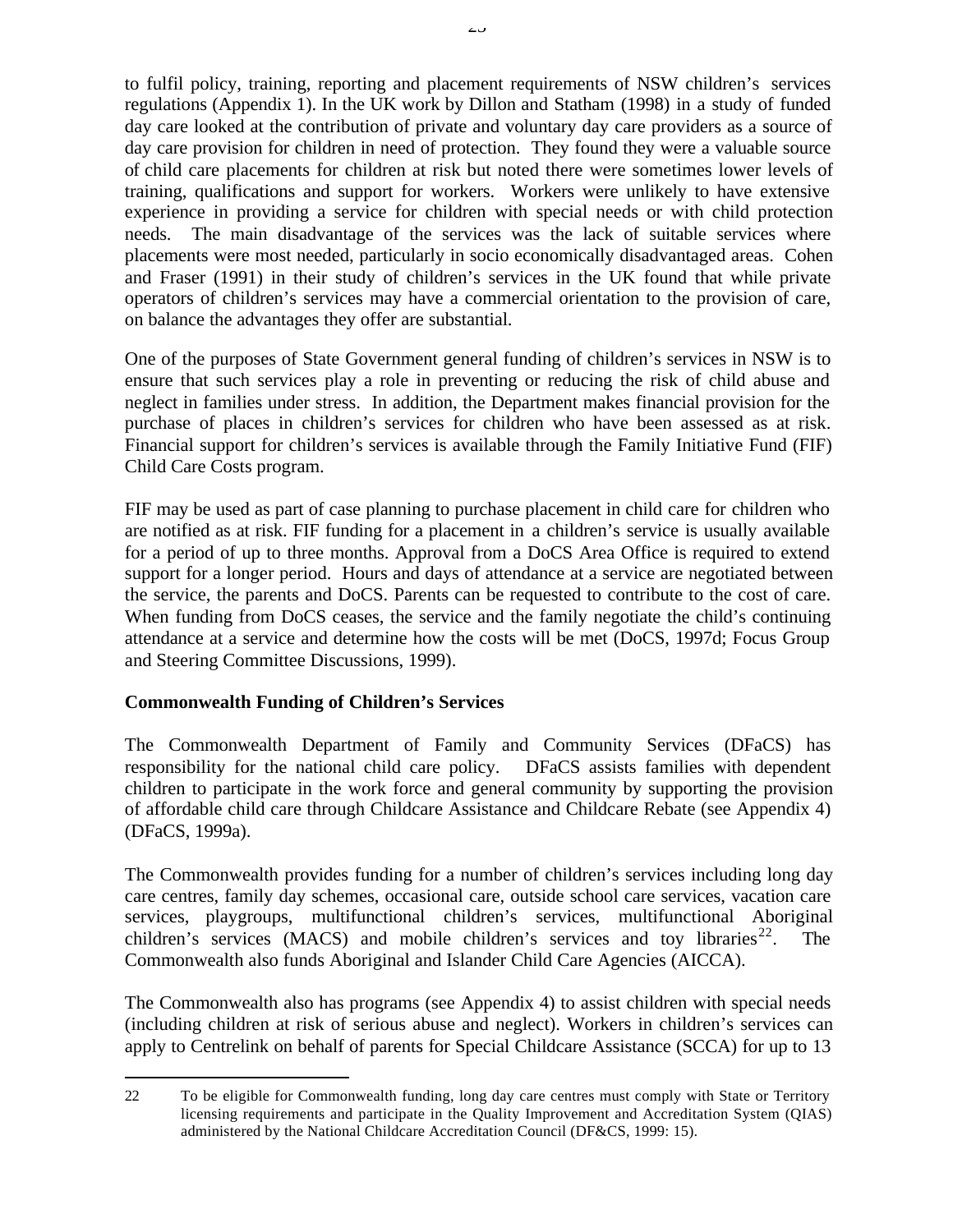to fulfil policy, training, reporting and placement requirements of NSW children's services regulations (Appendix 1). In the UK work by Dillon and Statham (1998) in a study of funded day care looked at the contribution of private and voluntary day care providers as a source of day care provision for children in need of protection. They found they were a valuable source of child care placements for children at risk but noted there were sometimes lower levels of training, qualifications and support for workers. Workers were unlikely to have extensive experience in providing a service for children with special needs or with child protection needs. The main disadvantage of the services was the lack of suitable services where placements were most needed, particularly in socio economically disadvantaged areas. Cohen and Fraser (1991) in their study of children's services in the UK found that while private operators of children's services may have a commercial orientation to the provision of care, on balance the advantages they offer are substantial.

One of the purposes of State Government general funding of children's services in NSW is to ensure that such services play a role in preventing or reducing the risk of child abuse and neglect in families under stress. In addition, the Department makes financial provision for the purchase of places in children's services for children who have been assessed as at risk. Financial support for children's services is available through the Family Initiative Fund (FIF) Child Care Costs program.

FIF may be used as part of case planning to purchase placement in child care for children who are notified as at risk. FIF funding for a placement in a children's service is usually available for a period of up to three months. Approval from a DoCS Area Office is required to extend support for a longer period. Hours and days of attendance at a service are negotiated between the service, the parents and DoCS. Parents can be requested to contribute to the cost of care. When funding from DoCS ceases, the service and the family negotiate the child's continuing attendance at a service and determine how the costs will be met (DoCS, 1997d; Focus Group and Steering Committee Discussions, 1999).

**Commonwealth Funding of Children's Services**

The Commonwealth Department of Family and Community Services (DFaCS) has responsibility for the national child care policy. DFaCS assists families with dependent children to participate in the work force and general community by supporting the provision of affordable child care through Childcare Assistance and Childcare Rebate (see Appendix 4) (DFaCS, 1999a).

The Commonwealth provides funding for a number of children's services including long day care centres, family day schemes, occasional care, outside school care services, vacation care services, playgroups, multifunctional children's services, multifunctional Aboriginal children's services (MACS) and mobile children's services and toy libraries[22]. The Commonwealth also funds Aboriginal and Islander Child Care Agencies (AICCA).

The Commonwealth also has programs (see Appendix 4) to assist children with special needs (including children at risk of serious abuse and neglect). Workers in children's services can apply to Centrelink on behalf of parents for Special Childcare Assistance (SCCA) for up to 13

---

22 To be eligible for Commonwealth funding, long day care centres must comply with State or Territory licensing requirements and participate in the Quality Improvement and Accreditation System (QIAS) administered by the National Childcare Accreditation Council (DF&CS, 1999: 15).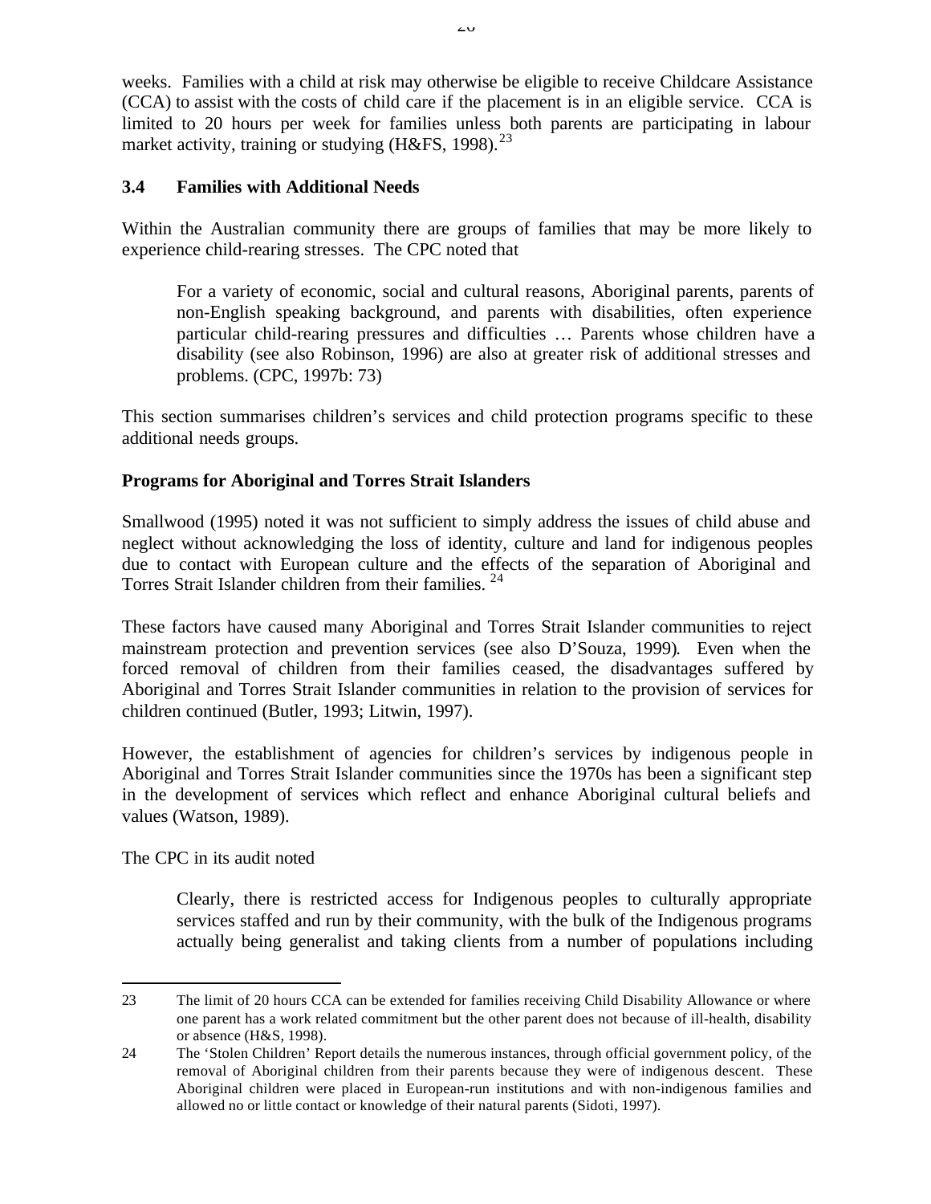weeks. Families with a child at risk may otherwise be eligible to receive Childcare Assistance (CCA) to assist with the costs of child care if the placement is in an eligible service. CCA is limited to 20 hours per week for families unless both parents are participating in labour market activity, training or studying (H&FS, 1998).[23]

### 3.4 Families with Additional Needs

Within the Australian community there are groups of families that may be more likely to experience child-rearing stresses. The CPC noted that

> For a variety of economic, social and cultural reasons, Aboriginal parents, parents of non-English speaking background, and parents with disabilities, often experience particular child-rearing pressures and difficulties … Parents whose children have a disability (see also Robinson, 1996) are also at greater risk of additional stresses and problems. (CPC, 1997b: 73)

This section summarises children's services and child protection programs specific to these additional needs groups.

**Programs for Aboriginal and Torres Strait Islanders**

Smallwood (1995) noted it was not sufficient to simply address the issues of child abuse and neglect without acknowledging the loss of identity, culture and land for indigenous peoples due to contact with European culture and the effects of the separation of Aboriginal and Torres Strait Islander children from their families.[24]

These factors have caused many Aboriginal and Torres Strait Islander communities to reject mainstream protection and prevention services (see also D'Souza, 1999). Even when the forced removal of children from their families ceased, the disadvantages suffered by Aboriginal and Torres Strait Islander communities in relation to the provision of services for children continued (Butler, 1993; Litwin, 1997).

However, the establishment of agencies for children's services by indigenous people in Aboriginal and Torres Strait Islander communities since the 1970s has been a significant step in the development of services which reflect and enhance Aboriginal cultural beliefs and values (Watson, 1989).

The CPC in its audit noted

> Clearly, there is restricted access for Indigenous peoples to culturally appropriate services staffed and run by their community, with the bulk of the Indigenous programs actually being generalist and taking clients from a number of populations including

---

23 The limit of 20 hours CCA can be extended for families receiving Child Disability Allowance or where one parent has a work related commitment but the other parent does not because of ill-health, disability or absence (H&S, 1998).

24 The 'Stolen Children' Report details the numerous instances, through official government policy, of the removal of Aboriginal children from their parents because they were of indigenous descent. These Aboriginal children were placed in European-run institutions and with non-indigenous families and allowed no or little contact or knowledge of their natural parents (Sidoti, 1997).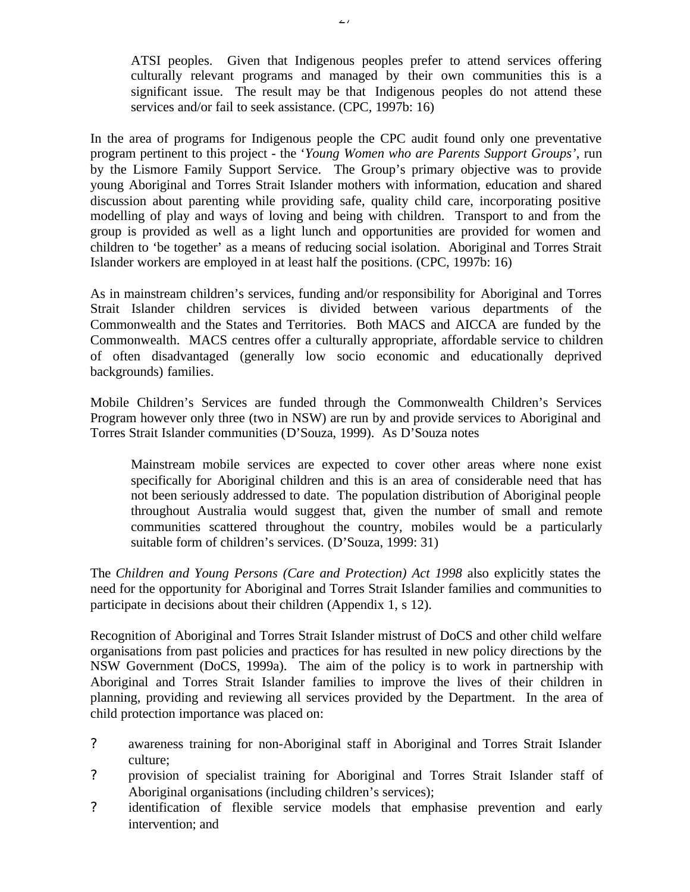> ATSI peoples. Given that Indigenous peoples prefer to attend services offering culturally relevant programs and managed by their own communities this is a significant issue. The result may be that Indigenous peoples do not attend these services and/or fail to seek assistance. (CPC, 1997b: 16)

In the area of programs for Indigenous people the CPC audit found only one preventative program pertinent to this project - the '*Young Women who are Parents Support Groups*', run by the Lismore Family Support Service. The Group's primary objective was to provide young Aboriginal and Torres Strait Islander mothers with information, education and shared discussion about parenting while providing safe, quality child care, incorporating positive modelling of play and ways of loving and being with children. Transport to and from the group is provided as well as a light lunch and opportunities are provided for women and children to 'be together' as a means of reducing social isolation. Aboriginal and Torres Strait Islander workers are employed in at least half the positions. (CPC, 1997b: 16)

As in mainstream children's services, funding and/or responsibility for Aboriginal and Torres Strait Islander children services is divided between various departments of the Commonwealth and the States and Territories. Both MACS and AICCA are funded by the Commonwealth. MACS centres offer a culturally appropriate, affordable service to children of often disadvantaged (generally low socio economic and educationally deprived backgrounds) families.

Mobile Children's Services are funded through the Commonwealth Children's Services Program however only three (two in NSW) are run by and provide services to Aboriginal and Torres Strait Islander communities (D'Souza, 1999). As D'Souza notes

> Mainstream mobile services are expected to cover other areas where none exist specifically for Aboriginal children and this is an area of considerable need that has not been seriously addressed to date. The population distribution of Aboriginal people throughout Australia would suggest that, given the number of small and remote communities scattered throughout the country, mobiles would be a particularly suitable form of children's services. (D'Souza, 1999: 31)

The *Children and Young Persons (Care and Protection) Act 1998* also explicitly states the need for the opportunity for Aboriginal and Torres Strait Islander families and communities to participate in decisions about their children (Appendix 1, s 12).

Recognition of Aboriginal and Torres Strait Islander mistrust of DoCS and other child welfare organisations from past policies and practices for has resulted in new policy directions by the NSW Government (DoCS, 1999a). The aim of the policy is to work in partnership with Aboriginal and Torres Strait Islander families to improve the lives of their children in planning, providing and reviewing all services provided by the Department. In the area of child protection importance was placed on:

- awareness training for non-Aboriginal staff in Aboriginal and Torres Strait Islander culture;
- provision of specialist training for Aboriginal and Torres Strait Islander staff of Aboriginal organisations (including children's services);
- identification of flexible service models that emphasise prevention and early intervention; and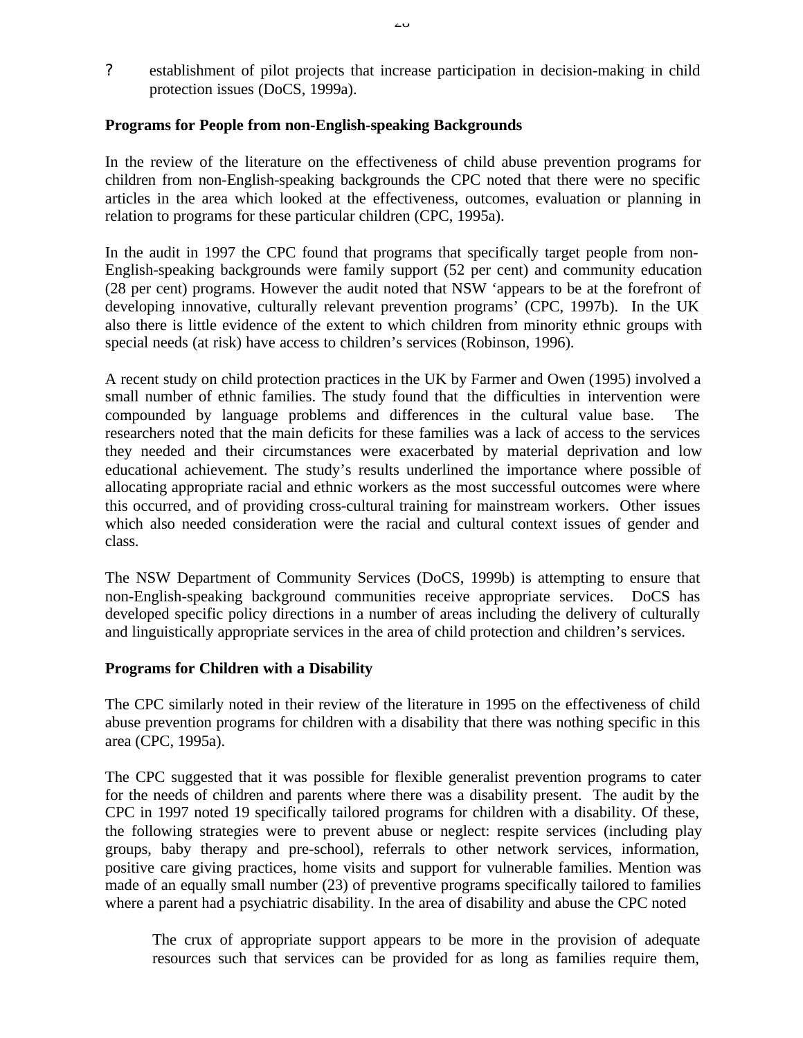- establishment of pilot projects that increase participation in decision-making in child protection issues (DoCS, 1999a).

**Programs for People from non-English-speaking Backgrounds**

In the review of the literature on the effectiveness of child abuse prevention programs for children from non-English-speaking backgrounds the CPC noted that there were no specific articles in the area which looked at the effectiveness, outcomes, evaluation or planning in relation to programs for these particular children (CPC, 1995a).

In the audit in 1997 the CPC found that programs that specifically target people from non-English-speaking backgrounds were family support (52 per cent) and community education (28 per cent) programs. However the audit noted that NSW 'appears to be at the forefront of developing innovative, culturally relevant prevention programs' (CPC, 1997b). In the UK also there is little evidence of the extent to which children from minority ethnic groups with special needs (at risk) have access to children's services (Robinson, 1996).

A recent study on child protection practices in the UK by Farmer and Owen (1995) involved a small number of ethnic families. The study found that the difficulties in intervention were compounded by language problems and differences in the cultural value base. The researchers noted that the main deficits for these families was a lack of access to the services they needed and their circumstances were exacerbated by material deprivation and low educational achievement. The study's results underlined the importance where possible of allocating appropriate racial and ethnic workers as the most successful outcomes were where this occurred, and of providing cross-cultural training for mainstream workers. Other issues which also needed consideration were the racial and cultural context issues of gender and class.

The NSW Department of Community Services (DoCS, 1999b) is attempting to ensure that non-English-speaking background communities receive appropriate services. DoCS has developed specific policy directions in a number of areas including the delivery of culturally and linguistically appropriate services in the area of child protection and children's services.

**Programs for Children with a Disability**

The CPC similarly noted in their review of the literature in 1995 on the effectiveness of child abuse prevention programs for children with a disability that there was nothing specific in this area (CPC, 1995a).

The CPC suggested that it was possible for flexible generalist prevention programs to cater for the needs of children and parents where there was a disability present. The audit by the CPC in 1997 noted 19 specifically tailored programs for children with a disability. Of these, the following strategies were to prevent abuse or neglect: respite services (including play groups, baby therapy and pre-school), referrals to other network services, information, positive care giving practices, home visits and support for vulnerable families. Mention was made of an equally small number (23) of preventive programs specifically tailored to families where a parent had a psychiatric disability. In the area of disability and abuse the CPC noted

> The crux of appropriate support appears to be more in the provision of adequate resources such that services can be provided for as long as families require them,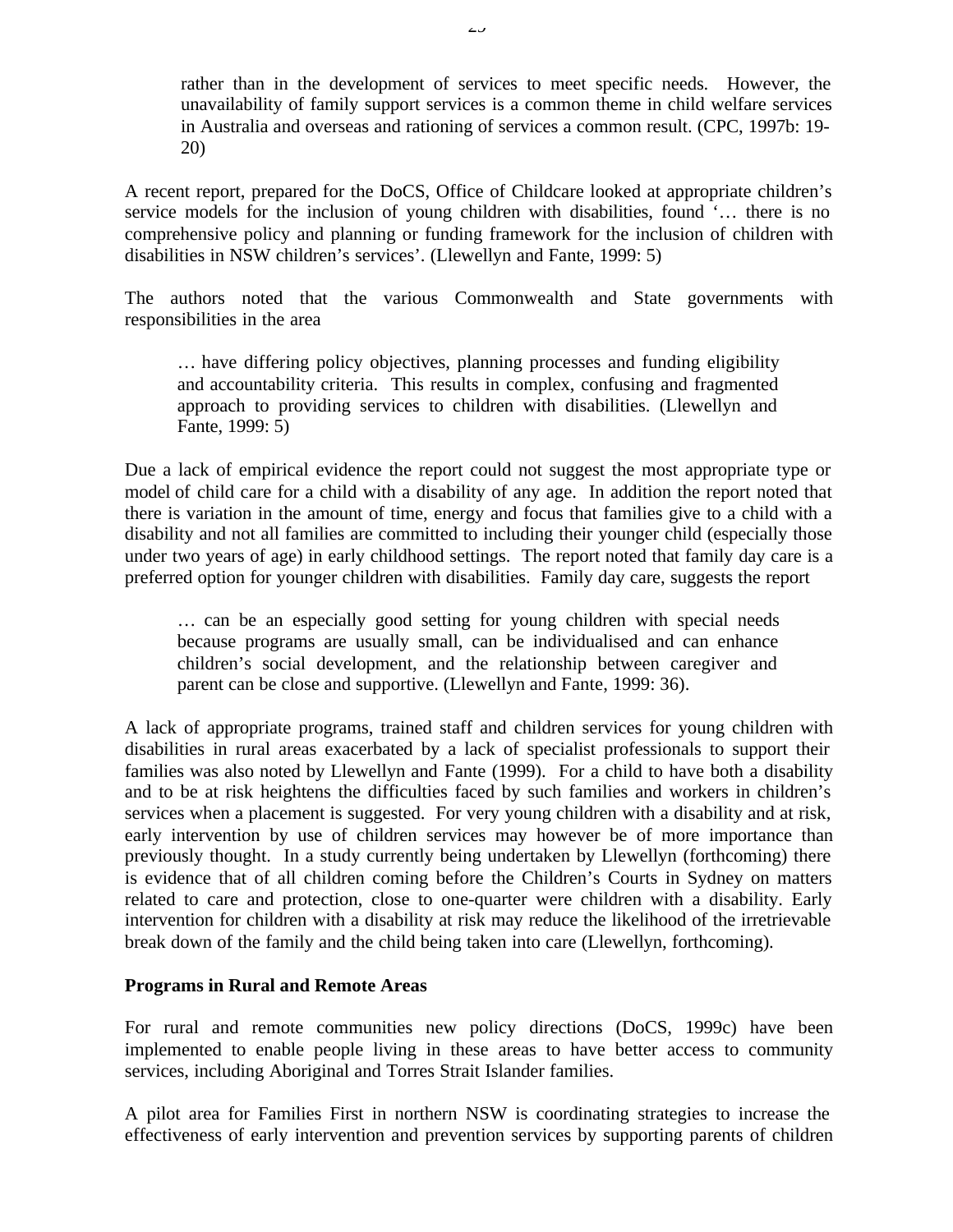> rather than in the development of services to meet specific needs. However, the unavailability of family support services is a common theme in child welfare services in Australia and overseas and rationing of services a common result. (CPC, 1997b: 19-20)

A recent report, prepared for the DoCS, Office of Childcare looked at appropriate children's service models for the inclusion of young children with disabilities, found '… there is no comprehensive policy and planning or funding framework for the inclusion of children with disabilities in NSW children's services'. (Llewellyn and Fante, 1999: 5)

The authors noted that the various Commonwealth and State governments with responsibilities in the area

> … have differing policy objectives, planning processes and funding eligibility and accountability criteria. This results in complex, confusing and fragmented approach to providing services to children with disabilities. (Llewellyn and Fante, 1999: 5)

Due a lack of empirical evidence the report could not suggest the most appropriate type or model of child care for a child with a disability of any age. In addition the report noted that there is variation in the amount of time, energy and focus that families give to a child with a disability and not all families are committed to including their younger child (especially those under two years of age) in early childhood settings. The report noted that family day care is a preferred option for younger children with disabilities. Family day care, suggests the report

> … can be an especially good setting for young children with special needs because programs are usually small, can be individualised and can enhance children's social development, and the relationship between caregiver and parent can be close and supportive. (Llewellyn and Fante, 1999: 36).

A lack of appropriate programs, trained staff and children services for young children with disabilities in rural areas exacerbated by a lack of specialist professionals to support their families was also noted by Llewellyn and Fante (1999). For a child to have both a disability and to be at risk heightens the difficulties faced by such families and workers in children's services when a placement is suggested. For very young children with a disability and at risk, early intervention by use of children services may however be of more importance than previously thought. In a study currently being undertaken by Llewellyn (forthcoming) there is evidence that of all children coming before the Children's Courts in Sydney on matters related to care and protection, close to one-quarter were children with a disability. Early intervention for children with a disability at risk may reduce the likelihood of the irretrievable break down of the family and the child being taken into care (Llewellyn, forthcoming).

**Programs in Rural and Remote Areas**

For rural and remote communities new policy directions (DoCS, 1999c) have been implemented to enable people living in these areas to have better access to community services, including Aboriginal and Torres Strait Islander families.

A pilot area for Families First in northern NSW is coordinating strategies to increase the effectiveness of early intervention and prevention services by supporting parents of children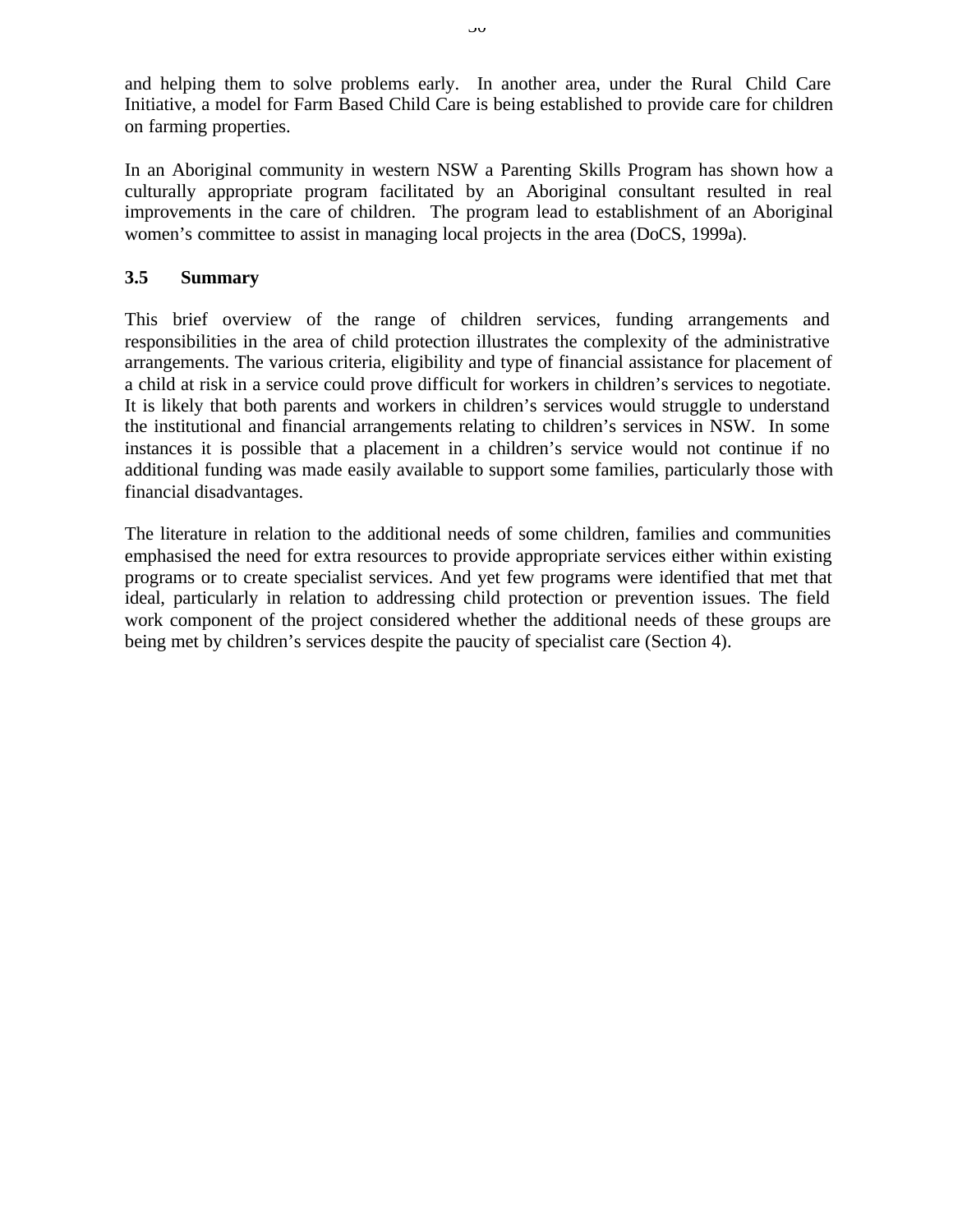and helping them to solve problems early. In another area, under the Rural Child Care Initiative, a model for Farm Based Child Care is being established to provide care for children on farming properties.

In an Aboriginal community in western NSW a Parenting Skills Program has shown how a culturally appropriate program facilitated by an Aboriginal consultant resulted in real improvements in the care of children. The program lead to establishment of an Aboriginal women's committee to assist in managing local projects in the area (DoCS, 1999a).

### 3.5 Summary

This brief overview of the range of children services, funding arrangements and responsibilities in the area of child protection illustrates the complexity of the administrative arrangements. The various criteria, eligibility and type of financial assistance for placement of a child at risk in a service could prove difficult for workers in children's services to negotiate. It is likely that both parents and workers in children's services would struggle to understand the institutional and financial arrangements relating to children's services in NSW. In some instances it is possible that a placement in a children's service would not continue if no additional funding was made easily available to support some families, particularly those with financial disadvantages.

The literature in relation to the additional needs of some children, families and communities emphasised the need for extra resources to provide appropriate services either within existing programs or to create specialist services. And yet few programs were identified that met that ideal, particularly in relation to addressing child protection or prevention issues. The field work component of the project considered whether the additional needs of these groups are being met by children's services despite the paucity of specialist care (Section 4).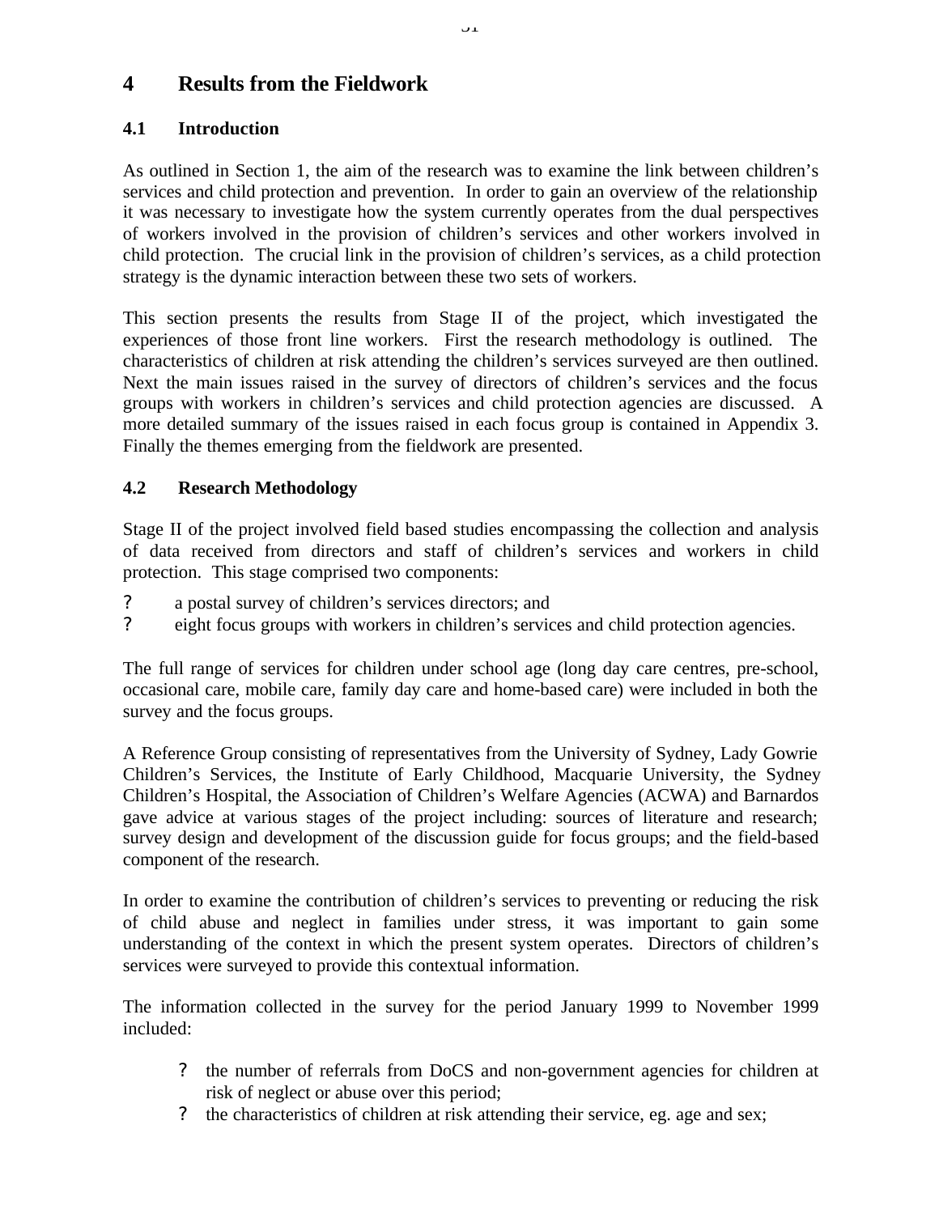# 4 Results from the Fieldwork

## 4.1 Introduction

As outlined in Section 1, the aim of the research was to examine the link between children's services and child protection and prevention. In order to gain an overview of the relationship it was necessary to investigate how the system currently operates from the dual perspectives of workers involved in the provision of children's services and other workers involved in child protection. The crucial link in the provision of children's services, as a child protection strategy is the dynamic interaction between these two sets of workers.

This section presents the results from Stage II of the project, which investigated the experiences of those front line workers. First the research methodology is outlined. The characteristics of children at risk attending the children's services surveyed are then outlined. Next the main issues raised in the survey of directors of children's services and the focus groups with workers in children's services and child protection agencies are discussed. A more detailed summary of the issues raised in each focus group is contained in Appendix 3. Finally the themes emerging from the fieldwork are presented.

## 4.2 Research Methodology

Stage II of the project involved field based studies encompassing the collection and analysis of data received from directors and staff of children's services and workers in child protection. This stage comprised two components:

- a postal survey of children's services directors; and
- eight focus groups with workers in children's services and child protection agencies.

The full range of services for children under school age (long day care centres, pre-school, occasional care, mobile care, family day care and home-based care) were included in both the survey and the focus groups.

A Reference Group consisting of representatives from the University of Sydney, Lady Gowrie Children's Services, the Institute of Early Childhood, Macquarie University, the Sydney Children's Hospital, the Association of Children's Welfare Agencies (ACWA) and Barnardos gave advice at various stages of the project including: sources of literature and research; survey design and development of the discussion guide for focus groups; and the field-based component of the research.

In order to examine the contribution of children's services to preventing or reducing the risk of child abuse and neglect in families under stress, it was important to gain some understanding of the context in which the present system operates. Directors of children's services were surveyed to provide this contextual information.

The information collected in the survey for the period January 1999 to November 1999 included:

- the number of referrals from DoCS and non-government agencies for children at risk of neglect or abuse over this period;
- the characteristics of children at risk attending their service, eg. age and sex;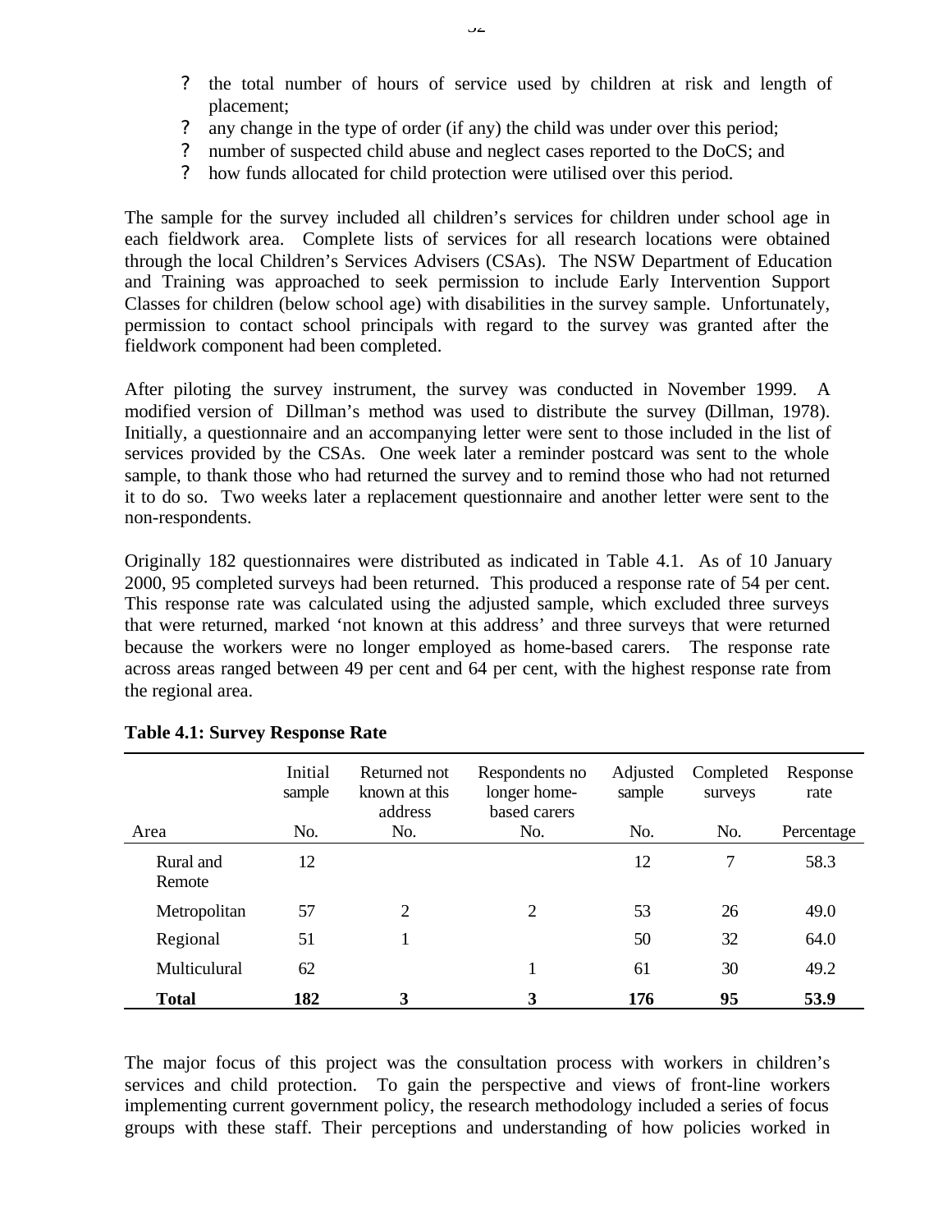- the total number of hours of service used by children at risk and length of placement;
- any change in the type of order (if any) the child was under over this period;
- number of suspected child abuse and neglect cases reported to the DoCS; and
- how funds allocated for child protection were utilised over this period.

The sample for the survey included all children's services for children under school age in each fieldwork area. Complete lists of services for all research locations were obtained through the local Children's Services Advisers (CSAs). The NSW Department of Education and Training was approached to seek permission to include Early Intervention Support Classes for children (below school age) with disabilities in the survey sample. Unfortunately, permission to contact school principals with regard to the survey was granted after the fieldwork component had been completed.

After piloting the survey instrument, the survey was conducted in November 1999. A modified version of Dillman's method was used to distribute the survey (Dillman, 1978). Initially, a questionnaire and an accompanying letter were sent to those included in the list of services provided by the CSAs. One week later a reminder postcard was sent to the whole sample, to thank those who had returned the survey and to remind those who had not returned it to do so. Two weeks later a replacement questionnaire and another letter were sent to the non-respondents.

Originally 182 questionnaires were distributed as indicated in Table 4.1. As of 10 January 2000, 95 completed surveys had been returned. This produced a response rate of 54 per cent. This response rate was calculated using the adjusted sample, which excluded three surveys that were returned, marked 'not known at this address' and three surveys that were returned because the workers were no longer employed as home-based carers. The response rate across areas ranged between 49 per cent and 64 per cent, with the highest response rate from the regional area.

**Table 4.1: Survey Response Rate**

| Area | Initial sample | Returned not known at this address | Respondents no longer home-based carers | Adjusted sample | Completed surveys | Response rate |
|---|---|---|---|---|---|---|
| | No. | No. | No. | No. | No. | Percentage |
| Rural and Remote | 12 | | | 12 | 7 | 58.3 |
| Metropolitan | 57 | 2 | 2 | 53 | 26 | 49.0 |
| Regional | 51 | 1 | | 50 | 32 | 64.0 |
| Multiculural | 62 | | 1 | 61 | 30 | 49.2 |
| **Total** | **182** | **3** | **3** | **176** | **95** | **53.9** |

The major focus of this project was the consultation process with workers in children's services and child protection. To gain the perspective and views of front-line workers implementing current government policy, the research methodology included a series of focus groups with these staff. Their perceptions and understanding of how policies worked in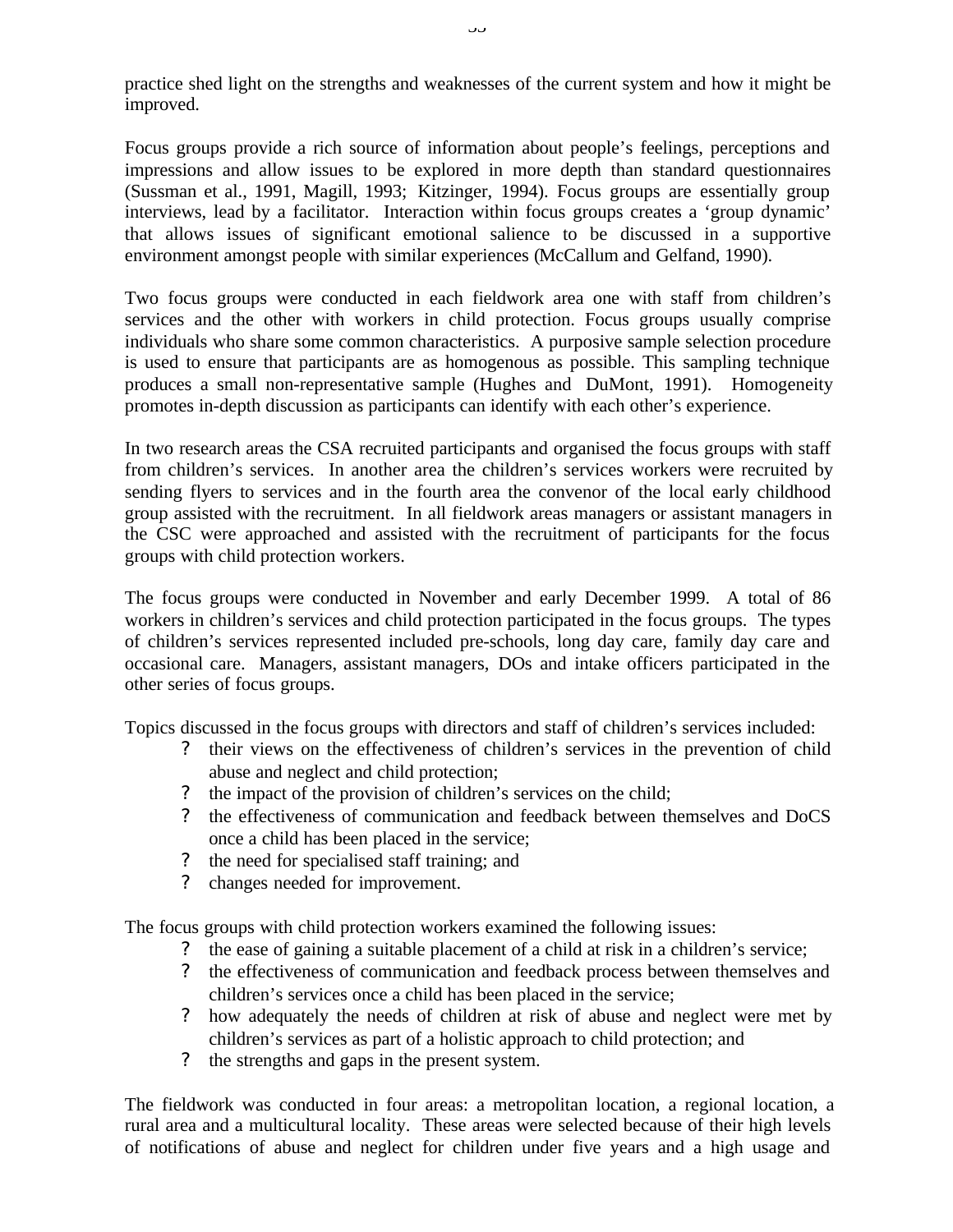practice shed light on the strengths and weaknesses of the current system and how it might be improved.

Focus groups provide a rich source of information about people's feelings, perceptions and impressions and allow issues to be explored in more depth than standard questionnaires (Sussman et al., 1991, Magill, 1993; Kitzinger, 1994). Focus groups are essentially group interviews, lead by a facilitator. Interaction within focus groups creates a 'group dynamic' that allows issues of significant emotional salience to be discussed in a supportive environment amongst people with similar experiences (McCallum and Gelfand, 1990).

Two focus groups were conducted in each fieldwork area one with staff from children's services and the other with workers in child protection. Focus groups usually comprise individuals who share some common characteristics. A purposive sample selection procedure is used to ensure that participants are as homogenous as possible. This sampling technique produces a small non-representative sample (Hughes and DuMont, 1991). Homogeneity promotes in-depth discussion as participants can identify with each other's experience.

In two research areas the CSA recruited participants and organised the focus groups with staff from children's services. In another area the children's services workers were recruited by sending flyers to services and in the fourth area the convenor of the local early childhood group assisted with the recruitment. In all fieldwork areas managers or assistant managers in the CSC were approached and assisted with the recruitment of participants for the focus groups with child protection workers.

The focus groups were conducted in November and early December 1999. A total of 86 workers in children's services and child protection participated in the focus groups. The types of children's services represented included pre-schools, long day care, family day care and occasional care. Managers, assistant managers, DOs and intake officers participated in the other series of focus groups.

Topics discussed in the focus groups with directors and staff of children's services included:

- their views on the effectiveness of children's services in the prevention of child abuse and neglect and child protection;
- the impact of the provision of children's services on the child;
- the effectiveness of communication and feedback between themselves and DoCS once a child has been placed in the service;
- the need for specialised staff training; and
- changes needed for improvement.

The focus groups with child protection workers examined the following issues:

- the ease of gaining a suitable placement of a child at risk in a children's service;
- the effectiveness of communication and feedback process between themselves and children's services once a child has been placed in the service;
- how adequately the needs of children at risk of abuse and neglect were met by children's services as part of a holistic approach to child protection; and
- the strengths and gaps in the present system.

The fieldwork was conducted in four areas: a metropolitan location, a regional location, a rural area and a multicultural locality. These areas were selected because of their high levels of notifications of abuse and neglect for children under five years and a high usage and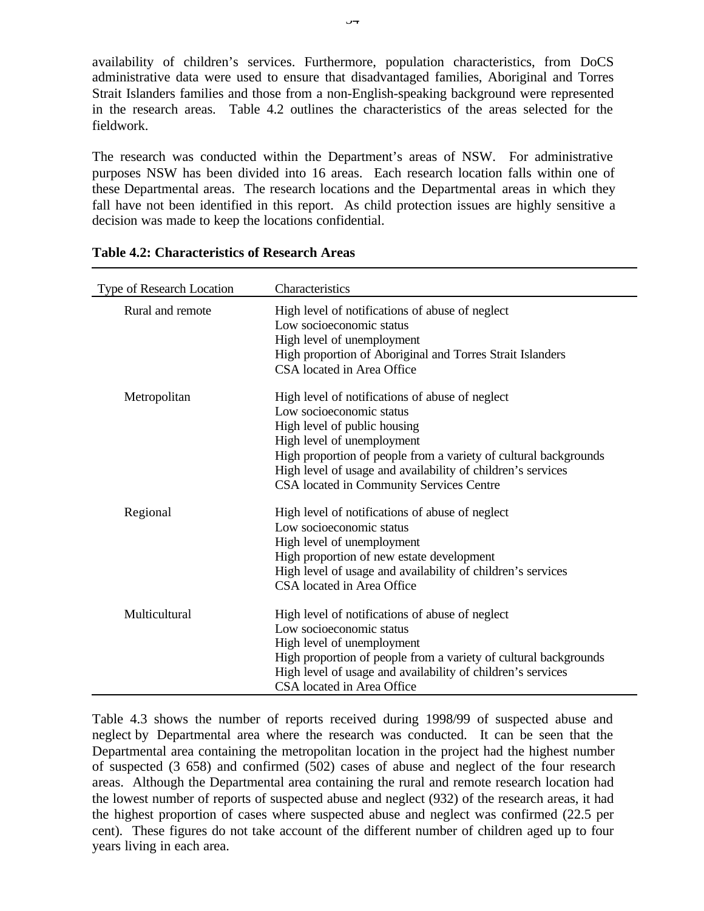availability of children's services. Furthermore, population characteristics, from DoCS administrative data were used to ensure that disadvantaged families, Aboriginal and Torres Strait Islanders families and those from a non-English-speaking background were represented in the research areas. Table 4.2 outlines the characteristics of the areas selected for the fieldwork.

The research was conducted within the Department's areas of NSW. For administrative purposes NSW has been divided into 16 areas. Each research location falls within one of these Departmental areas. The research locations and the Departmental areas in which they fall have not been identified in this report. As child protection issues are highly sensitive a decision was made to keep the locations confidential.

**Table 4.2: Characteristics of Research Areas**

| Type of Research Location | Characteristics |
|---|---|
| Rural and remote | High level of notifications of abuse of neglect<br>Low socioeconomic status<br>High level of unemployment<br>High proportion of Aboriginal and Torres Strait Islanders<br>CSA located in Area Office |
| Metropolitan | High level of notifications of abuse of neglect<br>Low socioeconomic status<br>High level of public housing<br>High level of unemployment<br>High proportion of people from a variety of cultural backgrounds<br>High level of usage and availability of children's services<br>CSA located in Community Services Centre |
| Regional | High level of notifications of abuse of neglect<br>Low socioeconomic status<br>High level of unemployment<br>High proportion of new estate development<br>High level of usage and availability of children's services<br>CSA located in Area Office |
| Multicultural | High level of notifications of abuse of neglect<br>Low socioeconomic status<br>High level of unemployment<br>High proportion of people from a variety of cultural backgrounds<br>High level of usage and availability of children's services<br>CSA located in Area Office |

Table 4.3 shows the number of reports received during 1998/99 of suspected abuse and neglect by Departmental area where the research was conducted. It can be seen that the Departmental area containing the metropolitan location in the project had the highest number of suspected (3 658) and confirmed (502) cases of abuse and neglect of the four research areas. Although the Departmental area containing the rural and remote research location had the lowest number of reports of suspected abuse and neglect (932) of the research areas, it had the highest proportion of cases where suspected abuse and neglect was confirmed (22.5 per cent). These figures do not take account of the different number of children aged up to four years living in each area.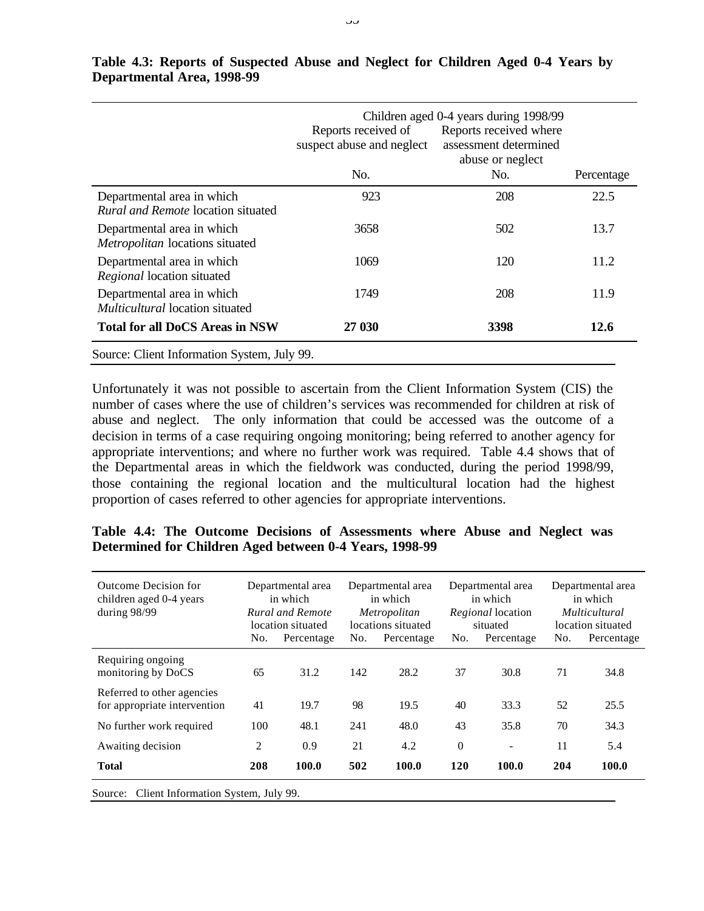**Table 4.3: Reports of Suspected Abuse and Neglect for Children Aged 0-4 Years by Departmental Area, 1998-99**

| | Children aged 0-4 years during 1998/99 | | |
|---|---|---|---|
| | Reports received of suspect abuse and neglect | Reports received where assessment determined abuse or neglect | |
| | No. | No. | Percentage |
| Departmental area in which *Rural and Remote* location situated | 923 | 208 | 22.5 |
| Departmental area in which *Metropolitan* locations situated | 3658 | 502 | 13.7 |
| Departmental area in which *Regional* location situated | 1069 | 120 | 11.2 |
| Departmental area in which *Multicultural* location situated | 1749 | 208 | 11.9 |
| **Total for all DoCS Areas in NSW** | **27 030** | **3398** | **12.6** |

Source: Client Information System, July 99.

Unfortunately it was not possible to ascertain from the Client Information System (CIS) the number of cases where the use of children's services was recommended for children at risk of abuse and neglect. The only information that could be accessed was the outcome of a decision in terms of a case requiring ongoing monitoring; being referred to another agency for appropriate interventions; and where no further work was required. Table 4.4 shows that of the Departmental areas in which the fieldwork was conducted, during the period 1998/99, those containing the regional location and the multicultural location had the highest proportion of cases referred to other agencies for appropriate interventions.

**Table 4.4: The Outcome Decisions of Assessments where Abuse and Neglect was Determined for Children Aged between 0-4 Years, 1998-99**

| Outcome Decision for children aged 0-4 years during 98/99 | Departmental area in which *Rural and Remote* location situated | | Departmental area in which *Metropolitan* locations situated | | Departmental area in which *Regional* location situated | | Departmental area in which *Multicultural* location situated | |
|---|---|---|---|---|---|---|---|---|
| | No. | Percentage | No. | Percentage | No. | Percentage | No. | Percentage |
| Requiring ongoing monitoring by DoCS | 65 | 31.2 | 142 | 28.2 | 37 | 30.8 | 71 | 34.8 |
| Referred to other agencies for appropriate intervention | 41 | 19.7 | 98 | 19.5 | 40 | 33.3 | 52 | 25.5 |
| No further work required | 100 | 48.1 | 241 | 48.0 | 43 | 35.8 | 70 | 34.3 |
| Awaiting decision | 2 | 0.9 | 21 | 4.2 | 0 | - | 11 | 5.4 |
| **Total** | **208** | **100.0** | **502** | **100.0** | **120** | **100.0** | **204** | **100.0** |

Source: Client Information System, July 99.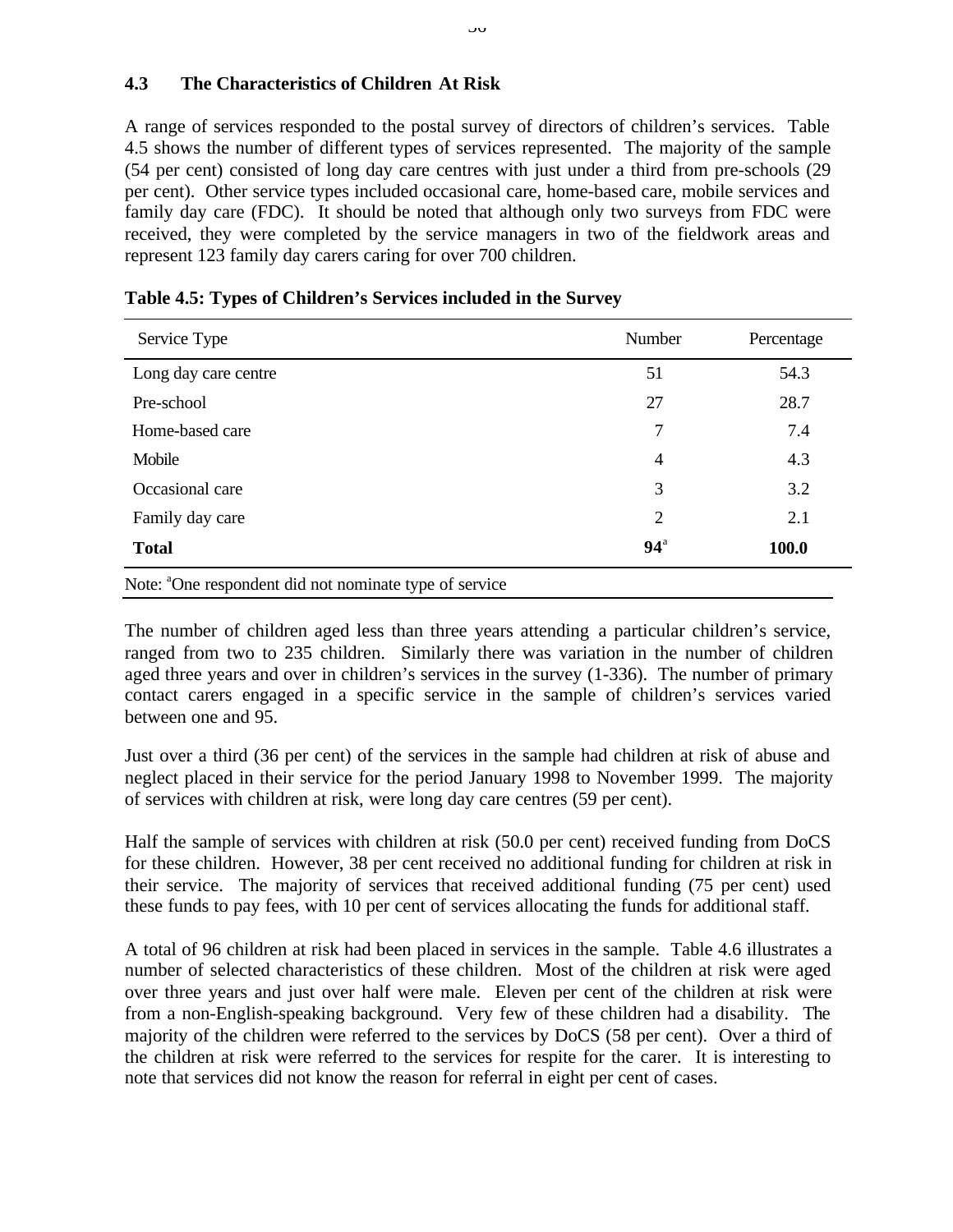### 4.3 The Characteristics of Children At Risk

A range of services responded to the postal survey of directors of children's services. Table 4.5 shows the number of different types of services represented. The majority of the sample (54 per cent) consisted of long day care centres with just under a third from pre-schools (29 per cent). Other service types included occasional care, home-based care, mobile services and family day care (FDC). It should be noted that although only two surveys from FDC were received, they were completed by the service managers in two of the fieldwork areas and represent 123 family day carers caring for over 700 children.

**Table 4.5: Types of Children's Services included in the Survey**

| Service Type | Number | Percentage |
|---|---|---|
| Long day care centre | 51 | 54.3 |
| Pre-school | 27 | 28.7 |
| Home-based care | 7 | 7.4 |
| Mobile | 4 | 4.3 |
| Occasional care | 3 | 3.2 |
| Family day care | 2 | 2.1 |
| **Total** | **94**[a] | **100.0** |

Note: [a]One respondent did not nominate type of service

The number of children aged less than three years attending a particular children's service, ranged from two to 235 children. Similarly there was variation in the number of children aged three years and over in children's services in the survey (1-336). The number of primary contact carers engaged in a specific service in the sample of children's services varied between one and 95.

Just over a third (36 per cent) of the services in the sample had children at risk of abuse and neglect placed in their service for the period January 1998 to November 1999. The majority of services with children at risk, were long day care centres (59 per cent).

Half the sample of services with children at risk (50.0 per cent) received funding from DoCS for these children. However, 38 per cent received no additional funding for children at risk in their service. The majority of services that received additional funding (75 per cent) used these funds to pay fees, with 10 per cent of services allocating the funds for additional staff.

A total of 96 children at risk had been placed in services in the sample. Table 4.6 illustrates a number of selected characteristics of these children. Most of the children at risk were aged over three years and just over half were male. Eleven per cent of the children at risk were from a non-English-speaking background. Very few of these children had a disability. The majority of the children were referred to the services by DoCS (58 per cent). Over a third of the children at risk were referred to the services for respite for the carer. It is interesting to note that services did not know the reason for referral in eight per cent of cases.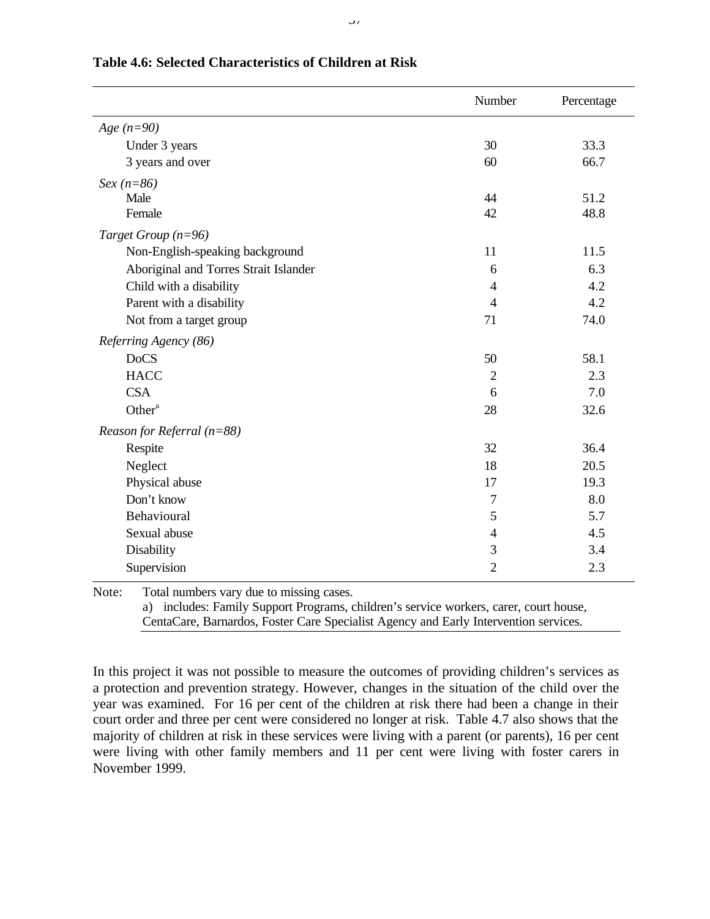**Table 4.6: Selected Characteristics of Children at Risk**

| | Number | Percentage |
|---|---|---|
| *Age (n=90)* | | |
| Under 3 years | 30 | 33.3 |
| 3 years and over | 60 | 66.7 |
| *Sex (n=86)* | | |
| Male | 44 | 51.2 |
| Female | 42 | 48.8 |
| *Target Group (n=96)* | | |
| Non-English-speaking background | 11 | 11.5 |
| Aboriginal and Torres Strait Islander | 6 | 6.3 |
| Child with a disability | 4 | 4.2 |
| Parent with a disability | 4 | 4.2 |
| Not from a target group | 71 | 74.0 |
| *Referring Agency (86)* | | |
| DoCS | 50 | 58.1 |
| HACC | 2 | 2.3 |
| CSA | 6 | 7.0 |
| Other[a] | 28 | 32.6 |
| *Reason for Referral (n=88)* | | |
| Respite | 32 | 36.4 |
| Neglect | 18 | 20.5 |
| Physical abuse | 17 | 19.3 |
| Don't know | 7 | 8.0 |
| Behavioural | 5 | 5.7 |
| Sexual abuse | 4 | 4.5 |
| Disability | 3 | 3.4 |
| Supervision | 2 | 2.3 |

Note: Total numbers vary due to missing cases.
a) includes: Family Support Programs, children's service workers, carer, court house, CentaCare, Barnardos, Foster Care Specialist Agency and Early Intervention services.

In this project it was not possible to measure the outcomes of providing children's services as a protection and prevention strategy. However, changes in the situation of the child over the year was examined. For 16 per cent of the children at risk there had been a change in their court order and three per cent were considered no longer at risk. Table 4.7 also shows that the majority of children at risk in these services were living with a parent (or parents), 16 per cent were living with other family members and 11 per cent were living with foster carers in November 1999.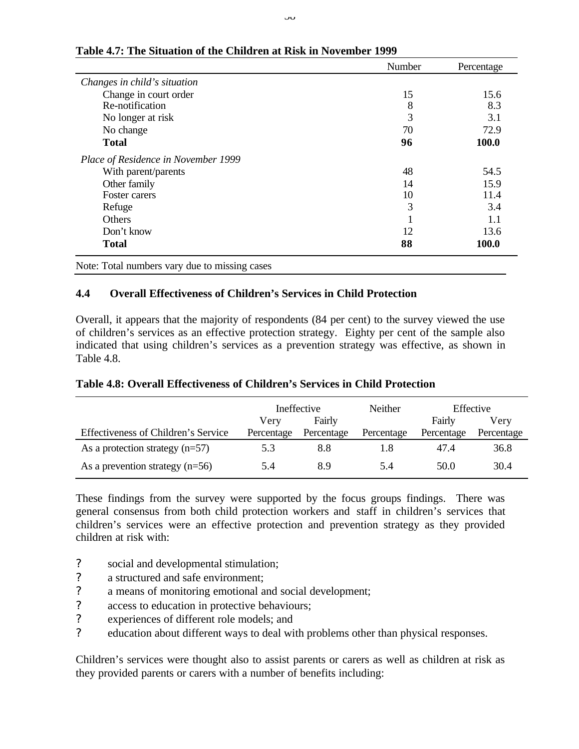**Table 4.7: The Situation of the Children at Risk in November 1999**

| | Number | Percentage |
|---|---|---|
| *Changes in child's situation* | | |
| Change in court order | 15 | 15.6 |
| Re-notification | 8 | 8.3 |
| No longer at risk | 3 | 3.1 |
| No change | 70 | 72.9 |
| **Total** | **96** | **100.0** |
| *Place of Residence in November 1999* | | |
| With parent/parents | 48 | 54.5 |
| Other family | 14 | 15.9 |
| Foster carers | 10 | 11.4 |
| Refuge | 3 | 3.4 |
| Others | 1 | 1.1 |
| Don't know | 12 | 13.6 |
| **Total** | **88** | **100.0** |

Note: Total numbers vary due to missing cases

## 4.4 Overall Effectiveness of Children's Services in Child Protection

Overall, it appears that the majority of respondents (84 per cent) to the survey viewed the use of children's services as an effective protection strategy. Eighty per cent of the sample also indicated that using children's services as a prevention strategy was effective, as shown in Table 4.8.

**Table 4.8: Overall Effectiveness of Children's Services in Child Protection**

| | Ineffective | | Neither | Effective | |
|---|---|---|---|---|---|
| | Very | Fairly | | Fairly | Very |
| Effectiveness of Children's Service | Percentage | Percentage | Percentage | Percentage | Percentage |
| As a protection strategy (n=57) | 5.3 | 8.8 | 1.8 | 47.4 | 36.8 |
| As a prevention strategy (n=56) | 5.4 | 8.9 | 5.4 | 50.0 | 30.4 |

These findings from the survey were supported by the focus groups findings. There was general consensus from both child protection workers and staff in children's services that children's services were an effective protection and prevention strategy as they provided children at risk with:

- social and developmental stimulation;
- a structured and safe environment;
- a means of monitoring emotional and social development;
- access to education in protective behaviours;
- experiences of different role models; and
- education about different ways to deal with problems other than physical responses.

Children's services were thought also to assist parents or carers as well as children at risk as they provided parents or carers with a number of benefits including: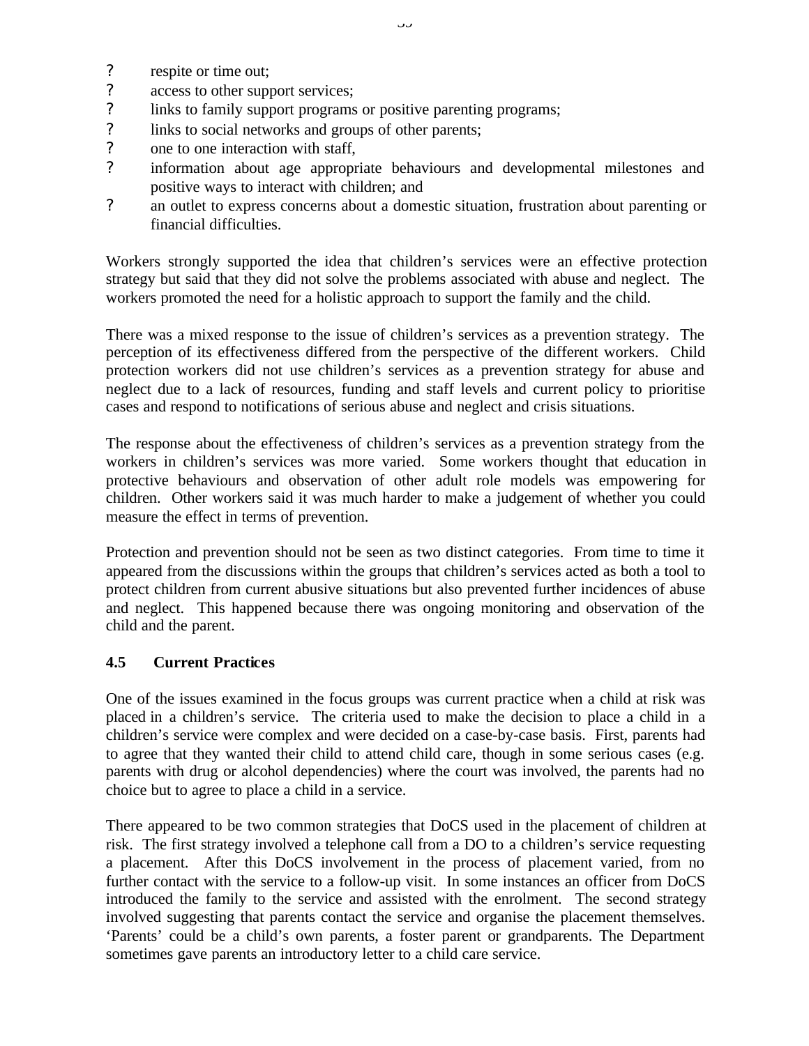- respite or time out;
- access to other support services;
- links to family support programs or positive parenting programs;
- links to social networks and groups of other parents;
- one to one interaction with staff,
- information about age appropriate behaviours and developmental milestones and positive ways to interact with children; and
- an outlet to express concerns about a domestic situation, frustration about parenting or financial difficulties.

Workers strongly supported the idea that children's services were an effective protection strategy but said that they did not solve the problems associated with abuse and neglect. The workers promoted the need for a holistic approach to support the family and the child.

There was a mixed response to the issue of children's services as a prevention strategy. The perception of its effectiveness differed from the perspective of the different workers. Child protection workers did not use children's services as a prevention strategy for abuse and neglect due to a lack of resources, funding and staff levels and current policy to prioritise cases and respond to notifications of serious abuse and neglect and crisis situations.

The response about the effectiveness of children's services as a prevention strategy from the workers in children's services was more varied. Some workers thought that education in protective behaviours and observation of other adult role models was empowering for children. Other workers said it was much harder to make a judgement of whether you could measure the effect in terms of prevention.

Protection and prevention should not be seen as two distinct categories. From time to time it appeared from the discussions within the groups that children's services acted as both a tool to protect children from current abusive situations but also prevented further incidences of abuse and neglect. This happened because there was ongoing monitoring and observation of the child and the parent.

### 4.5 Current Practices

One of the issues examined in the focus groups was current practice when a child at risk was placed in a children's service. The criteria used to make the decision to place a child in a children's service were complex and were decided on a case-by-case basis. First, parents had to agree that they wanted their child to attend child care, though in some serious cases (e.g. parents with drug or alcohol dependencies) where the court was involved, the parents had no choice but to agree to place a child in a service.

There appeared to be two common strategies that DoCS used in the placement of children at risk. The first strategy involved a telephone call from a DO to a children's service requesting a placement. After this DoCS involvement in the process of placement varied, from no further contact with the service to a follow-up visit. In some instances an officer from DoCS introduced the family to the service and assisted with the enrolment. The second strategy involved suggesting that parents contact the service and organise the placement themselves. 'Parents' could be a child's own parents, a foster parent or grandparents. The Department sometimes gave parents an introductory letter to a child care service.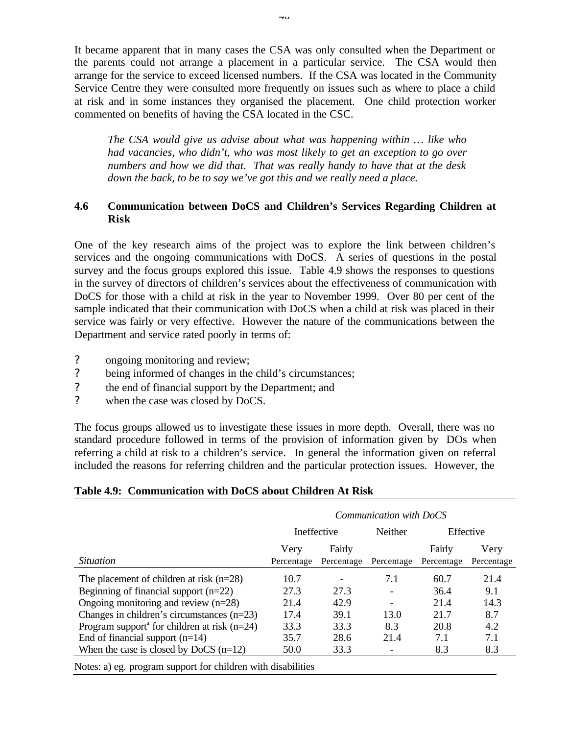It became apparent that in many cases the CSA was only consulted when the Department or the parents could not arrange a placement in a particular service. The CSA would then arrange for the service to exceed licensed numbers. If the CSA was located in the Community Service Centre they were consulted more frequently on issues such as where to place a child at risk and in some instances they organised the placement. One child protection worker commented on benefits of having the CSA located in the CSC.

> *The CSA would give us advise about what was happening within … like who had vacancies, who didn't, who was most likely to get an exception to go over numbers and how we did that. That was really handy to have that at the desk down the back, to be to say we've got this and we really need a place.*

### 4.6 Communication between DoCS and Children's Services Regarding Children at Risk

One of the key research aims of the project was to explore the link between children's services and the ongoing communications with DoCS. A series of questions in the postal survey and the focus groups explored this issue. Table 4.9 shows the responses to questions in the survey of directors of children's services about the effectiveness of communication with DoCS for those with a child at risk in the year to November 1999. Over 80 per cent of the sample indicated that their communication with DoCS when a child at risk was placed in their service was fairly or very effective. However the nature of the communications between the Department and service rated poorly in terms of:

- ongoing monitoring and review;
- being informed of changes in the child's circumstances;
- the end of financial support by the Department; and
- when the case was closed by DoCS.

The focus groups allowed us to investigate these issues in more depth. Overall, there was no standard procedure followed in terms of the provision of information given by DOs when referring a child at risk to a children's service. In general the information given on referral included the reasons for referring children and the particular protection issues. However, the

**Table 4.9: Communication with DoCS about Children At Risk**

| | *Communication with DoCS* | | | | |
|---|---|---|---|---|---|
| | Ineffective | | Neither | Effective | |
| *Situation* | Very Percentage | Fairly Percentage | Percentage | Fairly Percentage | Very Percentage |
| The placement of children at risk (n=28) | 10.7 | - | 7.1 | 60.7 | 21.4 |
| Beginning of financial support (n=22) | 27.3 | 27.3 | - | 36.4 | 9.1 |
| Ongoing monitoring and review (n=28) | 21.4 | 42.9 | - | 21.4 | 14.3 |
| Changes in children's circumstances (n=23) | 17.4 | 39.1 | 13.0 | 21.7 | 8.7 |
| Program support[a] for children at risk (n=24) | 33.3 | 33.3 | 8.3 | 20.8 | 4.2 |
| End of financial support (n=14) | 35.7 | 28.6 | 21.4 | 7.1 | 7.1 |
| When the case is closed by DoCS (n=12) | 50.0 | 33.3 | - | 8.3 | 8.3 |

Notes: a) eg. program support for children with disabilities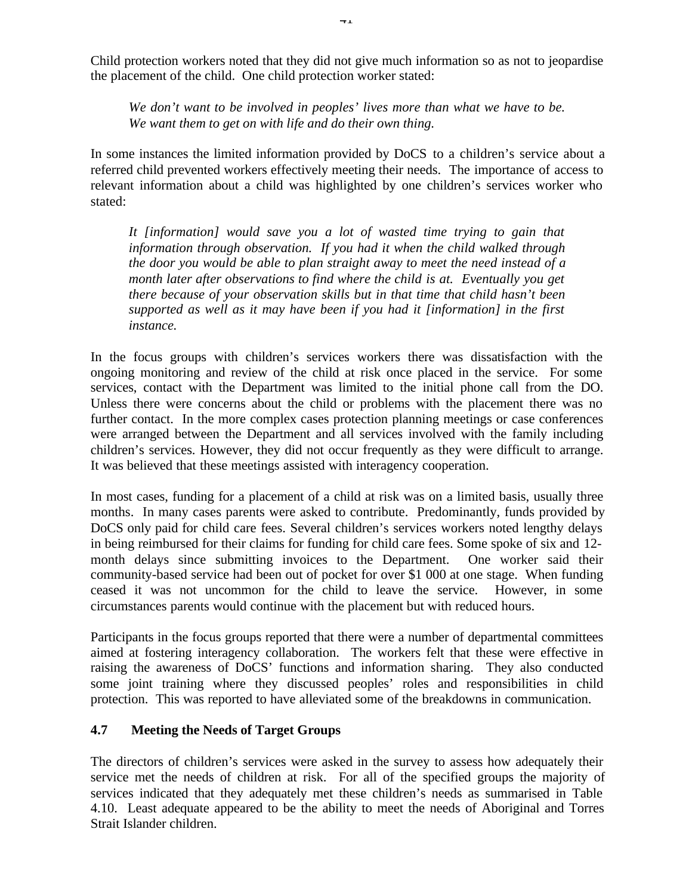Child protection workers noted that they did not give much information so as not to jeopardise the placement of the child. One child protection worker stated:

> *We don't want to be involved in peoples' lives more than what we have to be. We want them to get on with life and do their own thing.*

In some instances the limited information provided by DoCS to a children's service about a referred child prevented workers effectively meeting their needs. The importance of access to relevant information about a child was highlighted by one children's services worker who stated:

> *It [information] would save you a lot of wasted time trying to gain that information through observation. If you had it when the child walked through the door you would be able to plan straight away to meet the need instead of a month later after observations to find where the child is at. Eventually you get there because of your observation skills but in that time that child hasn't been supported as well as it may have been if you had it [information] in the first instance.*

In the focus groups with children's services workers there was dissatisfaction with the ongoing monitoring and review of the child at risk once placed in the service. For some services, contact with the Department was limited to the initial phone call from the DO. Unless there were concerns about the child or problems with the placement there was no further contact. In the more complex cases protection planning meetings or case conferences were arranged between the Department and all services involved with the family including children's services. However, they did not occur frequently as they were difficult to arrange. It was believed that these meetings assisted with interagency cooperation.

In most cases, funding for a placement of a child at risk was on a limited basis, usually three months. In many cases parents were asked to contribute. Predominantly, funds provided by DoCS only paid for child care fees. Several children's services workers noted lengthy delays in being reimbursed for their claims for funding for child care fees. Some spoke of six and 12-month delays since submitting invoices to the Department. One worker said their community-based service had been out of pocket for over $1 000 at one stage. When funding ceased it was not uncommon for the child to leave the service. However, in some circumstances parents would continue with the placement but with reduced hours.

Participants in the focus groups reported that there were a number of departmental committees aimed at fostering interagency collaboration. The workers felt that these were effective in raising the awareness of DoCS' functions and information sharing. They also conducted some joint training where they discussed peoples' roles and responsibilities in child protection. This was reported to have alleviated some of the breakdowns in communication.

### 4.7 Meeting the Needs of Target Groups

The directors of children's services were asked in the survey to assess how adequately their service met the needs of children at risk. For all of the specified groups the majority of services indicated that they adequately met these children's needs as summarised in Table 4.10. Least adequate appeared to be the ability to meet the needs of Aboriginal and Torres Strait Islander children.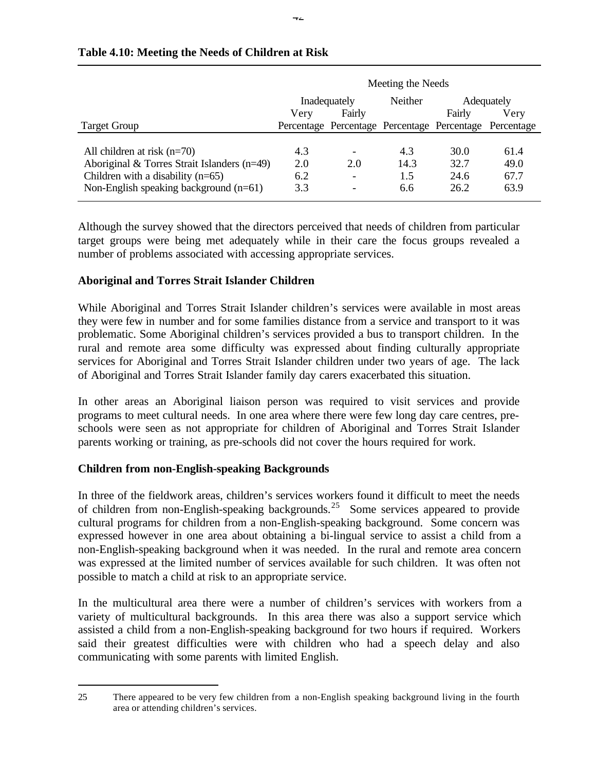**Table 4.10: Meeting the Needs of Children at Risk**

| | Meeting the Needs | | | | |
|---|---|---|---|---|---|
| | Inadequately | | Neither | Adequately | |
| | Very | Fairly | | Fairly | Very |
| Target Group | Percentage | Percentage | Percentage | Percentage | Percentage |
| All children at risk (n=70) | 4.3 | - | 4.3 | 30.0 | 61.4 |
| Aboriginal & Torres Strait Islanders (n=49) | 2.0 | 2.0 | 14.3 | 32.7 | 49.0 |
| Children with a disability (n=65) | 6.2 | - | 1.5 | 24.6 | 67.7 |
| Non-English speaking background (n=61) | 3.3 | - | 6.6 | 26.2 | 63.9 |

Although the survey showed that the directors perceived that needs of children from particular target groups were being met adequately while in their care the focus groups revealed a number of problems associated with accessing appropriate services.

### Aboriginal and Torres Strait Islander Children

While Aboriginal and Torres Strait Islander children's services were available in most areas they were few in number and for some families distance from a service and transport to it was problematic. Some Aboriginal children's services provided a bus to transport children. In the rural and remote area some difficulty was expressed about finding culturally appropriate services for Aboriginal and Torres Strait Islander children under two years of age. The lack of Aboriginal and Torres Strait Islander family day carers exacerbated this situation.

In other areas an Aboriginal liaison person was required to visit services and provide programs to meet cultural needs. In one area where there were few long day care centres, pre-schools were seen as not appropriate for children of Aboriginal and Torres Strait Islander parents working or training, as pre-schools did not cover the hours required for work.

### Children from non-English-speaking Backgrounds

In three of the fieldwork areas, children's services workers found it difficult to meet the needs of children from non-English-speaking backgrounds.[25] Some services appeared to provide cultural programs for children from a non-English-speaking background. Some concern was expressed however in one area about obtaining a bi-lingual service to assist a child from a non-English-speaking background when it was needed. In the rural and remote area concern was expressed at the limited number of services available for such children. It was often not possible to match a child at risk to an appropriate service.

In the multicultural area there were a number of children's services with workers from a variety of multicultural backgrounds. In this area there was also a support service which assisted a child from a non-English-speaking background for two hours if required. Workers said their greatest difficulties were with children who had a speech delay and also communicating with some parents with limited English.

---

25 There appeared to be very few children from a non-English speaking background living in the fourth area or attending children's services.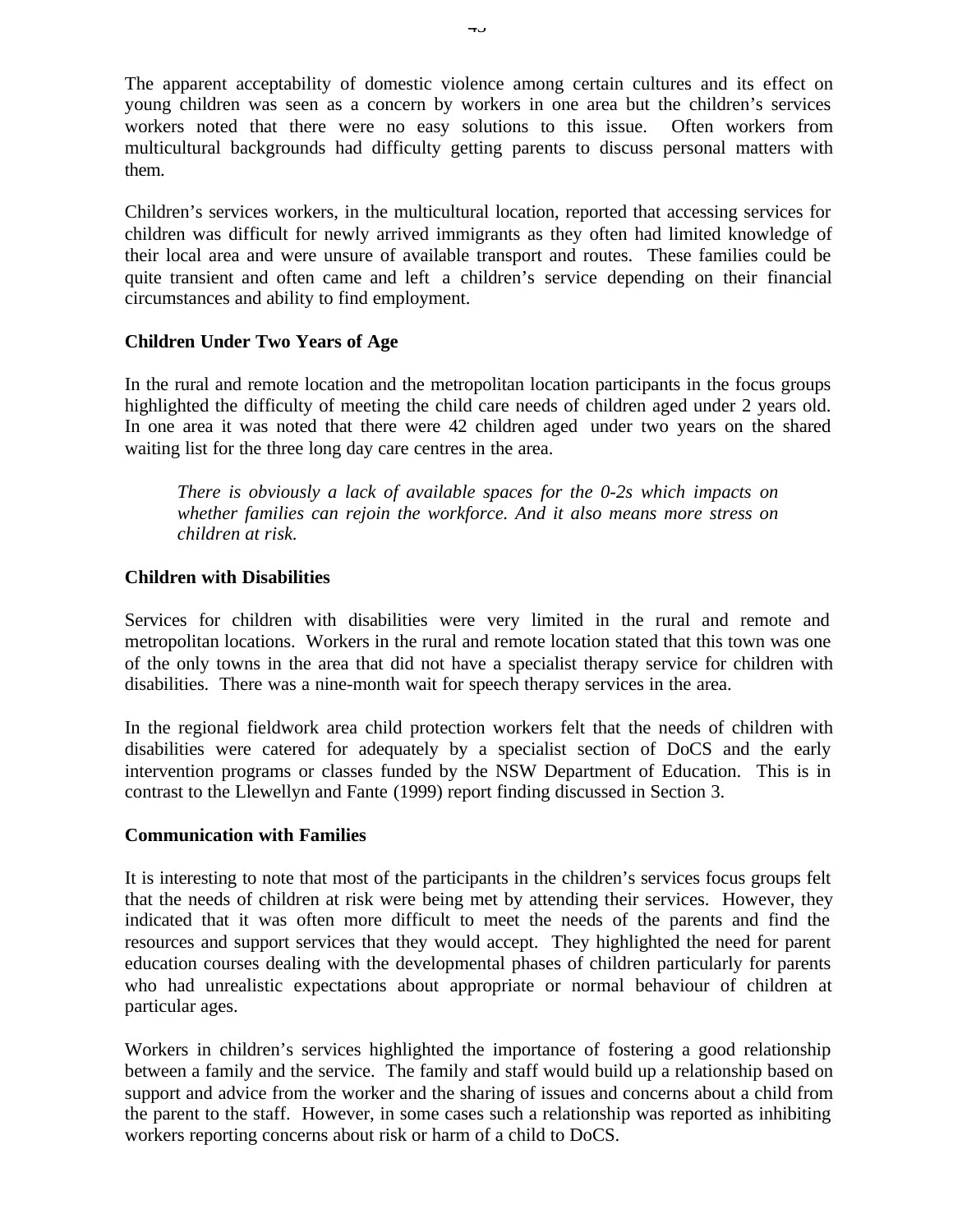The apparent acceptability of domestic violence among certain cultures and its effect on young children was seen as a concern by workers in one area but the children's services workers noted that there were no easy solutions to this issue. Often workers from multicultural backgrounds had difficulty getting parents to discuss personal matters with them.

Children's services workers, in the multicultural location, reported that accessing services for children was difficult for newly arrived immigrants as they often had limited knowledge of their local area and were unsure of available transport and routes. These families could be quite transient and often came and left a children's service depending on their financial circumstances and ability to find employment.

### Children Under Two Years of Age

In the rural and remote location and the metropolitan location participants in the focus groups highlighted the difficulty of meeting the child care needs of children aged under 2 years old. In one area it was noted that there were 42 children aged under two years on the shared waiting list for the three long day care centres in the area.

> *There is obviously a lack of available spaces for the 0-2s which impacts on whether families can rejoin the workforce. And it also means more stress on children at risk.*

### Children with Disabilities

Services for children with disabilities were very limited in the rural and remote and metropolitan locations. Workers in the rural and remote location stated that this town was one of the only towns in the area that did not have a specialist therapy service for children with disabilities. There was a nine-month wait for speech therapy services in the area.

In the regional fieldwork area child protection workers felt that the needs of children with disabilities were catered for adequately by a specialist section of DoCS and the early intervention programs or classes funded by the NSW Department of Education. This is in contrast to the Llewellyn and Fante (1999) report finding discussed in Section 3.

### Communication with Families

It is interesting to note that most of the participants in the children's services focus groups felt that the needs of children at risk were being met by attending their services. However, they indicated that it was often more difficult to meet the needs of the parents and find the resources and support services that they would accept. They highlighted the need for parent education courses dealing with the developmental phases of children particularly for parents who had unrealistic expectations about appropriate or normal behaviour of children at particular ages.

Workers in children's services highlighted the importance of fostering a good relationship between a family and the service. The family and staff would build up a relationship based on support and advice from the worker and the sharing of issues and concerns about a child from the parent to the staff. However, in some cases such a relationship was reported as inhibiting workers reporting concerns about risk or harm of a child to DoCS.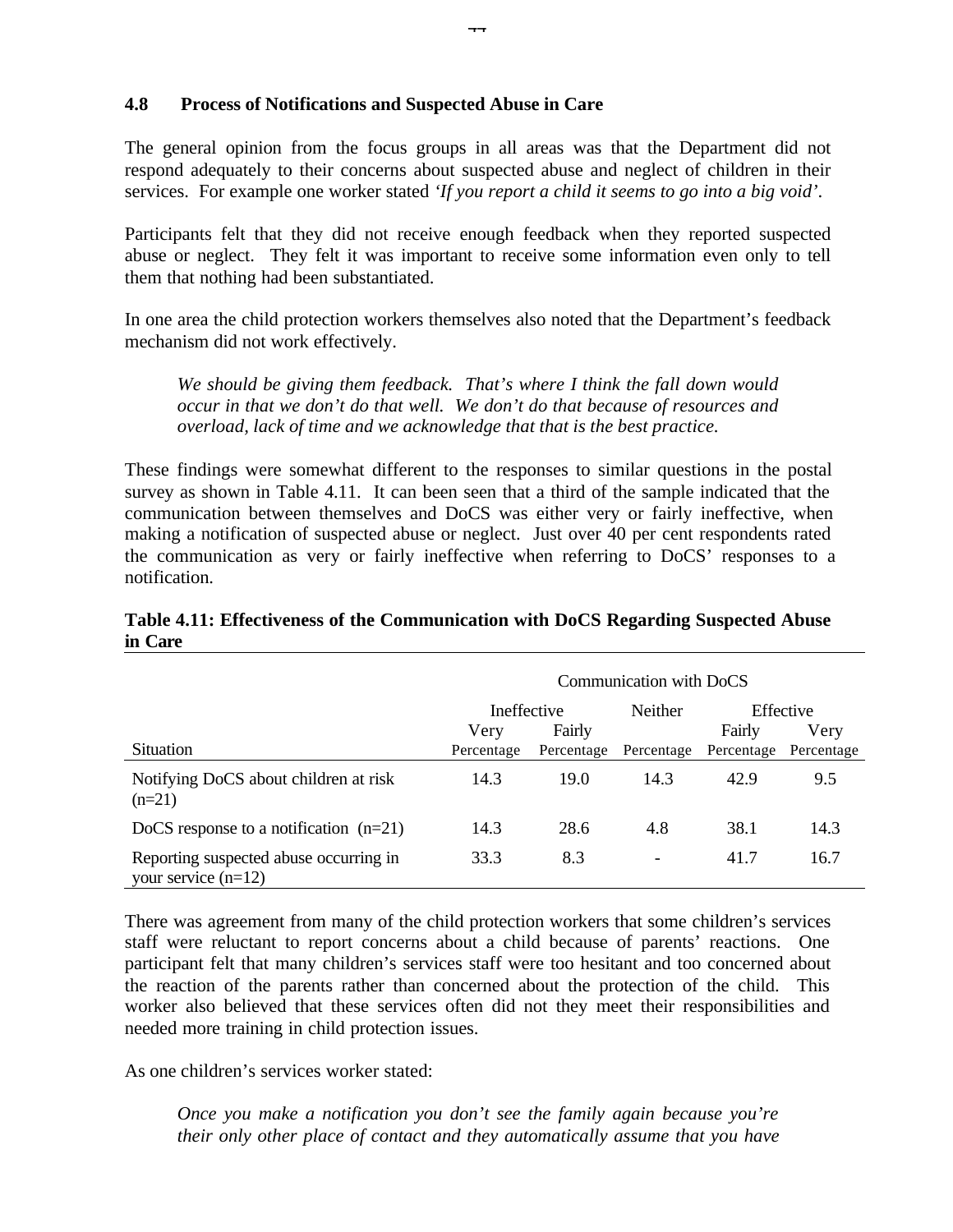### 4.8 Process of Notifications and Suspected Abuse in Care

The general opinion from the focus groups in all areas was that the Department did not respond adequately to their concerns about suspected abuse and neglect of children in their services. For example one worker stated *'If you report a child it seems to go into a big void'*.

Participants felt that they did not receive enough feedback when they reported suspected abuse or neglect. They felt it was important to receive some information even only to tell them that nothing had been substantiated.

In one area the child protection workers themselves also noted that the Department's feedback mechanism did not work effectively.

> *We should be giving them feedback. That's where I think the fall down would occur in that we don't do that well. We don't do that because of resources and overload, lack of time and we acknowledge that that is the best practice.*

These findings were somewhat different to the responses to similar questions in the postal survey as shown in Table 4.11. It can been seen that a third of the sample indicated that the communication between themselves and DoCS was either very or fairly ineffective, when making a notification of suspected abuse or neglect. Just over 40 per cent respondents rated the communication as very or fairly ineffective when referring to DoCS' responses to a notification.

**Table 4.11: Effectiveness of the Communication with DoCS Regarding Suspected Abuse in Care**

| | Communication with DoCS | | | | |
|---|---|---|---|---|---|
| | Ineffective | | Neither | Effective | |
| | Very | Fairly | | Fairly | Very |
| Situation | Percentage | Percentage | Percentage | Percentage | Percentage |
| Notifying DoCS about children at risk (n=21) | 14.3 | 19.0 | 14.3 | 42.9 | 9.5 |
| DoCS response to a notification (n=21) | 14.3 | 28.6 | 4.8 | 38.1 | 14.3 |
| Reporting suspected abuse occurring in your service (n=12) | 33.3 | 8.3 | - | 41.7 | 16.7 |

There was agreement from many of the child protection workers that some children's services staff were reluctant to report concerns about a child because of parents' reactions. One participant felt that many children's services staff were too hesitant and too concerned about the reaction of the parents rather than concerned about the protection of the child. This worker also believed that these services often did not they meet their responsibilities and needed more training in child protection issues.

As one children's services worker stated:

> *Once you make a notification you don't see the family again because you're their only other place of contact and they automatically assume that you have*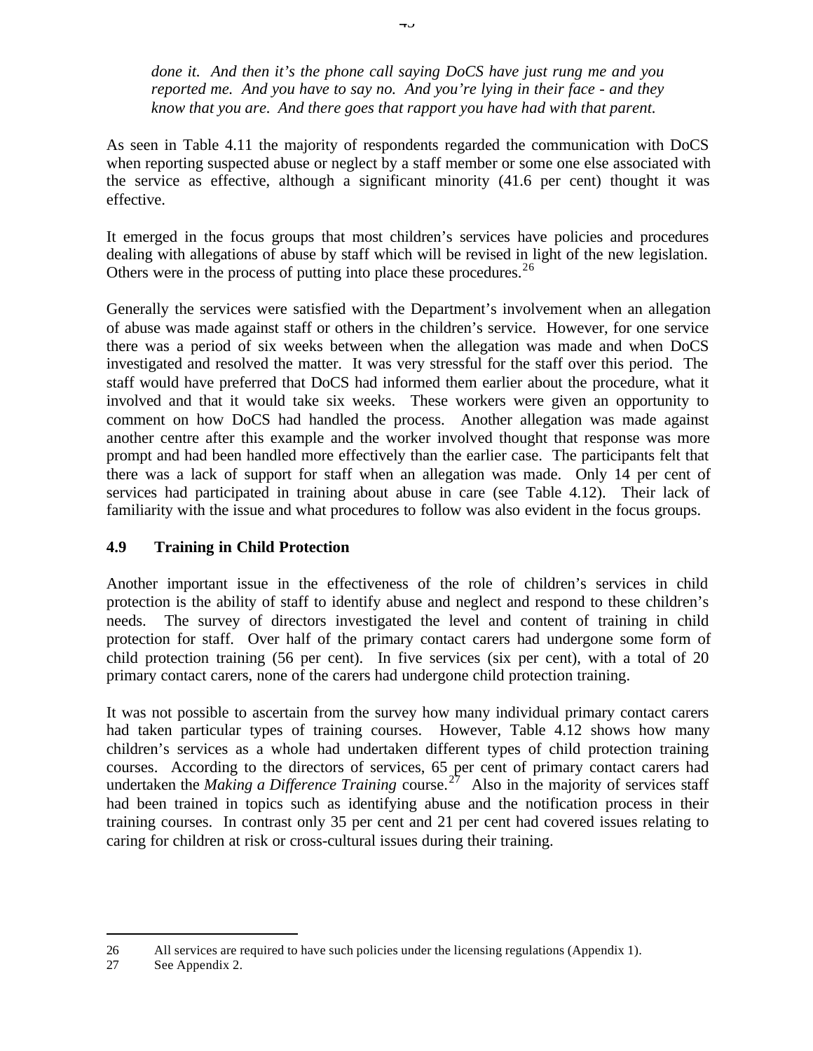*done it. And then it's the phone call saying DoCS have just rung me and you reported me. And you have to say no. And you're lying in their face - and they know that you are. And there goes that rapport you have had with that parent.*

As seen in Table 4.11 the majority of respondents regarded the communication with DoCS when reporting suspected abuse or neglect by a staff member or some one else associated with the service as effective, although a significant minority (41.6 per cent) thought it was effective.

It emerged in the focus groups that most children's services have policies and procedures dealing with allegations of abuse by staff which will be revised in light of the new legislation. Others were in the process of putting into place these procedures.[26]

Generally the services were satisfied with the Department's involvement when an allegation of abuse was made against staff or others in the children's service. However, for one service there was a period of six weeks between when the allegation was made and when DoCS investigated and resolved the matter. It was very stressful for the staff over this period. The staff would have preferred that DoCS had informed them earlier about the procedure, what it involved and that it would take six weeks. These workers were given an opportunity to comment on how DoCS had handled the process. Another allegation was made against another centre after this example and the worker involved thought that response was more prompt and had been handled more effectively than the earlier case. The participants felt that there was a lack of support for staff when an allegation was made. Only 14 per cent of services had participated in training about abuse in care (see Table 4.12). Their lack of familiarity with the issue and what procedures to follow was also evident in the focus groups.

## 4.9 Training in Child Protection

Another important issue in the effectiveness of the role of children's services in child protection is the ability of staff to identify abuse and neglect and respond to these children's needs. The survey of directors investigated the level and content of training in child protection for staff. Over half of the primary contact carers had undergone some form of child protection training (56 per cent). In five services (six per cent), with a total of 20 primary contact carers, none of the carers had undergone child protection training.

It was not possible to ascertain from the survey how many individual primary contact carers had taken particular types of training courses. However, Table 4.12 shows how many children's services as a whole had undertaken different types of child protection training courses. According to the directors of services, 65 per cent of primary contact carers had undertaken the *Making a Difference Training* course.[27] Also in the majority of services staff had been trained in topics such as identifying abuse and the notification process in their training courses. In contrast only 35 per cent and 21 per cent had covered issues relating to caring for children at risk or cross-cultural issues during their training.

---

26 All services are required to have such policies under the licensing regulations (Appendix 1).

27 See Appendix 2.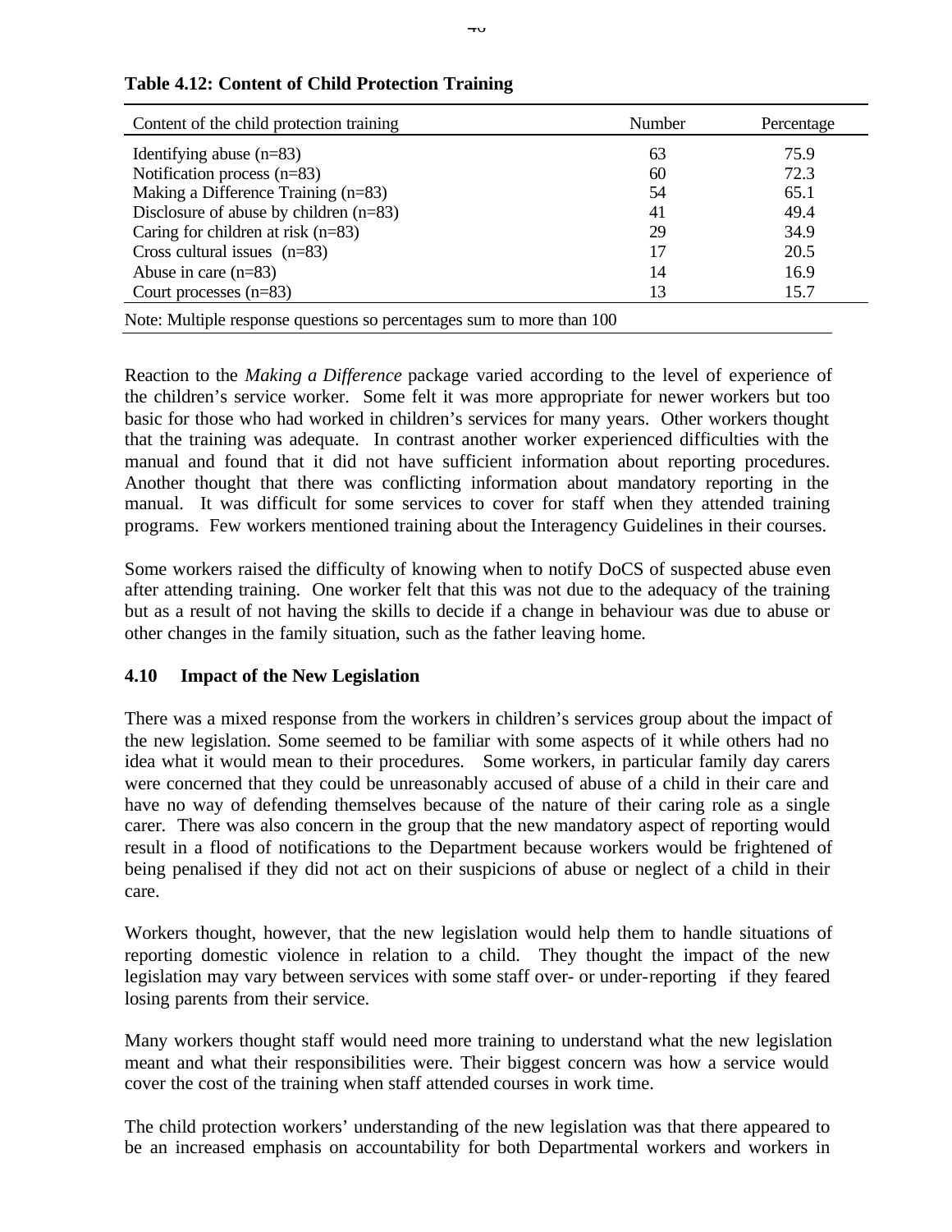**Table 4.12: Content of Child Protection Training**

| Content of the child protection training | Number | Percentage |
|---|---|---|
| Identifying abuse (n=83) | 63 | 75.9 |
| Notification process (n=83) | 60 | 72.3 |
| Making a Difference Training (n=83) | 54 | 65.1 |
| Disclosure of abuse by children (n=83) | 41 | 49.4 |
| Caring for children at risk (n=83) | 29 | 34.9 |
| Cross cultural issues (n=83) | 17 | 20.5 |
| Abuse in care (n=83) | 14 | 16.9 |
| Court processes (n=83) | 13 | 15.7 |

Note: Multiple response questions so percentages sum to more than 100

Reaction to the *Making a Difference* package varied according to the level of experience of the children's service worker. Some felt it was more appropriate for newer workers but too basic for those who had worked in children's services for many years. Other workers thought that the training was adequate. In contrast another worker experienced difficulties with the manual and found that it did not have sufficient information about reporting procedures. Another thought that there was conflicting information about mandatory reporting in the manual. It was difficult for some services to cover for staff when they attended training programs. Few workers mentioned training about the Interagency Guidelines in their courses.

Some workers raised the difficulty of knowing when to notify DoCS of suspected abuse even after attending training. One worker felt that this was not due to the adequacy of the training but as a result of not having the skills to decide if a change in behaviour was due to abuse or other changes in the family situation, such as the father leaving home.

### 4.10 Impact of the New Legislation

There was a mixed response from the workers in children's services group about the impact of the new legislation. Some seemed to be familiar with some aspects of it while others had no idea what it would mean to their procedures. Some workers, in particular family day carers were concerned that they could be unreasonably accused of abuse of a child in their care and have no way of defending themselves because of the nature of their caring role as a single carer. There was also concern in the group that the new mandatory aspect of reporting would result in a flood of notifications to the Department because workers would be frightened of being penalised if they did not act on their suspicions of abuse or neglect of a child in their care.

Workers thought, however, that the new legislation would help them to handle situations of reporting domestic violence in relation to a child. They thought the impact of the new legislation may vary between services with some staff over- or under-reporting if they feared losing parents from their service.

Many workers thought staff would need more training to understand what the new legislation meant and what their responsibilities were. Their biggest concern was how a service would cover the cost of the training when staff attended courses in work time.

The child protection workers' understanding of the new legislation was that there appeared to be an increased emphasis on accountability for both Departmental workers and workers in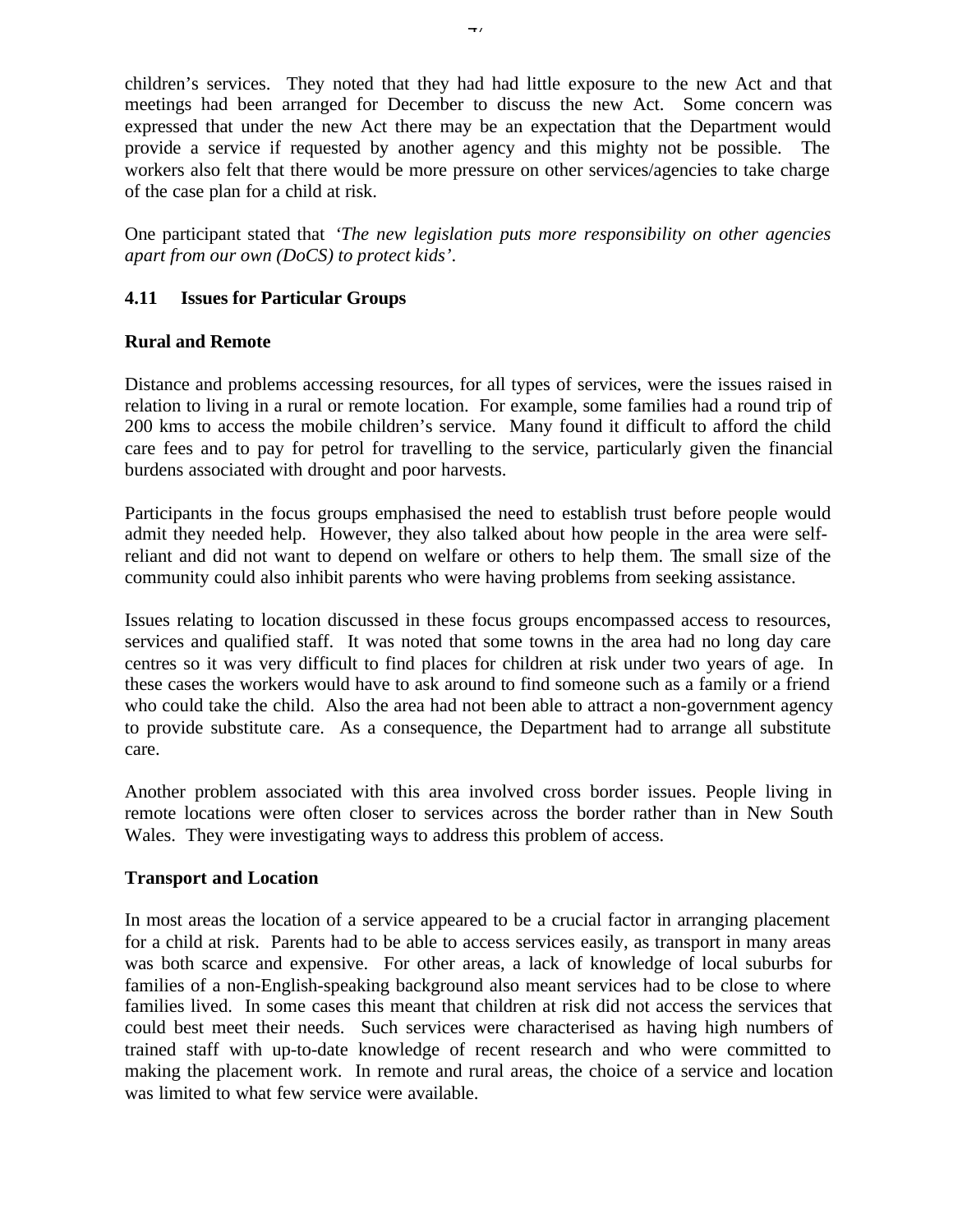children's services. They noted that they had had little exposure to the new Act and that meetings had been arranged for December to discuss the new Act. Some concern was expressed that under the new Act there may be an expectation that the Department would provide a service if requested by another agency and this mighty not be possible. The workers also felt that there would be more pressure on other services/agencies to take charge of the case plan for a child at risk.

One participant stated that *'The new legislation puts more responsibility on other agencies apart from our own (DoCS) to protect kids'.*

### 4.11 Issues for Particular Groups

**Rural and Remote**

Distance and problems accessing resources, for all types of services, were the issues raised in relation to living in a rural or remote location. For example, some families had a round trip of 200 kms to access the mobile children's service. Many found it difficult to afford the child care fees and to pay for petrol for travelling to the service, particularly given the financial burdens associated with drought and poor harvests.

Participants in the focus groups emphasised the need to establish trust before people would admit they needed help. However, they also talked about how people in the area were self-reliant and did not want to depend on welfare or others to help them. The small size of the community could also inhibit parents who were having problems from seeking assistance.

Issues relating to location discussed in these focus groups encompassed access to resources, services and qualified staff. It was noted that some towns in the area had no long day care centres so it was very difficult to find places for children at risk under two years of age. In these cases the workers would have to ask around to find someone such as a family or a friend who could take the child. Also the area had not been able to attract a non-government agency to provide substitute care. As a consequence, the Department had to arrange all substitute care.

Another problem associated with this area involved cross border issues. People living in remote locations were often closer to services across the border rather than in New South Wales. They were investigating ways to address this problem of access.

**Transport and Location**

In most areas the location of a service appeared to be a crucial factor in arranging placement for a child at risk. Parents had to be able to access services easily, as transport in many areas was both scarce and expensive. For other areas, a lack of knowledge of local suburbs for families of a non-English-speaking background also meant services had to be close to where families lived. In some cases this meant that children at risk did not access the services that could best meet their needs. Such services were characterised as having high numbers of trained staff with up-to-date knowledge of recent research and who were committed to making the placement work. In remote and rural areas, the choice of a service and location was limited to what few service were available.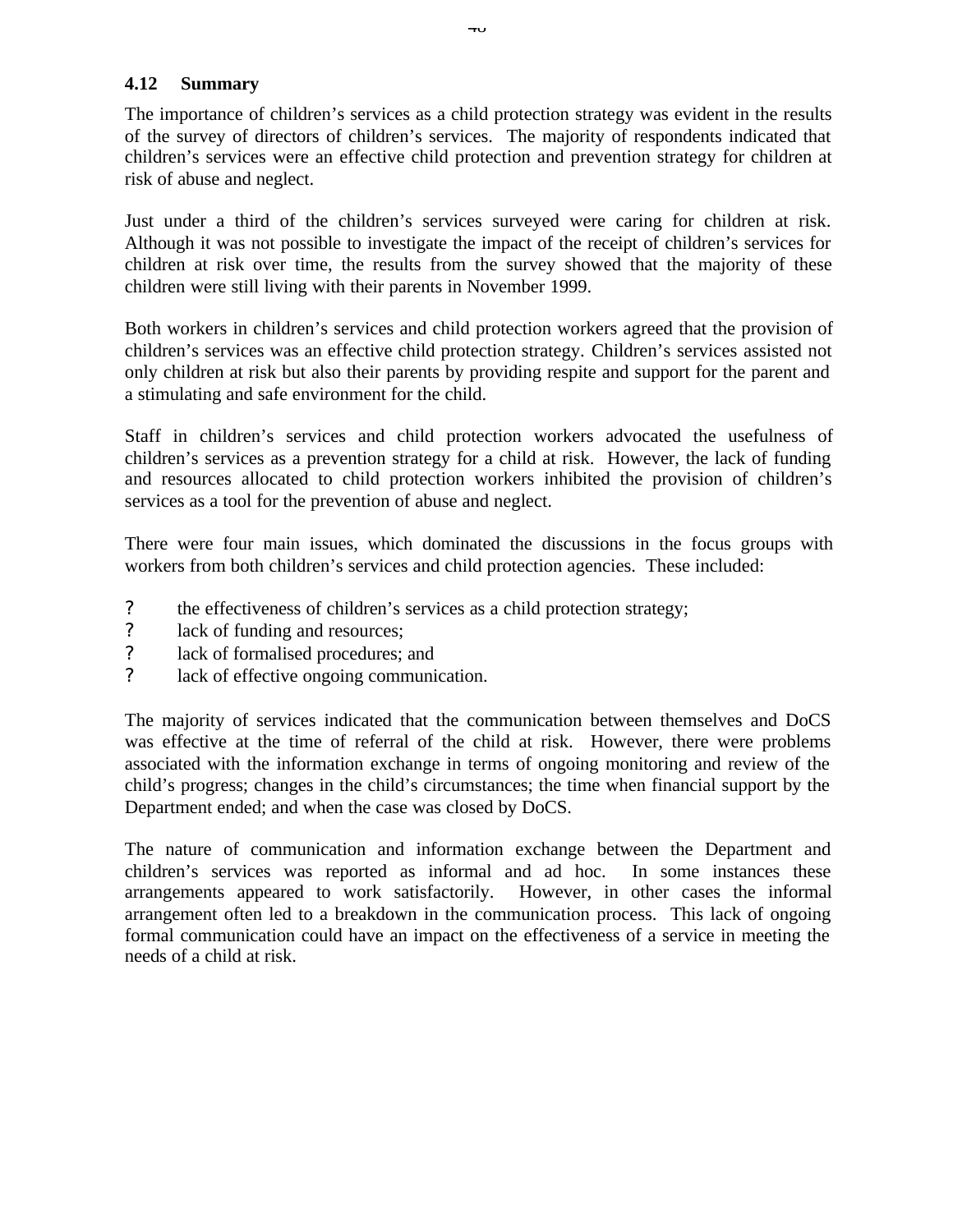### 4.12 Summary

The importance of children's services as a child protection strategy was evident in the results of the survey of directors of children's services. The majority of respondents indicated that children's services were an effective child protection and prevention strategy for children at risk of abuse and neglect.

Just under a third of the children's services surveyed were caring for children at risk. Although it was not possible to investigate the impact of the receipt of children's services for children at risk over time, the results from the survey showed that the majority of these children were still living with their parents in November 1999.

Both workers in children's services and child protection workers agreed that the provision of children's services was an effective child protection strategy. Children's services assisted not only children at risk but also their parents by providing respite and support for the parent and a stimulating and safe environment for the child.

Staff in children's services and child protection workers advocated the usefulness of children's services as a prevention strategy for a child at risk. However, the lack of funding and resources allocated to child protection workers inhibited the provision of children's services as a tool for the prevention of abuse and neglect.

There were four main issues, which dominated the discussions in the focus groups with workers from both children's services and child protection agencies. These included:

- the effectiveness of children's services as a child protection strategy;
- lack of funding and resources;
- lack of formalised procedures; and
- lack of effective ongoing communication.

The majority of services indicated that the communication between themselves and DoCS was effective at the time of referral of the child at risk. However, there were problems associated with the information exchange in terms of ongoing monitoring and review of the child's progress; changes in the child's circumstances; the time when financial support by the Department ended; and when the case was closed by DoCS.

The nature of communication and information exchange between the Department and children's services was reported as informal and ad hoc. In some instances these arrangements appeared to work satisfactorily. However, in other cases the informal arrangement often led to a breakdown in the communication process. This lack of ongoing formal communication could have an impact on the effectiveness of a service in meeting the needs of a child at risk.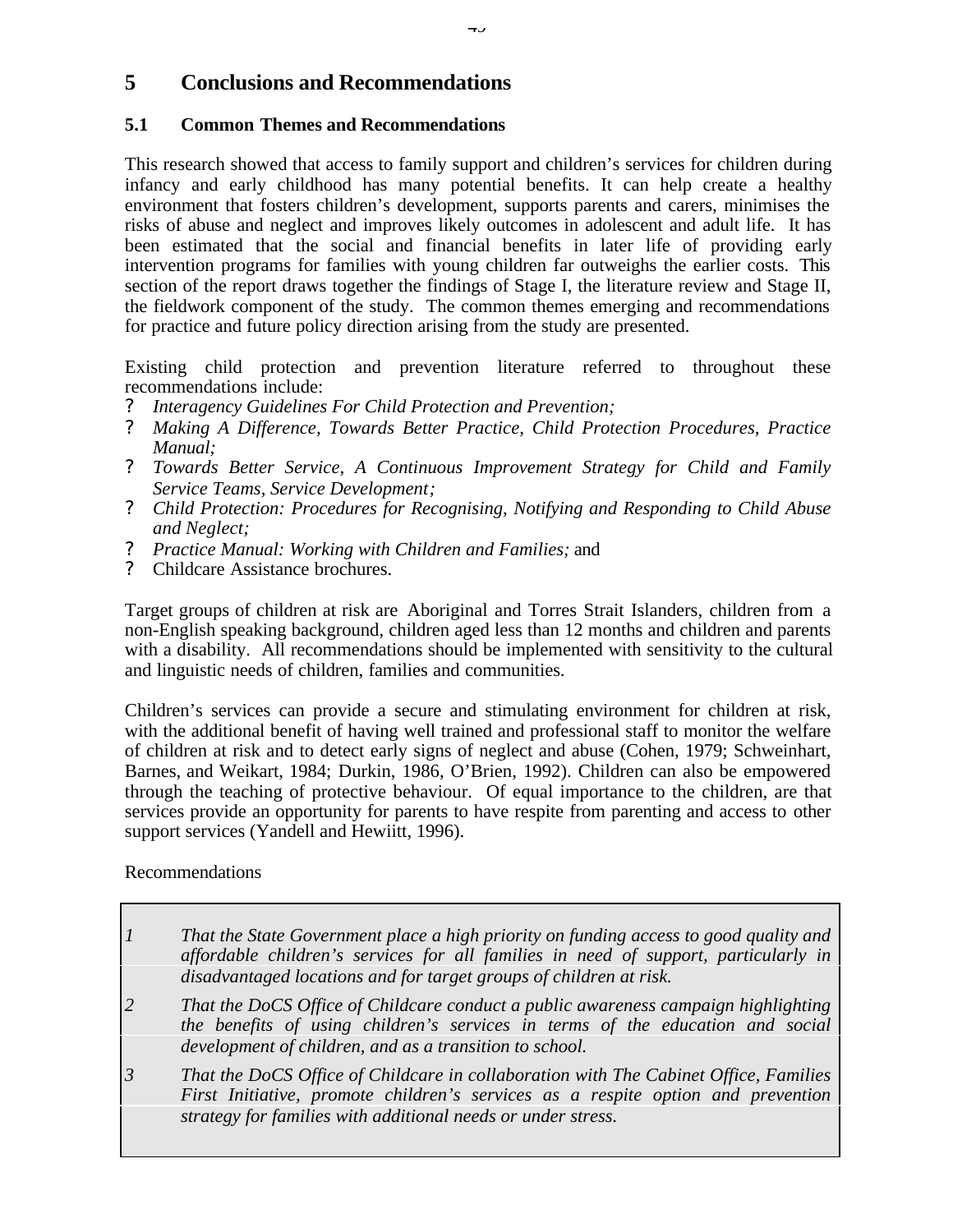# 5 Conclusions and Recommendations

## 5.1 Common Themes and Recommendations

This research showed that access to family support and children's services for children during infancy and early childhood has many potential benefits. It can help create a healthy environment that fosters children's development, supports parents and carers, minimises the risks of abuse and neglect and improves likely outcomes in adolescent and adult life. It has been estimated that the social and financial benefits in later life of providing early intervention programs for families with young children far outweighs the earlier costs. This section of the report draws together the findings of Stage I, the literature review and Stage II, the fieldwork component of the study. The common themes emerging and recommendations for practice and future policy direction arising from the study are presented.

Existing child protection and prevention literature referred to throughout these recommendations include:

- *Interagency Guidelines For Child Protection and Prevention;*
- *Making A Difference, Towards Better Practice, Child Protection Procedures, Practice Manual;*
- *Towards Better Service, A Continuous Improvement Strategy for Child and Family Service Teams, Service Development;*
- *Child Protection: Procedures for Recognising, Notifying and Responding to Child Abuse and Neglect;*
- *Practice Manual: Working with Children and Families;* and
- Childcare Assistance brochures.

Target groups of children at risk are Aboriginal and Torres Strait Islanders, children from a non-English speaking background, children aged less than 12 months and children and parents with a disability. All recommendations should be implemented with sensitivity to the cultural and linguistic needs of children, families and communities.

Children's services can provide a secure and stimulating environment for children at risk, with the additional benefit of having well trained and professional staff to monitor the welfare of children at risk and to detect early signs of neglect and abuse (Cohen, 1979; Schweinhart, Barnes, and Weikart, 1984; Durkin, 1986, O'Brien, 1992). Children can also be empowered through the teaching of protective behaviour. Of equal importance to the children, are that services provide an opportunity for parents to have respite from parenting and access to other support services (Yandell and Hewiitt, 1996).

Recommendations

*1 That the State Government place a high priority on funding access to good quality and affordable children's services for all families in need of support, particularly in disadvantaged locations and for target groups of children at risk.*

*2 That the DoCS Office of Childcare conduct a public awareness campaign highlighting the benefits of using children's services in terms of the education and social development of children, and as a transition to school.*

*3 That the DoCS Office of Childcare in collaboration with The Cabinet Office, Families First Initiative, promote children's services as a respite option and prevention strategy for families with additional needs or under stress.*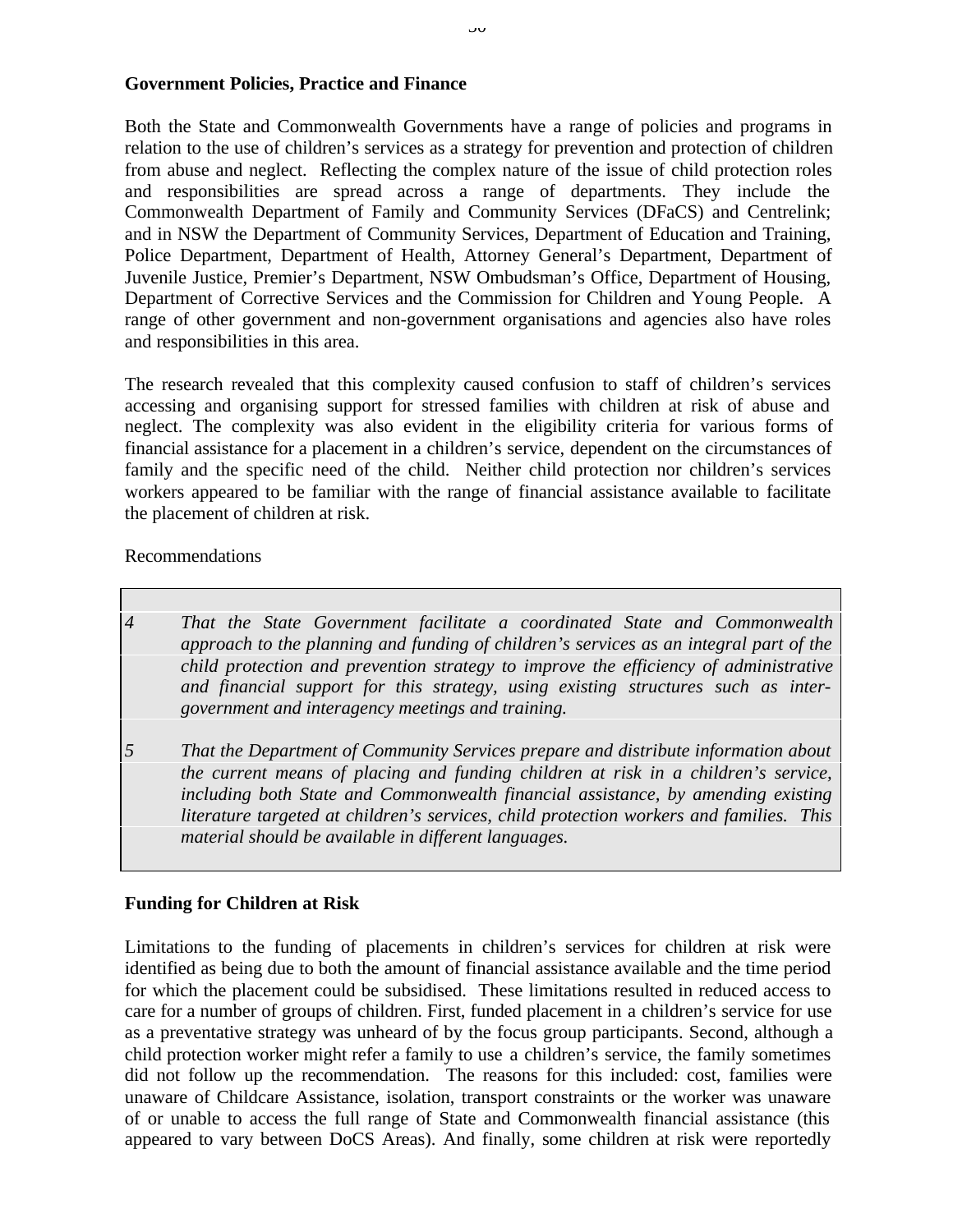**Government Policies, Practice and Finance**

Both the State and Commonwealth Governments have a range of policies and programs in relation to the use of children's services as a strategy for prevention and protection of children from abuse and neglect. Reflecting the complex nature of the issue of child protection roles and responsibilities are spread across a range of departments. They include the Commonwealth Department of Family and Community Services (DFaCS) and Centrelink; and in NSW the Department of Community Services, Department of Education and Training, Police Department, Department of Health, Attorney General's Department, Department of Juvenile Justice, Premier's Department, NSW Ombudsman's Office, Department of Housing, Department of Corrective Services and the Commission for Children and Young People. A range of other government and non-government organisations and agencies also have roles and responsibilities in this area.

The research revealed that this complexity caused confusion to staff of children's services accessing and organising support for stressed families with children at risk of abuse and neglect. The complexity was also evident in the eligibility criteria for various forms of financial assistance for a placement in a children's service, dependent on the circumstances of family and the specific need of the child. Neither child protection nor children's services workers appeared to be familiar with the range of financial assistance available to facilitate the placement of children at risk.

Recommendations

| | |
|---|---|
| *4* | *That the State Government facilitate a coordinated State and Commonwealth approach to the planning and funding of children's services as an integral part of the child protection and prevention strategy to improve the efficiency of administrative and financial support for this strategy, using existing structures such as inter-government and interagency meetings and training.* |
| *5* | *That the Department of Community Services prepare and distribute information about the current means of placing and funding children at risk in a children's service, including both State and Commonwealth financial assistance, by amending existing literature targeted at children's services, child protection workers and families. This material should be available in different languages.* |

**Funding for Children at Risk**

Limitations to the funding of placements in children's services for children at risk were identified as being due to both the amount of financial assistance available and the time period for which the placement could be subsidised. These limitations resulted in reduced access to care for a number of groups of children. First, funded placement in a children's service for use as a preventative strategy was unheard of by the focus group participants. Second, although a child protection worker might refer a family to use a children's service, the family sometimes did not follow up the recommendation. The reasons for this included: cost, families were unaware of Childcare Assistance, isolation, transport constraints or the worker was unaware of or unable to access the full range of State and Commonwealth financial assistance (this appeared to vary between DoCS Areas). And finally, some children at risk were reportedly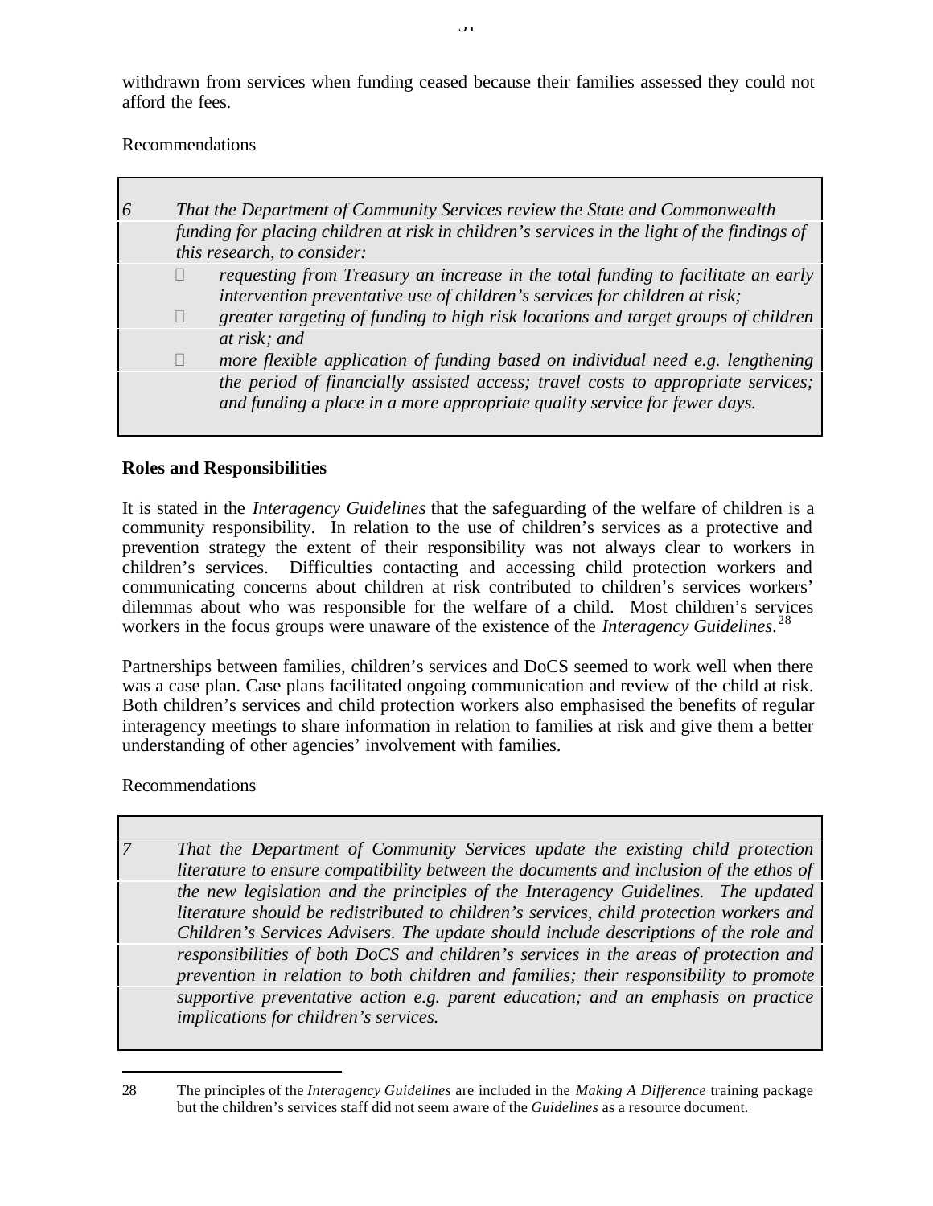withdrawn from services when funding ceased because their families assessed they could not afford the fees.

Recommendations

> *6 That the Department of Community Services review the State and Commonwealth funding for placing children at risk in children's services in the light of the findings of this research, to consider:*
>
> - *requesting from Treasury an increase in the total funding to facilitate an early intervention preventative use of children's services for children at risk;*
> - *greater targeting of funding to high risk locations and target groups of children at risk; and*
> - *more flexible application of funding based on individual need e.g. lengthening the period of financially assisted access; travel costs to appropriate services; and funding a place in a more appropriate quality service for fewer days.*

### Roles and Responsibilities

It is stated in the *Interagency Guidelines* that the safeguarding of the welfare of children is a community responsibility. In relation to the use of children's services as a protective and prevention strategy the extent of their responsibility was not always clear to workers in children's services. Difficulties contacting and accessing child protection workers and communicating concerns about children at risk contributed to children's services workers' dilemmas about who was responsible for the welfare of a child. Most children's services workers in the focus groups were unaware of the existence of the *Interagency Guidelines*.[28]

Partnerships between families, children's services and DoCS seemed to work well when there was a case plan. Case plans facilitated ongoing communication and review of the child at risk. Both children's services and child protection workers also emphasised the benefits of regular interagency meetings to share information in relation to families at risk and give them a better understanding of other agencies' involvement with families.

Recommendations

> *7 That the Department of Community Services update the existing child protection literature to ensure compatibility between the documents and inclusion of the ethos of the new legislation and the principles of the Interagency Guidelines. The updated literature should be redistributed to children's services, child protection workers and Children's Services Advisers. The update should include descriptions of the role and responsibilities of both DoCS and children's services in the areas of protection and prevention in relation to both children and families; their responsibility to promote supportive preventative action e.g. parent education; and an emphasis on practice implications for children's services.*

---

28 The principles of the *Interagency Guidelines* are included in the *Making A Difference* training package but the children's services staff did not seem aware of the *Guidelines* as a resource document.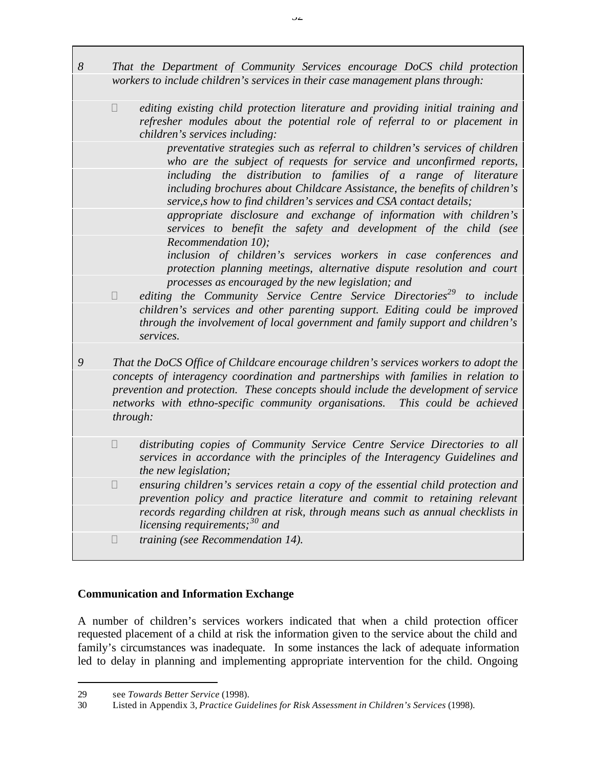8 *That the Department of Community Services encourage DoCS child protection workers to include children's services in their case management plans through:*

- *editing existing child protection literature and providing initial training and refresher modules about the potential role of referral to or placement in children's services including:*
  - *preventative strategies such as referral to children's services of children who are the subject of requests for service and unconfirmed reports, including the distribution to families of a range of literature including brochures about Childcare Assistance, the benefits of children's service,s how to find children's services and CSA contact details;*
  - *appropriate disclosure and exchange of information with children's services to benefit the safety and development of the child (see Recommendation 10);*
  - *inclusion of children's services workers in case conferences and protection planning meetings, alternative dispute resolution and court processes as encouraged by the new legislation; and*
- *editing the Community Service Centre Service Directories[29] to include children's services and other parenting support. Editing could be improved through the involvement of local government and family support and children's services.*

9 *That the DoCS Office of Childcare encourage children's services workers to adopt the concepts of interagency coordination and partnerships with families in relation to prevention and protection. These concepts should include the development of service networks with ethno-specific community organisations. This could be achieved through:*

- *distributing copies of Community Service Centre Service Directories to all services in accordance with the principles of the Interagency Guidelines and the new legislation;*
- *ensuring children's services retain a copy of the essential child protection and prevention policy and practice literature and commit to retaining relevant records regarding children at risk, through means such as annual checklists in licensing requirements;[30] and*
- *training (see Recommendation 14).*

**Communication and Information Exchange**

A number of children's services workers indicated that when a child protection officer requested placement of a child at risk the information given to the service about the child and family's circumstances was inadequate. In some instances the lack of adequate information led to delay in planning and implementing appropriate intervention for the child. Ongoing

---

29 see *Towards Better Service* (1998).

30 Listed in Appendix 3, *Practice Guidelines for Risk Assessment in Children's Services* (1998).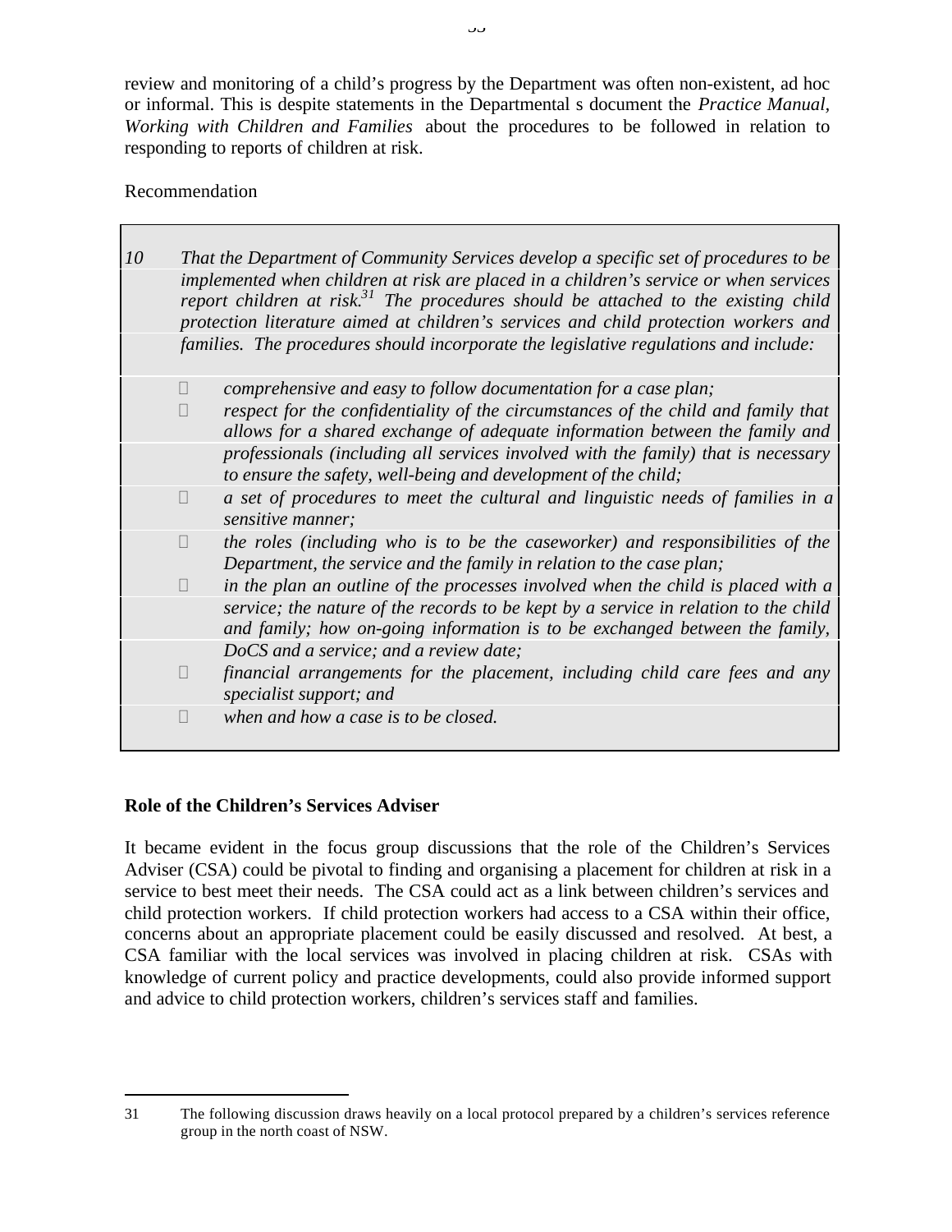review and monitoring of a child's progress by the Department was often non-existent, ad hoc or informal. This is despite statements in the Departmental s document the *Practice Manual, Working with Children and Families* about the procedures to be followed in relation to responding to reports of children at risk.

Recommendation

*10 That the Department of Community Services develop a specific set of procedures to be implemented when children at risk are placed in a children's service or when services report children at risk.*[31] *The procedures should be attached to the existing child protection literature aimed at children's services and child protection workers and families. The procedures should incorporate the legislative regulations and include:*

- *comprehensive and easy to follow documentation for a case plan;*
- *respect for the confidentiality of the circumstances of the child and family that allows for a shared exchange of adequate information between the family and professionals (including all services involved with the family) that is necessary to ensure the safety, well-being and development of the child;*
- *a set of procedures to meet the cultural and linguistic needs of families in a sensitive manner;*
- *the roles (including who is to be the caseworker) and responsibilities of the Department, the service and the family in relation to the case plan;*
- *in the plan an outline of the processes involved when the child is placed with a service; the nature of the records to be kept by a service in relation to the child and family; how on-going information is to be exchanged between the family, DoCS and a service; and a review date;*
- *financial arrangements for the placement, including child care fees and any specialist support; and*
- *when and how a case is to be closed.*

**Role of the Children's Services Adviser**

It became evident in the focus group discussions that the role of the Children's Services Adviser (CSA) could be pivotal to finding and organising a placement for children at risk in a service to best meet their needs. The CSA could act as a link between children's services and child protection workers. If child protection workers had access to a CSA within their office, concerns about an appropriate placement could be easily discussed and resolved. At best, a CSA familiar with the local services was involved in placing children at risk. CSAs with knowledge of current policy and practice developments, could also provide informed support and advice to child protection workers, children's services staff and families.

---

31 The following discussion draws heavily on a local protocol prepared by a children's services reference group in the north coast of NSW.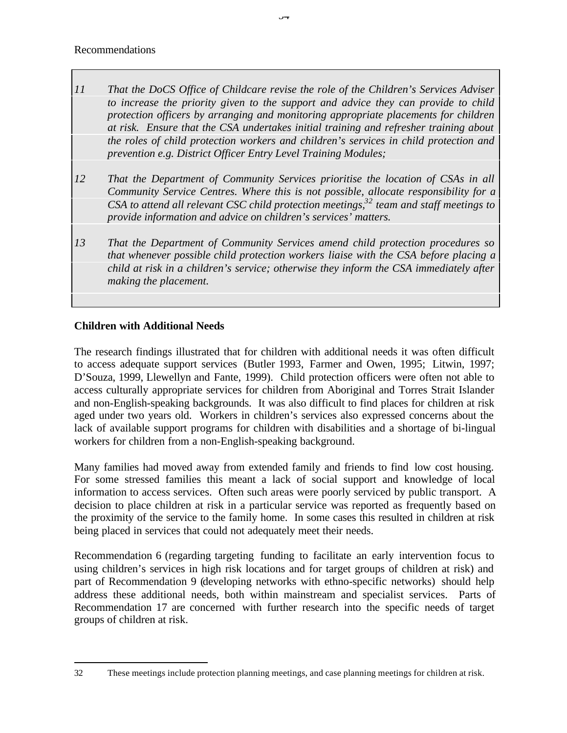Recommendations

*11 That the DoCS Office of Childcare revise the role of the Children's Services Adviser to increase the priority given to the support and advice they can provide to child protection officers by arranging and monitoring appropriate placements for children at risk. Ensure that the CSA undertakes initial training and refresher training about the roles of child protection workers and children's services in child protection and prevention e.g. District Officer Entry Level Training Modules;*

*12 That the Department of Community Services prioritise the location of CSAs in all Community Service Centres. Where this is not possible, allocate responsibility for a CSA to attend all relevant CSC child protection meetings,[32] team and staff meetings to provide information and advice on children's services' matters.*

*13 That the Department of Community Services amend child protection procedures so that whenever possible child protection workers liaise with the CSA before placing a child at risk in a children's service; otherwise they inform the CSA immediately after making the placement.*

**Children with Additional Needs**

The research findings illustrated that for children with additional needs it was often difficult to access adequate support services (Butler 1993, Farmer and Owen, 1995; Litwin, 1997; D'Souza, 1999, Llewellyn and Fante, 1999). Child protection officers were often not able to access culturally appropriate services for children from Aboriginal and Torres Strait Islander and non-English-speaking backgrounds. It was also difficult to find places for children at risk aged under two years old. Workers in children's services also expressed concerns about the lack of available support programs for children with disabilities and a shortage of bi-lingual workers for children from a non-English-speaking background.

Many families had moved away from extended family and friends to find low cost housing. For some stressed families this meant a lack of social support and knowledge of local information to access services. Often such areas were poorly serviced by public transport. A decision to place children at risk in a particular service was reported as frequently based on the proximity of the service to the family home. In some cases this resulted in children at risk being placed in services that could not adequately meet their needs.

Recommendation 6 (regarding targeting funding to facilitate an early intervention focus to using children's services in high risk locations and for target groups of children at risk) and part of Recommendation 9 (developing networks with ethno-specific networks) should help address these additional needs, both within mainstream and specialist services. Parts of Recommendation 17 are concerned with further research into the specific needs of target groups of children at risk.

---

32 These meetings include protection planning meetings, and case planning meetings for children at risk.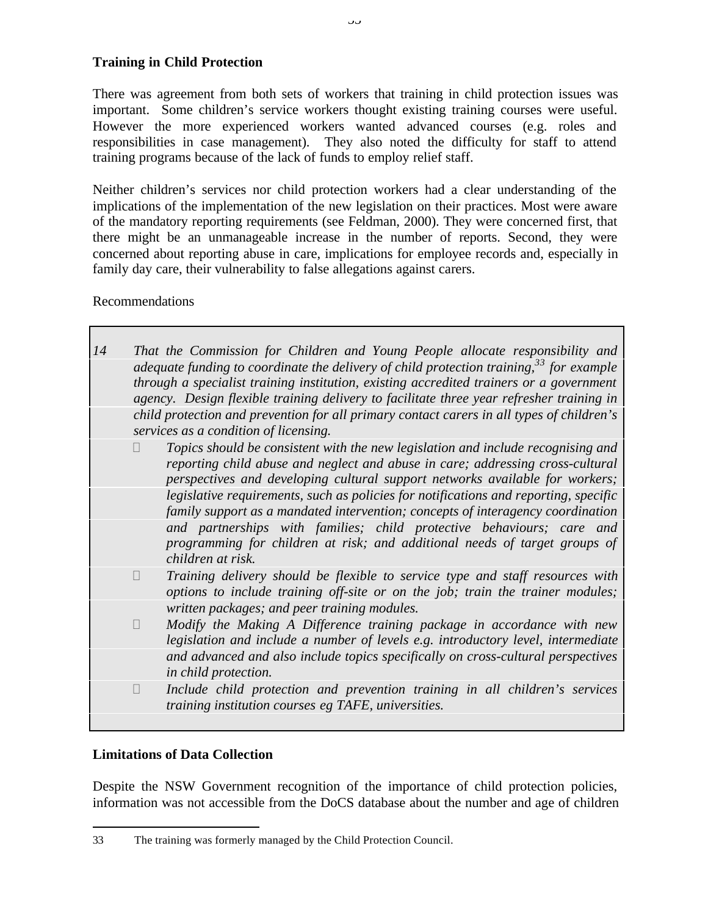**Training in Child Protection**

There was agreement from both sets of workers that training in child protection issues was important. Some children's service workers thought existing training courses were useful. However the more experienced workers wanted advanced courses (e.g. roles and responsibilities in case management). They also noted the difficulty for staff to attend training programs because of the lack of funds to employ relief staff.

Neither children's services nor child protection workers had a clear understanding of the implications of the implementation of the new legislation on their practices. Most were aware of the mandatory reporting requirements (see Feldman, 2000). They were concerned first, that there might be an unmanageable increase in the number of reports. Second, they were concerned about reporting abuse in care, implications for employee records and, especially in family day care, their vulnerability to false allegations against carers.

Recommendations

*14 That the Commission for Children and Young People allocate responsibility and adequate funding to coordinate the delivery of child protection training,[33] for example through a specialist training institution, existing accredited trainers or a government agency. Design flexible training delivery to facilitate three year refresher training in child protection and prevention for all primary contact carers in all types of children's services as a condition of licensing.*

- *Topics should be consistent with the new legislation and include recognising and reporting child abuse and neglect and abuse in care; addressing cross-cultural perspectives and developing cultural support networks available for workers; legislative requirements, such as policies for notifications and reporting, specific family support as a mandated intervention; concepts of interagency coordination and partnerships with families; child protective behaviours; care and programming for children at risk; and additional needs of target groups of children at risk.*
- *Training delivery should be flexible to service type and staff resources with options to include training off-site or on the job; train the trainer modules; written packages; and peer training modules.*
- *Modify the Making A Difference training package in accordance with new legislation and include a number of levels e.g. introductory level, intermediate and advanced and also include topics specifically on cross-cultural perspectives in child protection.*
- *Include child protection and prevention training in all children's services training institution courses eg TAFE, universities.*

**Limitations of Data Collection**

Despite the NSW Government recognition of the importance of child protection policies, information was not accessible from the DoCS database about the number and age of children

33 The training was formerly managed by the Child Protection Council.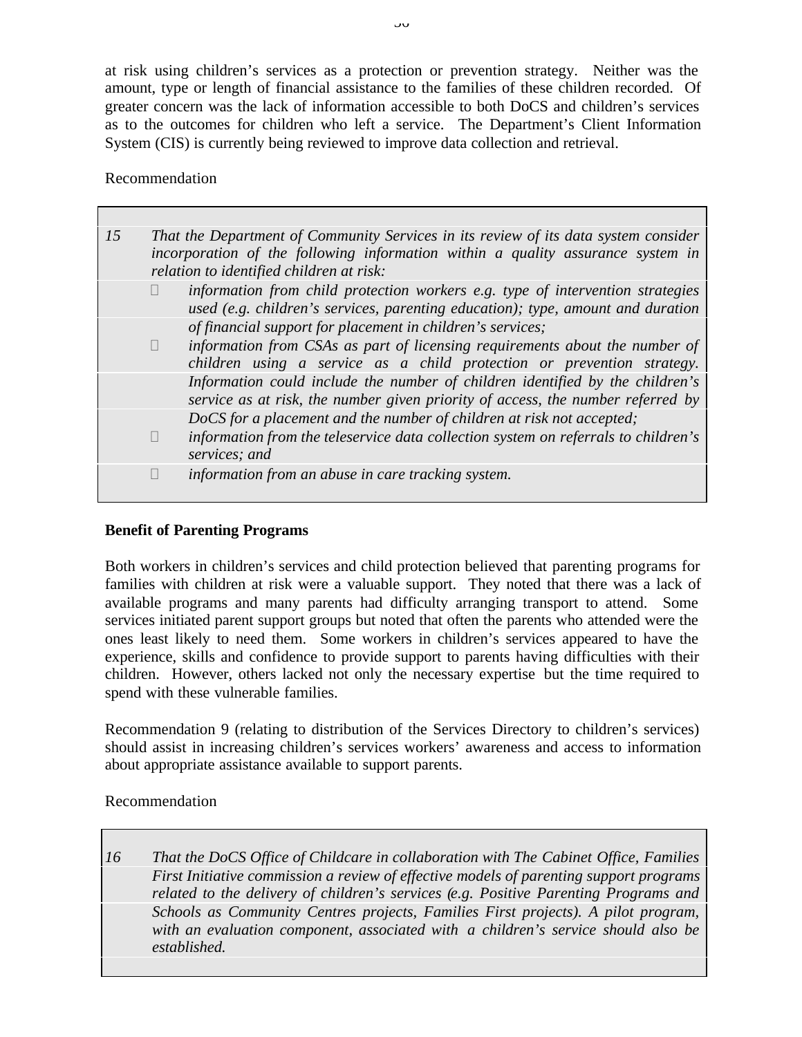at risk using children's services as a protection or prevention strategy. Neither was the amount, type or length of financial assistance to the families of these children recorded. Of greater concern was the lack of information accessible to both DoCS and children's services as to the outcomes for children who left a service. The Department's Client Information System (CIS) is currently being reviewed to improve data collection and retrieval.

Recommendation

*15 That the Department of Community Services in its review of its data system consider incorporation of the following information within a quality assurance system in relation to identified children at risk:*

- *information from child protection workers e.g. type of intervention strategies used (e.g. children's services, parenting education); type, amount and duration of financial support for placement in children's services;*
- *information from CSAs as part of licensing requirements about the number of children using a service as a child protection or prevention strategy. Information could include the number of children identified by the children's service as at risk, the number given priority of access, the number referred by DoCS for a placement and the number of children at risk not accepted;*
- *information from the teleservice data collection system on referrals to children's services; and*
- *information from an abuse in care tracking system.*

**Benefit of Parenting Programs**

Both workers in children's services and child protection believed that parenting programs for families with children at risk were a valuable support. They noted that there was a lack of available programs and many parents had difficulty arranging transport to attend. Some services initiated parent support groups but noted that often the parents who attended were the ones least likely to need them. Some workers in children's services appeared to have the experience, skills and confidence to provide support to parents having difficulties with their children. However, others lacked not only the necessary expertise but the time required to spend with these vulnerable families.

Recommendation 9 (relating to distribution of the Services Directory to children's services) should assist in increasing children's services workers' awareness and access to information about appropriate assistance available to support parents.

Recommendation

*16 That the DoCS Office of Childcare in collaboration with The Cabinet Office, Families First Initiative commission a review of effective models of parenting support programs related to the delivery of children's services (e.g. Positive Parenting Programs and Schools as Community Centres projects, Families First projects). A pilot program, with an evaluation component, associated with a children's service should also be established.*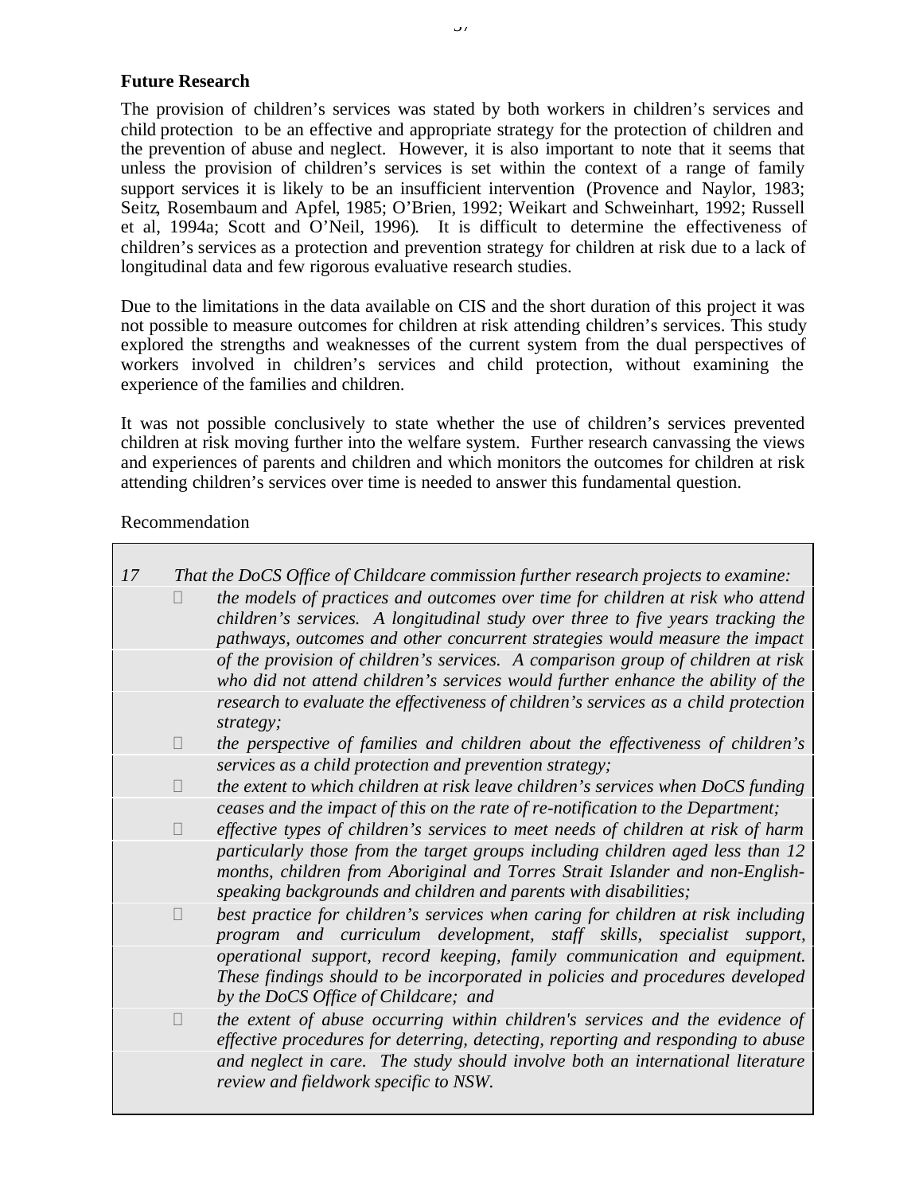**Future Research**

The provision of children's services was stated by both workers in children's services and child protection to be an effective and appropriate strategy for the protection of children and the prevention of abuse and neglect. However, it is also important to note that it seems that unless the provision of children's services is set within the context of a range of family support services it is likely to be an insufficient intervention (Provence and Naylor, 1983; Seitz, Rosembaum and Apfel, 1985; O'Brien, 1992; Weikart and Schweinhart, 1992; Russell et al, 1994a; Scott and O'Neil, 1996). It is difficult to determine the effectiveness of children's services as a protection and prevention strategy for children at risk due to a lack of longitudinal data and few rigorous evaluative research studies.

Due to the limitations in the data available on CIS and the short duration of this project it was not possible to measure outcomes for children at risk attending children's services. This study explored the strengths and weaknesses of the current system from the dual perspectives of workers involved in children's services and child protection, without examining the experience of the families and children.

It was not possible conclusively to state whether the use of children's services prevented children at risk moving further into the welfare system. Further research canvassing the views and experiences of parents and children and which monitors the outcomes for children at risk attending children's services over time is needed to answer this fundamental question.

Recommendation

*17 That the DoCS Office of Childcare commission further research projects to examine:*

- *the models of practices and outcomes over time for children at risk who attend children's services. A longitudinal study over three to five years tracking the pathways, outcomes and other concurrent strategies would measure the impact of the provision of children's services. A comparison group of children at risk who did not attend children's services would further enhance the ability of the research to evaluate the effectiveness of children's services as a child protection strategy;*
- *the perspective of families and children about the effectiveness of children's services as a child protection and prevention strategy;*
- *the extent to which children at risk leave children's services when DoCS funding ceases and the impact of this on the rate of re-notification to the Department;*
- *effective types of children's services to meet needs of children at risk of harm particularly those from the target groups including children aged less than 12 months, children from Aboriginal and Torres Strait Islander and non-English-speaking backgrounds and children and parents with disabilities;*
- *best practice for children's services when caring for children at risk including program and curriculum development, staff skills, specialist support, operational support, record keeping, family communication and equipment. These findings should to be incorporated in policies and procedures developed by the DoCS Office of Childcare; and*
- *the extent of abuse occurring within children's services and the evidence of effective procedures for deterring, detecting, reporting and responding to abuse and neglect in care. The study should involve both an international literature review and fieldwork specific to NSW.*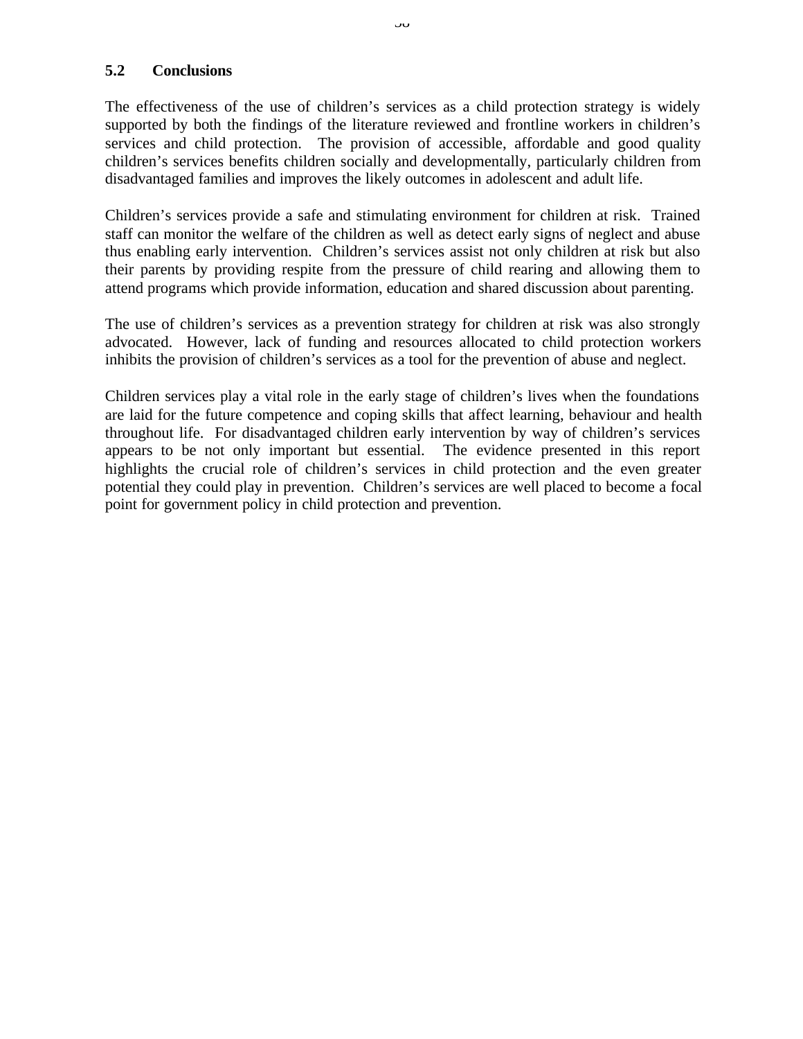## 5.2 Conclusions

The effectiveness of the use of children's services as a child protection strategy is widely supported by both the findings of the literature reviewed and frontline workers in children's services and child protection. The provision of accessible, affordable and good quality children's services benefits children socially and developmentally, particularly children from disadvantaged families and improves the likely outcomes in adolescent and adult life.

Children's services provide a safe and stimulating environment for children at risk. Trained staff can monitor the welfare of the children as well as detect early signs of neglect and abuse thus enabling early intervention. Children's services assist not only children at risk but also their parents by providing respite from the pressure of child rearing and allowing them to attend programs which provide information, education and shared discussion about parenting.

The use of children's services as a prevention strategy for children at risk was also strongly advocated. However, lack of funding and resources allocated to child protection workers inhibits the provision of children's services as a tool for the prevention of abuse and neglect.

Children services play a vital role in the early stage of children's lives when the foundations are laid for the future competence and coping skills that affect learning, behaviour and health throughout life. For disadvantaged children early intervention by way of children's services appears to be not only important but essential. The evidence presented in this report highlights the crucial role of children's services in child protection and the even greater potential they could play in prevention. Children's services are well placed to become a focal point for government policy in child protection and prevention.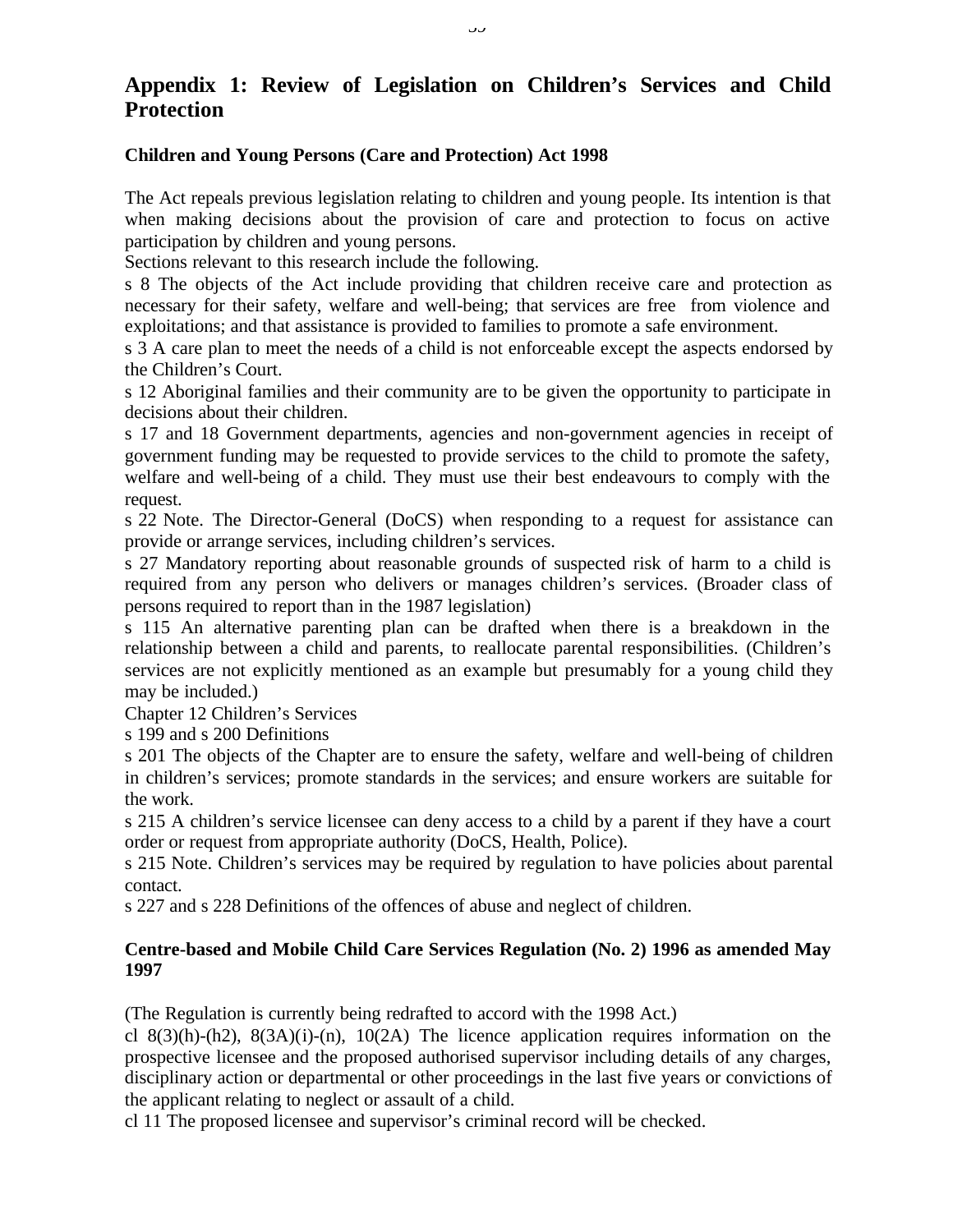# Appendix 1: Review of Legislation on Children's Services and Child Protection

### Children and Young Persons (Care and Protection) Act 1998

The Act repeals previous legislation relating to children and young people. Its intention is that when making decisions about the provision of care and protection to focus on active participation by children and young persons.

Sections relevant to this research include the following.

s 8 The objects of the Act include providing that children receive care and protection as necessary for their safety, welfare and well-being; that services are free from violence and exploitations; and that assistance is provided to families to promote a safe environment.

s 3 A care plan to meet the needs of a child is not enforceable except the aspects endorsed by the Children's Court.

s 12 Aboriginal families and their community are to be given the opportunity to participate in decisions about their children.

s 17 and 18 Government departments, agencies and non-government agencies in receipt of government funding may be requested to provide services to the child to promote the safety, welfare and well-being of a child. They must use their best endeavours to comply with the request.

s 22 Note. The Director-General (DoCS) when responding to a request for assistance can provide or arrange services, including children's services.

s 27 Mandatory reporting about reasonable grounds of suspected risk of harm to a child is required from any person who delivers or manages children's services. (Broader class of persons required to report than in the 1987 legislation)

s 115 An alternative parenting plan can be drafted when there is a breakdown in the relationship between a child and parents, to reallocate parental responsibilities. (Children's services are not explicitly mentioned as an example but presumably for a young child they may be included.)

Chapter 12 Children's Services

s 199 and s 200 Definitions

s 201 The objects of the Chapter are to ensure the safety, welfare and well-being of children in children's services; promote standards in the services; and ensure workers are suitable for the work.

s 215 A children's service licensee can deny access to a child by a parent if they have a court order or request from appropriate authority (DoCS, Health, Police).

s 215 Note. Children's services may be required by regulation to have policies about parental contact.

s 227 and s 228 Definitions of the offences of abuse and neglect of children.

### Centre-based and Mobile Child Care Services Regulation (No. 2) 1996 as amended May 1997

(The Regulation is currently being redrafted to accord with the 1998 Act.)

cl 8(3)(h)-(h2), 8(3A)(i)-(n), 10(2A) The licence application requires information on the prospective licensee and the proposed authorised supervisor including details of any charges, disciplinary action or departmental or other proceedings in the last five years or convictions of the applicant relating to neglect or assault of a child.

cl 11 The proposed licensee and supervisor's criminal record will be checked.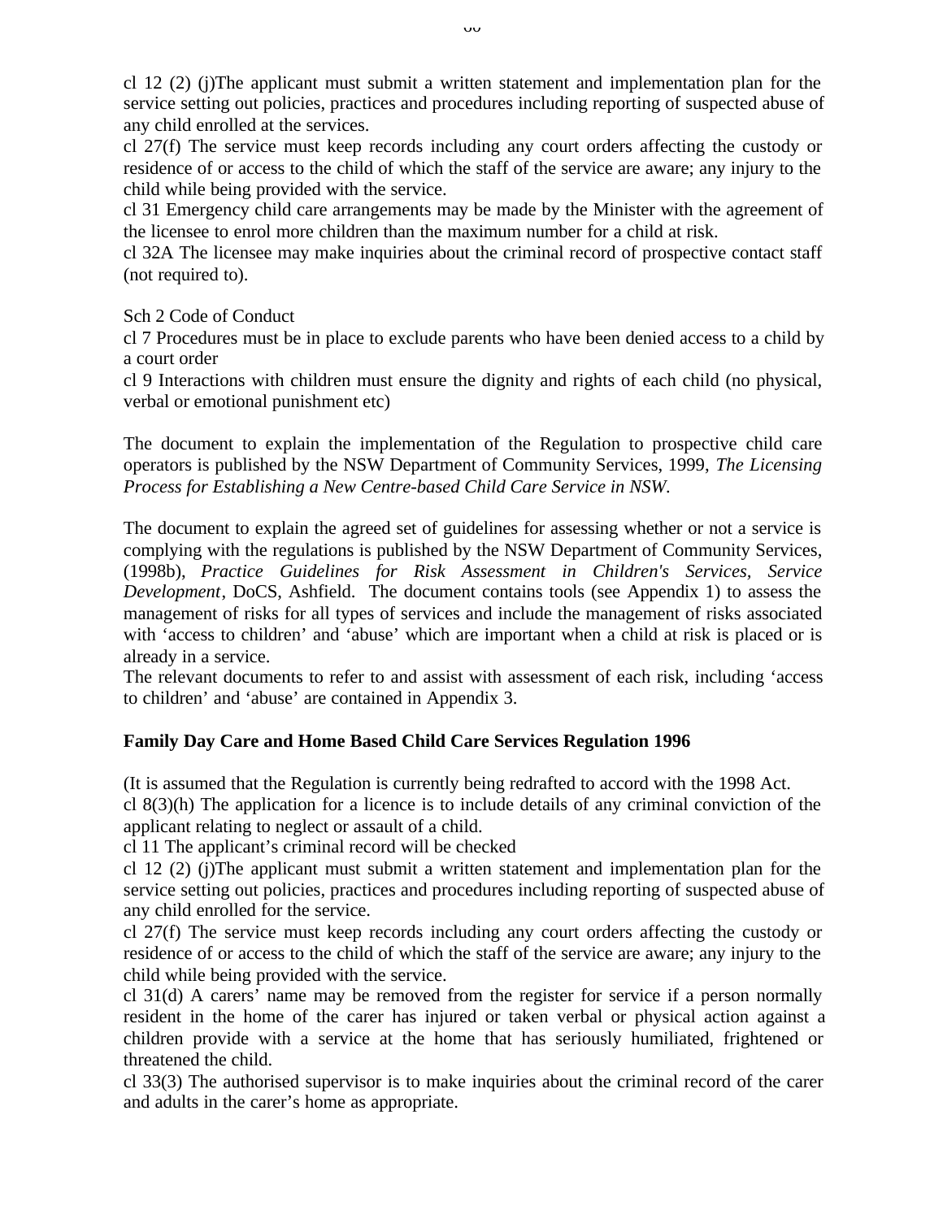cl 12 (2) (j)The applicant must submit a written statement and implementation plan for the service setting out policies, practices and procedures including reporting of suspected abuse of any child enrolled at the services.

cl 27(f) The service must keep records including any court orders affecting the custody or residence of or access to the child of which the staff of the service are aware; any injury to the child while being provided with the service.

cl 31 Emergency child care arrangements may be made by the Minister with the agreement of the licensee to enrol more children than the maximum number for a child at risk.

cl 32A The licensee may make inquiries about the criminal record of prospective contact staff (not required to).

Sch 2 Code of Conduct

cl 7 Procedures must be in place to exclude parents who have been denied access to a child by a court order

cl 9 Interactions with children must ensure the dignity and rights of each child (no physical, verbal or emotional punishment etc)

The document to explain the implementation of the Regulation to prospective child care operators is published by the NSW Department of Community Services, 1999, *The Licensing Process for Establishing a New Centre-based Child Care Service in NSW*.

The document to explain the agreed set of guidelines for assessing whether or not a service is complying with the regulations is published by the NSW Department of Community Services, (1998b), *Practice Guidelines for Risk Assessment in Children's Services, Service Development*, DoCS, Ashfield. The document contains tools (see Appendix 1) to assess the management of risks for all types of services and include the management of risks associated with 'access to children' and 'abuse' which are important when a child at risk is placed or is already in a service.

The relevant documents to refer to and assist with assessment of each risk, including 'access to children' and 'abuse' are contained in Appendix 3.

**Family Day Care and Home Based Child Care Services Regulation 1996**

(It is assumed that the Regulation is currently being redrafted to accord with the 1998 Act.

cl 8(3)(h) The application for a licence is to include details of any criminal conviction of the applicant relating to neglect or assault of a child.

cl 11 The applicant's criminal record will be checked

cl 12 (2) (j)The applicant must submit a written statement and implementation plan for the service setting out policies, practices and procedures including reporting of suspected abuse of any child enrolled for the service.

cl 27(f) The service must keep records including any court orders affecting the custody or residence of or access to the child of which the staff of the service are aware; any injury to the child while being provided with the service.

cl 31(d) A carers' name may be removed from the register for service if a person normally resident in the home of the carer has injured or taken verbal or physical action against a children provide with a service at the home that has seriously humiliated, frightened or threatened the child.

cl 33(3) The authorised supervisor is to make inquiries about the criminal record of the carer and adults in the carer's home as appropriate.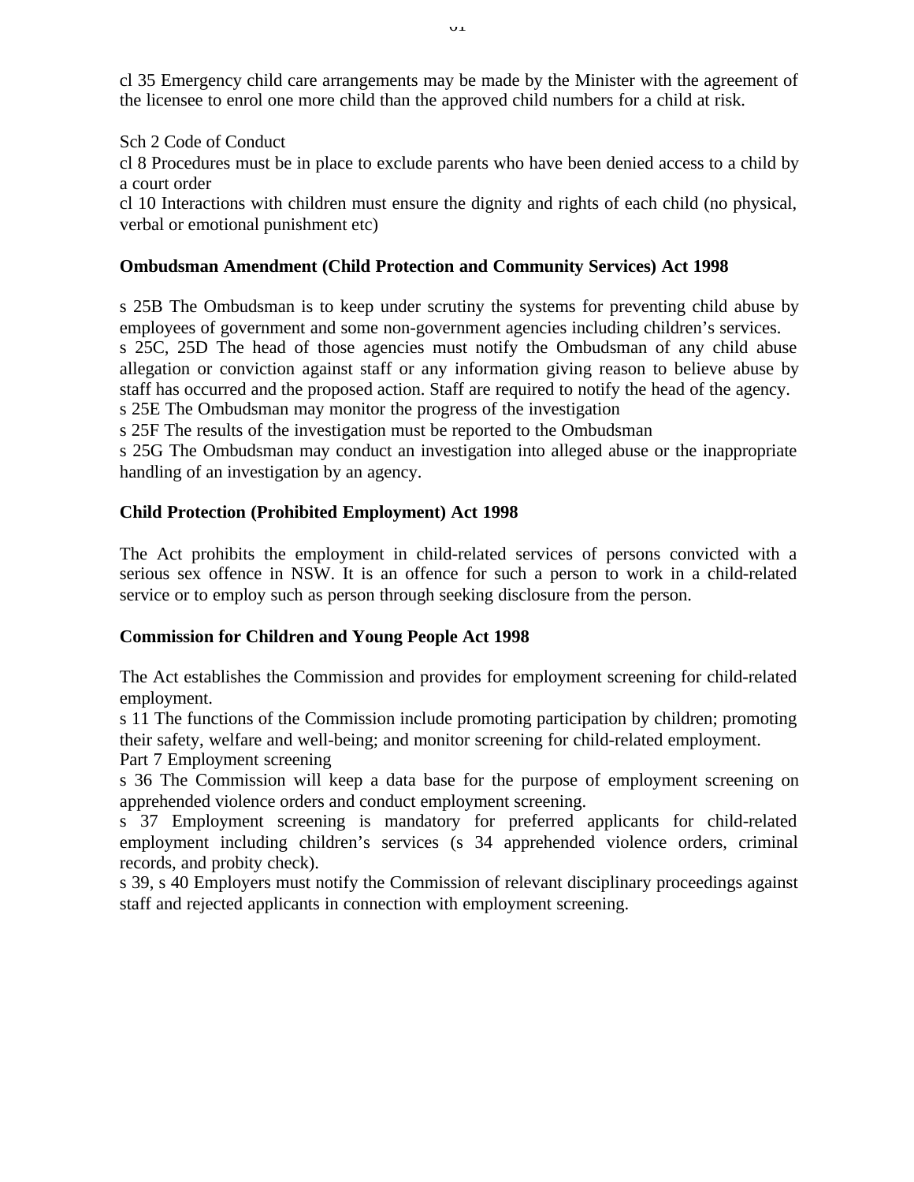cl 35 Emergency child care arrangements may be made by the Minister with the agreement of the licensee to enrol one more child than the approved child numbers for a child at risk.

Sch 2 Code of Conduct
cl 8 Procedures must be in place to exclude parents who have been denied access to a child by a court order
cl 10 Interactions with children must ensure the dignity and rights of each child (no physical, verbal or emotional punishment etc)

**Ombudsman Amendment (Child Protection and Community Services) Act 1998**

s 25B The Ombudsman is to keep under scrutiny the systems for preventing child abuse by employees of government and some non-government agencies including children's services.
s 25C, 25D The head of those agencies must notify the Ombudsman of any child abuse allegation or conviction against staff or any information giving reason to believe abuse by staff has occurred and the proposed action. Staff are required to notify the head of the agency.
s 25E The Ombudsman may monitor the progress of the investigation
s 25F The results of the investigation must be reported to the Ombudsman
s 25G The Ombudsman may conduct an investigation into alleged abuse or the inappropriate handling of an investigation by an agency.

**Child Protection (Prohibited Employment) Act 1998**

The Act prohibits the employment in child-related services of persons convicted with a serious sex offence in NSW. It is an offence for such a person to work in a child-related service or to employ such as person through seeking disclosure from the person.

**Commission for Children and Young People Act 1998**

The Act establishes the Commission and provides for employment screening for child-related employment.
s 11 The functions of the Commission include promoting participation by children; promoting their safety, welfare and well-being; and monitor screening for child-related employment.
Part 7 Employment screening
s 36 The Commission will keep a data base for the purpose of employment screening on apprehended violence orders and conduct employment screening.
s 37 Employment screening is mandatory for preferred applicants for child-related employment including children's services (s 34 apprehended violence orders, criminal records, and probity check).
s 39, s 40 Employers must notify the Commission of relevant disciplinary proceedings against staff and rejected applicants in connection with employment screening.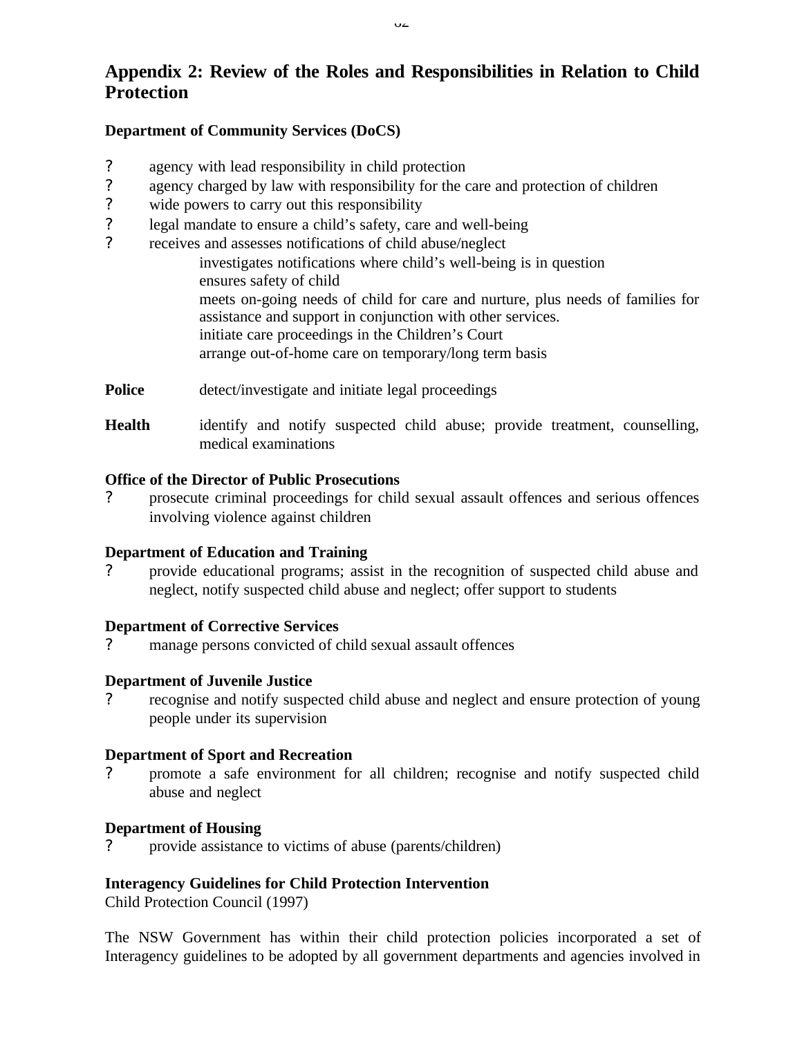## Appendix 2: Review of the Roles and Responsibilities in Relation to Child Protection

**Department of Community Services (DoCS)**

- agency with lead responsibility in child protection
- agency charged by law with responsibility for the care and protection of children
- wide powers to carry out this responsibility
- legal mandate to ensure a child's safety, care and well-being
- receives and assesses notifications of child abuse/neglect
  - investigates notifications where child's well-being is in question
  - ensures safety of child
  - meets on-going needs of child for care and nurture, plus needs of families for assistance and support in conjunction with other services.
  - initiate care proceedings in the Children's Court
  - arrange out-of-home care on temporary/long term basis

**Police** detect/investigate and initiate legal proceedings

**Health** identify and notify suspected child abuse; provide treatment, counselling, medical examinations

**Office of the Director of Public Prosecutions**

- prosecute criminal proceedings for child sexual assault offences and serious offences involving violence against children

**Department of Education and Training**

- provide educational programs; assist in the recognition of suspected child abuse and neglect, notify suspected child abuse and neglect; offer support to students

**Department of Corrective Services**

- manage persons convicted of child sexual assault offences

**Department of Juvenile Justice**

- recognise and notify suspected child abuse and neglect and ensure protection of young people under its supervision

**Department of Sport and Recreation**

- promote a safe environment for all children; recognise and notify suspected child abuse and neglect

**Department of Housing**

- provide assistance to victims of abuse (parents/children)

**Interagency Guidelines for Child Protection Intervention**
Child Protection Council (1997)

The NSW Government has within their child protection policies incorporated a set of Interagency guidelines to be adopted by all government departments and agencies involved in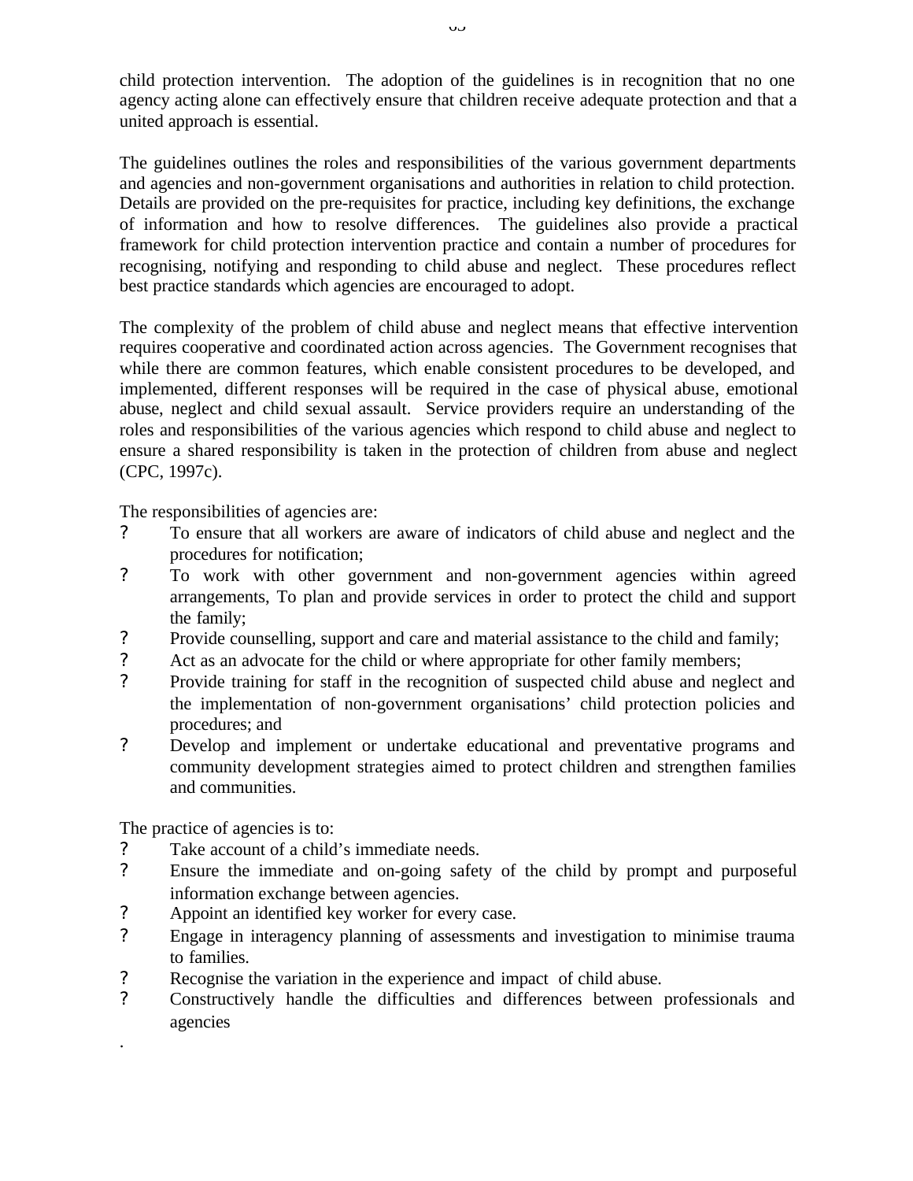child protection intervention. The adoption of the guidelines is in recognition that no one agency acting alone can effectively ensure that children receive adequate protection and that a united approach is essential.

The guidelines outlines the roles and responsibilities of the various government departments and agencies and non-government organisations and authorities in relation to child protection. Details are provided on the pre-requisites for practice, including key definitions, the exchange of information and how to resolve differences. The guidelines also provide a practical framework for child protection intervention practice and contain a number of procedures for recognising, notifying and responding to child abuse and neglect. These procedures reflect best practice standards which agencies are encouraged to adopt.

The complexity of the problem of child abuse and neglect means that effective intervention requires cooperative and coordinated action across agencies. The Government recognises that while there are common features, which enable consistent procedures to be developed, and implemented, different responses will be required in the case of physical abuse, emotional abuse, neglect and child sexual assault. Service providers require an understanding of the roles and responsibilities of the various agencies which respond to child abuse and neglect to ensure a shared responsibility is taken in the protection of children from abuse and neglect (CPC, 1997c).

The responsibilities of agencies are:

- To ensure that all workers are aware of indicators of child abuse and neglect and the procedures for notification;
- To work with other government and non-government agencies within agreed arrangements, To plan and provide services in order to protect the child and support the family;
- Provide counselling, support and care and material assistance to the child and family;
- Act as an advocate for the child or where appropriate for other family members;
- Provide training for staff in the recognition of suspected child abuse and neglect and the implementation of non-government organisations' child protection policies and procedures; and
- Develop and implement or undertake educational and preventative programs and community development strategies aimed to protect children and strengthen families and communities.

The practice of agencies is to:

- Take account of a child's immediate needs.
- Ensure the immediate and on-going safety of the child by prompt and purposeful information exchange between agencies.
- Appoint an identified key worker for every case.
- Engage in interagency planning of assessments and investigation to minimise trauma to families.
- Recognise the variation in the experience and impact of child abuse.
- Constructively handle the difficulties and differences between professionals and agencies

.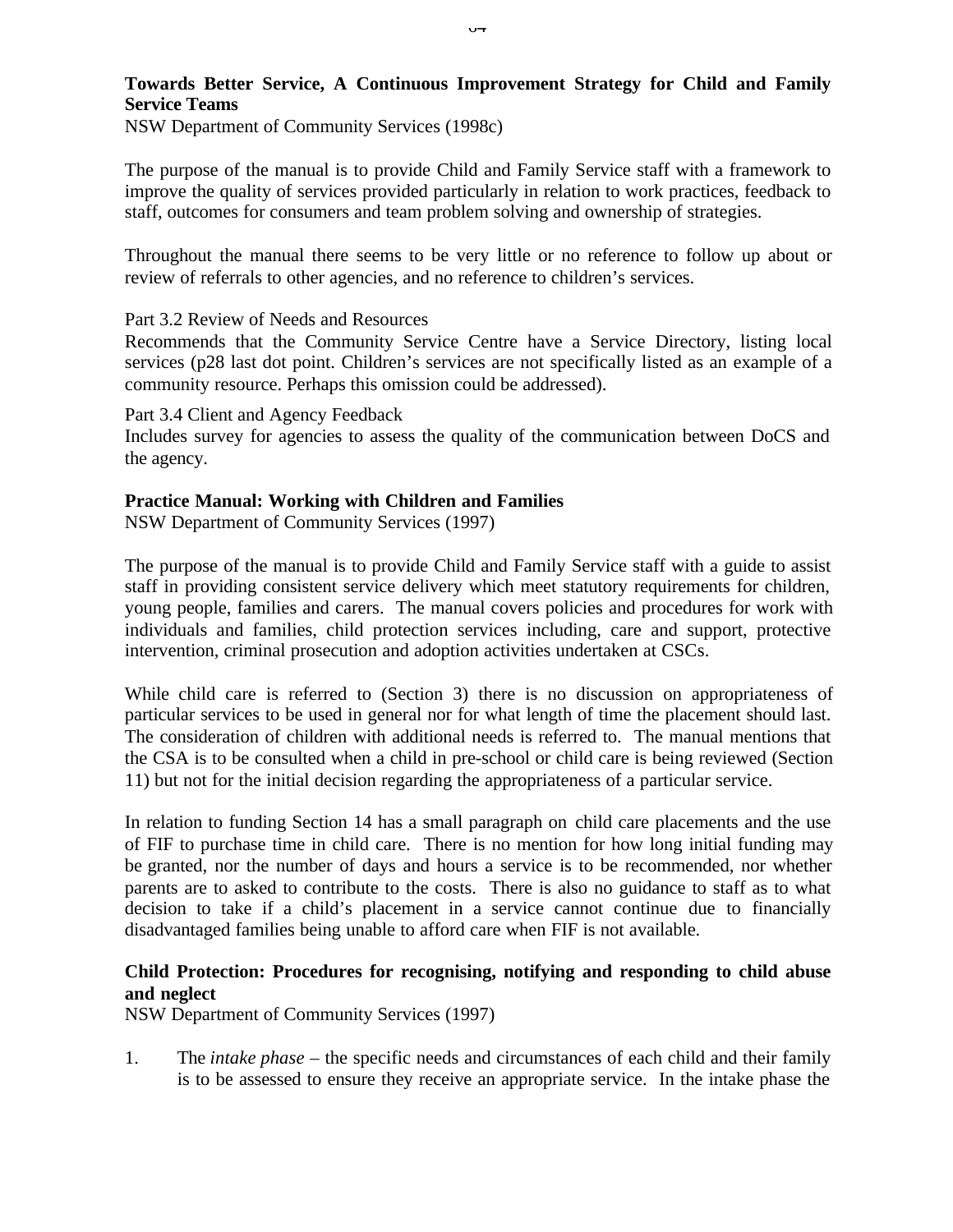**Towards Better Service, A Continuous Improvement Strategy for Child and Family Service Teams**
NSW Department of Community Services (1998c)

The purpose of the manual is to provide Child and Family Service staff with a framework to improve the quality of services provided particularly in relation to work practices, feedback to staff, outcomes for consumers and team problem solving and ownership of strategies.

Throughout the manual there seems to be very little or no reference to follow up about or review of referrals to other agencies, and no reference to children's services.

Part 3.2 Review of Needs and Resources
Recommends that the Community Service Centre have a Service Directory, listing local services (p28 last dot point. Children's services are not specifically listed as an example of a community resource. Perhaps this omission could be addressed).

Part 3.4 Client and Agency Feedback
Includes survey for agencies to assess the quality of the communication between DoCS and the agency.

**Practice Manual: Working with Children and Families**
NSW Department of Community Services (1997)

The purpose of the manual is to provide Child and Family Service staff with a guide to assist staff in providing consistent service delivery which meet statutory requirements for children, young people, families and carers. The manual covers policies and procedures for work with individuals and families, child protection services including, care and support, protective intervention, criminal prosecution and adoption activities undertaken at CSCs.

While child care is referred to (Section 3) there is no discussion on appropriateness of particular services to be used in general nor for what length of time the placement should last. The consideration of children with additional needs is referred to. The manual mentions that the CSA is to be consulted when a child in pre-school or child care is being reviewed (Section 11) but not for the initial decision regarding the appropriateness of a particular service.

In relation to funding Section 14 has a small paragraph on child care placements and the use of FIF to purchase time in child care. There is no mention for how long initial funding may be granted, nor the number of days and hours a service is to be recommended, nor whether parents are to asked to contribute to the costs. There is also no guidance to staff as to what decision to take if a child's placement in a service cannot continue due to financially disadvantaged families being unable to afford care when FIF is not available.

**Child Protection: Procedures for recognising, notifying and responding to child abuse and neglect**
NSW Department of Community Services (1997)

1. The *intake phase* – the specific needs and circumstances of each child and their family is to be assessed to ensure they receive an appropriate service. In the intake phase the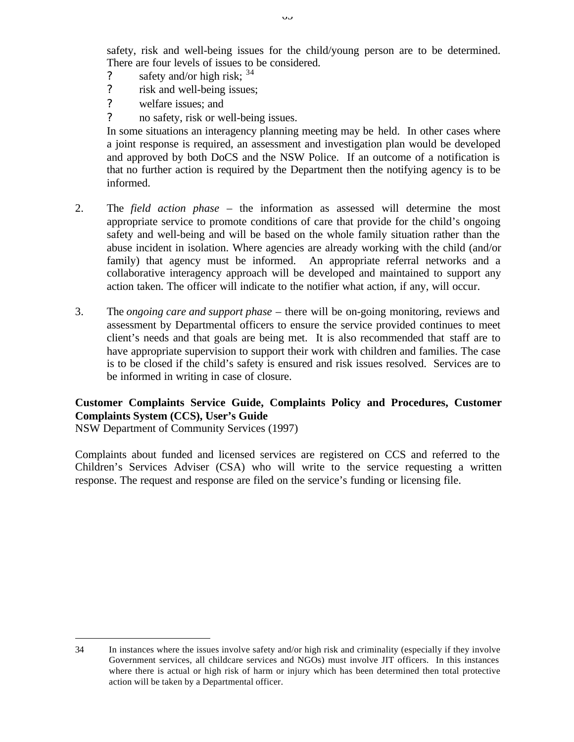safety, risk and well-being issues for the child/young person are to be determined. There are four levels of issues to be considered.

- safety and/or high risk; [34]
- risk and well-being issues;
- welfare issues; and
- no safety, risk or well-being issues.

In some situations an interagency planning meeting may be held. In other cases where a joint response is required, an assessment and investigation plan would be developed and approved by both DoCS and the NSW Police. If an outcome of a notification is that no further action is required by the Department then the notifying agency is to be informed.

2. The *field action phase* – the information as assessed will determine the most appropriate service to promote conditions of care that provide for the child's ongoing safety and well-being and will be based on the whole family situation rather than the abuse incident in isolation. Where agencies are already working with the child (and/or family) that agency must be informed. An appropriate referral networks and a collaborative interagency approach will be developed and maintained to support any action taken. The officer will indicate to the notifier what action, if any, will occur.

3. The *ongoing care and support phase* – there will be on-going monitoring, reviews and assessment by Departmental officers to ensure the service provided continues to meet client's needs and that goals are being met. It is also recommended that staff are to have appropriate supervision to support their work with children and families. The case is to be closed if the child's safety is ensured and risk issues resolved. Services are to be informed in writing in case of closure.

**Customer Complaints Service Guide, Complaints Policy and Procedures, Customer Complaints System (CCS), User's Guide**
NSW Department of Community Services (1997)

Complaints about funded and licensed services are registered on CCS and referred to the Children's Services Adviser (CSA) who will write to the service requesting a written response. The request and response are filed on the service's funding or licensing file.

---

34 In instances where the issues involve safety and/or high risk and criminality (especially if they involve Government services, all childcare services and NGOs) must involve JIT officers. In this instances where there is actual or high risk of harm or injury which has been determined then total protective action will be taken by a Departmental officer.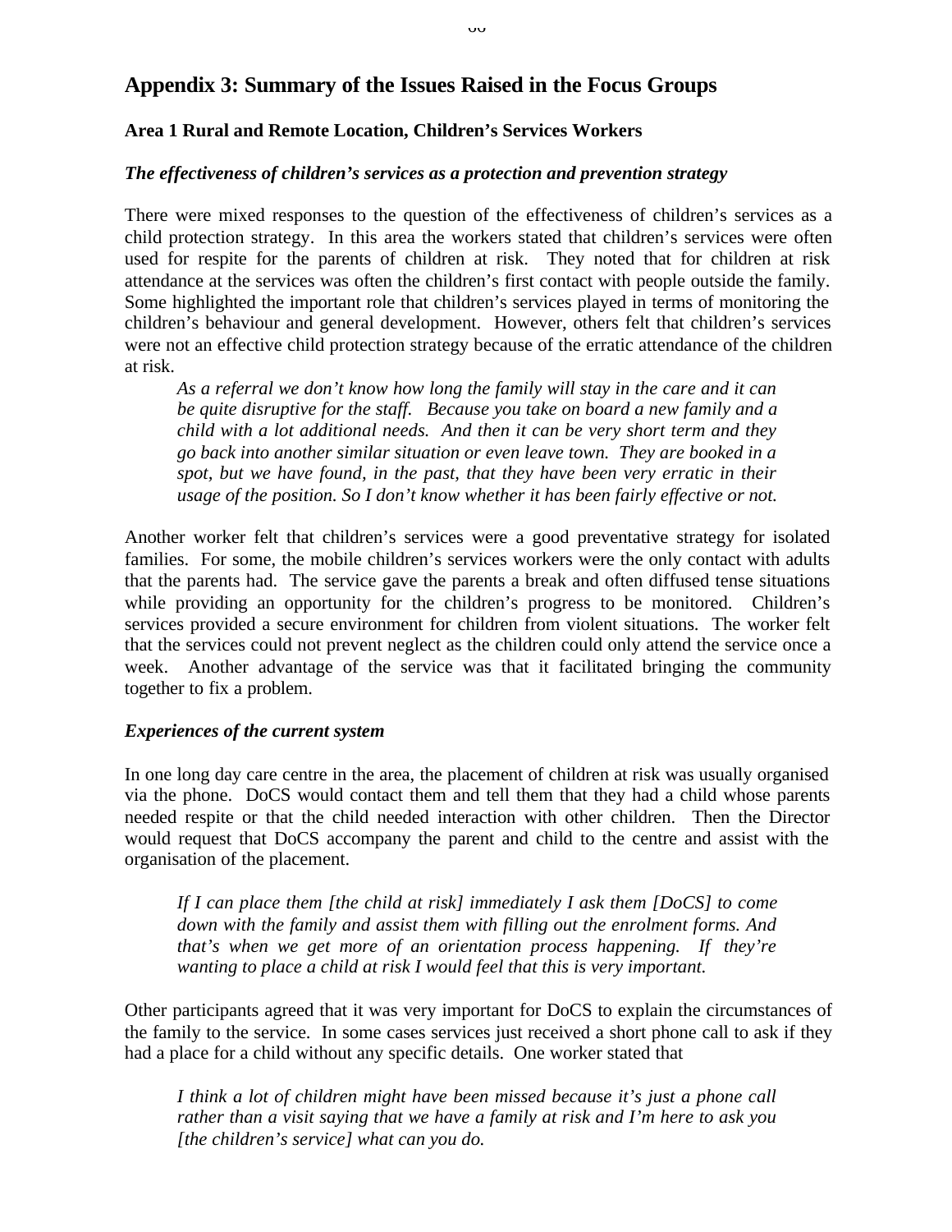# Appendix 3: Summary of the Issues Raised in the Focus Groups

## Area 1 Rural and Remote Location, Children's Services Workers

### *The effectiveness of children's services as a protection and prevention strategy*

There were mixed responses to the question of the effectiveness of children's services as a child protection strategy. In this area the workers stated that children's services were often used for respite for the parents of children at risk. They noted that for children at risk attendance at the services was often the children's first contact with people outside the family. Some highlighted the important role that children's services played in terms of monitoring the children's behaviour and general development. However, others felt that children's services were not an effective child protection strategy because of the erratic attendance of the children at risk.

> *As a referral we don't know how long the family will stay in the care and it can be quite disruptive for the staff. Because you take on board a new family and a child with a lot additional needs. And then it can be very short term and they go back into another similar situation or even leave town. They are booked in a spot, but we have found, in the past, that they have been very erratic in their usage of the position. So I don't know whether it has been fairly effective or not.*

Another worker felt that children's services were a good preventative strategy for isolated families. For some, the mobile children's services workers were the only contact with adults that the parents had. The service gave the parents a break and often diffused tense situations while providing an opportunity for the children's progress to be monitored. Children's services provided a secure environment for children from violent situations. The worker felt that the services could not prevent neglect as the children could only attend the service once a week. Another advantage of the service was that it facilitated bringing the community together to fix a problem.

### *Experiences of the current system*

In one long day care centre in the area, the placement of children at risk was usually organised via the phone. DoCS would contact them and tell them that they had a child whose parents needed respite or that the child needed interaction with other children. Then the Director would request that DoCS accompany the parent and child to the centre and assist with the organisation of the placement.

> *If I can place them [the child at risk] immediately I ask them [DoCS] to come down with the family and assist them with filling out the enrolment forms. And that's when we get more of an orientation process happening. If they're wanting to place a child at risk I would feel that this is very important.*

Other participants agreed that it was very important for DoCS to explain the circumstances of the family to the service. In some cases services just received a short phone call to ask if they had a place for a child without any specific details. One worker stated that

> *I think a lot of children might have been missed because it's just a phone call rather than a visit saying that we have a family at risk and I'm here to ask you [the children's service] what can you do.*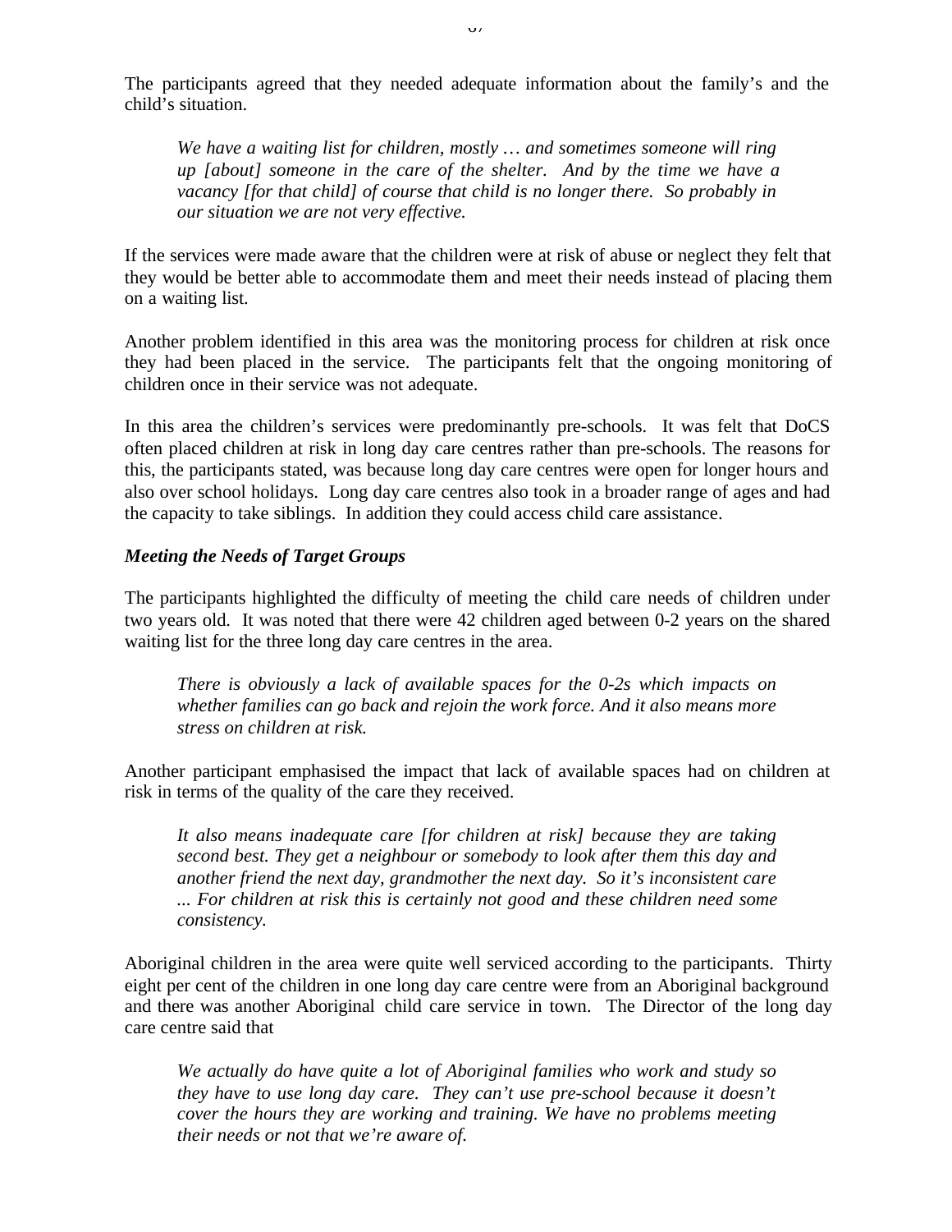The participants agreed that they needed adequate information about the family's and the child's situation.

> *We have a waiting list for children, mostly … and sometimes someone will ring up [about] someone in the care of the shelter. And by the time we have a vacancy [for that child] of course that child is no longer there. So probably in our situation we are not very effective.*

If the services were made aware that the children were at risk of abuse or neglect they felt that they would be better able to accommodate them and meet their needs instead of placing them on a waiting list.

Another problem identified in this area was the monitoring process for children at risk once they had been placed in the service. The participants felt that the ongoing monitoring of children once in their service was not adequate.

In this area the children's services were predominantly pre-schools. It was felt that DoCS often placed children at risk in long day care centres rather than pre-schools. The reasons for this, the participants stated, was because long day care centres were open for longer hours and also over school holidays. Long day care centres also took in a broader range of ages and had the capacity to take siblings. In addition they could access child care assistance.

***Meeting the Needs of Target Groups***

The participants highlighted the difficulty of meeting the child care needs of children under two years old. It was noted that there were 42 children aged between 0-2 years on the shared waiting list for the three long day care centres in the area.

> *There is obviously a lack of available spaces for the 0-2s which impacts on whether families can go back and rejoin the work force. And it also means more stress on children at risk.*

Another participant emphasised the impact that lack of available spaces had on children at risk in terms of the quality of the care they received.

> *It also means inadequate care [for children at risk] because they are taking second best. They get a neighbour or somebody to look after them this day and another friend the next day, grandmother the next day. So it's inconsistent care ... For children at risk this is certainly not good and these children need some consistency.*

Aboriginal children in the area were quite well serviced according to the participants. Thirty eight per cent of the children in one long day care centre were from an Aboriginal background and there was another Aboriginal child care service in town. The Director of the long day care centre said that

> *We actually do have quite a lot of Aboriginal families who work and study so they have to use long day care. They can't use pre-school because it doesn't cover the hours they are working and training. We have no problems meeting their needs or not that we're aware of.*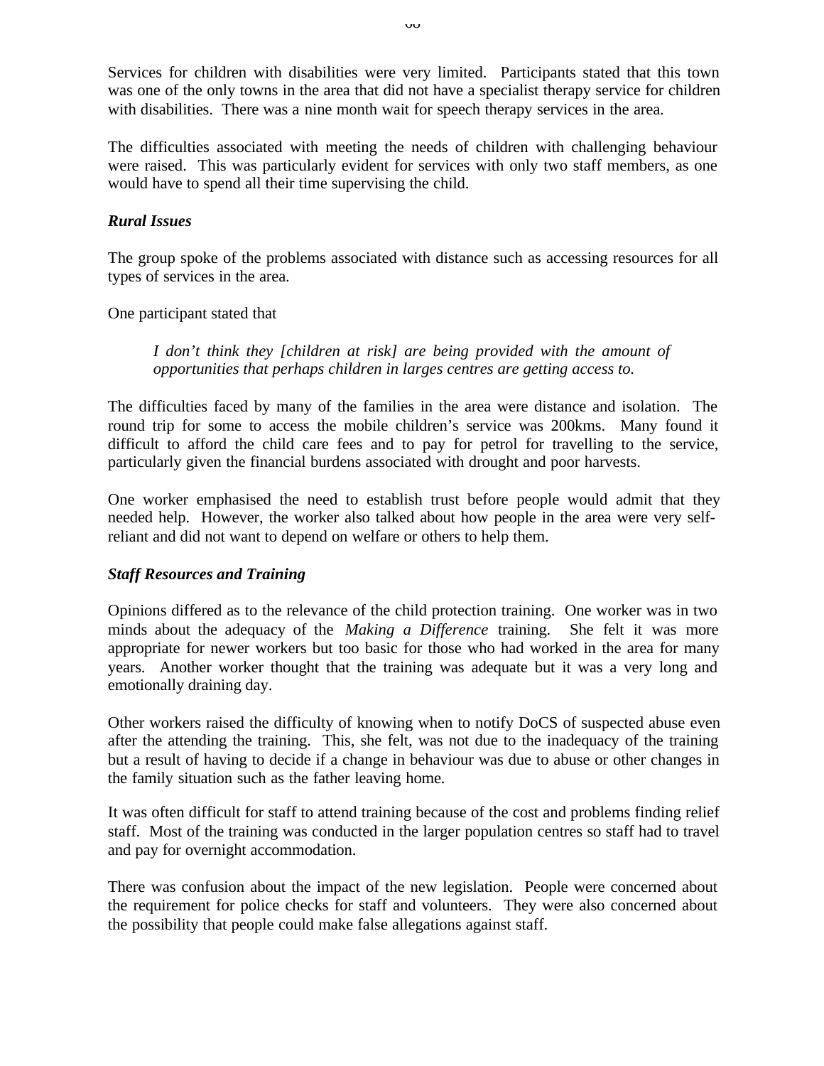Services for children with disabilities were very limited. Participants stated that this town was one of the only towns in the area that did not have a specialist therapy service for children with disabilities. There was a nine month wait for speech therapy services in the area.

The difficulties associated with meeting the needs of children with challenging behaviour were raised. This was particularly evident for services with only two staff members, as one would have to spend all their time supervising the child.

***Rural Issues***

The group spoke of the problems associated with distance such as accessing resources for all types of services in the area.

One participant stated that

> *I don't think they [children at risk] are being provided with the amount of opportunities that perhaps children in larges centres are getting access to.*

The difficulties faced by many of the families in the area were distance and isolation. The round trip for some to access the mobile children's service was 200kms. Many found it difficult to afford the child care fees and to pay for petrol for travelling to the service, particularly given the financial burdens associated with drought and poor harvests.

One worker emphasised the need to establish trust before people would admit that they needed help. However, the worker also talked about how people in the area were very self-reliant and did not want to depend on welfare or others to help them.

***Staff Resources and Training***

Opinions differed as to the relevance of the child protection training. One worker was in two minds about the adequacy of the *Making a Difference* training. She felt it was more appropriate for newer workers but too basic for those who had worked in the area for many years. Another worker thought that the training was adequate but it was a very long and emotionally draining day.

Other workers raised the difficulty of knowing when to notify DoCS of suspected abuse even after the attending the training. This, she felt, was not due to the inadequacy of the training but a result of having to decide if a change in behaviour was due to abuse or other changes in the family situation such as the father leaving home.

It was often difficult for staff to attend training because of the cost and problems finding relief staff. Most of the training was conducted in the larger population centres so staff had to travel and pay for overnight accommodation.

There was confusion about the impact of the new legislation. People were concerned about the requirement for police checks for staff and volunteers. They were also concerned about the possibility that people could make false allegations against staff.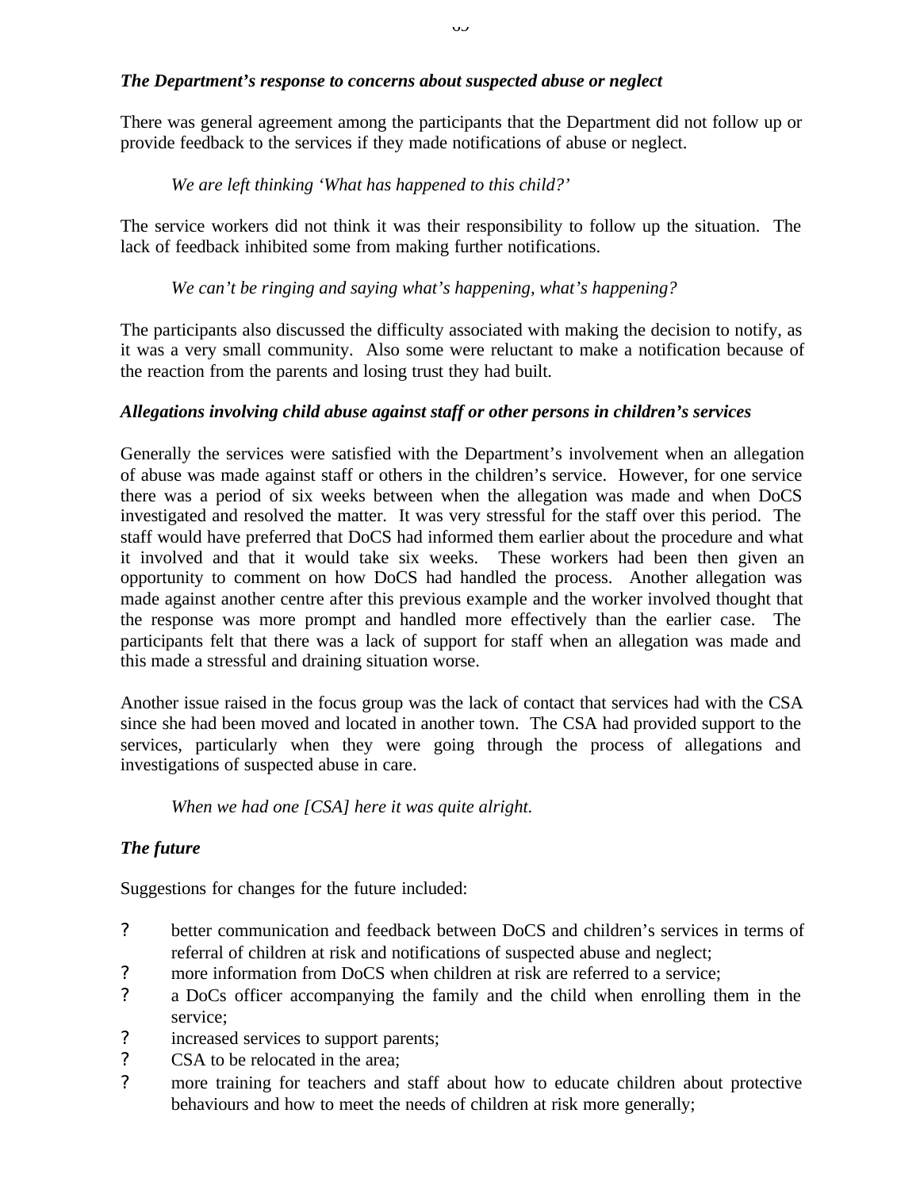***The Department's response to concerns about suspected abuse or neglect***

There was general agreement among the participants that the Department did not follow up or provide feedback to the services if they made notifications of abuse or neglect.

> *We are left thinking 'What has happened to this child?'*

The service workers did not think it was their responsibility to follow up the situation. The lack of feedback inhibited some from making further notifications.

> *We can't be ringing and saying what's happening, what's happening?*

The participants also discussed the difficulty associated with making the decision to notify, as it was a very small community. Also some were reluctant to make a notification because of the reaction from the parents and losing trust they had built.

***Allegations involving child abuse against staff or other persons in children's services***

Generally the services were satisfied with the Department's involvement when an allegation of abuse was made against staff or others in the children's service. However, for one service there was a period of six weeks between when the allegation was made and when DoCS investigated and resolved the matter. It was very stressful for the staff over this period. The staff would have preferred that DoCS had informed them earlier about the procedure and what it involved and that it would take six weeks. These workers had been then given an opportunity to comment on how DoCS had handled the process. Another allegation was made against another centre after this previous example and the worker involved thought that the response was more prompt and handled more effectively than the earlier case. The participants felt that there was a lack of support for staff when an allegation was made and this made a stressful and draining situation worse.

Another issue raised in the focus group was the lack of contact that services had with the CSA since she had been moved and located in another town. The CSA had provided support to the services, particularly when they were going through the process of allegations and investigations of suspected abuse in care.

> *When we had one [CSA] here it was quite alright.*

***The future***

Suggestions for changes for the future included:

- better communication and feedback between DoCS and children's services in terms of referral of children at risk and notifications of suspected abuse and neglect;
- more information from DoCS when children at risk are referred to a service;
- a DoCs officer accompanying the family and the child when enrolling them in the service;
- increased services to support parents;
- CSA to be relocated in the area;
- more training for teachers and staff about how to educate children about protective behaviours and how to meet the needs of children at risk more generally;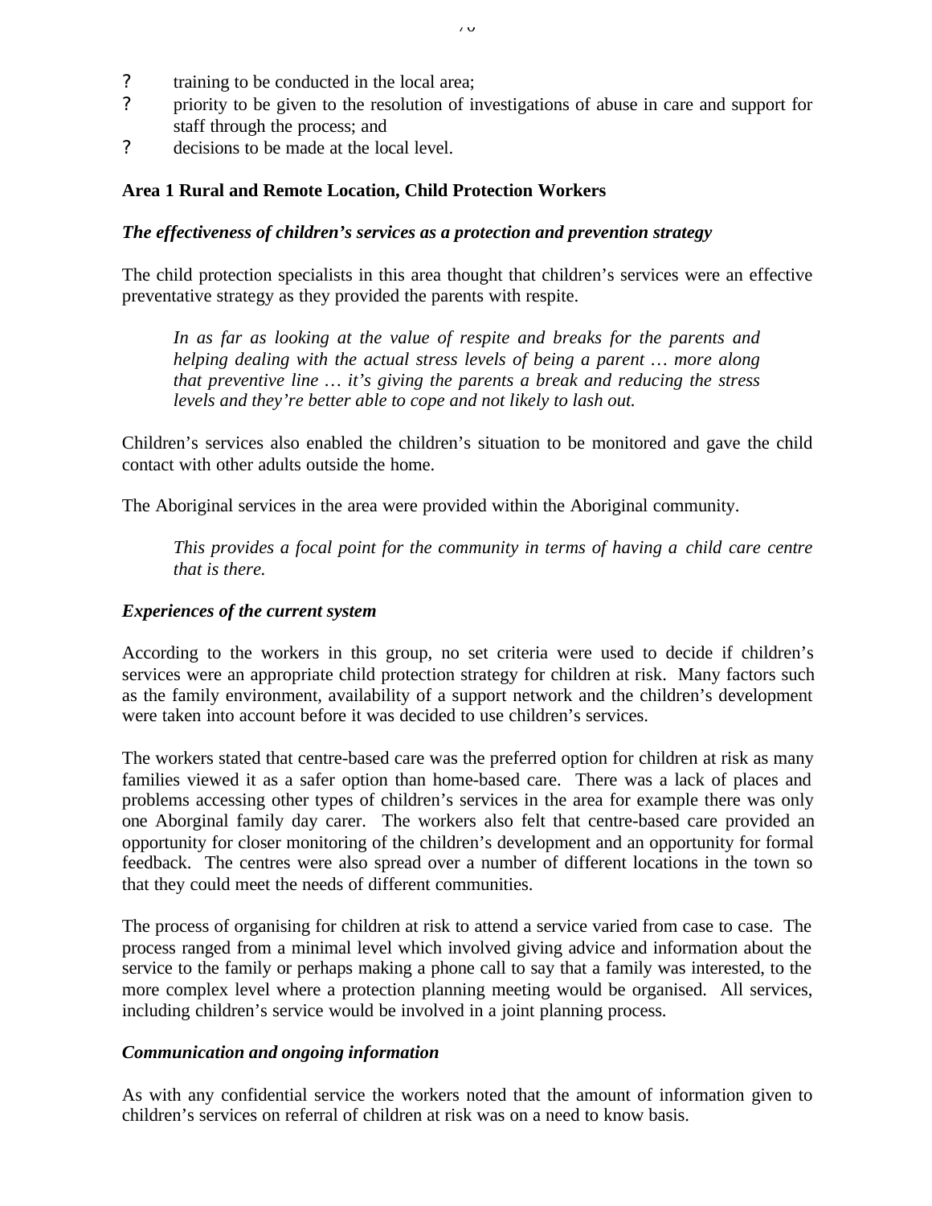- training to be conducted in the local area;
- priority to be given to the resolution of investigations of abuse in care and support for staff through the process; and
- decisions to be made at the local level.

**Area 1 Rural and Remote Location, Child Protection Workers**

***The effectiveness of children's services as a protection and prevention strategy***

The child protection specialists in this area thought that children's services were an effective preventative strategy as they provided the parents with respite.

> *In as far as looking at the value of respite and breaks for the parents and helping dealing with the actual stress levels of being a parent … more along that preventive line … it's giving the parents a break and reducing the stress levels and they're better able to cope and not likely to lash out.*

Children's services also enabled the children's situation to be monitored and gave the child contact with other adults outside the home.

The Aboriginal services in the area were provided within the Aboriginal community.

> *This provides a focal point for the community in terms of having a child care centre that is there.*

***Experiences of the current system***

According to the workers in this group, no set criteria were used to decide if children's services were an appropriate child protection strategy for children at risk. Many factors such as the family environment, availability of a support network and the children's development were taken into account before it was decided to use children's services.

The workers stated that centre-based care was the preferred option for children at risk as many families viewed it as a safer option than home-based care. There was a lack of places and problems accessing other types of children's services in the area for example there was only one Aborginal family day carer. The workers also felt that centre-based care provided an opportunity for closer monitoring of the children's development and an opportunity for formal feedback. The centres were also spread over a number of different locations in the town so that they could meet the needs of different communities.

The process of organising for children at risk to attend a service varied from case to case. The process ranged from a minimal level which involved giving advice and information about the service to the family or perhaps making a phone call to say that a family was interested, to the more complex level where a protection planning meeting would be organised. All services, including children's service would be involved in a joint planning process.

***Communication and ongoing information***

As with any confidential service the workers noted that the amount of information given to children's services on referral of children at risk was on a need to know basis.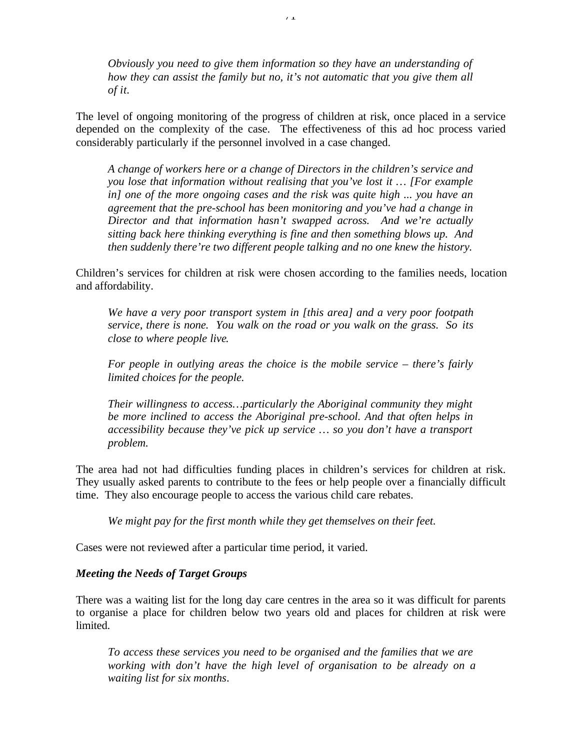*Obviously you need to give them information so they have an understanding of how they can assist the family but no, it's not automatic that you give them all of it.*

The level of ongoing monitoring of the progress of children at risk, once placed in a service depended on the complexity of the case. The effectiveness of this ad hoc process varied considerably particularly if the personnel involved in a case changed.

*A change of workers here or a change of Directors in the children's service and you lose that information without realising that you've lost it … [For example in] one of the more ongoing cases and the risk was quite high ... you have an agreement that the pre-school has been monitoring and you've had a change in Director and that information hasn't swapped across. And we're actually sitting back here thinking everything is fine and then something blows up. And then suddenly there're two different people talking and no one knew the history.*

Children's services for children at risk were chosen according to the families needs, location and affordability.

*We have a very poor transport system in [this area] and a very poor footpath service, there is none. You walk on the road or you walk on the grass. So its close to where people live.*

*For people in outlying areas the choice is the mobile service – there's fairly limited choices for the people.*

*Their willingness to access…particularly the Aboriginal community they might be more inclined to access the Aboriginal pre-school. And that often helps in accessibility because they've pick up service … so you don't have a transport problem.*

The area had not had difficulties funding places in children's services for children at risk. They usually asked parents to contribute to the fees or help people over a financially difficult time. They also encourage people to access the various child care rebates.

*We might pay for the first month while they get themselves on their feet.*

Cases were not reviewed after a particular time period, it varied.

### *Meeting the Needs of Target Groups*

There was a waiting list for the long day care centres in the area so it was difficult for parents to organise a place for children below two years old and places for children at risk were limited.

*To access these services you need to be organised and the families that we are working with don't have the high level of organisation to be already on a waiting list for six months.*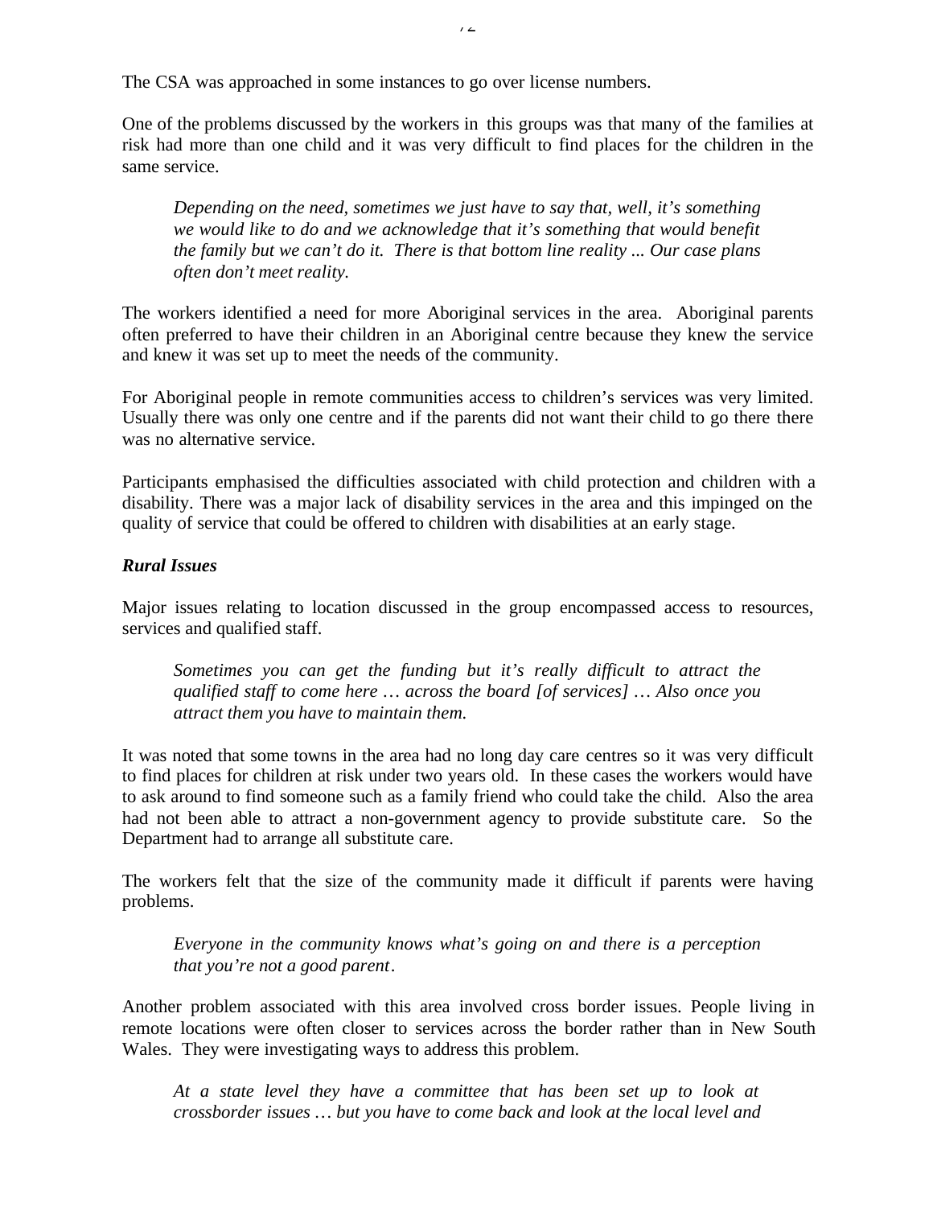The CSA was approached in some instances to go over license numbers.

One of the problems discussed by the workers in this groups was that many of the families at risk had more than one child and it was very difficult to find places for the children in the same service.

> *Depending on the need, sometimes we just have to say that, well, it's something we would like to do and we acknowledge that it's something that would benefit the family but we can't do it. There is that bottom line reality ... Our case plans often don't meet reality.*

The workers identified a need for more Aboriginal services in the area. Aboriginal parents often preferred to have their children in an Aboriginal centre because they knew the service and knew it was set up to meet the needs of the community.

For Aboriginal people in remote communities access to children's services was very limited. Usually there was only one centre and if the parents did not want their child to go there there was no alternative service.

Participants emphasised the difficulties associated with child protection and children with a disability. There was a major lack of disability services in the area and this impinged on the quality of service that could be offered to children with disabilities at an early stage.

***Rural Issues***

Major issues relating to location discussed in the group encompassed access to resources, services and qualified staff.

> *Sometimes you can get the funding but it's really difficult to attract the qualified staff to come here … across the board [of services] … Also once you attract them you have to maintain them.*

It was noted that some towns in the area had no long day care centres so it was very difficult to find places for children at risk under two years old. In these cases the workers would have to ask around to find someone such as a family friend who could take the child. Also the area had not been able to attract a non-government agency to provide substitute care. So the Department had to arrange all substitute care.

The workers felt that the size of the community made it difficult if parents were having problems.

> *Everyone in the community knows what's going on and there is a perception that you're not a good parent.*

Another problem associated with this area involved cross border issues. People living in remote locations were often closer to services across the border rather than in New South Wales. They were investigating ways to address this problem.

> *At a state level they have a committee that has been set up to look at crossborder issues … but you have to come back and look at the local level and*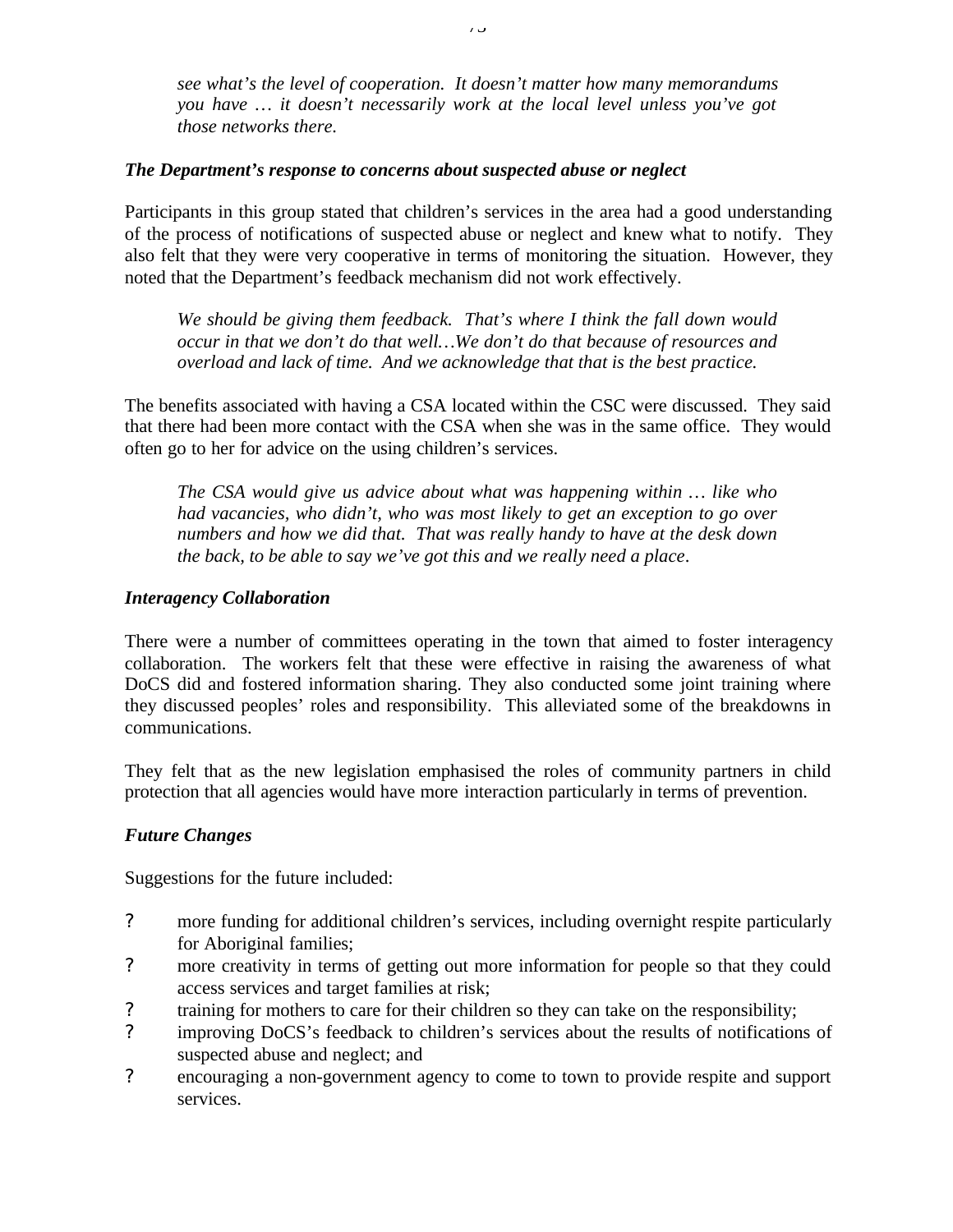*see what's the level of cooperation. It doesn't matter how many memorandums you have … it doesn't necessarily work at the local level unless you've got those networks there.*

### *The Department's response to concerns about suspected abuse or neglect*

Participants in this group stated that children's services in the area had a good understanding of the process of notifications of suspected abuse or neglect and knew what to notify. They also felt that they were very cooperative in terms of monitoring the situation. However, they noted that the Department's feedback mechanism did not work effectively.

> *We should be giving them feedback. That's where I think the fall down would occur in that we don't do that well…We don't do that because of resources and overload and lack of time. And we acknowledge that that is the best practice.*

The benefits associated with having a CSA located within the CSC were discussed. They said that there had been more contact with the CSA when she was in the same office. They would often go to her for advice on the using children's services.

> *The CSA would give us advice about what was happening within … like who had vacancies, who didn't, who was most likely to get an exception to go over numbers and how we did that. That was really handy to have at the desk down the back, to be able to say we've got this and we really need a place.*

### *Interagency Collaboration*

There were a number of committees operating in the town that aimed to foster interagency collaboration. The workers felt that these were effective in raising the awareness of what DoCS did and fostered information sharing. They also conducted some joint training where they discussed peoples' roles and responsibility. This alleviated some of the breakdowns in communications.

They felt that as the new legislation emphasised the roles of community partners in child protection that all agencies would have more interaction particularly in terms of prevention.

### *Future Changes*

Suggestions for the future included:

- more funding for additional children's services, including overnight respite particularly for Aboriginal families;
- more creativity in terms of getting out more information for people so that they could access services and target families at risk;
- training for mothers to care for their children so they can take on the responsibility;
- improving DoCS's feedback to children's services about the results of notifications of suspected abuse and neglect; and
- encouraging a non-government agency to come to town to provide respite and support services.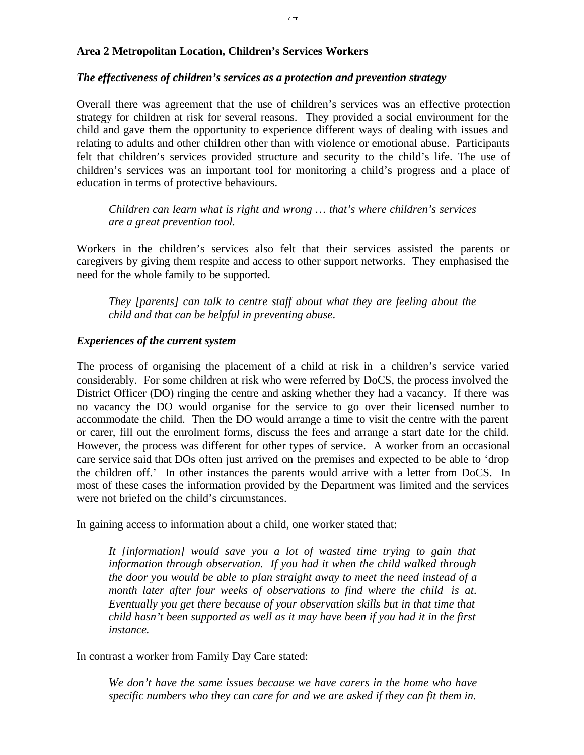**Area 2 Metropolitan Location, Children's Services Workers**

***The effectiveness of children's services as a protection and prevention strategy***

Overall there was agreement that the use of children's services was an effective protection strategy for children at risk for several reasons. They provided a social environment for the child and gave them the opportunity to experience different ways of dealing with issues and relating to adults and other children other than with violence or emotional abuse. Participants felt that children's services provided structure and security to the child's life. The use of children's services was an important tool for monitoring a child's progress and a place of education in terms of protective behaviours.

> *Children can learn what is right and wrong … that's where children's services are a great prevention tool.*

Workers in the children's services also felt that their services assisted the parents or caregivers by giving them respite and access to other support networks. They emphasised the need for the whole family to be supported.

> *They [parents] can talk to centre staff about what they are feeling about the child and that can be helpful in preventing abuse.*

***Experiences of the current system***

The process of organising the placement of a child at risk in a children's service varied considerably. For some children at risk who were referred by DoCS, the process involved the District Officer (DO) ringing the centre and asking whether they had a vacancy. If there was no vacancy the DO would organise for the service to go over their licensed number to accommodate the child. Then the DO would arrange a time to visit the centre with the parent or carer, fill out the enrolment forms, discuss the fees and arrange a start date for the child. However, the process was different for other types of service. A worker from an occasional care service said that DOs often just arrived on the premises and expected to be able to 'drop the children off.' In other instances the parents would arrive with a letter from DoCS. In most of these cases the information provided by the Department was limited and the services were not briefed on the child's circumstances.

In gaining access to information about a child, one worker stated that:

> *It [information] would save you a lot of wasted time trying to gain that information through observation. If you had it when the child walked through the door you would be able to plan straight away to meet the need instead of a month later after four weeks of observations to find where the child is at. Eventually you get there because of your observation skills but in that time that child hasn't been supported as well as it may have been if you had it in the first instance.*

In contrast a worker from Family Day Care stated:

> *We don't have the same issues because we have carers in the home who have specific numbers who they can care for and we are asked if they can fit them in.*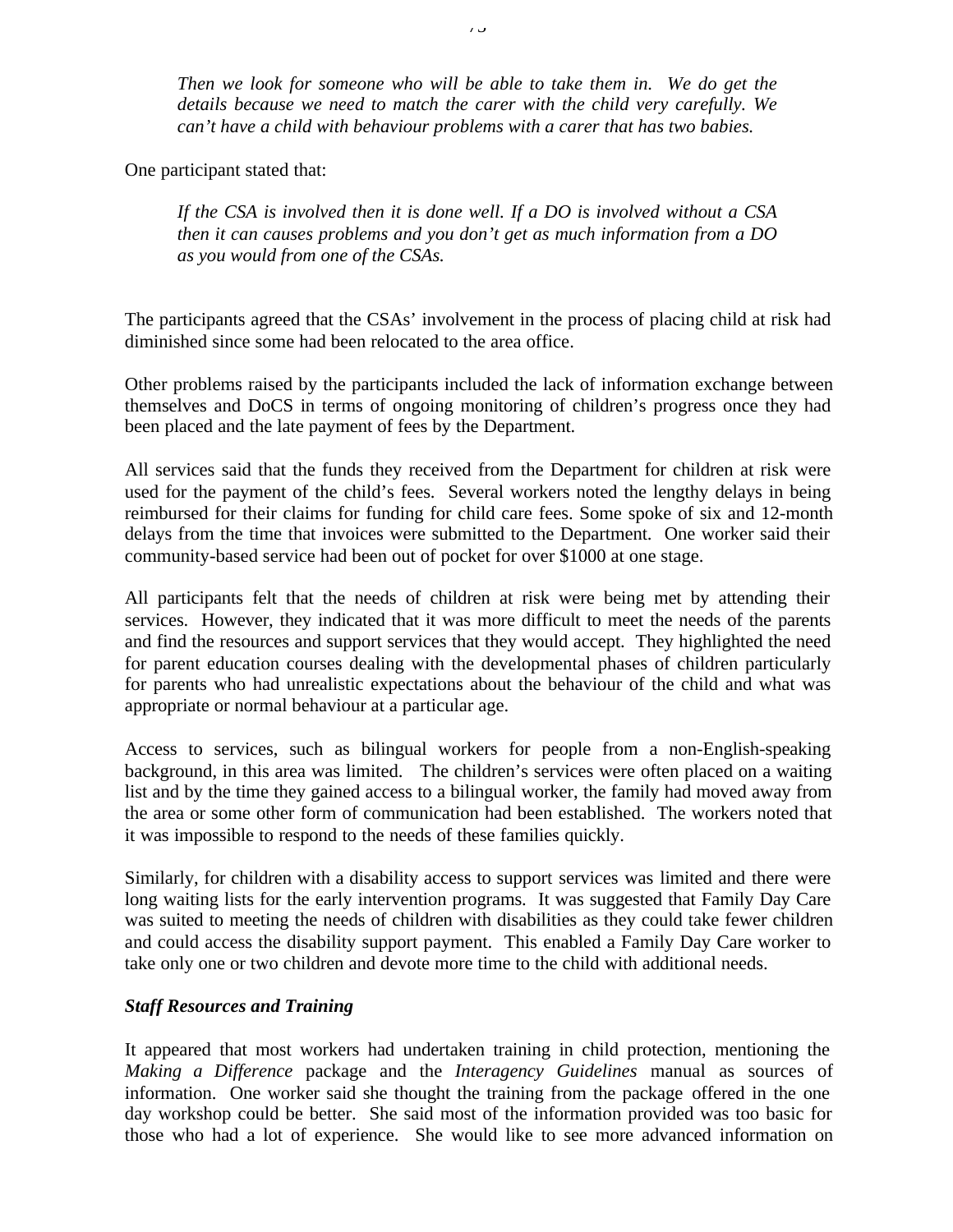*Then we look for someone who will be able to take them in. We do get the details because we need to match the carer with the child very carefully. We can't have a child with behaviour problems with a carer that has two babies.*

One participant stated that:

*If the CSA is involved then it is done well. If a DO is involved without a CSA then it can causes problems and you don't get as much information from a DO as you would from one of the CSAs.*

The participants agreed that the CSAs' involvement in the process of placing child at risk had diminished since some had been relocated to the area office.

Other problems raised by the participants included the lack of information exchange between themselves and DoCS in terms of ongoing monitoring of children's progress once they had been placed and the late payment of fees by the Department.

All services said that the funds they received from the Department for children at risk were used for the payment of the child's fees. Several workers noted the lengthy delays in being reimbursed for their claims for funding for child care fees. Some spoke of six and 12-month delays from the time that invoices were submitted to the Department. One worker said their community-based service had been out of pocket for over $1000 at one stage.

All participants felt that the needs of children at risk were being met by attending their services. However, they indicated that it was more difficult to meet the needs of the parents and find the resources and support services that they would accept. They highlighted the need for parent education courses dealing with the developmental phases of children particularly for parents who had unrealistic expectations about the behaviour of the child and what was appropriate or normal behaviour at a particular age.

Access to services, such as bilingual workers for people from a non-English-speaking background, in this area was limited. The children's services were often placed on a waiting list and by the time they gained access to a bilingual worker, the family had moved away from the area or some other form of communication had been established. The workers noted that it was impossible to respond to the needs of these families quickly.

Similarly, for children with a disability access to support services was limited and there were long waiting lists for the early intervention programs. It was suggested that Family Day Care was suited to meeting the needs of children with disabilities as they could take fewer children and could access the disability support payment. This enabled a Family Day Care worker to take only one or two children and devote more time to the child with additional needs.

### *Staff Resources and Training*

It appeared that most workers had undertaken training in child protection, mentioning the *Making a Difference* package and the *Interagency Guidelines* manual as sources of information. One worker said she thought the training from the package offered in the one day workshop could be better. She said most of the information provided was too basic for those who had a lot of experience. She would like to see more advanced information on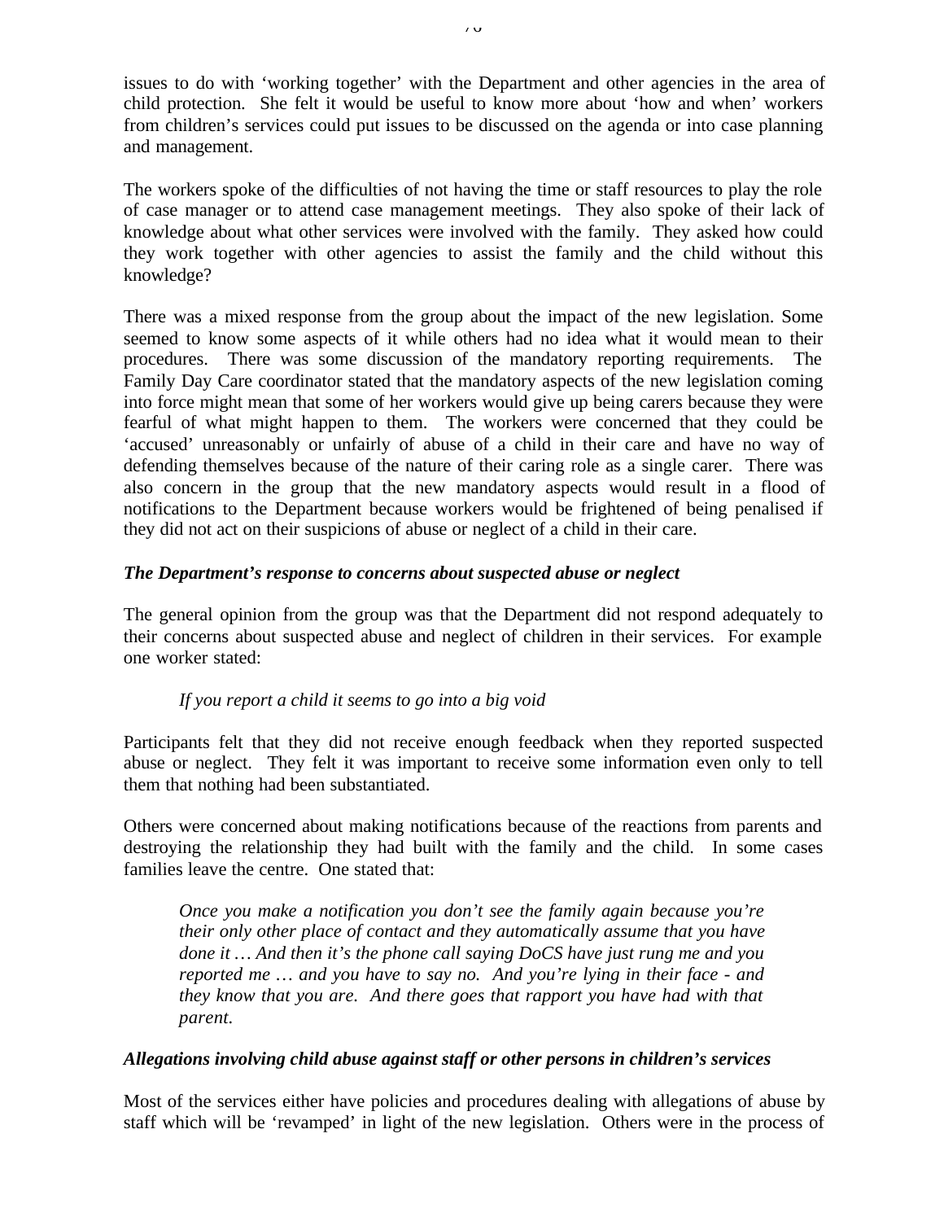issues to do with 'working together' with the Department and other agencies in the area of child protection. She felt it would be useful to know more about 'how and when' workers from children's services could put issues to be discussed on the agenda or into case planning and management.

The workers spoke of the difficulties of not having the time or staff resources to play the role of case manager or to attend case management meetings. They also spoke of their lack of knowledge about what other services were involved with the family. They asked how could they work together with other agencies to assist the family and the child without this knowledge?

There was a mixed response from the group about the impact of the new legislation. Some seemed to know some aspects of it while others had no idea what it would mean to their procedures. There was some discussion of the mandatory reporting requirements. The Family Day Care coordinator stated that the mandatory aspects of the new legislation coming into force might mean that some of her workers would give up being carers because they were fearful of what might happen to them. The workers were concerned that they could be 'accused' unreasonably or unfairly of abuse of a child in their care and have no way of defending themselves because of the nature of their caring role as a single carer. There was also concern in the group that the new mandatory aspects would result in a flood of notifications to the Department because workers would be frightened of being penalised if they did not act on their suspicions of abuse or neglect of a child in their care.

***The Department's response to concerns about suspected abuse or neglect***

The general opinion from the group was that the Department did not respond adequately to their concerns about suspected abuse and neglect of children in their services. For example one worker stated:

> *If you report a child it seems to go into a big void*

Participants felt that they did not receive enough feedback when they reported suspected abuse or neglect. They felt it was important to receive some information even only to tell them that nothing had been substantiated.

Others were concerned about making notifications because of the reactions from parents and destroying the relationship they had built with the family and the child. In some cases families leave the centre. One stated that:

> *Once you make a notification you don't see the family again because you're their only other place of contact and they automatically assume that you have done it … And then it's the phone call saying DoCS have just rung me and you reported me … and you have to say no. And you're lying in their face - and they know that you are. And there goes that rapport you have had with that parent.*

***Allegations involving child abuse against staff or other persons in children's services***

Most of the services either have policies and procedures dealing with allegations of abuse by staff which will be 'revamped' in light of the new legislation. Others were in the process of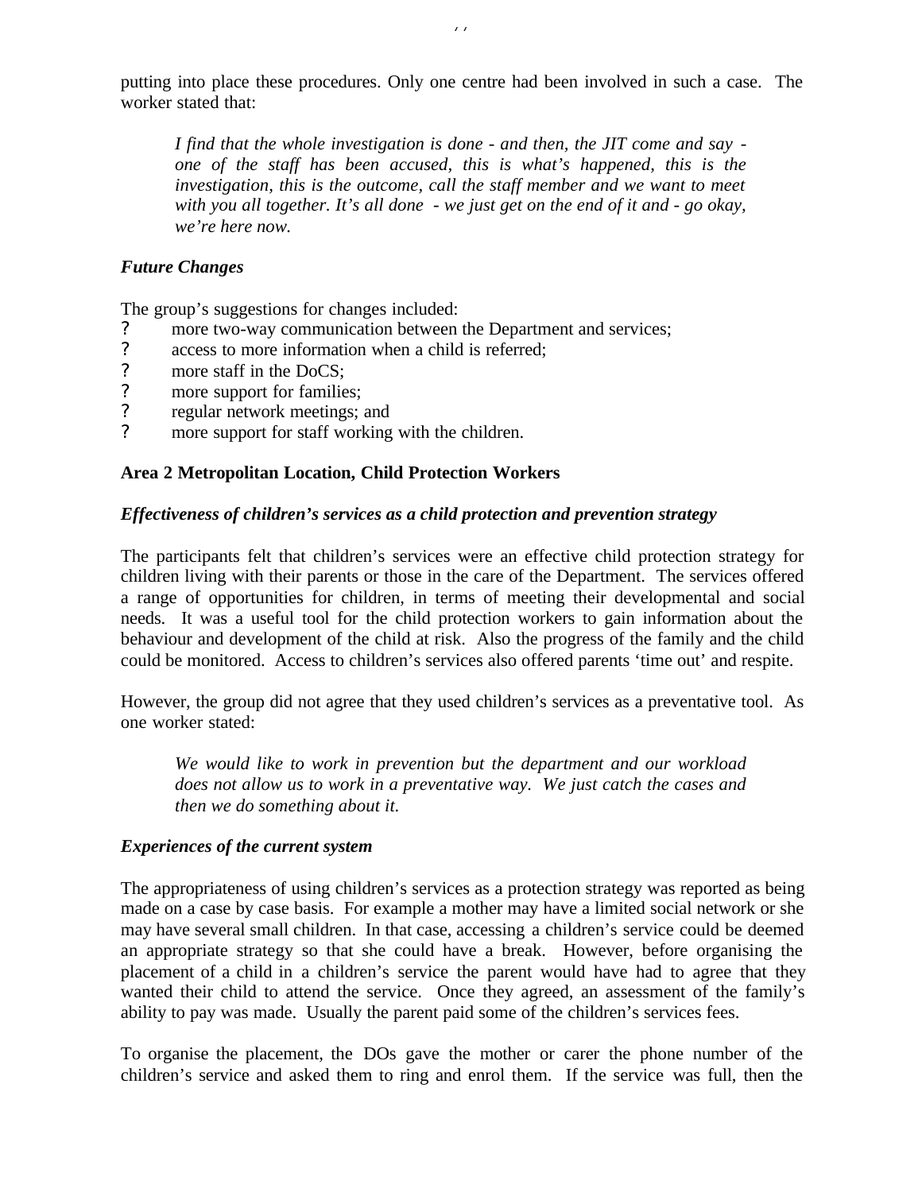putting into place these procedures. Only one centre had been involved in such a case. The worker stated that:

> *I find that the whole investigation is done - and then, the JIT come and say - one of the staff has been accused, this is what's happened, this is the investigation, this is the outcome, call the staff member and we want to meet with you all together. It's all done - we just get on the end of it and - go okay, we're here now.*

***Future Changes***

The group's suggestions for changes included:

- more two-way communication between the Department and services;
- access to more information when a child is referred;
- more staff in the DoCS;
- more support for families;
- regular network meetings; and
- more support for staff working with the children.

**Area 2 Metropolitan Location, Child Protection Workers**

***Effectiveness of children's services as a child protection and prevention strategy***

The participants felt that children's services were an effective child protection strategy for children living with their parents or those in the care of the Department. The services offered a range of opportunities for children, in terms of meeting their developmental and social needs. It was a useful tool for the child protection workers to gain information about the behaviour and development of the child at risk. Also the progress of the family and the child could be monitored. Access to children's services also offered parents 'time out' and respite.

However, the group did not agree that they used children's services as a preventative tool. As one worker stated:

> *We would like to work in prevention but the department and our workload does not allow us to work in a preventative way. We just catch the cases and then we do something about it.*

***Experiences of the current system***

The appropriateness of using children's services as a protection strategy was reported as being made on a case by case basis. For example a mother may have a limited social network or she may have several small children. In that case, accessing a children's service could be deemed an appropriate strategy so that she could have a break. However, before organising the placement of a child in a children's service the parent would have had to agree that they wanted their child to attend the service. Once they agreed, an assessment of the family's ability to pay was made. Usually the parent paid some of the children's services fees.

To organise the placement, the DOs gave the mother or carer the phone number of the children's service and asked them to ring and enrol them. If the service was full, then the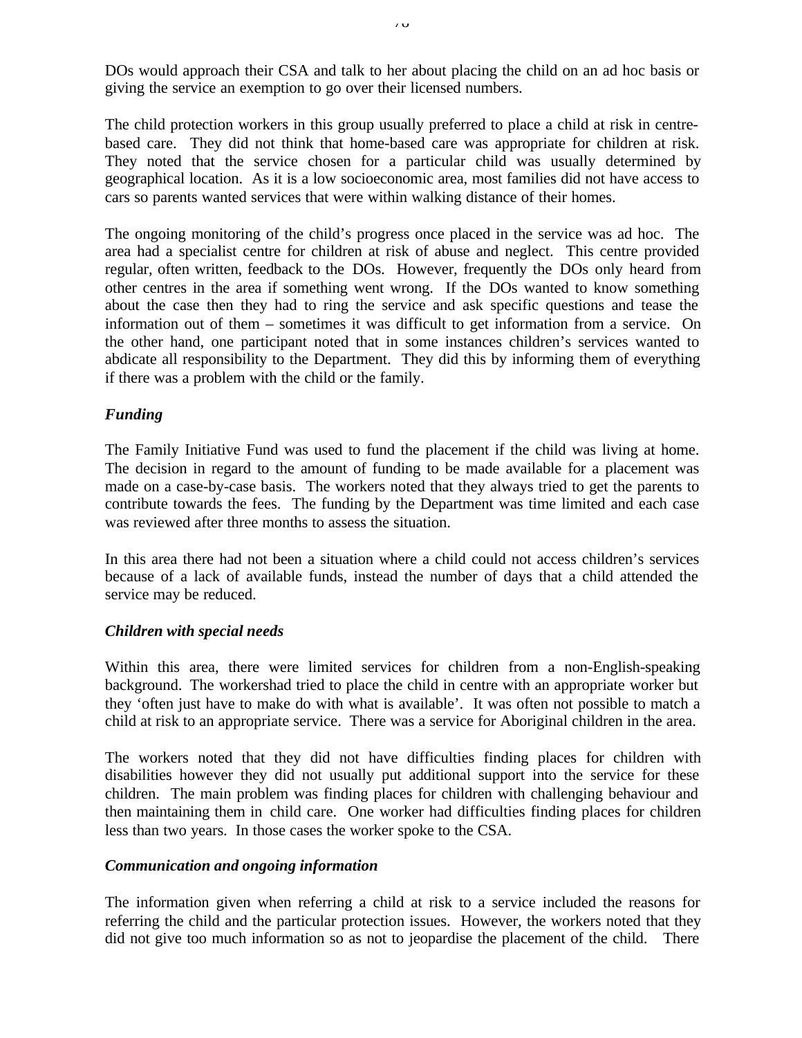DOs would approach their CSA and talk to her about placing the child on an ad hoc basis or giving the service an exemption to go over their licensed numbers.

The child protection workers in this group usually preferred to place a child at risk in centre-based care. They did not think that home-based care was appropriate for children at risk. They noted that the service chosen for a particular child was usually determined by geographical location. As it is a low socioeconomic area, most families did not have access to cars so parents wanted services that were within walking distance of their homes.

The ongoing monitoring of the child's progress once placed in the service was ad hoc. The area had a specialist centre for children at risk of abuse and neglect. This centre provided regular, often written, feedback to the DOs. However, frequently the DOs only heard from other centres in the area if something went wrong. If the DOs wanted to know something about the case then they had to ring the service and ask specific questions and tease the information out of them – sometimes it was difficult to get information from a service. On the other hand, one participant noted that in some instances children's services wanted to abdicate all responsibility to the Department. They did this by informing them of everything if there was a problem with the child or the family.

### *Funding*

The Family Initiative Fund was used to fund the placement if the child was living at home. The decision in regard to the amount of funding to be made available for a placement was made on a case-by-case basis. The workers noted that they always tried to get the parents to contribute towards the fees. The funding by the Department was time limited and each case was reviewed after three months to assess the situation.

In this area there had not been a situation where a child could not access children's services because of a lack of available funds, instead the number of days that a child attended the service may be reduced.

### *Children with special needs*

Within this area, there were limited services for children from a non-English-speaking background. The workershad tried to place the child in centre with an appropriate worker but they 'often just have to make do with what is available'. It was often not possible to match a child at risk to an appropriate service. There was a service for Aboriginal children in the area.

The workers noted that they did not have difficulties finding places for children with disabilities however they did not usually put additional support into the service for these children. The main problem was finding places for children with challenging behaviour and then maintaining them in child care. One worker had difficulties finding places for children less than two years. In those cases the worker spoke to the CSA.

### *Communication and ongoing information*

The information given when referring a child at risk to a service included the reasons for referring the child and the particular protection issues. However, the workers noted that they did not give too much information so as not to jeopardise the placement of the child. There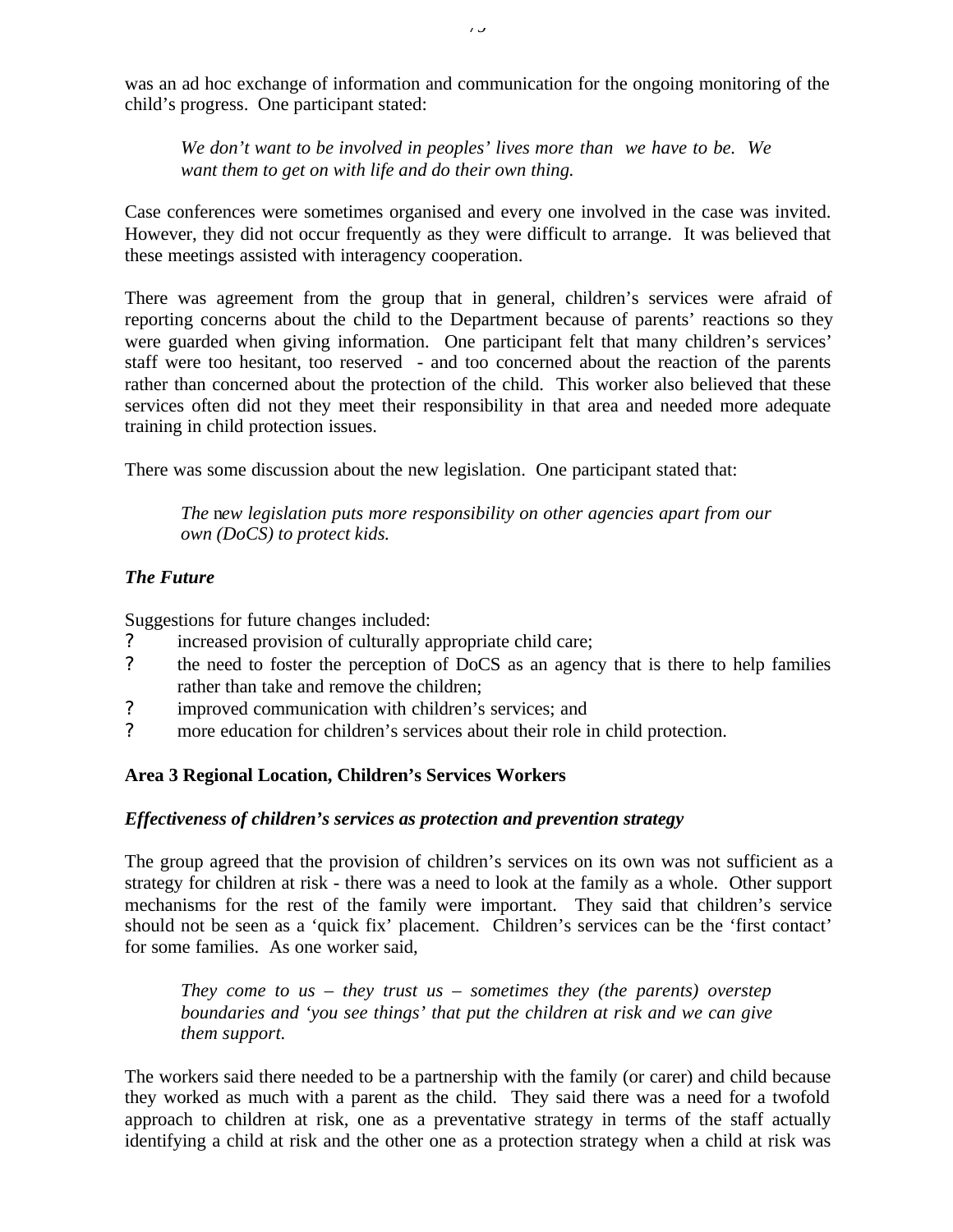was an ad hoc exchange of information and communication for the ongoing monitoring of the child's progress. One participant stated:

> *We don't want to be involved in peoples' lives more than we have to be. We want them to get on with life and do their own thing.*

Case conferences were sometimes organised and every one involved in the case was invited. However, they did not occur frequently as they were difficult to arrange. It was believed that these meetings assisted with interagency cooperation.

There was agreement from the group that in general, children's services were afraid of reporting concerns about the child to the Department because of parents' reactions so they were guarded when giving information. One participant felt that many children's services' staff were too hesitant, too reserved - and too concerned about the reaction of the parents rather than concerned about the protection of the child. This worker also believed that these services often did not they meet their responsibility in that area and needed more adequate training in child protection issues.

There was some discussion about the new legislation. One participant stated that:

> *The new legislation puts more responsibility on other agencies apart from our own (DoCS) to protect kids.*

### *The Future*

Suggestions for future changes included:

- increased provision of culturally appropriate child care;
- the need to foster the perception of DoCS as an agency that is there to help families rather than take and remove the children;
- improved communication with children's services; and
- more education for children's services about their role in child protection.

### Area 3 Regional Location, Children's Services Workers

### *Effectiveness of children's services as protection and prevention strategy*

The group agreed that the provision of children's services on its own was not sufficient as a strategy for children at risk - there was a need to look at the family as a whole. Other support mechanisms for the rest of the family were important. They said that children's service should not be seen as a 'quick fix' placement. Children's services can be the 'first contact' for some families. As one worker said,

> *They come to us – they trust us – sometimes they (the parents) overstep boundaries and 'you see things' that put the children at risk and we can give them support.*

The workers said there needed to be a partnership with the family (or carer) and child because they worked as much with a parent as the child. They said there was a need for a twofold approach to children at risk, one as a preventative strategy in terms of the staff actually identifying a child at risk and the other one as a protection strategy when a child at risk was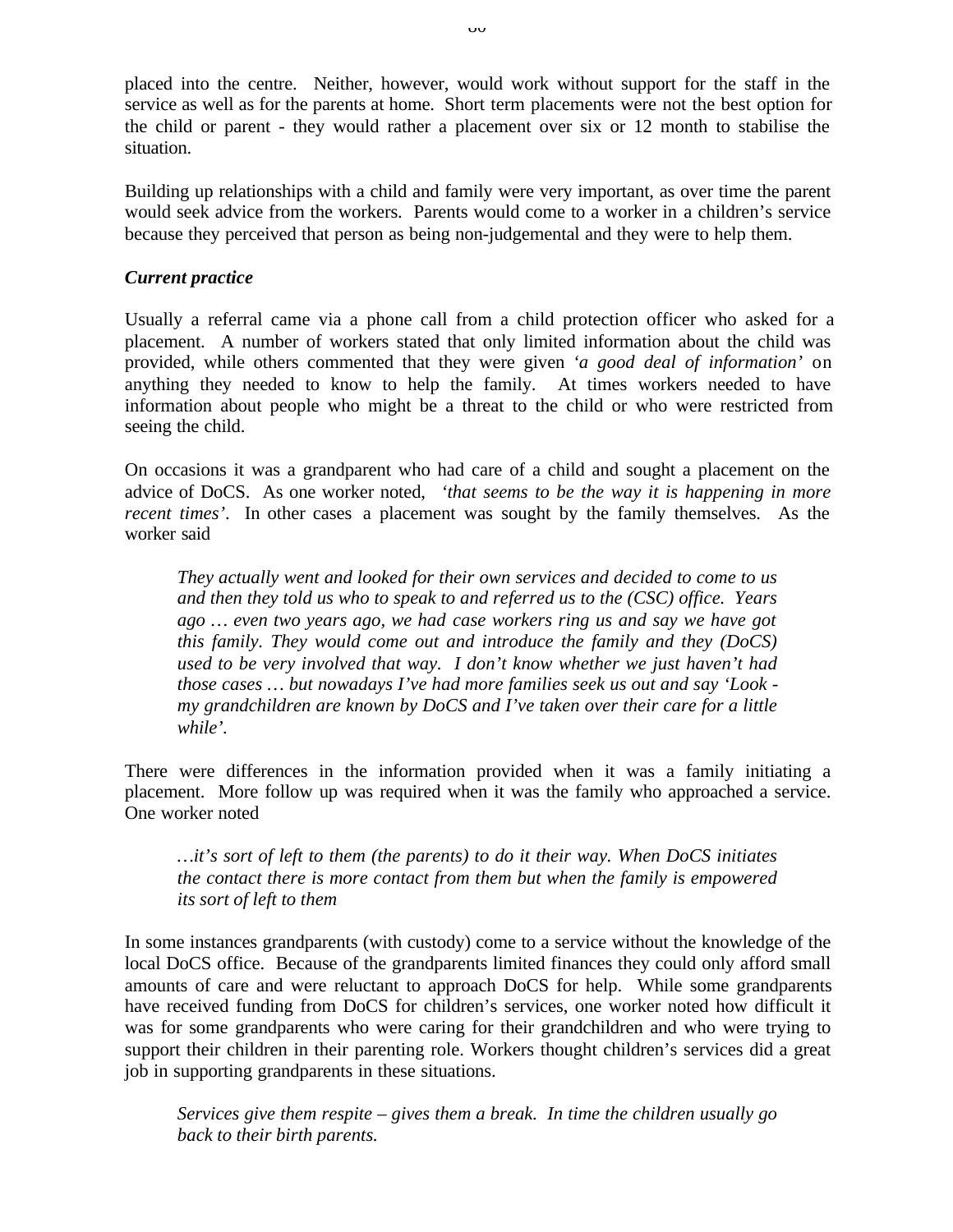placed into the centre. Neither, however, would work without support for the staff in the service as well as for the parents at home. Short term placements were not the best option for the child or parent - they would rather a placement over six or 12 month to stabilise the situation.

Building up relationships with a child and family were very important, as over time the parent would seek advice from the workers. Parents would come to a worker in a children's service because they perceived that person as being non-judgemental and they were to help them.

***Current practice***

Usually a referral came via a phone call from a child protection officer who asked for a placement. A number of workers stated that only limited information about the child was provided, while others commented that they were given *'a good deal of information'* on anything they needed to know to help the family. At times workers needed to have information about people who might be a threat to the child or who were restricted from seeing the child.

On occasions it was a grandparent who had care of a child and sought a placement on the advice of DoCS. As one worker noted, *'that seems to be the way it is happening in more recent times'*. In other cases a placement was sought by the family themselves. As the worker said

> *They actually went and looked for their own services and decided to come to us and then they told us who to speak to and referred us to the (CSC) office. Years ago … even two years ago, we had case workers ring us and say we have got this family. They would come out and introduce the family and they (DoCS) used to be very involved that way. I don't know whether we just haven't had those cases … but nowadays I've had more families seek us out and say 'Look - my grandchildren are known by DoCS and I've taken over their care for a little while'.*

There were differences in the information provided when it was a family initiating a placement. More follow up was required when it was the family who approached a service. One worker noted

> *…it's sort of left to them (the parents) to do it their way. When DoCS initiates the contact there is more contact from them but when the family is empowered its sort of left to them*

In some instances grandparents (with custody) come to a service without the knowledge of the local DoCS office. Because of the grandparents limited finances they could only afford small amounts of care and were reluctant to approach DoCS for help. While some grandparents have received funding from DoCS for children's services, one worker noted how difficult it was for some grandparents who were caring for their grandchildren and who were trying to support their children in their parenting role. Workers thought children's services did a great job in supporting grandparents in these situations.

> *Services give them respite – gives them a break. In time the children usually go back to their birth parents.*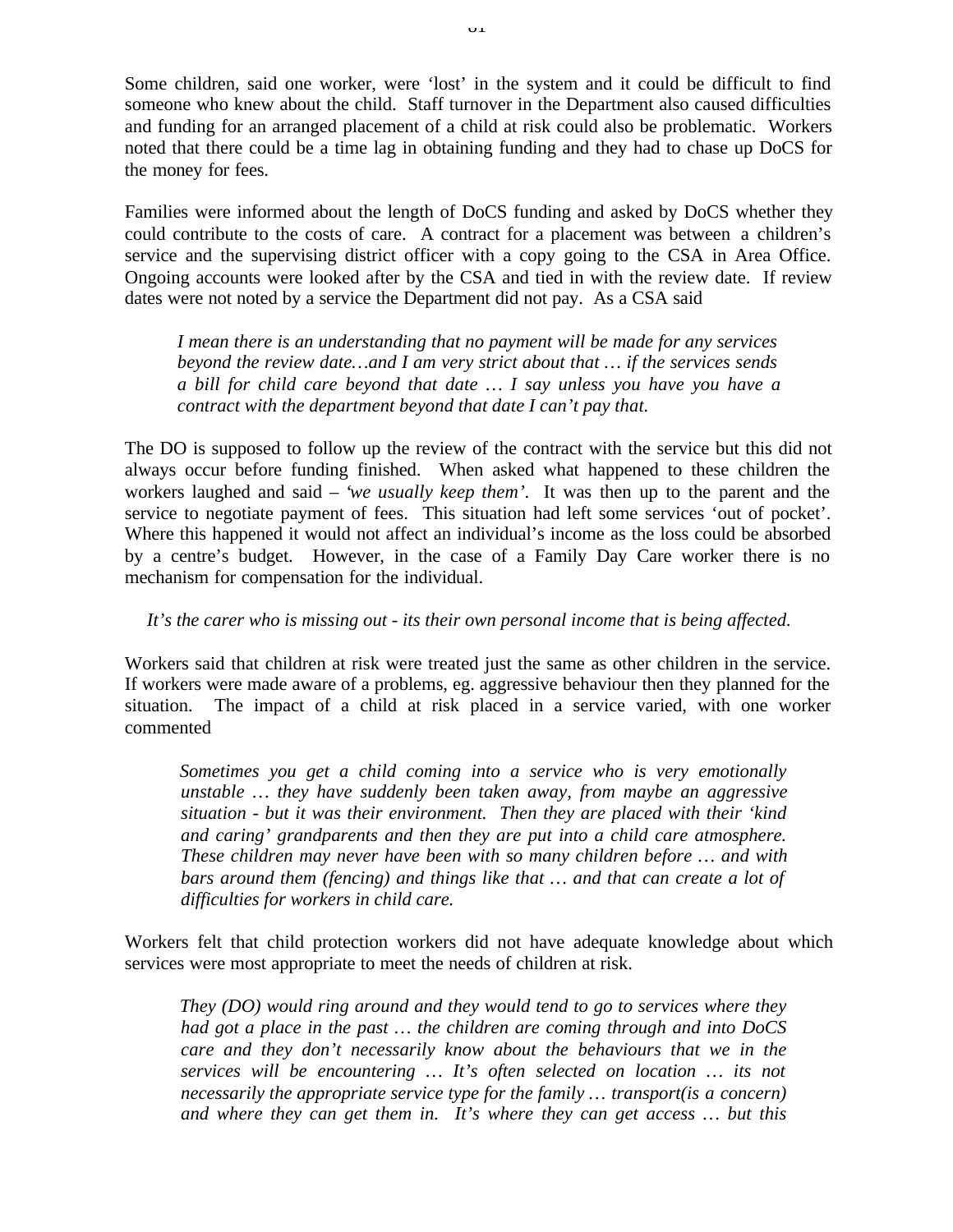Some children, said one worker, were 'lost' in the system and it could be difficult to find someone who knew about the child. Staff turnover in the Department also caused difficulties and funding for an arranged placement of a child at risk could also be problematic. Workers noted that there could be a time lag in obtaining funding and they had to chase up DoCS for the money for fees.

Families were informed about the length of DoCS funding and asked by DoCS whether they could contribute to the costs of care. A contract for a placement was between a children's service and the supervising district officer with a copy going to the CSA in Area Office. Ongoing accounts were looked after by the CSA and tied in with the review date. If review dates were not noted by a service the Department did not pay. As a CSA said

> *I mean there is an understanding that no payment will be made for any services beyond the review date…and I am very strict about that … if the services sends a bill for child care beyond that date … I say unless you have you have a contract with the department beyond that date I can't pay that.*

The DO is supposed to follow up the review of the contract with the service but this did not always occur before funding finished. When asked what happened to these children the workers laughed and said – *'we usually keep them'*. It was then up to the parent and the service to negotiate payment of fees. This situation had left some services 'out of pocket'. Where this happened it would not affect an individual's income as the loss could be absorbed by a centre's budget. However, in the case of a Family Day Care worker there is no mechanism for compensation for the individual.

> *It's the carer who is missing out - its their own personal income that is being affected.*

Workers said that children at risk were treated just the same as other children in the service. If workers were made aware of a problems, eg. aggressive behaviour then they planned for the situation. The impact of a child at risk placed in a service varied, with one worker commented

> *Sometimes you get a child coming into a service who is very emotionally unstable … they have suddenly been taken away, from maybe an aggressive situation - but it was their environment. Then they are placed with their 'kind and caring' grandparents and then they are put into a child care atmosphere. These children may never have been with so many children before … and with bars around them (fencing) and things like that … and that can create a lot of difficulties for workers in child care.*

Workers felt that child protection workers did not have adequate knowledge about which services were most appropriate to meet the needs of children at risk.

> *They (DO) would ring around and they would tend to go to services where they had got a place in the past … the children are coming through and into DoCS care and they don't necessarily know about the behaviours that we in the services will be encountering … It's often selected on location … its not necessarily the appropriate service type for the family … transport(is a concern) and where they can get them in. It's where they can get access … but this*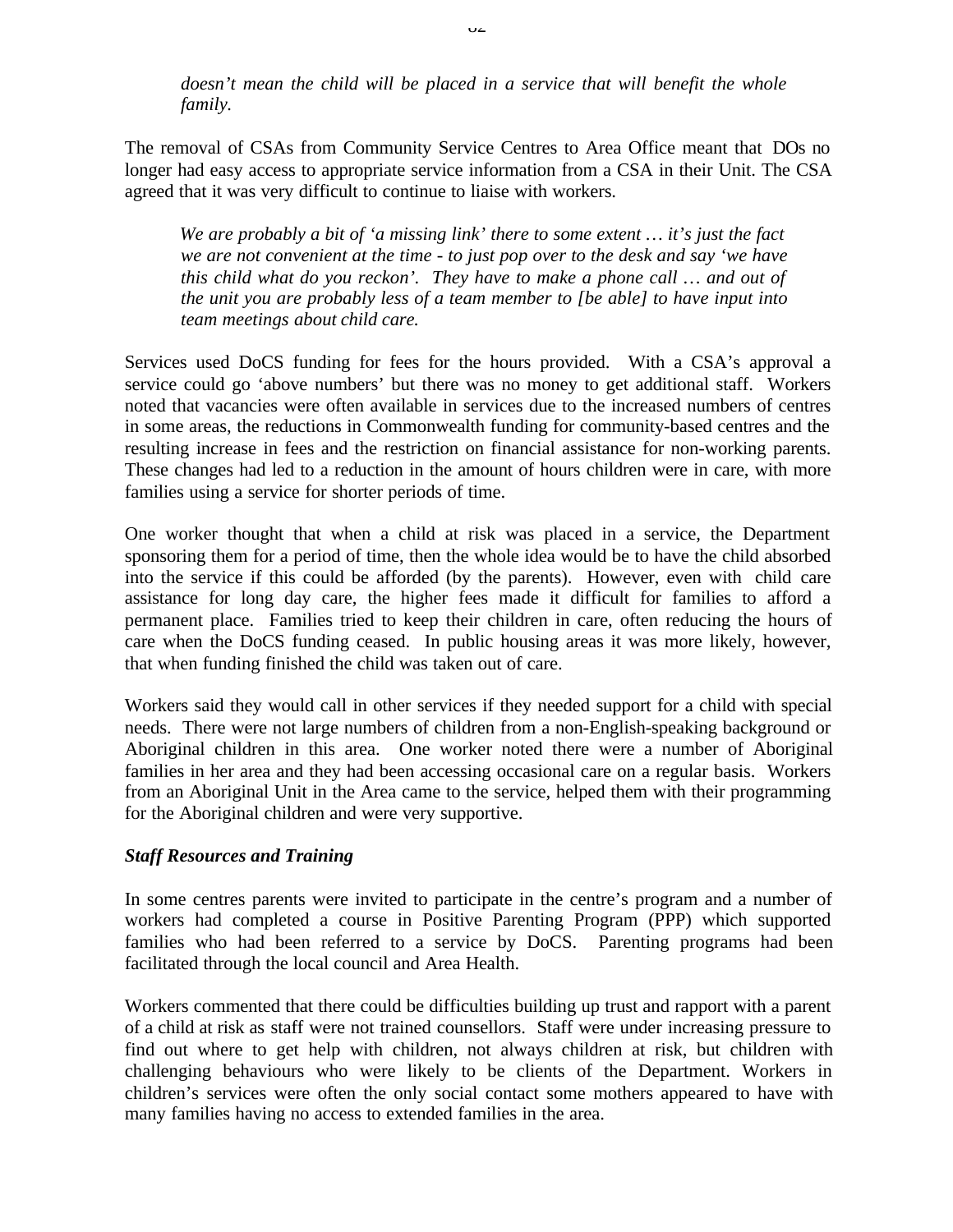*doesn't mean the child will be placed in a service that will benefit the whole family.*

The removal of CSAs from Community Service Centres to Area Office meant that DOs no longer had easy access to appropriate service information from a CSA in their Unit. The CSA agreed that it was very difficult to continue to liaise with workers.

> *We are probably a bit of 'a missing link' there to some extent … it's just the fact we are not convenient at the time - to just pop over to the desk and say 'we have this child what do you reckon'. They have to make a phone call … and out of the unit you are probably less of a team member to [be able] to have input into team meetings about child care.*

Services used DoCS funding for fees for the hours provided. With a CSA's approval a service could go 'above numbers' but there was no money to get additional staff. Workers noted that vacancies were often available in services due to the increased numbers of centres in some areas, the reductions in Commonwealth funding for community-based centres and the resulting increase in fees and the restriction on financial assistance for non-working parents. These changes had led to a reduction in the amount of hours children were in care, with more families using a service for shorter periods of time.

One worker thought that when a child at risk was placed in a service, the Department sponsoring them for a period of time, then the whole idea would be to have the child absorbed into the service if this could be afforded (by the parents). However, even with child care assistance for long day care, the higher fees made it difficult for families to afford a permanent place. Families tried to keep their children in care, often reducing the hours of care when the DoCS funding ceased. In public housing areas it was more likely, however, that when funding finished the child was taken out of care.

Workers said they would call in other services if they needed support for a child with special needs. There were not large numbers of children from a non-English-speaking background or Aboriginal children in this area. One worker noted there were a number of Aboriginal families in her area and they had been accessing occasional care on a regular basis. Workers from an Aboriginal Unit in the Area came to the service, helped them with their programming for the Aboriginal children and were very supportive.

***Staff Resources and Training***

In some centres parents were invited to participate in the centre's program and a number of workers had completed a course in Positive Parenting Program (PPP) which supported families who had been referred to a service by DoCS. Parenting programs had been facilitated through the local council and Area Health.

Workers commented that there could be difficulties building up trust and rapport with a parent of a child at risk as staff were not trained counsellors. Staff were under increasing pressure to find out where to get help with children, not always children at risk, but children with challenging behaviours who were likely to be clients of the Department. Workers in children's services were often the only social contact some mothers appeared to have with many families having no access to extended families in the area.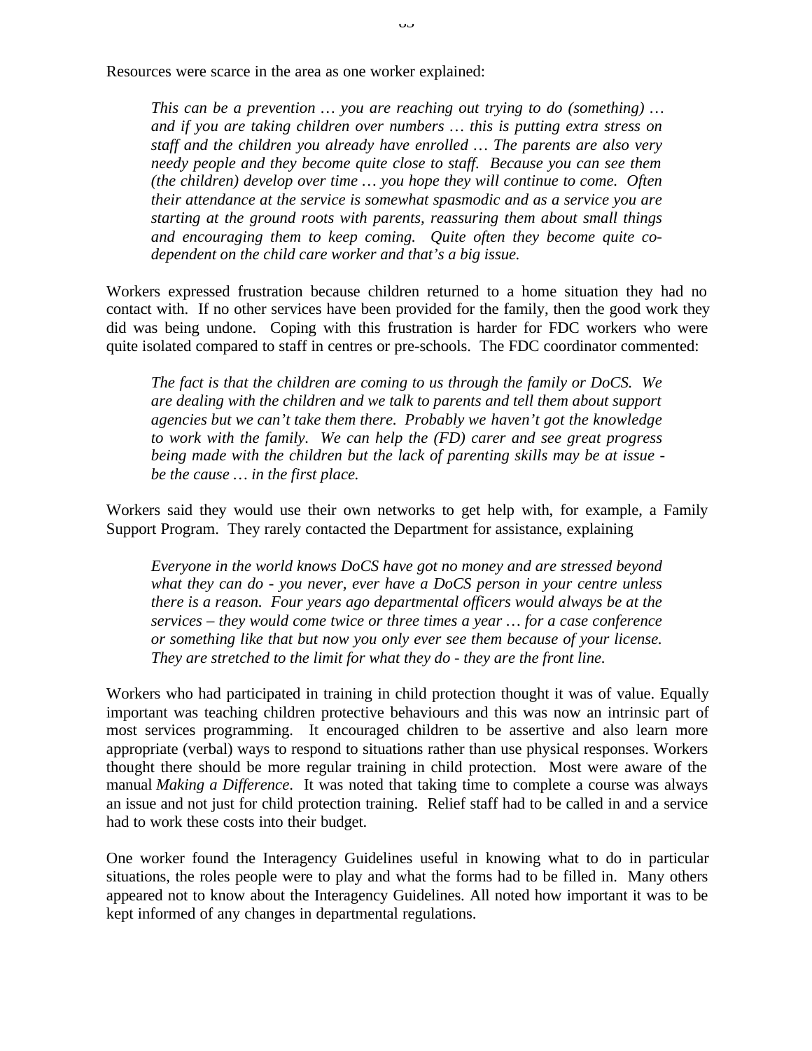Resources were scarce in the area as one worker explained:

> *This can be a prevention … you are reaching out trying to do (something) … and if you are taking children over numbers … this is putting extra stress on staff and the children you already have enrolled … The parents are also very needy people and they become quite close to staff. Because you can see them (the children) develop over time … you hope they will continue to come. Often their attendance at the service is somewhat spasmodic and as a service you are starting at the ground roots with parents, reassuring them about small things and encouraging them to keep coming. Quite often they become quite co-dependent on the child care worker and that's a big issue.*

Workers expressed frustration because children returned to a home situation they had no contact with. If no other services have been provided for the family, then the good work they did was being undone. Coping with this frustration is harder for FDC workers who were quite isolated compared to staff in centres or pre-schools. The FDC coordinator commented:

> *The fact is that the children are coming to us through the family or DoCS. We are dealing with the children and we talk to parents and tell them about support agencies but we can't take them there. Probably we haven't got the knowledge to work with the family. We can help the (FD) carer and see great progress being made with the children but the lack of parenting skills may be at issue - be the cause … in the first place.*

Workers said they would use their own networks to get help with, for example, a Family Support Program. They rarely contacted the Department for assistance, explaining

> *Everyone in the world knows DoCS have got no money and are stressed beyond what they can do - you never, ever have a DoCS person in your centre unless there is a reason. Four years ago departmental officers would always be at the services – they would come twice or three times a year … for a case conference or something like that but now you only ever see them because of your license. They are stretched to the limit for what they do - they are the front line.*

Workers who had participated in training in child protection thought it was of value. Equally important was teaching children protective behaviours and this was now an intrinsic part of most services programming. It encouraged children to be assertive and also learn more appropriate (verbal) ways to respond to situations rather than use physical responses. Workers thought there should be more regular training in child protection. Most were aware of the manual *Making a Difference*. It was noted that taking time to complete a course was always an issue and not just for child protection training. Relief staff had to be called in and a service had to work these costs into their budget.

One worker found the Interagency Guidelines useful in knowing what to do in particular situations, the roles people were to play and what the forms had to be filled in. Many others appeared not to know about the Interagency Guidelines. All noted how important it was to be kept informed of any changes in departmental regulations.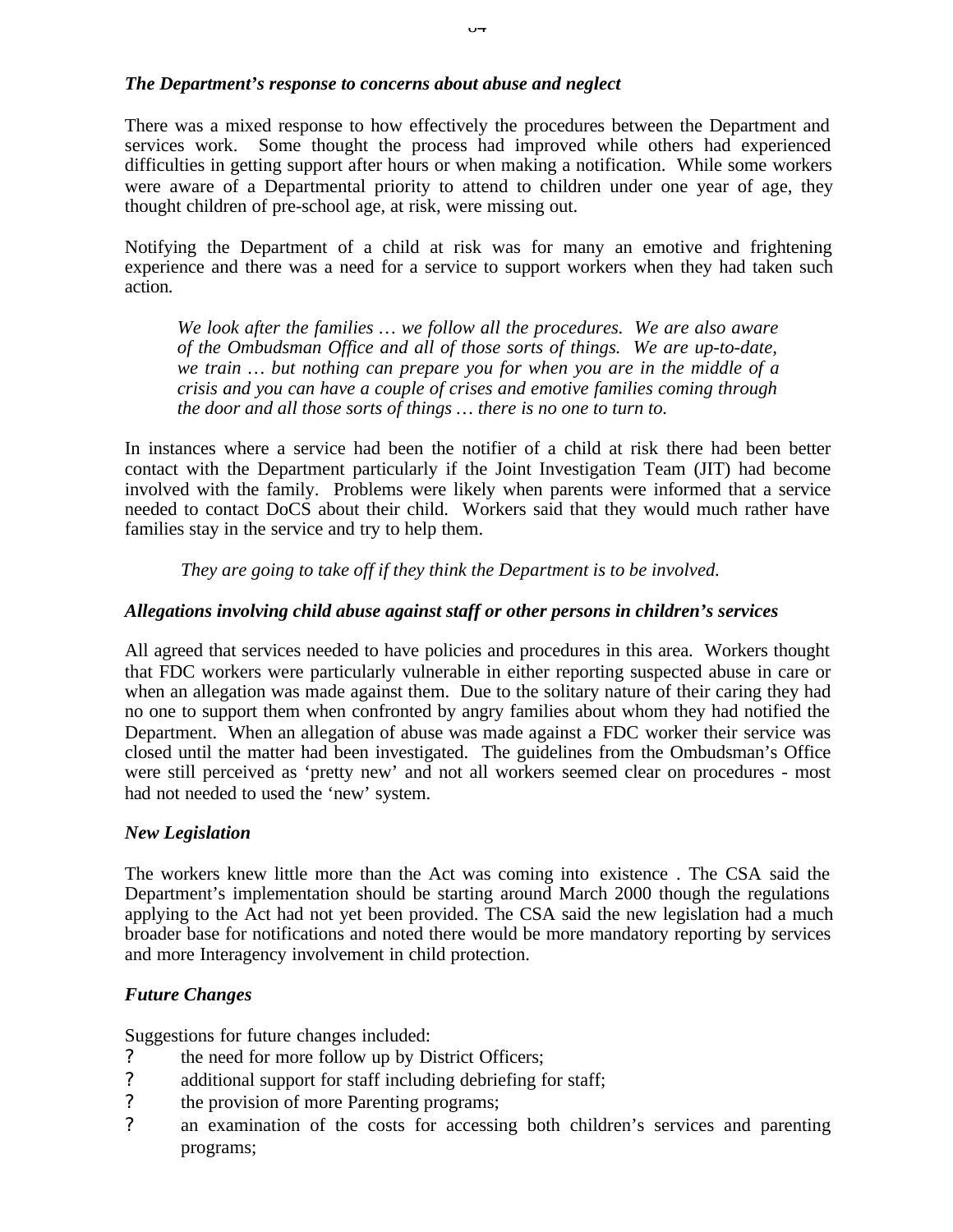***The Department's response to concerns about abuse and neglect***

There was a mixed response to how effectively the procedures between the Department and services work. Some thought the process had improved while others had experienced difficulties in getting support after hours or when making a notification. While some workers were aware of a Departmental priority to attend to children under one year of age, they thought children of pre-school age, at risk, were missing out.

Notifying the Department of a child at risk was for many an emotive and frightening experience and there was a need for a service to support workers when they had taken such action.

> *We look after the families … we follow all the procedures. We are also aware of the Ombudsman Office and all of those sorts of things. We are up-to-date, we train … but nothing can prepare you for when you are in the middle of a crisis and you can have a couple of crises and emotive families coming through the door and all those sorts of things … there is no one to turn to.*

In instances where a service had been the notifier of a child at risk there had been better contact with the Department particularly if the Joint Investigation Team (JIT) had become involved with the family. Problems were likely when parents were informed that a service needed to contact DoCS about their child. Workers said that they would much rather have families stay in the service and try to help them.

> *They are going to take off if they think the Department is to be involved.*

***Allegations involving child abuse against staff or other persons in children's services***

All agreed that services needed to have policies and procedures in this area. Workers thought that FDC workers were particularly vulnerable in either reporting suspected abuse in care or when an allegation was made against them. Due to the solitary nature of their caring they had no one to support them when confronted by angry families about whom they had notified the Department. When an allegation of abuse was made against a FDC worker their service was closed until the matter had been investigated. The guidelines from the Ombudsman's Office were still perceived as 'pretty new' and not all workers seemed clear on procedures - most had not needed to used the 'new' system.

***New Legislation***

The workers knew little more than the Act was coming into existence . The CSA said the Department's implementation should be starting around March 2000 though the regulations applying to the Act had not yet been provided. The CSA said the new legislation had a much broader base for notifications and noted there would be more mandatory reporting by services and more Interagency involvement in child protection.

***Future Changes***

Suggestions for future changes included:

- the need for more follow up by District Officers;
- additional support for staff including debriefing for staff;
- the provision of more Parenting programs;
- an examination of the costs for accessing both children's services and parenting programs;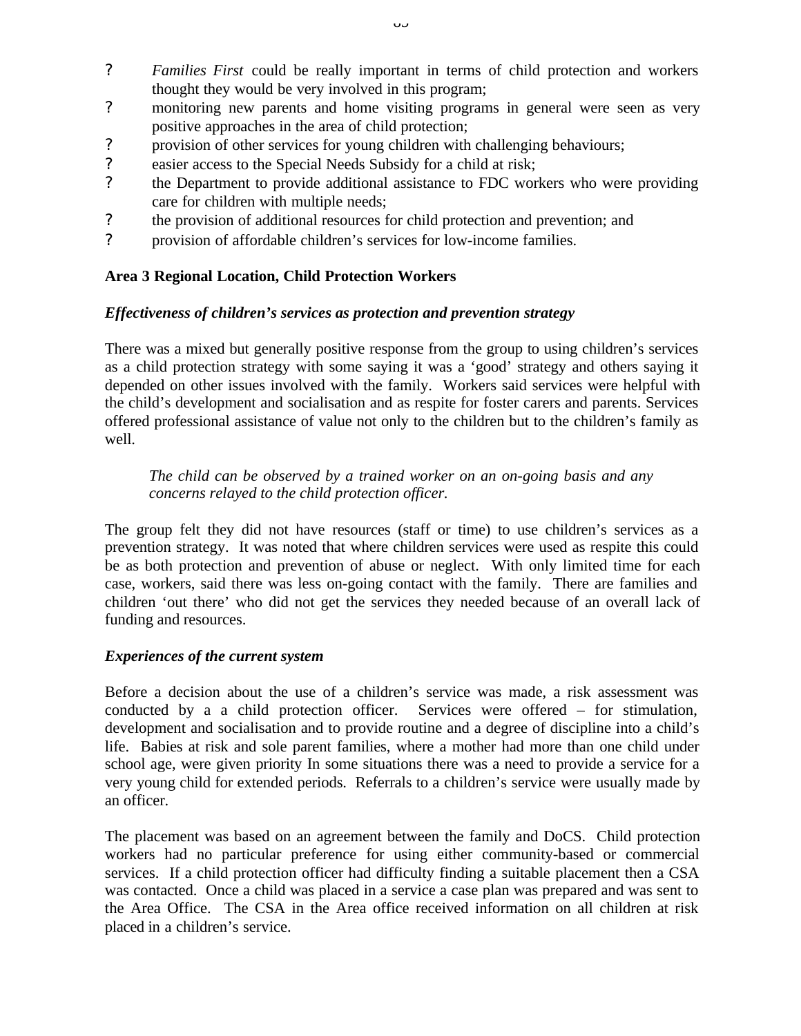- *Families First* could be really important in terms of child protection and workers thought they would be very involved in this program;
- monitoring new parents and home visiting programs in general were seen as very positive approaches in the area of child protection;
- provision of other services for young children with challenging behaviours;
- easier access to the Special Needs Subsidy for a child at risk;
- the Department to provide additional assistance to FDC workers who were providing care for children with multiple needs;
- the provision of additional resources for child protection and prevention; and
- provision of affordable children's services for low-income families.

**Area 3 Regional Location, Child Protection Workers**

***Effectiveness of children's services as protection and prevention strategy***

There was a mixed but generally positive response from the group to using children's services as a child protection strategy with some saying it was a 'good' strategy and others saying it depended on other issues involved with the family. Workers said services were helpful with the child's development and socialisation and as respite for foster carers and parents. Services offered professional assistance of value not only to the children but to the children's family as well.

> *The child can be observed by a trained worker on an on-going basis and any concerns relayed to the child protection officer.*

The group felt they did not have resources (staff or time) to use children's services as a prevention strategy. It was noted that where children services were used as respite this could be as both protection and prevention of abuse or neglect. With only limited time for each case, workers, said there was less on-going contact with the family. There are families and children 'out there' who did not get the services they needed because of an overall lack of funding and resources.

***Experiences of the current system***

Before a decision about the use of a children's service was made, a risk assessment was conducted by a a child protection officer. Services were offered – for stimulation, development and socialisation and to provide routine and a degree of discipline into a child's life. Babies at risk and sole parent families, where a mother had more than one child under school age, were given priority In some situations there was a need to provide a service for a very young child for extended periods. Referrals to a children's service were usually made by an officer.

The placement was based on an agreement between the family and DoCS. Child protection workers had no particular preference for using either community-based or commercial services. If a child protection officer had difficulty finding a suitable placement then a CSA was contacted. Once a child was placed in a service a case plan was prepared and was sent to the Area Office. The CSA in the Area office received information on all children at risk placed in a children's service.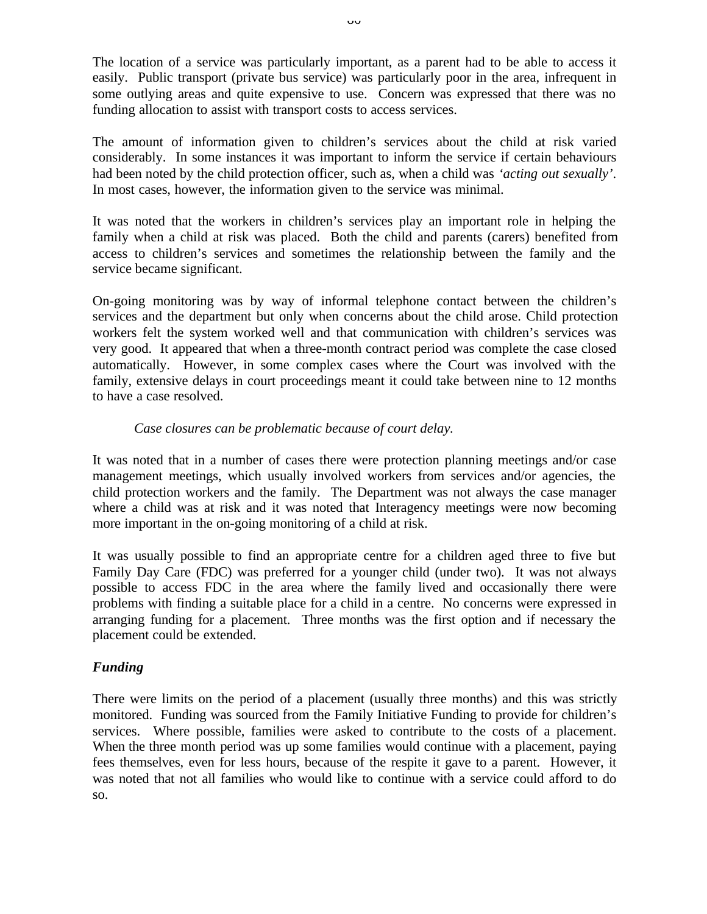The location of a service was particularly important, as a parent had to be able to access it easily. Public transport (private bus service) was particularly poor in the area, infrequent in some outlying areas and quite expensive to use. Concern was expressed that there was no funding allocation to assist with transport costs to access services.

The amount of information given to children's services about the child at risk varied considerably. In some instances it was important to inform the service if certain behaviours had been noted by the child protection officer, such as, when a child was *'acting out sexually'*. In most cases, however, the information given to the service was minimal.

It was noted that the workers in children's services play an important role in helping the family when a child at risk was placed. Both the child and parents (carers) benefited from access to children's services and sometimes the relationship between the family and the service became significant.

On-going monitoring was by way of informal telephone contact between the children's services and the department but only when concerns about the child arose. Child protection workers felt the system worked well and that communication with children's services was very good. It appeared that when a three-month contract period was complete the case closed automatically. However, in some complex cases where the Court was involved with the family, extensive delays in court proceedings meant it could take between nine to 12 months to have a case resolved.

> *Case closures can be problematic because of court delay.*

It was noted that in a number of cases there were protection planning meetings and/or case management meetings, which usually involved workers from services and/or agencies, the child protection workers and the family. The Department was not always the case manager where a child was at risk and it was noted that Interagency meetings were now becoming more important in the on-going monitoring of a child at risk.

It was usually possible to find an appropriate centre for a children aged three to five but Family Day Care (FDC) was preferred for a younger child (under two). It was not always possible to access FDC in the area where the family lived and occasionally there were problems with finding a suitable place for a child in a centre. No concerns were expressed in arranging funding for a placement. Three months was the first option and if necessary the placement could be extended.

### *Funding*

There were limits on the period of a placement (usually three months) and this was strictly monitored. Funding was sourced from the Family Initiative Funding to provide for children's services. Where possible, families were asked to contribute to the costs of a placement. When the three month period was up some families would continue with a placement, paying fees themselves, even for less hours, because of the respite it gave to a parent. However, it was noted that not all families who would like to continue with a service could afford to do so.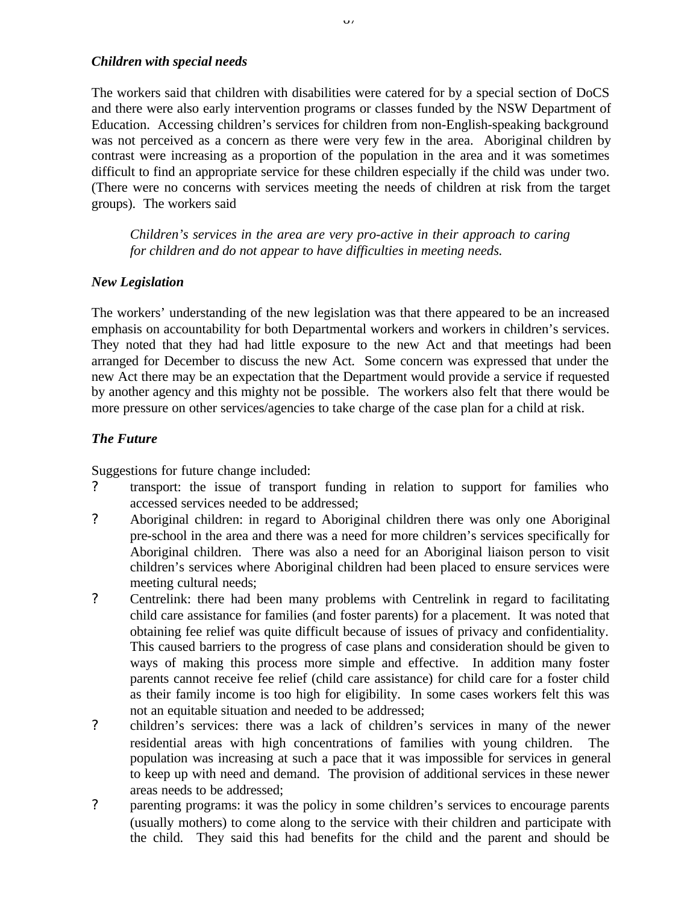***Children with special needs***

The workers said that children with disabilities were catered for by a special section of DoCS and there were also early intervention programs or classes funded by the NSW Department of Education. Accessing children's services for children from non-English-speaking background was not perceived as a concern as there were very few in the area. Aboriginal children by contrast were increasing as a proportion of the population in the area and it was sometimes difficult to find an appropriate service for these children especially if the child was under two. (There were no concerns with services meeting the needs of children at risk from the target groups). The workers said

> *Children's services in the area are very pro-active in their approach to caring for children and do not appear to have difficulties in meeting needs.*

***New Legislation***

The workers' understanding of the new legislation was that there appeared to be an increased emphasis on accountability for both Departmental workers and workers in children's services. They noted that they had had little exposure to the new Act and that meetings had been arranged for December to discuss the new Act. Some concern was expressed that under the new Act there may be an expectation that the Department would provide a service if requested by another agency and this mighty not be possible. The workers also felt that there would be more pressure on other services/agencies to take charge of the case plan for a child at risk.

***The Future***

Suggestions for future change included:

- transport: the issue of transport funding in relation to support for families who accessed services needed to be addressed;
- Aboriginal children: in regard to Aboriginal children there was only one Aboriginal pre-school in the area and there was a need for more children's services specifically for Aboriginal children. There was also a need for an Aboriginal liaison person to visit children's services where Aboriginal children had been placed to ensure services were meeting cultural needs;
- Centrelink: there had been many problems with Centrelink in regard to facilitating child care assistance for families (and foster parents) for a placement. It was noted that obtaining fee relief was quite difficult because of issues of privacy and confidentiality. This caused barriers to the progress of case plans and consideration should be given to ways of making this process more simple and effective. In addition many foster parents cannot receive fee relief (child care assistance) for child care for a foster child as their family income is too high for eligibility. In some cases workers felt this was not an equitable situation and needed to be addressed;
- children's services: there was a lack of children's services in many of the newer residential areas with high concentrations of families with young children. The population was increasing at such a pace that it was impossible for services in general to keep up with need and demand. The provision of additional services in these newer areas needs to be addressed;
- parenting programs: it was the policy in some children's services to encourage parents (usually mothers) to come along to the service with their children and participate with the child. They said this had benefits for the child and the parent and should be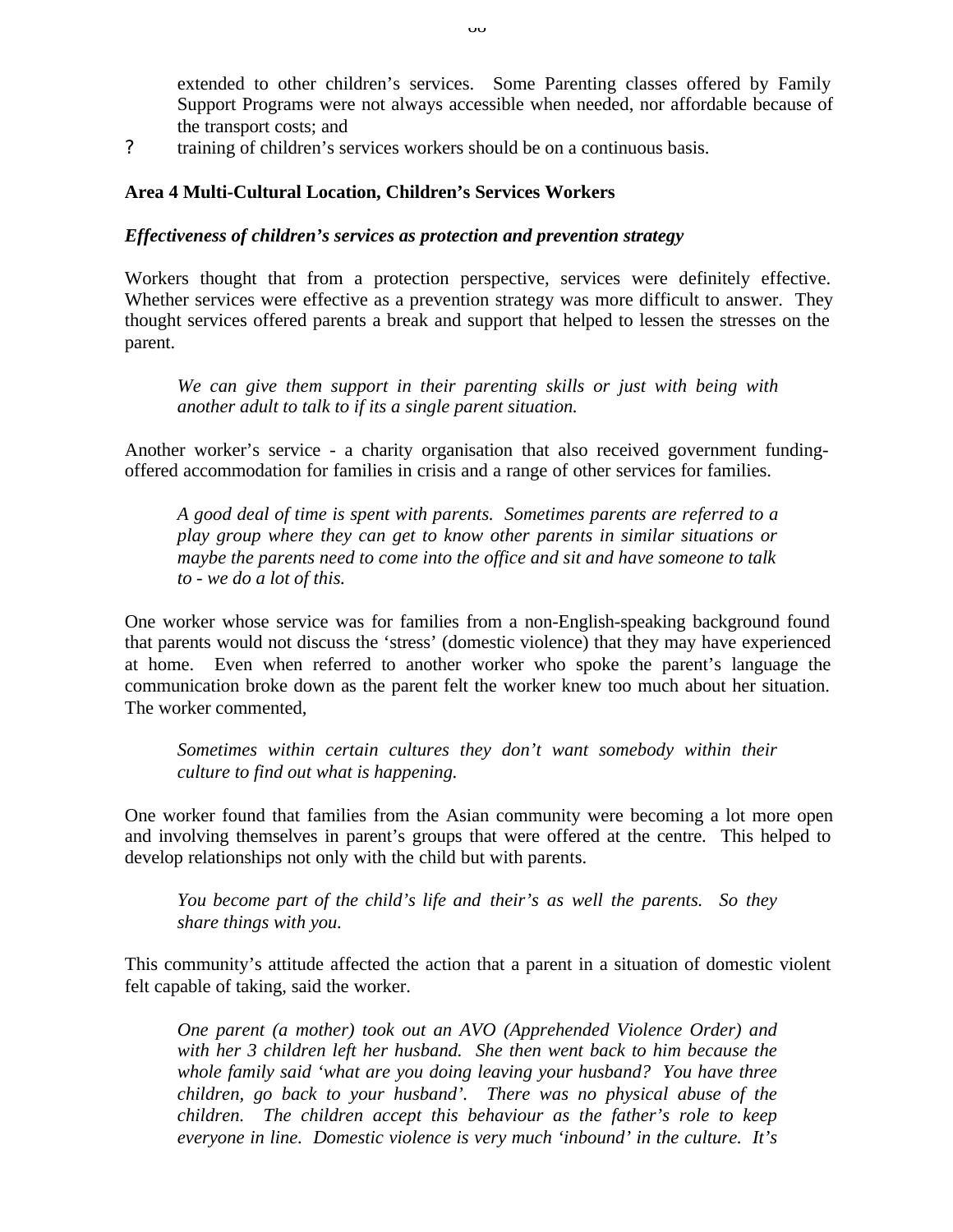extended to other children's services. Some Parenting classes offered by Family Support Programs were not always accessible when needed, nor affordable because of the transport costs; and

? training of children's services workers should be on a continuous basis.

**Area 4 Multi-Cultural Location, Children's Services Workers**

***Effectiveness of children's services as protection and prevention strategy***

Workers thought that from a protection perspective, services were definitely effective. Whether services were effective as a prevention strategy was more difficult to answer. They thought services offered parents a break and support that helped to lessen the stresses on the parent.

> *We can give them support in their parenting skills or just with being with another adult to talk to if its a single parent situation.*

Another worker's service - a charity organisation that also received government funding- offered accommodation for families in crisis and a range of other services for families.

> *A good deal of time is spent with parents. Sometimes parents are referred to a play group where they can get to know other parents in similar situations or maybe the parents need to come into the office and sit and have someone to talk to - we do a lot of this.*

One worker whose service was for families from a non-English-speaking background found that parents would not discuss the 'stress' (domestic violence) that they may have experienced at home. Even when referred to another worker who spoke the parent's language the communication broke down as the parent felt the worker knew too much about her situation. The worker commented,

> *Sometimes within certain cultures they don't want somebody within their culture to find out what is happening.*

One worker found that families from the Asian community were becoming a lot more open and involving themselves in parent's groups that were offered at the centre. This helped to develop relationships not only with the child but with parents.

> *You become part of the child's life and their's as well the parents. So they share things with you.*

This community's attitude affected the action that a parent in a situation of domestic violent felt capable of taking, said the worker.

> *One parent (a mother) took out an AVO (Apprehended Violence Order) and with her 3 children left her husband. She then went back to him because the whole family said 'what are you doing leaving your husband? You have three children, go back to your husband'. There was no physical abuse of the children. The children accept this behaviour as the father's role to keep everyone in line. Domestic violence is very much 'inbound' in the culture. It's*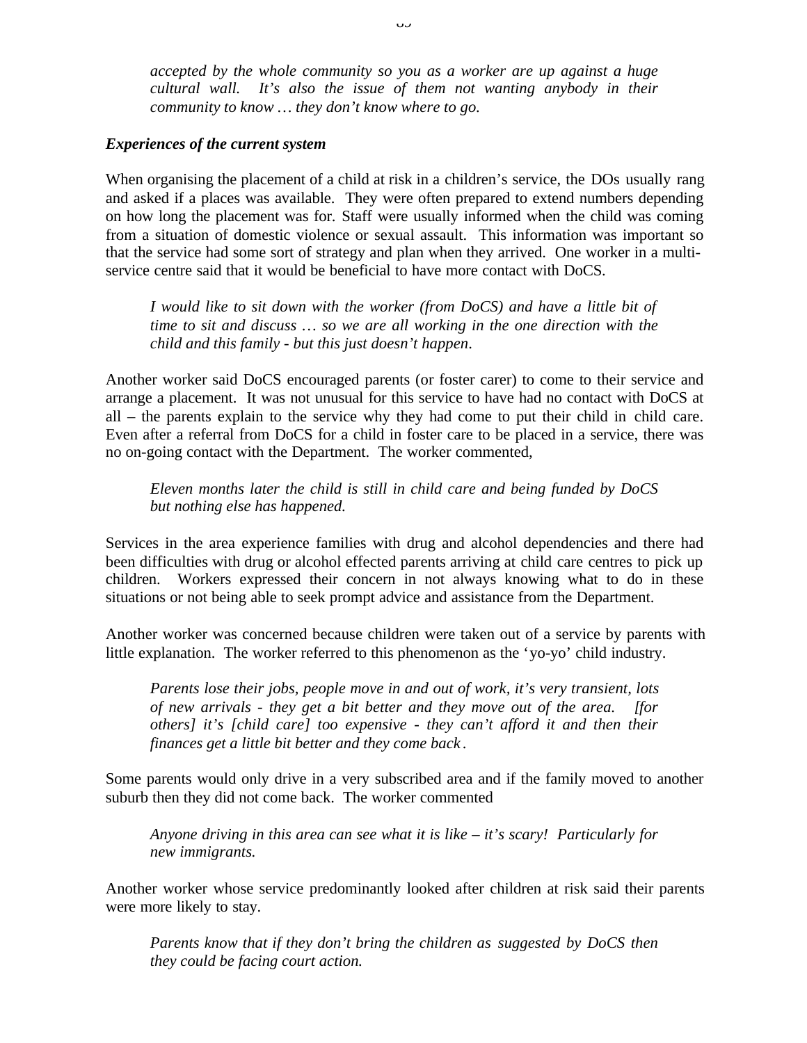*accepted by the whole community so you as a worker are up against a huge cultural wall. It's also the issue of them not wanting anybody in their community to know … they don't know where to go.*

***Experiences of the current system***

When organising the placement of a child at risk in a children's service, the DOs usually rang and asked if a places was available. They were often prepared to extend numbers depending on how long the placement was for. Staff were usually informed when the child was coming from a situation of domestic violence or sexual assault. This information was important so that the service had some sort of strategy and plan when they arrived. One worker in a multi-service centre said that it would be beneficial to have more contact with DoCS.

> *I would like to sit down with the worker (from DoCS) and have a little bit of time to sit and discuss … so we are all working in the one direction with the child and this family - but this just doesn't happen.*

Another worker said DoCS encouraged parents (or foster carer) to come to their service and arrange a placement. It was not unusual for this service to have had no contact with DoCS at all – the parents explain to the service why they had come to put their child in child care. Even after a referral from DoCS for a child in foster care to be placed in a service, there was no on-going contact with the Department. The worker commented,

> *Eleven months later the child is still in child care and being funded by DoCS but nothing else has happened.*

Services in the area experience families with drug and alcohol dependencies and there had been difficulties with drug or alcohol effected parents arriving at child care centres to pick up children. Workers expressed their concern in not always knowing what to do in these situations or not being able to seek prompt advice and assistance from the Department.

Another worker was concerned because children were taken out of a service by parents with little explanation. The worker referred to this phenomenon as the 'yo-yo' child industry.

> *Parents lose their jobs, people move in and out of work, it's very transient, lots of new arrivals - they get a bit better and they move out of the area. [for others] it's [child care] too expensive - they can't afford it and then their finances get a little bit better and they come back.*

Some parents would only drive in a very subscribed area and if the family moved to another suburb then they did not come back. The worker commented

> *Anyone driving in this area can see what it is like – it's scary! Particularly for new immigrants.*

Another worker whose service predominantly looked after children at risk said their parents were more likely to stay.

> *Parents know that if they don't bring the children as suggested by DoCS then they could be facing court action.*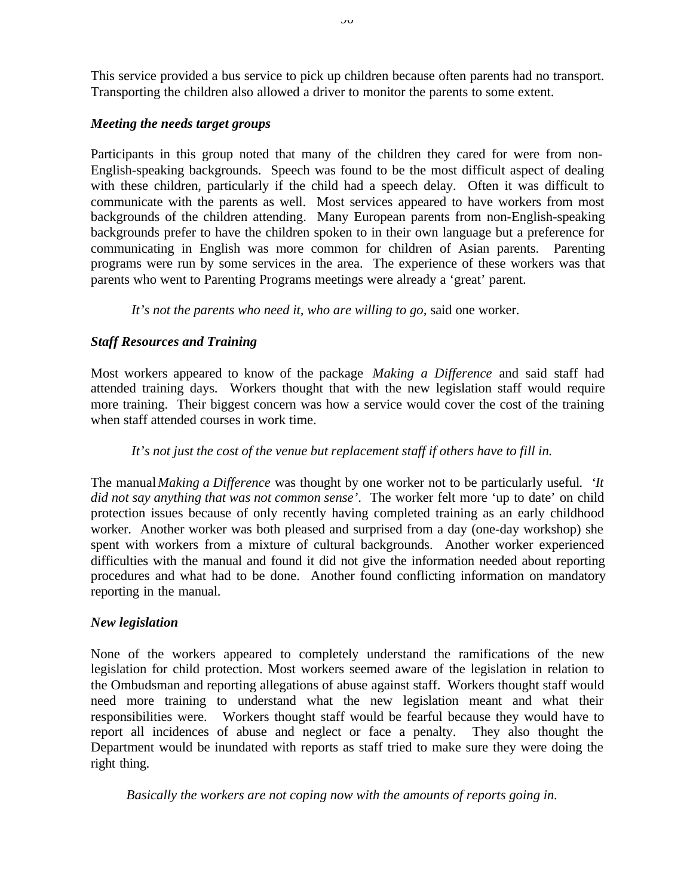This service provided a bus service to pick up children because often parents had no transport. Transporting the children also allowed a driver to monitor the parents to some extent.

### *Meeting the needs target groups*

Participants in this group noted that many of the children they cared for were from non-English-speaking backgrounds. Speech was found to be the most difficult aspect of dealing with these children, particularly if the child had a speech delay. Often it was difficult to communicate with the parents as well. Most services appeared to have workers from most backgrounds of the children attending. Many European parents from non-English-speaking backgrounds prefer to have the children spoken to in their own language but a preference for communicating in English was more common for children of Asian parents. Parenting programs were run by some services in the area. The experience of these workers was that parents who went to Parenting Programs meetings were already a 'great' parent.

> *It's not the parents who need it, who are willing to go*, said one worker.

### *Staff Resources and Training*

Most workers appeared to know of the package *Making a Difference* and said staff had attended training days. Workers thought that with the new legislation staff would require more training. Their biggest concern was how a service would cover the cost of the training when staff attended courses in work time.

> *It's not just the cost of the venue but replacement staff if others have to fill in.*

The manual *Making a Difference* was thought by one worker not to be particularly useful. *'It did not say anything that was not common sense'.* The worker felt more 'up to date' on child protection issues because of only recently having completed training as an early childhood worker. Another worker was both pleased and surprised from a day (one-day workshop) she spent with workers from a mixture of cultural backgrounds. Another worker experienced difficulties with the manual and found it did not give the information needed about reporting procedures and what had to be done. Another found conflicting information on mandatory reporting in the manual.

### *New legislation*

None of the workers appeared to completely understand the ramifications of the new legislation for child protection. Most workers seemed aware of the legislation in relation to the Ombudsman and reporting allegations of abuse against staff. Workers thought staff would need more training to understand what the new legislation meant and what their responsibilities were. Workers thought staff would be fearful because they would have to report all incidences of abuse and neglect or face a penalty. They also thought the Department would be inundated with reports as staff tried to make sure they were doing the right thing.

> *Basically the workers are not coping now with the amounts of reports going in.*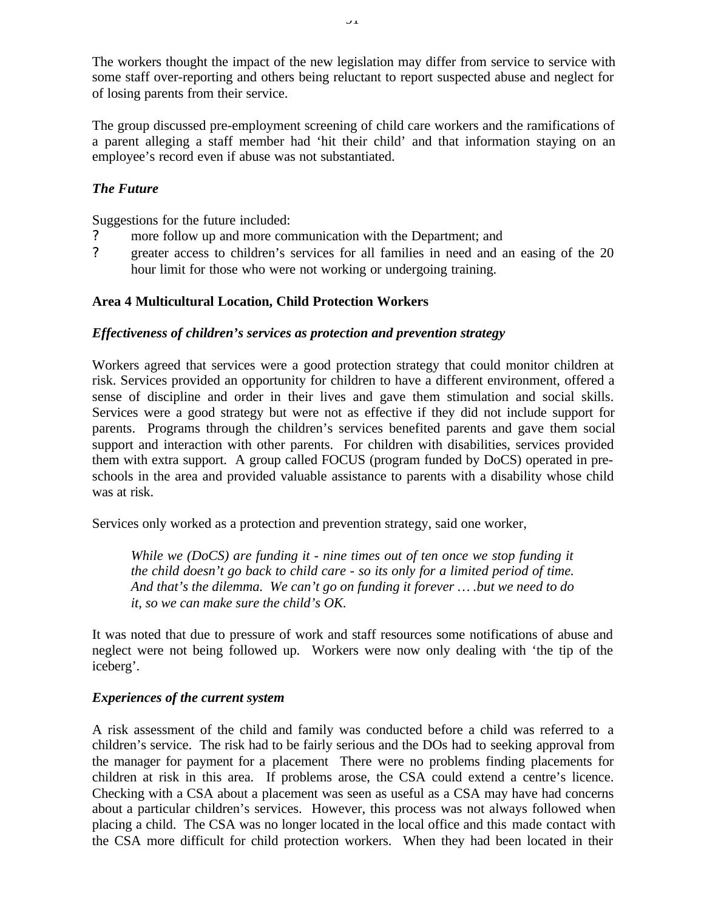The workers thought the impact of the new legislation may differ from service to service with some staff over-reporting and others being reluctant to report suspected abuse and neglect for of losing parents from their service.

The group discussed pre-employment screening of child care workers and the ramifications of a parent alleging a staff member had 'hit their child' and that information staying on an employee's record even if abuse was not substantiated.

### *The Future*

Suggestions for the future included:

- more follow up and more communication with the Department; and
- greater access to children's services for all families in need and an easing of the 20 hour limit for those who were not working or undergoing training.

## Area 4 Multicultural Location, Child Protection Workers

### *Effectiveness of children's services as protection and prevention strategy*

Workers agreed that services were a good protection strategy that could monitor children at risk. Services provided an opportunity for children to have a different environment, offered a sense of discipline and order in their lives and gave them stimulation and social skills. Services were a good strategy but were not as effective if they did not include support for parents. Programs through the children's services benefited parents and gave them social support and interaction with other parents. For children with disabilities, services provided them with extra support. A group called FOCUS (program funded by DoCS) operated in pre-schools in the area and provided valuable assistance to parents with a disability whose child was at risk.

Services only worked as a protection and prevention strategy, said one worker,

> *While we (DoCS) are funding it - nine times out of ten once we stop funding it the child doesn't go back to child care - so its only for a limited period of time. And that's the dilemma. We can't go on funding it forever … .but we need to do it, so we can make sure the child's OK.*

It was noted that due to pressure of work and staff resources some notifications of abuse and neglect were not being followed up. Workers were now only dealing with 'the tip of the iceberg'.

### *Experiences of the current system*

A risk assessment of the child and family was conducted before a child was referred to a children's service. The risk had to be fairly serious and the DOs had to seeking approval from the manager for payment for a placement There were no problems finding placements for children at risk in this area. If problems arose, the CSA could extend a centre's licence. Checking with a CSA about a placement was seen as useful as a CSA may have had concerns about a particular children's services. However, this process was not always followed when placing a child. The CSA was no longer located in the local office and this made contact with the CSA more difficult for child protection workers. When they had been located in their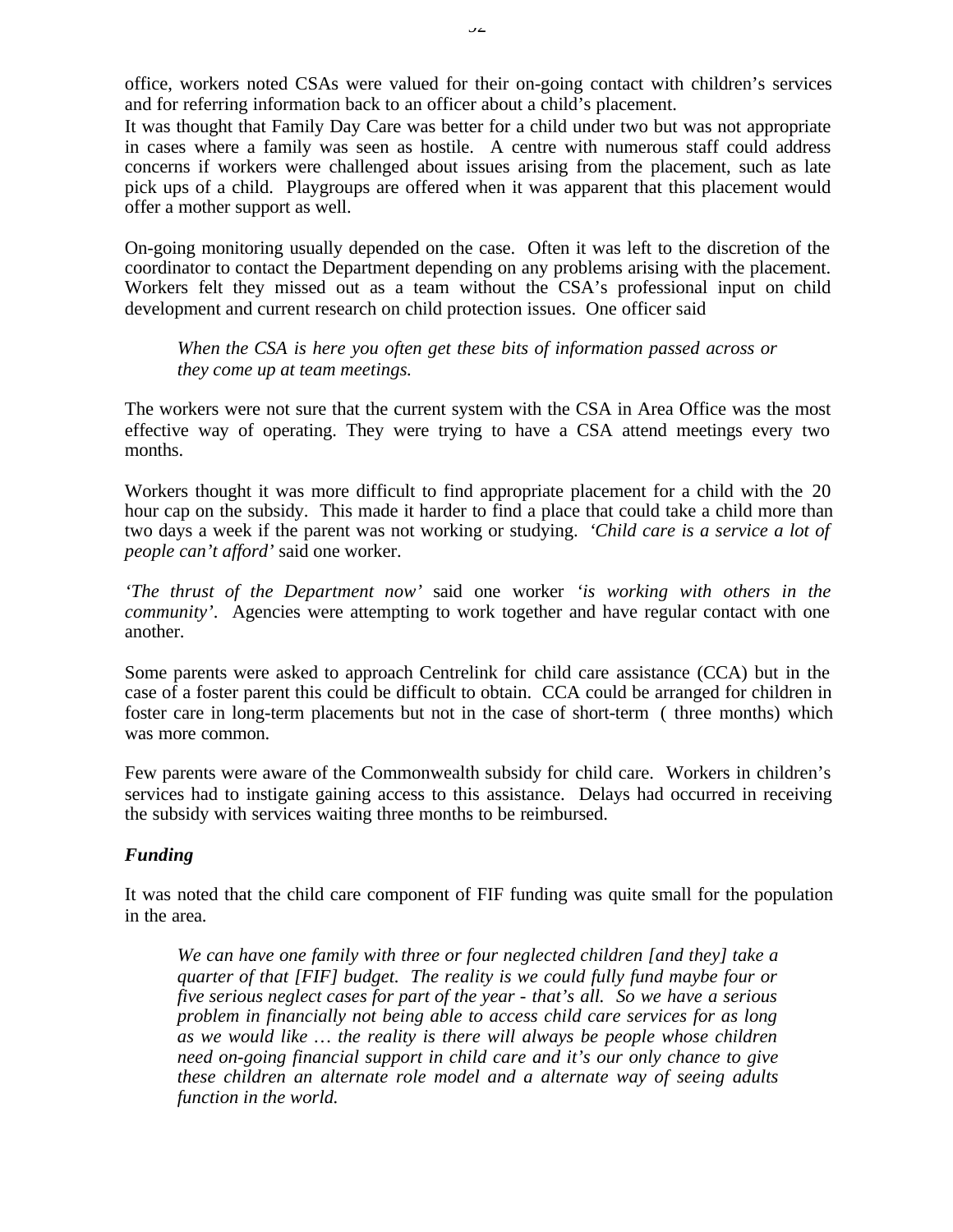office, workers noted CSAs were valued for their on-going contact with children's services and for referring information back to an officer about a child's placement.

It was thought that Family Day Care was better for a child under two but was not appropriate in cases where a family was seen as hostile. A centre with numerous staff could address concerns if workers were challenged about issues arising from the placement, such as late pick ups of a child. Playgroups are offered when it was apparent that this placement would offer a mother support as well.

On-going monitoring usually depended on the case. Often it was left to the discretion of the coordinator to contact the Department depending on any problems arising with the placement. Workers felt they missed out as a team without the CSA's professional input on child development and current research on child protection issues. One officer said

> *When the CSA is here you often get these bits of information passed across or they come up at team meetings.*

The workers were not sure that the current system with the CSA in Area Office was the most effective way of operating. They were trying to have a CSA attend meetings every two months.

Workers thought it was more difficult to find appropriate placement for a child with the 20 hour cap on the subsidy. This made it harder to find a place that could take a child more than two days a week if the parent was not working or studying. *'Child care is a service a lot of people can't afford'* said one worker.

*'The thrust of the Department now'* said one worker *'is working with others in the community'*. Agencies were attempting to work together and have regular contact with one another.

Some parents were asked to approach Centrelink for child care assistance (CCA) but in the case of a foster parent this could be difficult to obtain. CCA could be arranged for children in foster care in long-term placements but not in the case of short-term ( three months) which was more common.

Few parents were aware of the Commonwealth subsidy for child care. Workers in children's services had to instigate gaining access to this assistance. Delays had occurred in receiving the subsidy with services waiting three months to be reimbursed.

### *Funding*

It was noted that the child care component of FIF funding was quite small for the population in the area.

> *We can have one family with three or four neglected children [and they] take a quarter of that [FIF] budget. The reality is we could fully fund maybe four or five serious neglect cases for part of the year - that's all. So we have a serious problem in financially not being able to access child care services for as long as we would like … the reality is there will always be people whose children need on-going financial support in child care and it's our only chance to give these children an alternate role model and a alternate way of seeing adults function in the world.*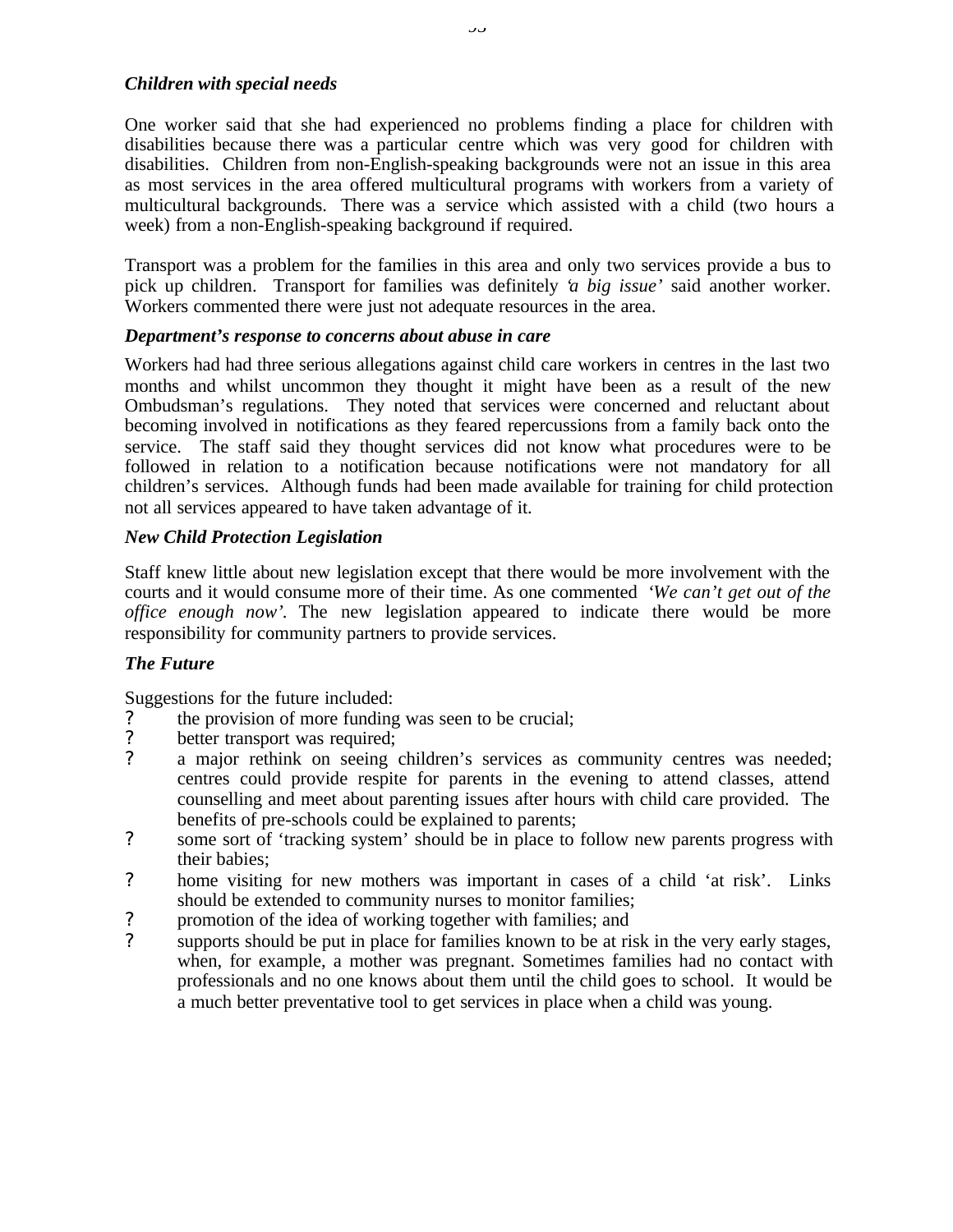### *Children with special needs*

One worker said that she had experienced no problems finding a place for children with disabilities because there was a particular centre which was very good for children with disabilities. Children from non-English-speaking backgrounds were not an issue in this area as most services in the area offered multicultural programs with workers from a variety of multicultural backgrounds. There was a service which assisted with a child (two hours a week) from a non-English-speaking background if required.

Transport was a problem for the families in this area and only two services provide a bus to pick up children. Transport for families was definitely *'a big issue'* said another worker. Workers commented there were just not adequate resources in the area.

### *Department's response to concerns about abuse in care*

Workers had had three serious allegations against child care workers in centres in the last two months and whilst uncommon they thought it might have been as a result of the new Ombudsman's regulations. They noted that services were concerned and reluctant about becoming involved in notifications as they feared repercussions from a family back onto the service. The staff said they thought services did not know what procedures were to be followed in relation to a notification because notifications were not mandatory for all children's services. Although funds had been made available for training for child protection not all services appeared to have taken advantage of it.

### *New Child Protection Legislation*

Staff knew little about new legislation except that there would be more involvement with the courts and it would consume more of their time. As one commented *'We can't get out of the office enough now'.* The new legislation appeared to indicate there would be more responsibility for community partners to provide services.

### *The Future*

Suggestions for the future included:

- the provision of more funding was seen to be crucial;
- better transport was required;
- a major rethink on seeing children's services as community centres was needed; centres could provide respite for parents in the evening to attend classes, attend counselling and meet about parenting issues after hours with child care provided. The benefits of pre-schools could be explained to parents;
- some sort of 'tracking system' should be in place to follow new parents progress with their babies;
- home visiting for new mothers was important in cases of a child 'at risk'. Links should be extended to community nurses to monitor families;
- promotion of the idea of working together with families; and
- supports should be put in place for families known to be at risk in the very early stages, when, for example, a mother was pregnant. Sometimes families had no contact with professionals and no one knows about them until the child goes to school. It would be a much better preventative tool to get services in place when a child was young.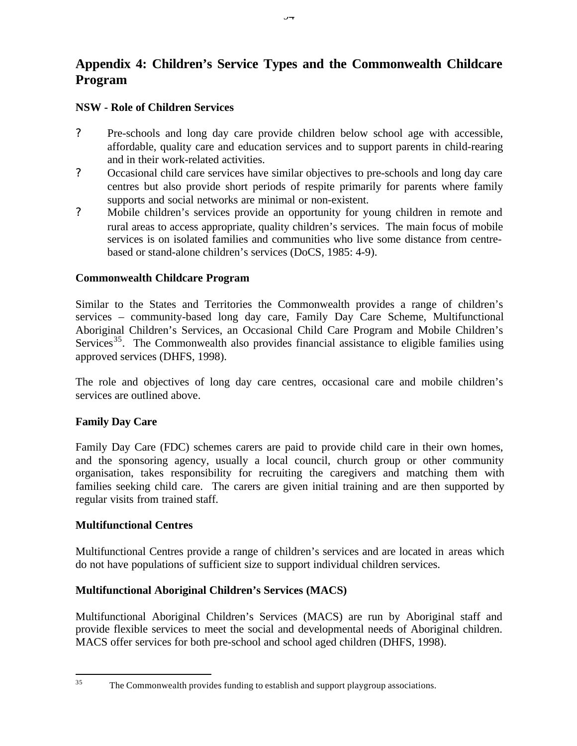# Appendix 4: Children's Service Types and the Commonwealth Childcare Program

### NSW - Role of Children Services

- Pre-schools and long day care provide children below school age with accessible, affordable, quality care and education services and to support parents in child-rearing and in their work-related activities.
- Occasional child care services have similar objectives to pre-schools and long day care centres but also provide short periods of respite primarily for parents where family supports and social networks are minimal or non-existent.
- Mobile children's services provide an opportunity for young children in remote and rural areas to access appropriate, quality children's services. The main focus of mobile services is on isolated families and communities who live some distance from centre-based or stand-alone children's services (DoCS, 1985: 4-9).

### Commonwealth Childcare Program

Similar to the States and Territories the Commonwealth provides a range of children's services – community-based long day care, Family Day Care Scheme, Multifunctional Aboriginal Children's Services, an Occasional Child Care Program and Mobile Children's Services[35]. The Commonwealth also provides financial assistance to eligible families using approved services (DHFS, 1998).

The role and objectives of long day care centres, occasional care and mobile children's services are outlined above.

### Family Day Care

Family Day Care (FDC) schemes carers are paid to provide child care in their own homes, and the sponsoring agency, usually a local council, church group or other community organisation, takes responsibility for recruiting the caregivers and matching them with families seeking child care. The carers are given initial training and are then supported by regular visits from trained staff.

### Multifunctional Centres

Multifunctional Centres provide a range of children's services and are located in areas which do not have populations of sufficient size to support individual children services.

### Multifunctional Aboriginal Children's Services (MACS)

Multifunctional Aboriginal Children's Services (MACS) are run by Aboriginal staff and provide flexible services to meet the social and developmental needs of Aboriginal children. MACS offer services for both pre-school and school aged children (DHFS, 1998).

---

[35] The Commonwealth provides funding to establish and support playgroup associations.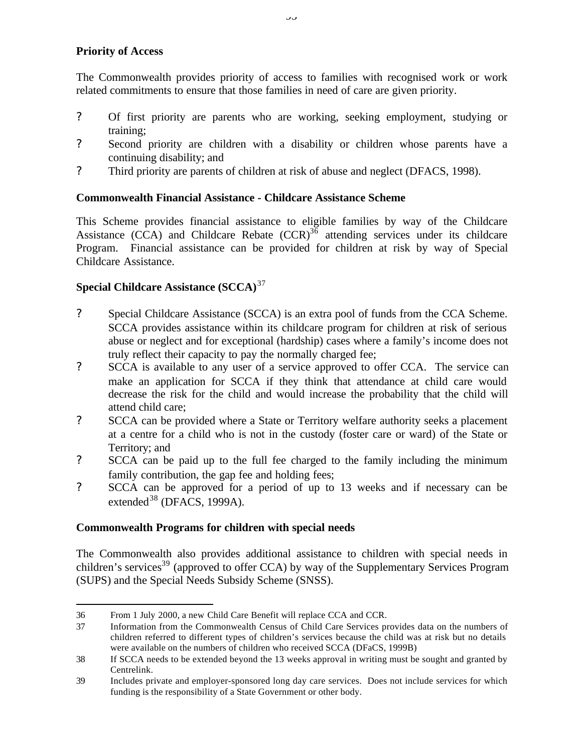**Priority of Access**

The Commonwealth provides priority of access to families with recognised work or work related commitments to ensure that those families in need of care are given priority.

- Of first priority are parents who are working, seeking employment, studying or training;
- Second priority are children with a disability or children whose parents have a continuing disability; and
- Third priority are parents of children at risk of abuse and neglect (DFACS, 1998).

**Commonwealth Financial Assistance - Childcare Assistance Scheme**

This Scheme provides financial assistance to eligible families by way of the Childcare Assistance (CCA) and Childcare Rebate (CCR)[36] attending services under its childcare Program. Financial assistance can be provided for children at risk by way of Special Childcare Assistance.

**Special Childcare Assistance (SCCA)**[37]

- Special Childcare Assistance (SCCA) is an extra pool of funds from the CCA Scheme. SCCA provides assistance within its childcare program for children at risk of serious abuse or neglect and for exceptional (hardship) cases where a family's income does not truly reflect their capacity to pay the normally charged fee;
- SCCA is available to any user of a service approved to offer CCA. The service can make an application for SCCA if they think that attendance at child care would decrease the risk for the child and would increase the probability that the child will attend child care;
- SCCA can be provided where a State or Territory welfare authority seeks a placement at a centre for a child who is not in the custody (foster care or ward) of the State or Territory; and
- SCCA can be paid up to the full fee charged to the family including the minimum family contribution, the gap fee and holding fees;
- SCCA can be approved for a period of up to 13 weeks and if necessary can be extended[38] (DFACS, 1999A).

**Commonwealth Programs for children with special needs**

The Commonwealth also provides additional assistance to children with special needs in children's services[39] (approved to offer CCA) by way of the Supplementary Services Program (SUPS) and the Special Needs Subsidy Scheme (SNSS).

---

36 From 1 July 2000, a new Child Care Benefit will replace CCA and CCR.

37 Information from the Commonwealth Census of Child Care Services provides data on the numbers of children referred to different types of children's services because the child was at risk but no details were available on the numbers of children who received SCCA (DFaCS, 1999B)

38 If SCCA needs to be extended beyond the 13 weeks approval in writing must be sought and granted by Centrelink.

39 Includes private and employer-sponsored long day care services. Does not include services for which funding is the responsibility of a State Government or other body.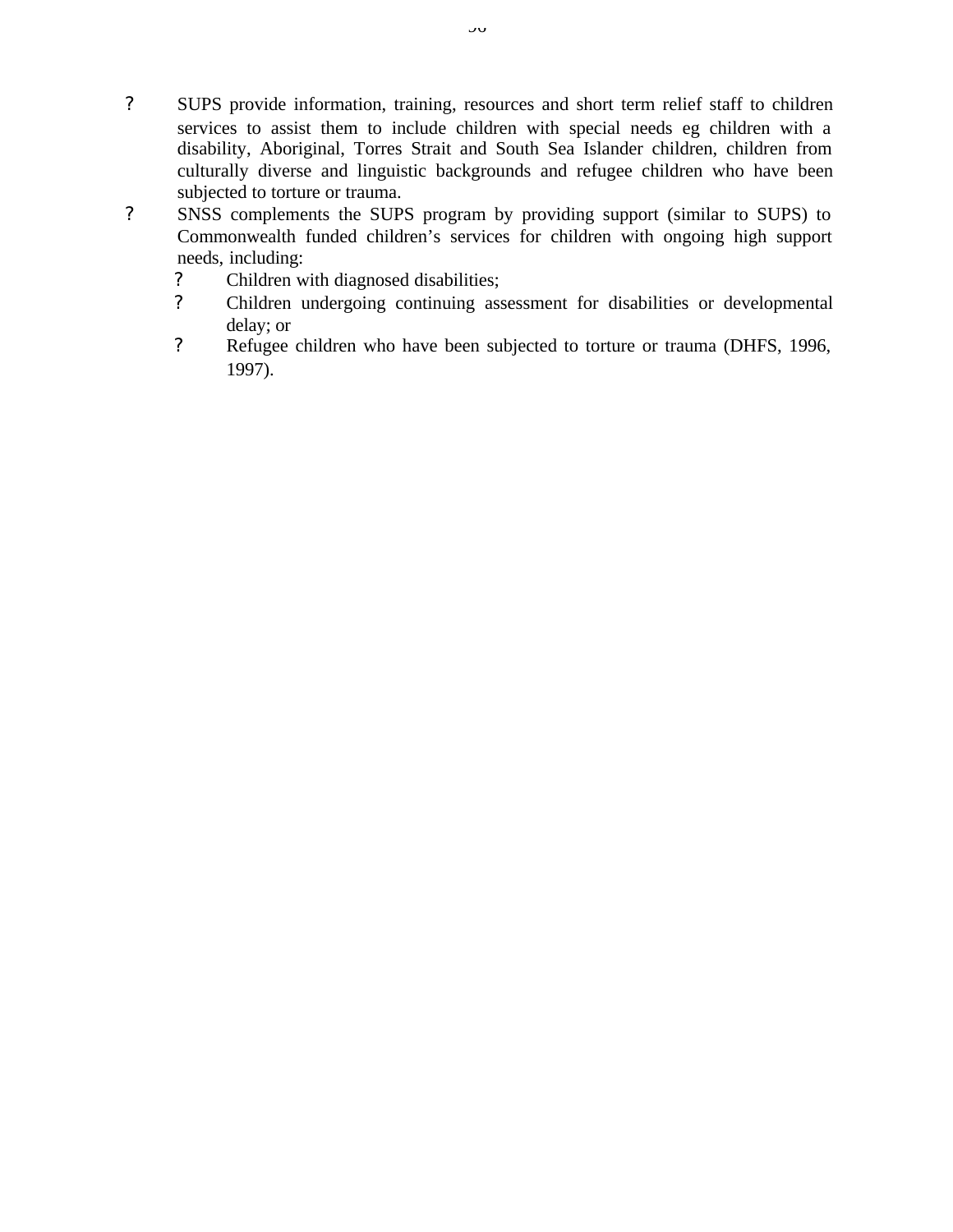- SUPS provide information, training, resources and short term relief staff to children services to assist them to include children with special needs eg children with a disability, Aboriginal, Torres Strait and South Sea Islander children, children from culturally diverse and linguistic backgrounds and refugee children who have been subjected to torture or trauma.
- SNSS complements the SUPS program by providing support (similar to SUPS) to Commonwealth funded children's services for children with ongoing high support needs, including:
  - Children with diagnosed disabilities;
  - Children undergoing continuing assessment for disabilities or developmental delay; or
  - Refugee children who have been subjected to torture or trauma (DHFS, 1996, 1997).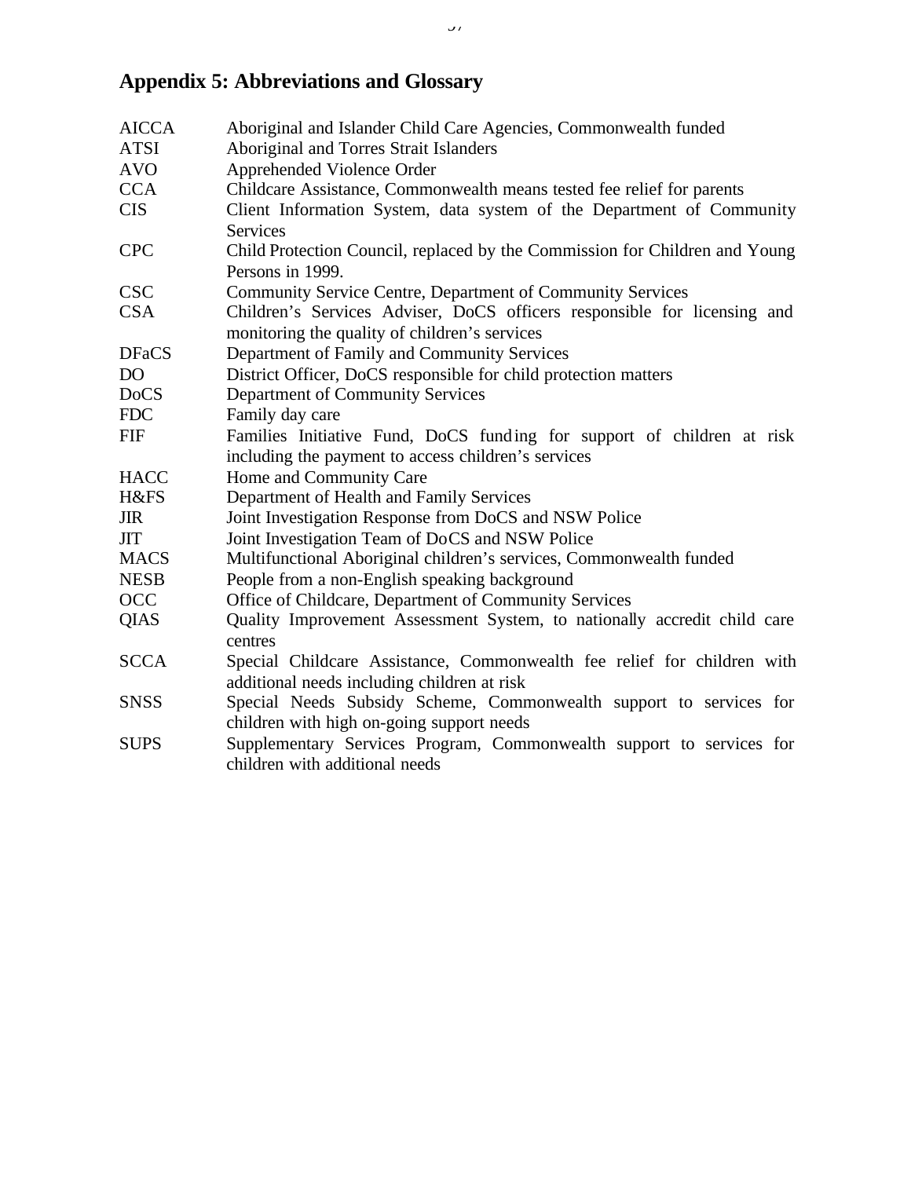## Appendix 5: Abbreviations and Glossary

| | |
|---|---|
| AICCA | Aboriginal and Islander Child Care Agencies, Commonwealth funded |
| ATSI | Aboriginal and Torres Strait Islanders |
| AVO | Apprehended Violence Order |
| CCA | Childcare Assistance, Commonwealth means tested fee relief for parents |
| CIS | Client Information System, data system of the Department of Community Services |
| CPC | Child Protection Council, replaced by the Commission for Children and Young Persons in 1999. |
| CSC | Community Service Centre, Department of Community Services |
| CSA | Children's Services Adviser, DoCS officers responsible for licensing and monitoring the quality of children's services |
| DFaCS | Department of Family and Community Services |
| DO | District Officer, DoCS responsible for child protection matters |
| DoCS | Department of Community Services |
| FDC | Family day care |
| FIF | Families Initiative Fund, DoCS funding for support of children at risk including the payment to access children's services |
| HACC | Home and Community Care |
| H&FS | Department of Health and Family Services |
| JIR | Joint Investigation Response from DoCS and NSW Police |
| JIT | Joint Investigation Team of DoCS and NSW Police |
| MACS | Multifunctional Aboriginal children's services, Commonwealth funded |
| NESB | People from a non-English speaking background |
| OCC | Office of Childcare, Department of Community Services |
| QIAS | Quality Improvement Assessment System, to nationally accredit child care centres |
| SCCA | Special Childcare Assistance, Commonwealth fee relief for children with additional needs including children at risk |
| SNSS | Special Needs Subsidy Scheme, Commonwealth support to services for children with high on-going support needs |
| SUPS | Supplementary Services Program, Commonwealth support to services for children with additional needs |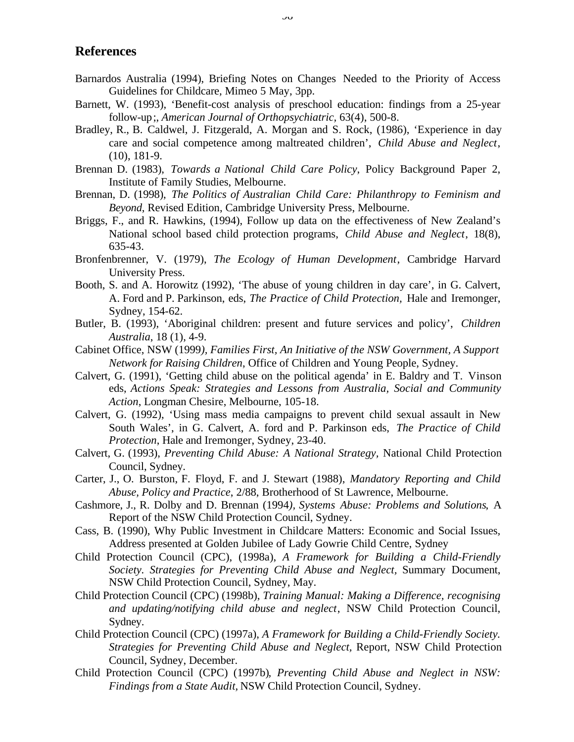## References

Barnardos Australia (1994), Briefing Notes on Changes Needed to the Priority of Access Guidelines for Childcare, Mimeo 5 May, 3pp.

Barnett, W. (1993), 'Benefit-cost analysis of preschool education: findings from a 25-year follow-up;, *American Journal of Orthopsychiatric,* 63(4), 500-8.

Bradley, R., B. Caldwel, J. Fitzgerald, A. Morgan and S. Rock, (1986), 'Experience in day care and social competence among maltreated children', *Child Abuse and Neglect*, (10), 181-9.

Brennan D. (1983), *Towards a National Child Care Policy,* Policy Background Paper 2, Institute of Family Studies, Melbourne.

Brennan, D. (1998), *The Politics of Australian Child Care: Philanthropy to Feminism and Beyond*, Revised Edition, Cambridge University Press, Melbourne.

Briggs, F., and R. Hawkins, (1994), Follow up data on the effectiveness of New Zealand's National school based child protection programs, *Child Abuse and Neglect*, 18(8), 635-43.

Bronfenbrenner, V. (1979), *The Ecology of Human Development*, Cambridge Harvard University Press.

Booth, S. and A. Horowitz (1992), 'The abuse of young children in day care', in G. Calvert, A. Ford and P. Parkinson, eds, *The Practice of Child Protection,* Hale and Iremonger, Sydney, 154-62.

Butler, B. (1993), 'Aboriginal children: present and future services and policy', *Children Australia*, 18 (1), 4-9.

Cabinet Office, NSW (1999*), Families First, An Initiative of the NSW Government, A Support Network for Raising Children*, Office of Children and Young People, Sydney.

Calvert, G. (1991), 'Getting child abuse on the political agenda' in E. Baldry and T. Vinson eds, *Actions Speak: Strategies and Lessons from Australia, Social and Community Action*, Longman Chesire, Melbourne, 105-18.

Calvert, G. (1992), 'Using mass media campaigns to prevent child sexual assault in New South Wales', in G. Calvert, A. ford and P. Parkinson eds, *The Practice of Child Protection*, Hale and Iremonger, Sydney, 23-40.

Calvert, G. (1993), *Preventing Child Abuse: A National Strategy,* National Child Protection Council, Sydney.

Carter, J., O. Burston, F. Floyd, F. and J. Stewart (1988), *Mandatory Reporting and Child Abuse, Policy and Practice*, 2/88, Brotherhood of St Lawrence, Melbourne.

Cashmore, J., R. Dolby and D. Brennan (1994*), Systems Abuse: Problems and Solutions*, A Report of the NSW Child Protection Council, Sydney.

Cass, B. (1990), Why Public Investment in Childcare Matters: Economic and Social Issues, Address presented at Golden Jubilee of Lady Gowrie Child Centre, Sydney

Child Protection Council (CPC), (1998a), *A Framework for Building a Child-Friendly Society. Strategies for Preventing Child Abuse and Neglect*, Summary Document, NSW Child Protection Council, Sydney, May.

Child Protection Council (CPC) (1998b), *Training Manual: Making a Difference, recognising and updating/notifying child abuse and neglect*, NSW Child Protection Council, Sydney.

Child Protection Council (CPC) (1997a), *A Framework for Building a Child-Friendly Society. Strategies for Preventing Child Abuse and Neglect,* Report, NSW Child Protection Council, Sydney, December.

Child Protection Council (CPC) (1997b)*, Preventing Child Abuse and Neglect in NSW: Findings from a State Audit,* NSW Child Protection Council, Sydney.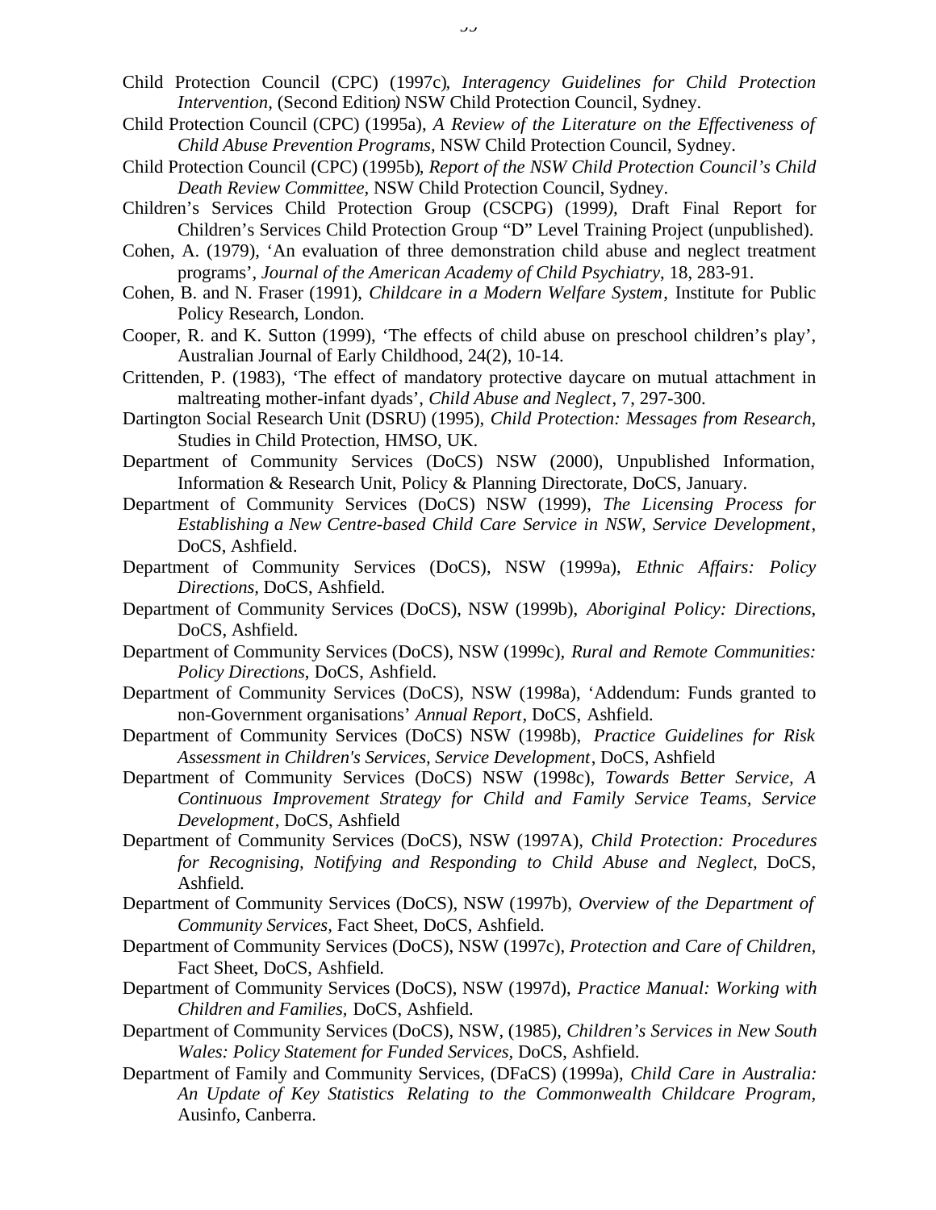Child Protection Council (CPC) (1997c), *Interagency Guidelines for Child Protection Intervention,* (Second Edition) NSW Child Protection Council, Sydney.

Child Protection Council (CPC) (1995a), *A Review of the Literature on the Effectiveness of Child Abuse Prevention Programs,* NSW Child Protection Council, Sydney.

Child Protection Council (CPC) (1995b), *Report of the NSW Child Protection Council's Child Death Review Committee,* NSW Child Protection Council, Sydney.

Children's Services Child Protection Group (CSCPG) (1999), Draft Final Report for Children's Services Child Protection Group "D" Level Training Project (unpublished).

Cohen, A. (1979), 'An evaluation of three demonstration child abuse and neglect treatment programs', *Journal of the American Academy of Child Psychiatry*, 18, 283-91.

Cohen, B. and N. Fraser (1991), *Childcare in a Modern Welfare System*, Institute for Public Policy Research, London.

Cooper, R. and K. Sutton (1999), 'The effects of child abuse on preschool children's play', Australian Journal of Early Childhood, 24(2), 10-14.

Crittenden, P. (1983), 'The effect of mandatory protective daycare on mutual attachment in maltreating mother-infant dyads', *Child Abuse and Neglect*, 7, 297-300.

Dartington Social Research Unit (DSRU) (1995), *Child Protection: Messages from Research*, Studies in Child Protection, HMSO, UK.

Department of Community Services (DoCS) NSW (2000), Unpublished Information, Information & Research Unit, Policy & Planning Directorate, DoCS, January.

Department of Community Services (DoCS) NSW (1999), *The Licensing Process for Establishing a New Centre-based Child Care Service in NSW, Service Development*, DoCS, Ashfield.

Department of Community Services (DoCS), NSW (1999a), *Ethnic Affairs: Policy Directions,* DoCS, Ashfield.

Department of Community Services (DoCS), NSW (1999b), *Aboriginal Policy: Directions*, DoCS, Ashfield.

Department of Community Services (DoCS), NSW (1999c), *Rural and Remote Communities: Policy Directions*, DoCS, Ashfield.

Department of Community Services (DoCS), NSW (1998a), 'Addendum: Funds granted to non-Government organisations' *Annual Report*, DoCS, Ashfield.

Department of Community Services (DoCS) NSW (1998b), *Practice Guidelines for Risk Assessment in Children's Services, Service Development*, DoCS, Ashfield

Department of Community Services (DoCS) NSW (1998c), *Towards Better Service, A Continuous Improvement Strategy for Child and Family Service Teams, Service Development*, DoCS, Ashfield

Department of Community Services (DoCS), NSW (1997A), *Child Protection: Procedures for Recognising, Notifying and Responding to Child Abuse and Neglect*, DoCS, Ashfield.

Department of Community Services (DoCS), NSW (1997b), *Overview of the Department of Community Services,* Fact Sheet, DoCS, Ashfield.

Department of Community Services (DoCS), NSW (1997c), *Protection and Care of Children,* Fact Sheet, DoCS, Ashfield.

Department of Community Services (DoCS), NSW (1997d), *Practice Manual: Working with Children and Families*, DoCS, Ashfield.

Department of Community Services (DoCS), NSW, (1985), *Children's Services in New South Wales: Policy Statement for Funded Services,* DoCS, Ashfield.

Department of Family and Community Services, (DFaCS) (1999a), *Child Care in Australia: An Update of Key Statistics Relating to the Commonwealth Childcare Program,* Ausinfo, Canberra.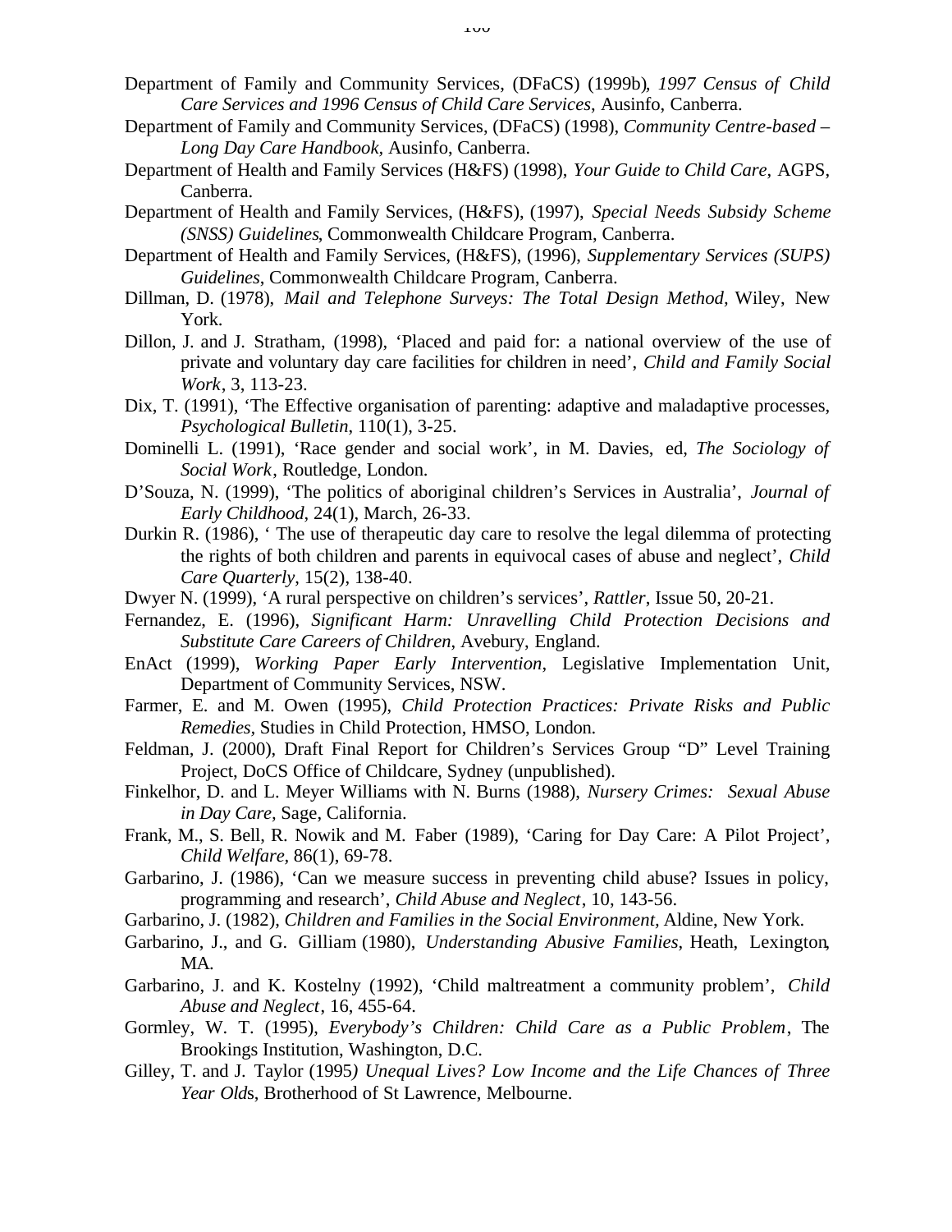Department of Family and Community Services, (DFaCS) (1999b), *1997 Census of Child Care Services and 1996 Census of Child Care Services*, Ausinfo, Canberra.

Department of Family and Community Services, (DFaCS) (1998), *Community Centre-based – Long Day Care Handbook*, Ausinfo, Canberra.

Department of Health and Family Services (H&FS) (1998), *Your Guide to Child Care*, AGPS, Canberra.

Department of Health and Family Services, (H&FS), (1997), *Special Needs Subsidy Scheme (SNSS) Guidelines*, Commonwealth Childcare Program, Canberra.

Department of Health and Family Services, (H&FS), (1996), *Supplementary Services (SUPS) Guidelines*, Commonwealth Childcare Program, Canberra.

Dillman, D. (1978), *Mail and Telephone Surveys: The Total Design Method,* Wiley, New York.

Dillon, J. and J. Stratham, (1998), 'Placed and paid for: a national overview of the use of private and voluntary day care facilities for children in need', *Child and Family Social Work*, 3, 113-23.

Dix, T. (1991), 'The Effective organisation of parenting: adaptive and maladaptive processes, *Psychological Bulletin*, 110(1), 3-25.

Dominelli L. (1991), 'Race gender and social work', in M. Davies, ed, *The Sociology of Social Work*, Routledge, London.

D'Souza, N. (1999), 'The politics of aboriginal children's Services in Australia', *Journal of Early Childhood*, 24(1), March, 26-33.

Durkin R. (1986), ' The use of therapeutic day care to resolve the legal dilemma of protecting the rights of both children and parents in equivocal cases of abuse and neglect', *Child Care Quarterly*, 15(2), 138-40.

Dwyer N. (1999), 'A rural perspective on children's services', *Rattler*, Issue 50, 20-21.

Fernandez, E. (1996), *Significant Harm: Unravelling Child Protection Decisions and Substitute Care Careers of Children*, Avebury, England.

EnAct (1999), *Working Paper Early Intervention*, Legislative Implementation Unit, Department of Community Services, NSW.

Farmer, E. and M. Owen (1995), *Child Protection Practices: Private Risks and Public Remedies*, Studies in Child Protection, HMSO, London.

Feldman, J. (2000), Draft Final Report for Children's Services Group "D" Level Training Project, DoCS Office of Childcare, Sydney (unpublished).

Finkelhor, D. and L. Meyer Williams with N. Burns (1988), *Nursery Crimes: Sexual Abuse in Day Care,* Sage, California.

Frank, M., S. Bell, R. Nowik and M. Faber (1989), 'Caring for Day Care: A Pilot Project', *Child Welfare*, 86(1), 69-78.

Garbarino, J. (1986), 'Can we measure success in preventing child abuse? Issues in policy, programming and research', *Child Abuse and Neglect*, 10, 143-56.

Garbarino, J. (1982), *Children and Families in the Social Environment*, Aldine, New York.

Garbarino, J., and G. Gilliam (1980), *Understanding Abusive Families*, Heath, Lexington, MA.

Garbarino, J. and K. Kostelny (1992), 'Child maltreatment a community problem', *Child Abuse and Neglect*, 16, 455-64.

Gormley, W. T. (1995), *Everybody's Children: Child Care as a Public Problem*, The Brookings Institution, Washington, D.C.

Gilley, T. and J. Taylor (1995*) Unequal Lives? Low Income and the Life Chances of Three Year Old*s, Brotherhood of St Lawrence, Melbourne.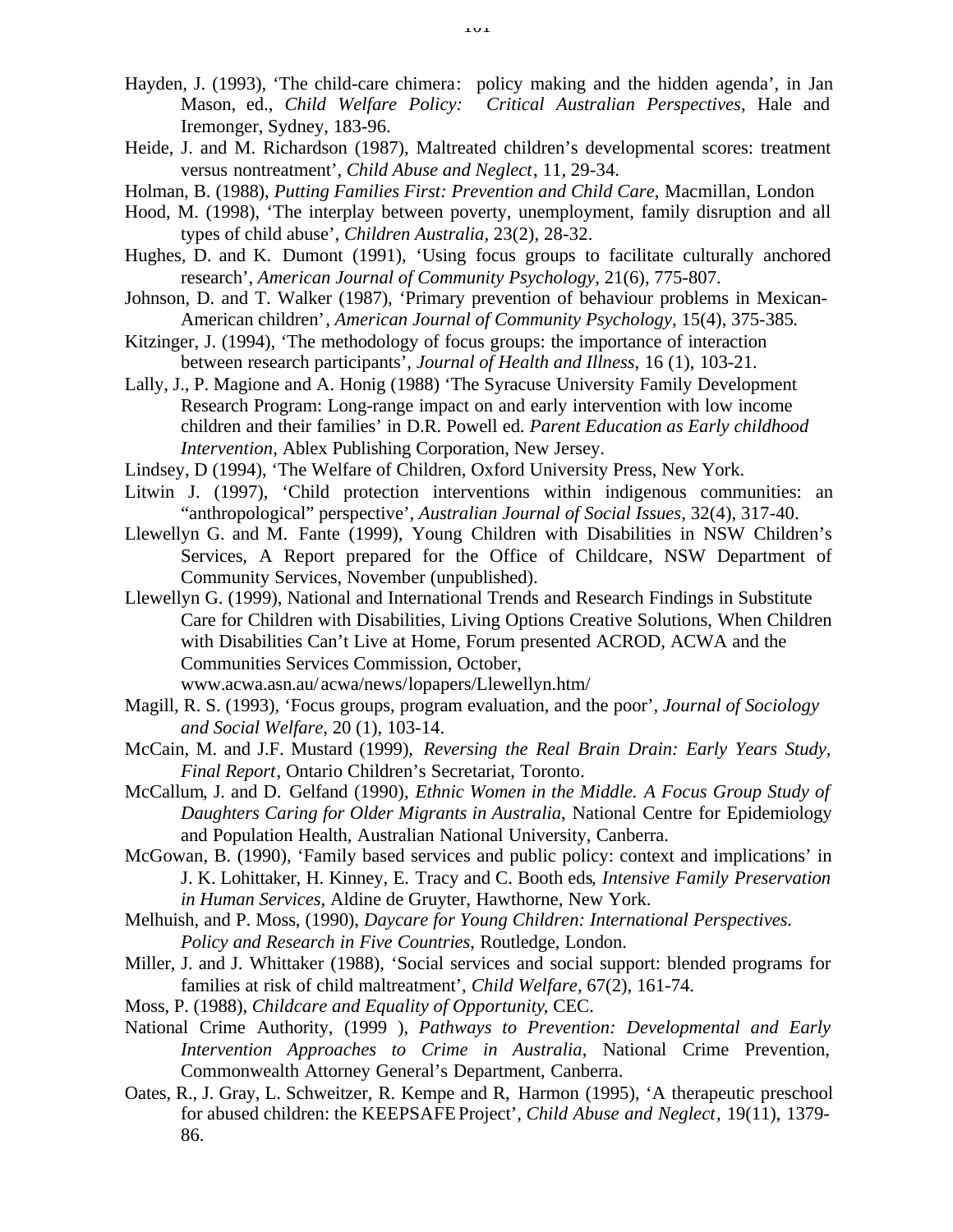Hayden, J. (1993), 'The child-care chimera: policy making and the hidden agenda', in Jan Mason, ed., *Child Welfare Policy: Critical Australian Perspectives*, Hale and Iremonger, Sydney, 183-96.

Heide, J. and M. Richardson (1987), Maltreated children's developmental scores: treatment versus nontreatment', *Child Abuse and Neglect*, 11, 29-34.

Holman, B. (1988), *Putting Families First: Prevention and Child Care*, Macmillan, London

Hood, M. (1998), 'The interplay between poverty, unemployment, family disruption and all types of child abuse', *Children Australia*, 23(2), 28-32.

Hughes, D. and K. Dumont (1991), 'Using focus groups to facilitate culturally anchored research', *American Journal of Community Psychology*, 21(6), 775-807.

Johnson, D. and T. Walker (1987), 'Primary prevention of behaviour problems in Mexican-American children', *American Journal of Community Psychology*, 15(4), 375-385.

Kitzinger, J. (1994), 'The methodology of focus groups: the importance of interaction between research participants', *Journal of Health and Illness*, 16 (1), 103-21.

Lally, J., P. Magione and A. Honig (1988) 'The Syracuse University Family Development Research Program: Long-range impact on and early intervention with low income children and their families' in D.R. Powell ed. *Parent Education as Early childhood Intervention*, Ablex Publishing Corporation, New Jersey.

Lindsey, D (1994), 'The Welfare of Children, Oxford University Press, New York.

Litwin J. (1997), 'Child protection interventions within indigenous communities: an "anthropological" perspective', *Australian Journal of Social Issues*, 32(4), 317-40.

Llewellyn G. and M. Fante (1999), Young Children with Disabilities in NSW Children's Services, A Report prepared for the Office of Childcare, NSW Department of Community Services, November (unpublished).

Llewellyn G. (1999), National and International Trends and Research Findings in Substitute Care for Children with Disabilities, Living Options Creative Solutions, When Children with Disabilities Can't Live at Home, Forum presented ACROD, ACWA and the Communities Services Commission, October, www.acwa.asn.au/acwa/news/lopapers/Llewellyn.htm/

Magill, R. S. (1993), 'Focus groups, program evaluation, and the poor', *Journal of Sociology and Social Welfare*, 20 (1), 103-14.

McCain, M. and J.F. Mustard (1999), *Reversing the Real Brain Drain: Early Years Study, Final Report*, Ontario Children's Secretariat, Toronto.

McCallum, J. and D. Gelfand (1990), *Ethnic Women in the Middle. A Focus Group Study of Daughters Caring for Older Migrants in Australia*, National Centre for Epidemiology and Population Health, Australian National University, Canberra.

McGowan, B. (1990), 'Family based services and public policy: context and implications' in J. K. Lohittaker, H. Kinney, E. Tracy and C. Booth eds, *Intensive Family Preservation in Human Services*, Aldine de Gruyter, Hawthorne, New York.

Melhuish, and P. Moss, (1990), *Daycare for Young Children: International Perspectives. Policy and Research in Five Countries*, Routledge, London.

Miller, J. and J. Whittaker (1988), 'Social services and social support: blended programs for families at risk of child maltreatment', *Child Welfare*, 67(2), 161-74.

Moss, P. (1988), *Childcare and Equality of Opportunity*, CEC.

National Crime Authority, (1999 ), *Pathways to Prevention: Developmental and Early Intervention Approaches to Crime in Australia*, National Crime Prevention, Commonwealth Attorney General's Department, Canberra.

Oates, R., J. Gray, L. Schweitzer, R. Kempe and R, Harmon (1995), 'A therapeutic preschool for abused children: the KEEPSAFE Project', *Child Abuse and Neglect*, 19(11), 1379-86.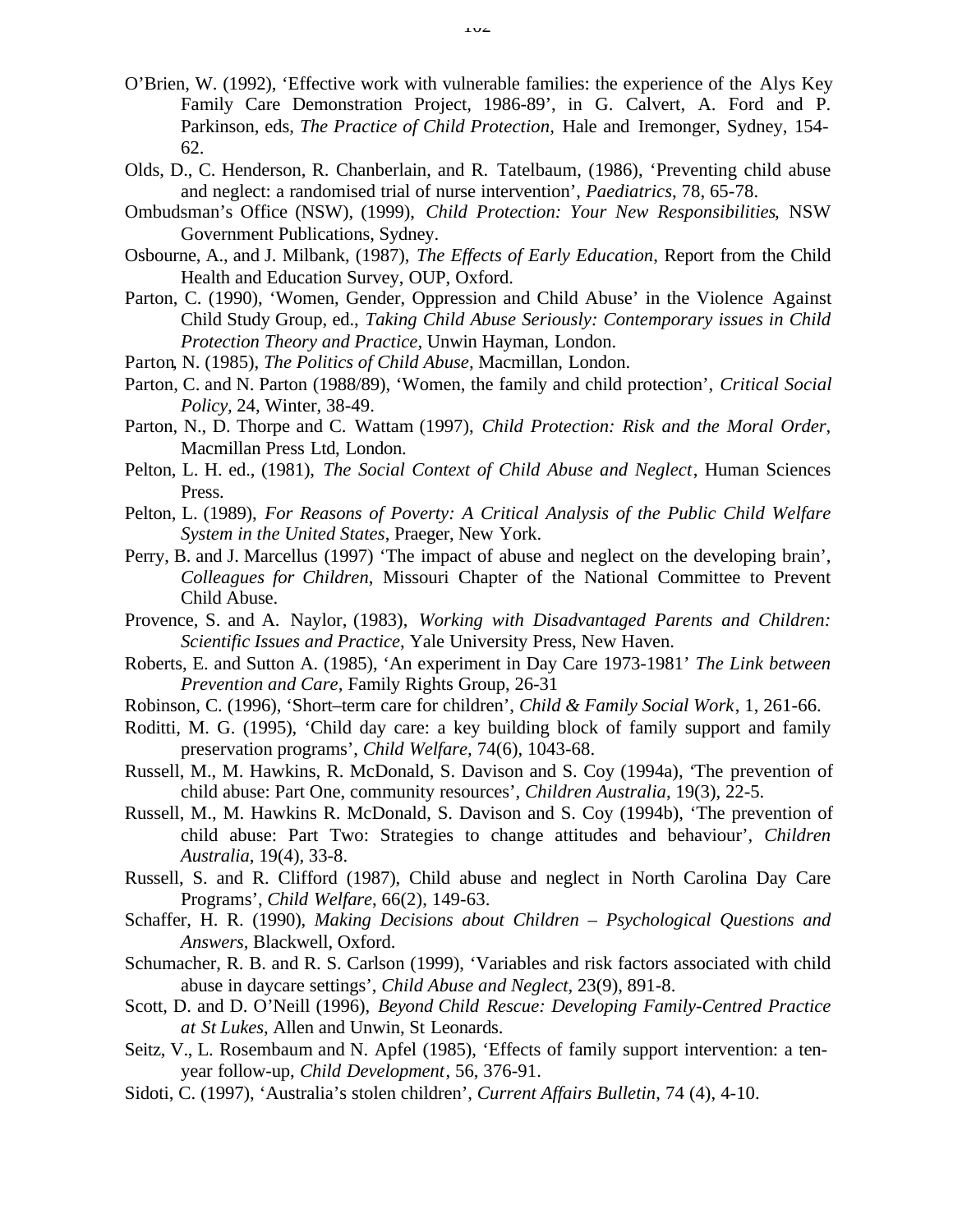O'Brien, W. (1992), 'Effective work with vulnerable families: the experience of the Alys Key Family Care Demonstration Project, 1986-89', in G. Calvert, A. Ford and P. Parkinson, eds, *The Practice of Child Protection*, Hale and Iremonger, Sydney, 154-62.

Olds, D., C. Henderson, R. Chanberlain, and R. Tatelbaum, (1986), 'Preventing child abuse and neglect: a randomised trial of nurse intervention', *Paediatrics*, 78, 65-78.

Ombudsman's Office (NSW), (1999), *Child Protection: Your New Responsibilities*, NSW Government Publications, Sydney.

Osbourne, A., and J. Milbank, (1987), *The Effects of Early Education*, Report from the Child Health and Education Survey, OUP, Oxford.

Parton, C. (1990), 'Women, Gender, Oppression and Child Abuse' in the Violence Against Child Study Group, ed., *Taking Child Abuse Seriously: Contemporary issues in Child Protection Theory and Practice*, Unwin Hayman, London.

Parton, N. (1985), *The Politics of Child Abuse*, Macmillan, London.

Parton, C. and N. Parton (1988/89), 'Women, the family and child protection', *Critical Social Policy*, 24, Winter, 38-49.

Parton, N., D. Thorpe and C. Wattam (1997), *Child Protection: Risk and the Moral Order*, Macmillan Press Ltd, London.

Pelton, L. H. ed., (1981), *The Social Context of Child Abuse and Neglect*, Human Sciences Press.

Pelton, L. (1989), *For Reasons of Poverty: A Critical Analysis of the Public Child Welfare System in the United States*, Praeger, New York.

Perry, B. and J. Marcellus (1997) 'The impact of abuse and neglect on the developing brain', *Colleagues for Children*, Missouri Chapter of the National Committee to Prevent Child Abuse.

Provence, S. and A. Naylor, (1983), *Working with Disadvantaged Parents and Children: Scientific Issues and Practice*, Yale University Press, New Haven.

Roberts, E. and Sutton A. (1985), 'An experiment in Day Care 1973-1981' *The Link between Prevention and Care*, Family Rights Group, 26-31

Robinson, C. (1996), 'Short–term care for children', *Child & Family Social Work*, 1, 261-66.

Roditti, M. G. (1995), 'Child day care: a key building block of family support and family preservation programs', *Child Welfare*, 74(6), 1043-68.

Russell, M., M. Hawkins, R. McDonald, S. Davison and S. Coy (1994a), 'The prevention of child abuse: Part One, community resources', *Children Australia*, 19(3), 22-5.

Russell, M., M. Hawkins R. McDonald, S. Davison and S. Coy (1994b), 'The prevention of child abuse: Part Two: Strategies to change attitudes and behaviour', *Children Australia*, 19(4), 33-8.

Russell, S. and R. Clifford (1987), Child abuse and neglect in North Carolina Day Care Programs', *Child Welfare*, 66(2), 149-63.

Schaffer, H. R. (1990), *Making Decisions about Children – Psychological Questions and Answers*, Blackwell, Oxford.

Schumacher, R. B. and R. S. Carlson (1999), 'Variables and risk factors associated with child abuse in daycare settings', *Child Abuse and Neglect*, 23(9), 891-8.

Scott, D. and D. O'Neill (1996), *Beyond Child Rescue: Developing Family-Centred Practice at St Lukes*, Allen and Unwin, St Leonards.

Seitz, V., L. Rosembaum and N. Apfel (1985), 'Effects of family support intervention: a ten-year follow-up, *Child Development*, 56, 376-91.

Sidoti, C. (1997), 'Australia's stolen children', *Current Affairs Bulletin*, 74 (4), 4-10.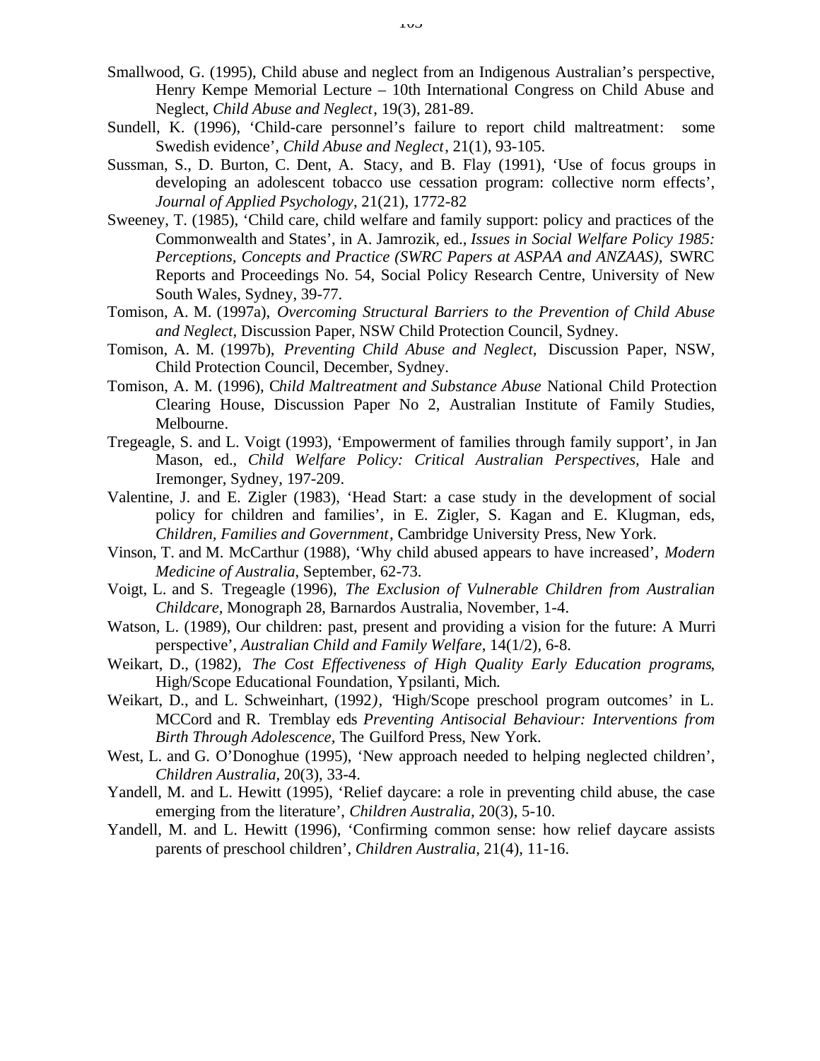Smallwood, G. (1995), Child abuse and neglect from an Indigenous Australian's perspective, Henry Kempe Memorial Lecture – 10th International Congress on Child Abuse and Neglect, *Child Abuse and Neglect*, 19(3), 281-89.

Sundell, K. (1996), 'Child-care personnel's failure to report child maltreatment: some Swedish evidence', *Child Abuse and Neglect*, 21(1), 93-105.

Sussman, S., D. Burton, C. Dent, A. Stacy, and B. Flay (1991), 'Use of focus groups in developing an adolescent tobacco use cessation program: collective norm effects', *Journal of Applied Psychology*, 21(21), 1772-82

Sweeney, T. (1985), 'Child care, child welfare and family support: policy and practices of the Commonwealth and States', in A. Jamrozik, ed., *Issues in Social Welfare Policy 1985: Perceptions, Concepts and Practice (SWRC Papers at ASPAA and ANZAAS),* SWRC Reports and Proceedings No. 54, Social Policy Research Centre, University of New South Wales, Sydney, 39-77.

Tomison, A. M. (1997a), *Overcoming Structural Barriers to the Prevention of Child Abuse and Neglect,* Discussion Paper, NSW Child Protection Council, Sydney.

Tomison, A. M. (1997b), *Preventing Child Abuse and Neglect,* Discussion Paper, NSW, Child Protection Council, December, Sydney.

Tomison, A. M. (1996), C*hild Maltreatment and Substance Abuse* National Child Protection Clearing House, Discussion Paper No 2, Australian Institute of Family Studies, Melbourne.

Tregeagle, S. and L. Voigt (1993), 'Empowerment of families through family support', in Jan Mason, ed., *Child Welfare Policy: Critical Australian Perspectives,* Hale and Iremonger, Sydney, 197-209.

Valentine, J. and E. Zigler (1983), 'Head Start: a case study in the development of social policy for children and families', in E. Zigler, S. Kagan and E. Klugman, eds, *Children, Families and Government*, Cambridge University Press, New York.

Vinson, T. and M. McCarthur (1988), 'Why child abused appears to have increased', *Modern Medicine of Australia*, September, 62-73.

Voigt, L. and S. Tregeagle (1996), *The Exclusion of Vulnerable Children from Australian Childcare*, Monograph 28, Barnardos Australia, November, 1-4.

Watson, L. (1989), Our children: past, present and providing a vision for the future: A Murri perspective', *Australian Child and Family Welfare*, 14(1/2), 6-8.

Weikart, D., (1982), *The Cost Effectiveness of High Quality Early Education programs*, High/Scope Educational Foundation, Ypsilanti, Mich.

Weikart, D., and L. Schweinhart, (1992*)*, 'High/Scope preschool program outcomes' in L. MCCord and R. Tremblay eds *Preventing Antisocial Behaviour: Interventions from Birth Through Adolescence*, The Guilford Press, New York.

West, L. and G. O'Donoghue (1995), 'New approach needed to helping neglected children', *Children Australia*, 20(3), 33-4.

Yandell, M. and L. Hewitt (1995), 'Relief daycare: a role in preventing child abuse, the case emerging from the literature', *Children Australia,* 20(3), 5-10.

Yandell, M. and L. Hewitt (1996), 'Confirming common sense: how relief daycare assists parents of preschool children', *Children Australia,* 21(4), 11-16.